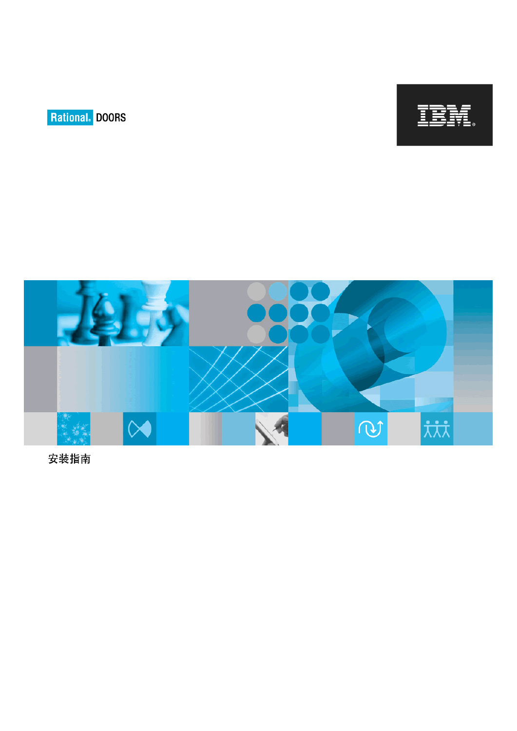Rational DOORS

IBM

# 安装指南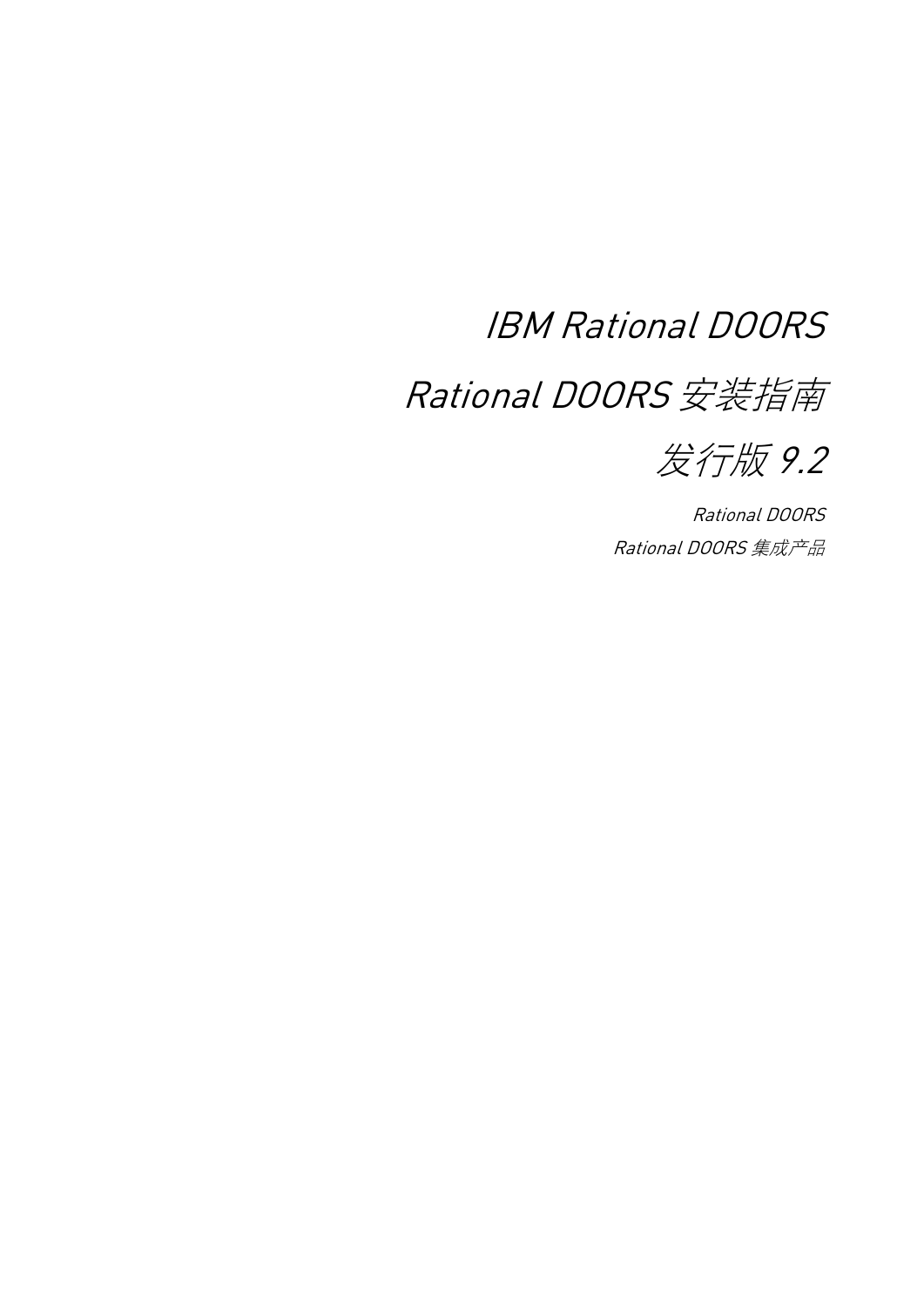# IBM Rational DOORS

# Rational DOORS 安装指南

# 发行版 9.2

Rational DOORS

Rational DOORS 集成产品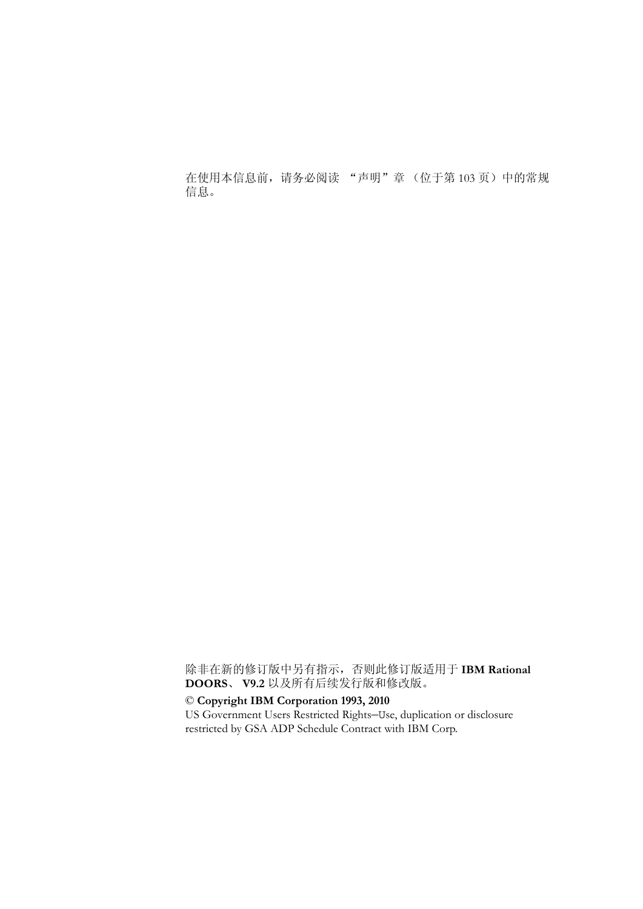在使用本信息前，请务必阅读 “声明”章 （位于第 103 页）中的常规信息。

除非在新的修订版中另有指示，否则此修订版适用于 **IBM Rational DOORS**、 **V9.2** 以及所有后续发行版和修改版。

**© Copyright IBM Corporation 1993, 2010**

US Government Users Restricted Rights—Use, duplication or disclosure restricted by GSA ADP Schedule Contract with IBM Corp.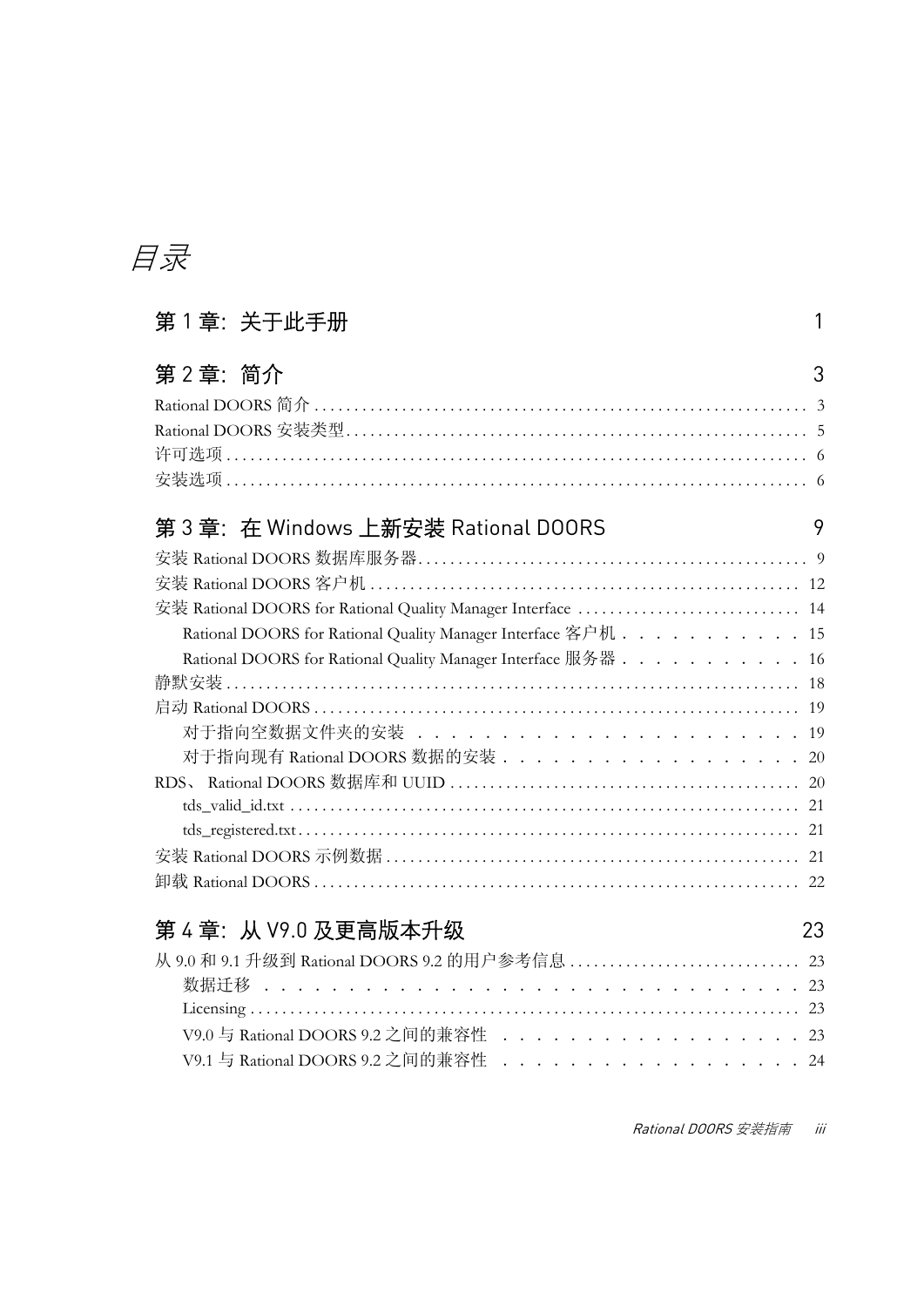# 目录

## 第 1 章：关于此手册 1

## 第 2 章：简介 3

Rational DOORS 简介 . . . . . . . . . . 3
Rational DOORS 安装类型 . . . . . . . . . . 5
许可选项 . . . . . . . . . . 6
安装选项 . . . . . . . . . . 6

## 第 3 章：在 Windows 上新安装 Rational DOORS 9

安装 Rational DOORS 数据库服务器 . . . . . . . . . . 9
安装 Rational DOORS 客户机 . . . . . . . . . . 12
安装 Rational DOORS for Rational Quality Manager Interface . . . . . . . . . . 14
- Rational DOORS for Rational Quality Manager Interface 客户机 . . . . . . . . . . 15
- Rational DOORS for Rational Quality Manager Interface 服务器 . . . . . . . . . . 16

静默安装 . . . . . . . . . . 18
启动 Rational DOORS . . . . . . . . . . 19
- 对于指向空数据文件夹的安装 . . . . . . . . . . 19
- 对于指向现有 Rational DOORS 数据的安装 . . . . . . . . . . 20

RDS、 Rational DOORS 数据库和 UUID . . . . . . . . . . 20
- tds_valid_id.txt . . . . . . . . . . 21
- tds_registered.txt . . . . . . . . . . 21

安装 Rational DOORS 示例数据 . . . . . . . . . . 21
卸载 Rational DOORS . . . . . . . . . . 22

## 第 4 章：从 V9.0 及更高版本升级 23

从 9.0 和 9.1 升级到 Rational DOORS 9.2 的用户参考信息 . . . . . . . . . . 23
- 数据迁移 . . . . . . . . . . 23
- Licensing . . . . . . . . . . 23
- V9.0 与 Rational DOORS 9.2 之间的兼容性 . . . . . . . . . . 23
- V9.1 与 Rational DOORS 9.2 之间的兼容性 . . . . . . . . . . 24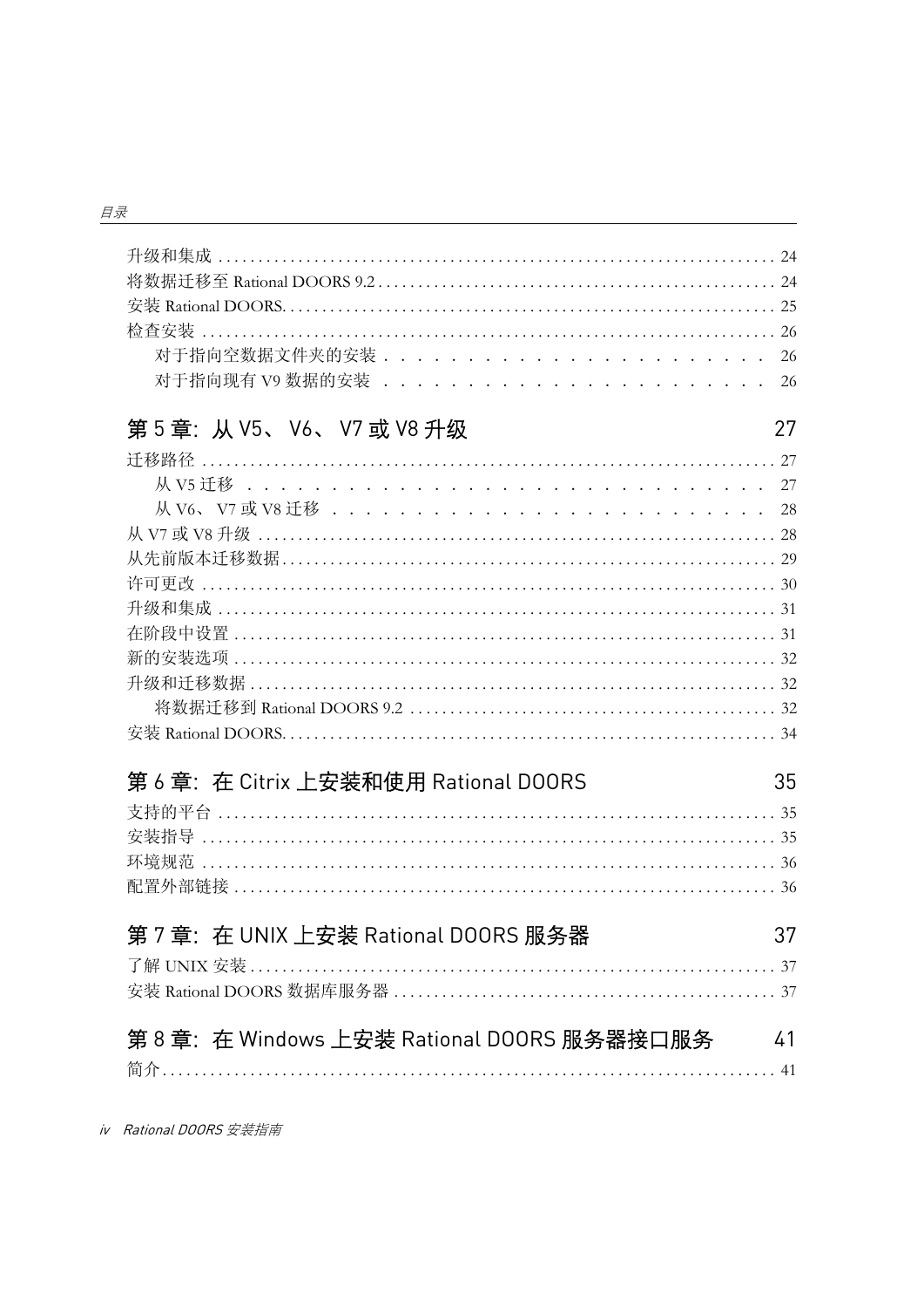升级和集成 ........................................................................ 24
将数据迁移至 Rational DOORS 9.2 ................................................ 24
安装 Rational DOORS............................................................. 25
检查安装 ........................................................................... 26
　对于指向空数据文件夹的安装 . . . . . . . . . . . . . . . . . . . . . . 26
　对于指向现有 V9 数据的安装 . . . . . . . . . . . . . . . . . . . . . . 26

## 第 5 章：从 V5、 V6、 V7 或 V8 升级　27

迁移路径 ........................................................................... 27
　从 V5 迁移 . . . . . . . . . . . . . . . . . . . . . . . . . . . . . . . 27
　从 V6、 V7 或 V8 迁移 . . . . . . . . . . . . . . . . . . . . . . . . . 28
从 V7 或 V8 升级 ................................................................. 28
从先前版本迁移数据 ............................................................... 29
许可更改 ........................................................................... 30
升级和集成 ......................................................................... 31
在阶段中设置 ....................................................................... 31
新的安装选项 ....................................................................... 32
升级和迁移数据 ..................................................................... 32
　将数据迁移到 Rational DOORS 9.2 ............................................ 32
安装 Rational DOORS............................................................. 34

## 第 6 章：在 Citrix 上安装和使用 Rational DOORS　35

支持的平台 ......................................................................... 35
安装指导 ........................................................................... 35
环境规范 ........................................................................... 36
配置外部链接 ....................................................................... 36

## 第 7 章：在 UNIX 上安装 Rational DOORS 服务器　37

了解 UNIX 安装 .................................................................... 37
安装 Rational DOORS 数据库服务器 ............................................... 37

## 第 8 章：在 Windows 上安装 Rational DOORS 服务器接口服务　41

简介 ................................................................................ 41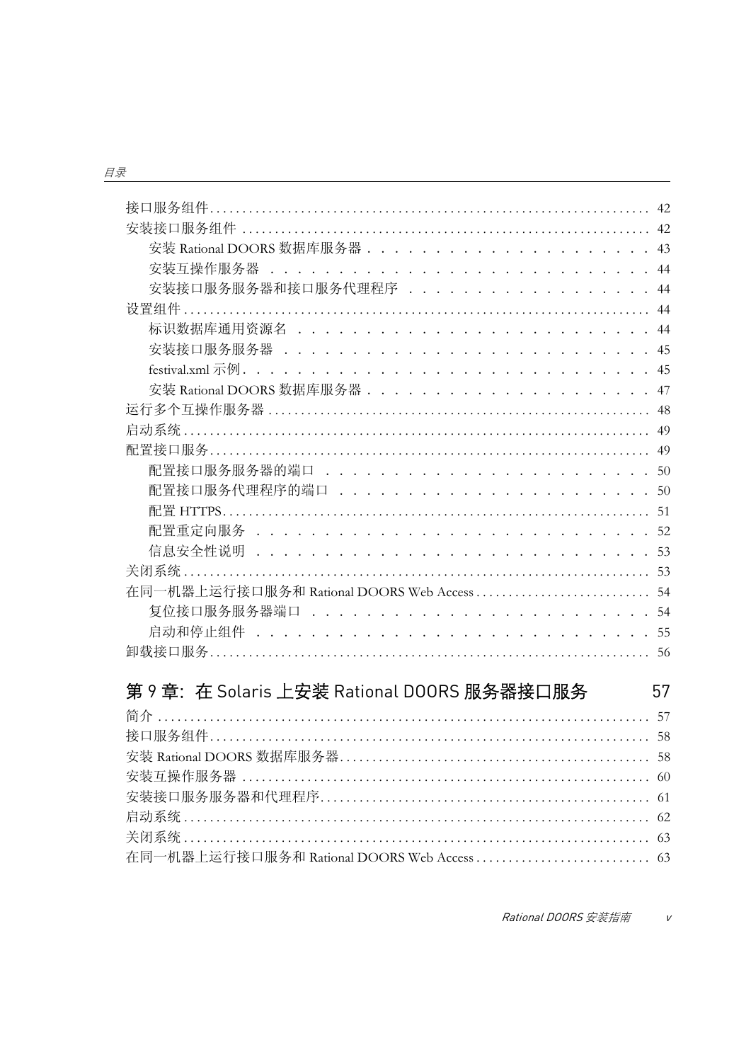接口服务组件 ........ 42
安装接口服务组件 ........ 42
  安装 Rational DOORS 数据库服务器 ........ 43
  安装互操作服务器 ........ 44
  安装接口服务服务器和接口服务代理程序 ........ 44
设置组件 ........ 44
  标识数据库通用资源名 ........ 44
  安装接口服务服务器 ........ 45
  festival.xml 示例 ........ 45
  安装 Rational DOORS 数据库服务器 ........ 47
运行多个互操作服务器 ........ 48
启动系统 ........ 49
配置接口服务 ........ 49
  配置接口服务服务器的端口 ........ 50
  配置接口服务代理程序的端口 ........ 50
  配置 HTTPS ........ 51
  配置重定向服务 ........ 52
  信息安全性说明 ........ 53
关闭系统 ........ 53
在同一机器上运行接口服务和 Rational DOORS Web Access ........ 54
  复位接口服务服务器端口 ........ 54
  启动和停止组件 ........ 55
卸载接口服务 ........ 56

## 第 9 章：在 Solaris 上安装 Rational DOORS 服务器接口服务 57

简介 ........ 57
接口服务组件 ........ 58
安装 Rational DOORS 数据库服务器 ........ 58
安装互操作服务器 ........ 60
安装接口服务服务器和代理程序 ........ 61
启动系统 ........ 62
关闭系统 ........ 63
在同一机器上运行接口服务和 Rational DOORS Web Access ........ 63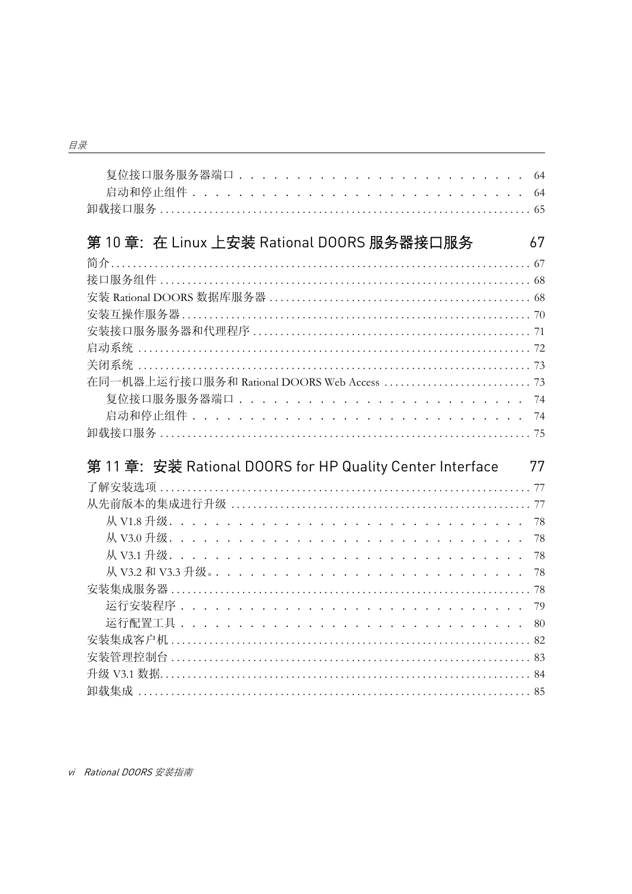复位接口服务服务器端口 . . . . . . . . . . . . . . . . . . . . . . . . . 64
启动和停止组件 . . . . . . . . . . . . . . . . . . . . . . . . . . . . 64
卸载接口服务 . . . . . . . . . . . . . . . . . . . . . . . . . . . . . . . . . . . . . . . . . . . . . . . . . . . . . . . . . 65

## 第 10 章：在 Linux 上安装 Rational DOORS 服务器接口服务 67

简介 . . . . . . . . . . . . . . . . . . . . . . . . . . . . . . . . . . . . . . . . . . . . . . . . . . . . . . . . . . . . . . 67
接口服务组件 . . . . . . . . . . . . . . . . . . . . . . . . . . . . . . . . . . . . . . . . . . . . . . . . . . . . . . . . . 68
安装 Rational DOORS 数据库服务器 . . . . . . . . . . . . . . . . . . . . . . . . . . . . . . . . . . . . . . . . . 68
安装互操作服务器 . . . . . . . . . . . . . . . . . . . . . . . . . . . . . . . . . . . . . . . . . . . . . . . . . . . . . . 70
安装接口服务服务器和代理程序 . . . . . . . . . . . . . . . . . . . . . . . . . . . . . . . . . . . . . . . . . . . 71
启动系统 . . . . . . . . . . . . . . . . . . . . . . . . . . . . . . . . . . . . . . . . . . . . . . . . . . . . . . . . . . . . 72
关闭系统 . . . . . . . . . . . . . . . . . . . . . . . . . . . . . . . . . . . . . . . . . . . . . . . . . . . . . . . . . . . . 73
在同一机器上运行接口服务和 Rational DOORS Web Access . . . . . . . . . . . . . . . . . . . . . . . . . . 73
复位接口服务服务器端口 . . . . . . . . . . . . . . . . . . . . . . . . . 74
启动和停止组件 . . . . . . . . . . . . . . . . . . . . . . . . . . . . 74
卸载接口服务 . . . . . . . . . . . . . . . . . . . . . . . . . . . . . . . . . . . . . . . . . . . . . . . . . . . . . . . . . 75

## 第 11 章：安装 Rational DOORS for HP Quality Center Interface 77

了解安装选项 . . . . . . . . . . . . . . . . . . . . . . . . . . . . . . . . . . . . . . . . . . . . . . . . . . . . . . . . . 77
从先前版本的集成进行升级 . . . . . . . . . . . . . . . . . . . . . . . . . . . . . . . . . . . . . . . . . . . . . . . 77
从 V1.8 升级. . . . . . . . . . . . . . . . . . . . . . . . . . . . . . . 78
从 V3.0 升级. . . . . . . . . . . . . . . . . . . . . . . . . . . . . . . 78
从 V3.1 升级. . . . . . . . . . . . . . . . . . . . . . . . . . . . . . . 78
从 V3.2 和 V3.3 升级。. . . . . . . . . . . . . . . . . . . . . . . . . . 78
安装集成服务器 . . . . . . . . . . . . . . . . . . . . . . . . . . . . . . . . . . . . . . . . . . . . . . . . . . . . . . . 78
运行安装程序 . . . . . . . . . . . . . . . . . . . . . . . . . . . . . . 79
运行配置工具 . . . . . . . . . . . . . . . . . . . . . . . . . . . . . . 80
安装集成客户机 . . . . . . . . . . . . . . . . . . . . . . . . . . . . . . . . . . . . . . . . . . . . . . . . . . . . . . . 82
安装管理控制台 . . . . . . . . . . . . . . . . . . . . . . . . . . . . . . . . . . . . . . . . . . . . . . . . . . . . . . . 83
升级 V3.1 数据. . . . . . . . . . . . . . . . . . . . . . . . . . . . . . . . . . . . . . . . . . . . . . . . . . . . . . . . 84
卸载集成 . . . . . . . . . . . . . . . . . . . . . . . . . . . . . . . . . . . . . . . . . . . . . . . . . . . . . . . . . . . . 85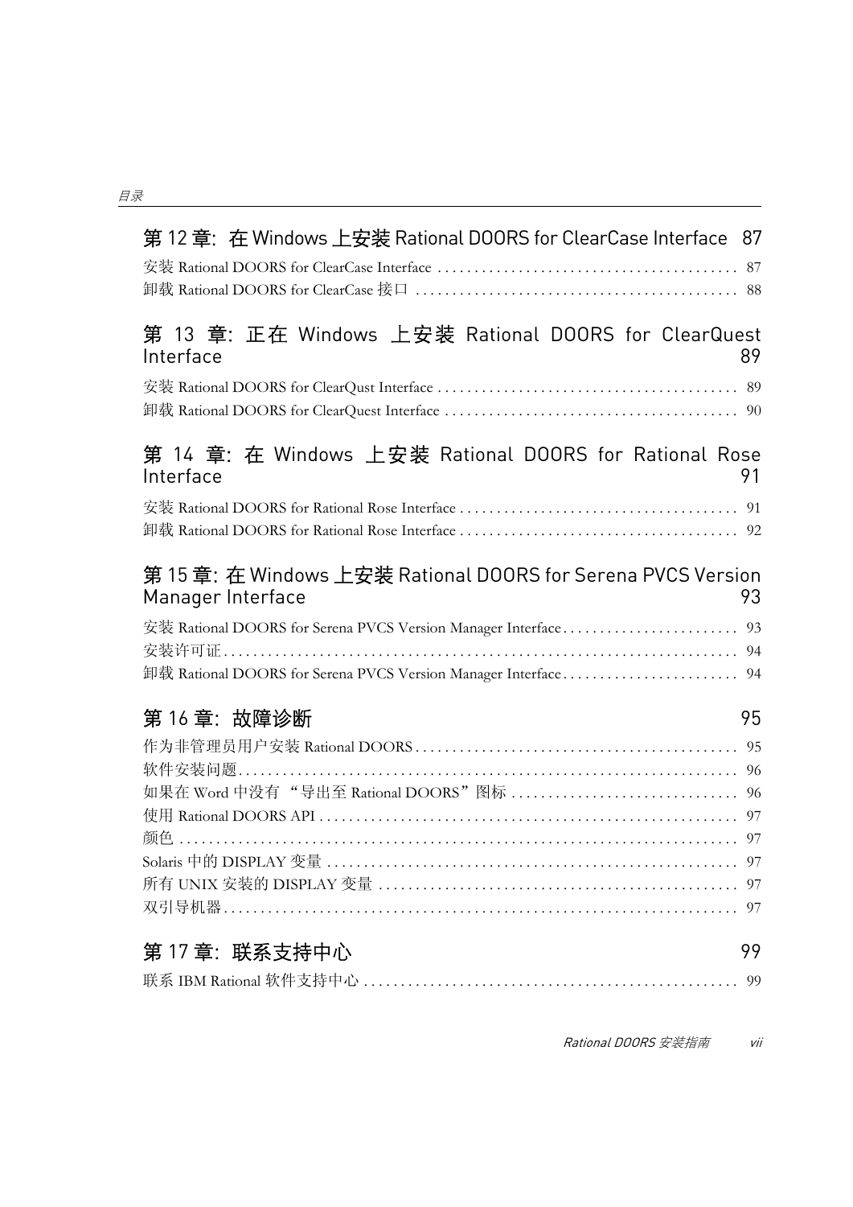## 第 12 章: 在 Windows 上安装 Rational DOORS for ClearCase Interface 87

安装 Rational DOORS for ClearCase Interface . . . . . . . . . . . . . . . . . . . . . . . . . . . . . . . . . . . . . . . . 87
卸载 Rational DOORS for ClearCase 接口 . . . . . . . . . . . . . . . . . . . . . . . . . . . . . . . . . . . . . . . . . . 88

## 第 13 章: 正在 Windows 上安装 Rational DOORS for ClearQuest Interface 89

安装 Rational DOORS for ClearQust Interface . . . . . . . . . . . . . . . . . . . . . . . . . . . . . . . . . . . . . . . . 89
卸载 Rational DOORS for ClearQuest Interface . . . . . . . . . . . . . . . . . . . . . . . . . . . . . . . . . . . . . . . 90

## 第 14 章: 在 Windows 上安装 Rational DOORS for Rational Rose Interface 91

安装 Rational DOORS for Rational Rose Interface . . . . . . . . . . . . . . . . . . . . . . . . . . . . . . . . . . . . . 91
卸载 Rational DOORS for Rational Rose Interface . . . . . . . . . . . . . . . . . . . . . . . . . . . . . . . . . . . . . 92

## 第 15 章: 在 Windows 上安装 Rational DOORS for Serena PVCS Version Manager Interface 93

安装 Rational DOORS for Serena PVCS Version Manager Interface . . . . . . . . . . . . . . . . . . . . . . . 93
安装许可证 . . . . . . . . . . . . . . . . . . . . . . . . . . . . . . . . . . . . . . . . . . . . . . . . . . . . . . . . . . . . . . . . . . . . . 94
卸载 Rational DOORS for Serena PVCS Version Manager Interface . . . . . . . . . . . . . . . . . . . . . . . 94

## 第 16 章: 故障诊断 95

作为非管理员用户安装 Rational DOORS . . . . . . . . . . . . . . . . . . . . . . . . . . . . . . . . . . . . . . . . . . . 95
软件安装问题 . . . . . . . . . . . . . . . . . . . . . . . . . . . . . . . . . . . . . . . . . . . . . . . . . . . . . . . . . . . . . . . . . . . 96
如果在 Word 中没有 "导出至 Rational DOORS" 图标 . . . . . . . . . . . . . . . . . . . . . . . . . . . . . . . 96
使用 Rational DOORS API . . . . . . . . . . . . . . . . . . . . . . . . . . . . . . . . . . . . . . . . . . . . . . . . . . . . . . . 97
颜色 . . . . . . . . . . . . . . . . . . . . . . . . . . . . . . . . . . . . . . . . . . . . . . . . . . . . . . . . . . . . . . . . . . . . . . . . . . . 97
Solaris 中的 DISPLAY 变量 . . . . . . . . . . . . . . . . . . . . . . . . . . . . . . . . . . . . . . . . . . . . . . . . . . . . . . . 97
所有 UNIX 安装的 DISPLAY 变量 . . . . . . . . . . . . . . . . . . . . . . . . . . . . . . . . . . . . . . . . . . . . . . . . 97
双引导机器 . . . . . . . . . . . . . . . . . . . . . . . . . . . . . . . . . . . . . . . . . . . . . . . . . . . . . . . . . . . . . . . . . . . . . 97

## 第 17 章: 联系支持中心 99

联系 IBM Rational 软件支持中心 . . . . . . . . . . . . . . . . . . . . . . . . . . . . . . . . . . . . . . . . . . . . . . . . . . . 99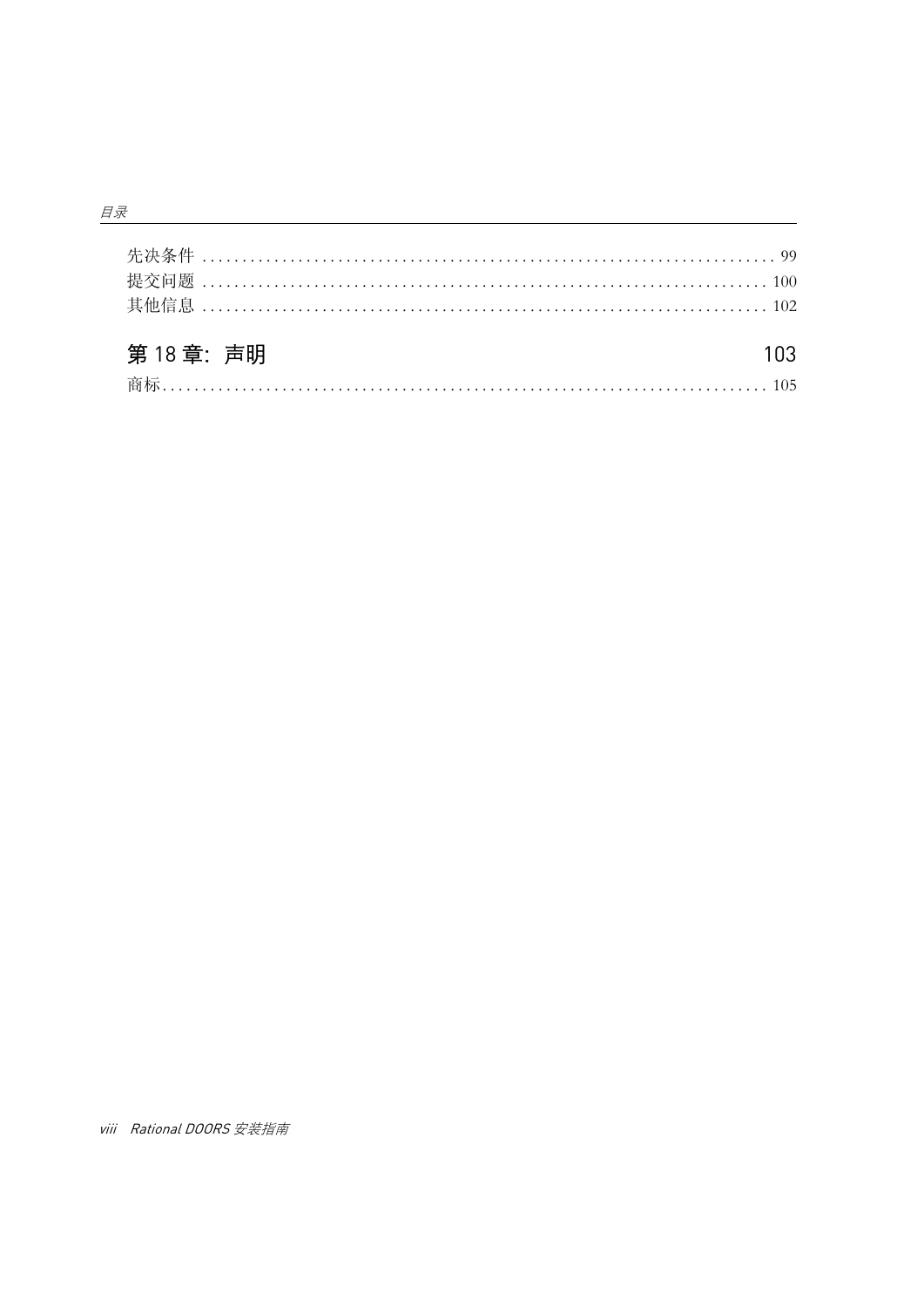先决条件 ........................................................................ 99

提交问题 ........................................................................ 100

其他信息 ........................................................................ 102

## 第 18 章：声明 103

商标 ........................................................................ 105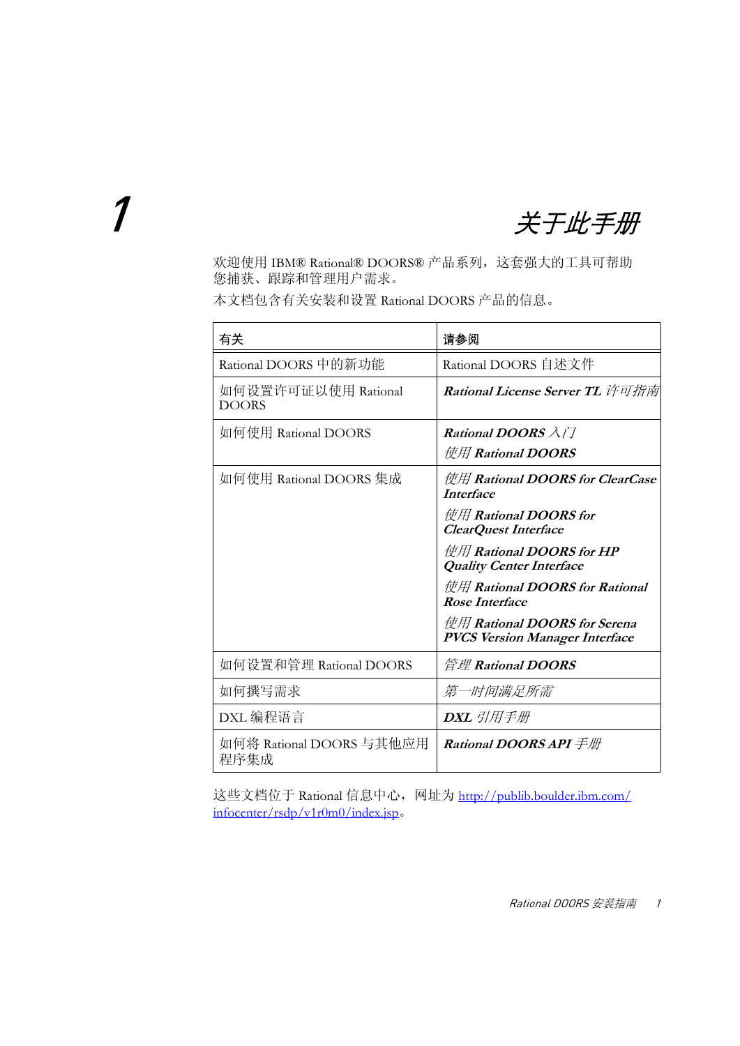# 1 关于此手册

欢迎使用 IBM® Rational® DOORS® 产品系列，这套强大的工具可帮助您捕获、跟踪和管理用户需求。

本文档包含有关安装和设置 Rational DOORS 产品的信息。

| 有关 | 请参阅 |
| --- | --- |
| Rational DOORS 中的新功能 | Rational DOORS 自述文件 |
| 如何设置许可证以使用 Rational DOORS | ***Rational License Server TL 许可指南*** |
| 如何使用 Rational DOORS | ***Rational DOORS 入门***<br>***使用 Rational DOORS*** |
| 如何使用 Rational DOORS 集成 | ***使用 Rational DOORS for ClearCase Interface***<br>***使用 Rational DOORS for ClearQuest Interface***<br>***使用 Rational DOORS for HP Quality Center Interface***<br>***使用 Rational DOORS for Rational Rose Interface***<br>***使用 Rational DOORS for Serena PVCS Version Manager Interface*** |
| 如何设置和管理 Rational DOORS | ***管理 Rational DOORS*** |
| 如何撰写需求 | *第一时间满足所需* |
| DXL 编程语言 | ***DXL 引用手册*** |
| 如何将 Rational DOORS 与其他应用程序集成 | ***Rational DOORS API 手册*** |

这些文档位于 Rational 信息中心，网址为 http://publib.boulder.ibm.com/infocenter/rsdp/v1r0m0/index.jsp。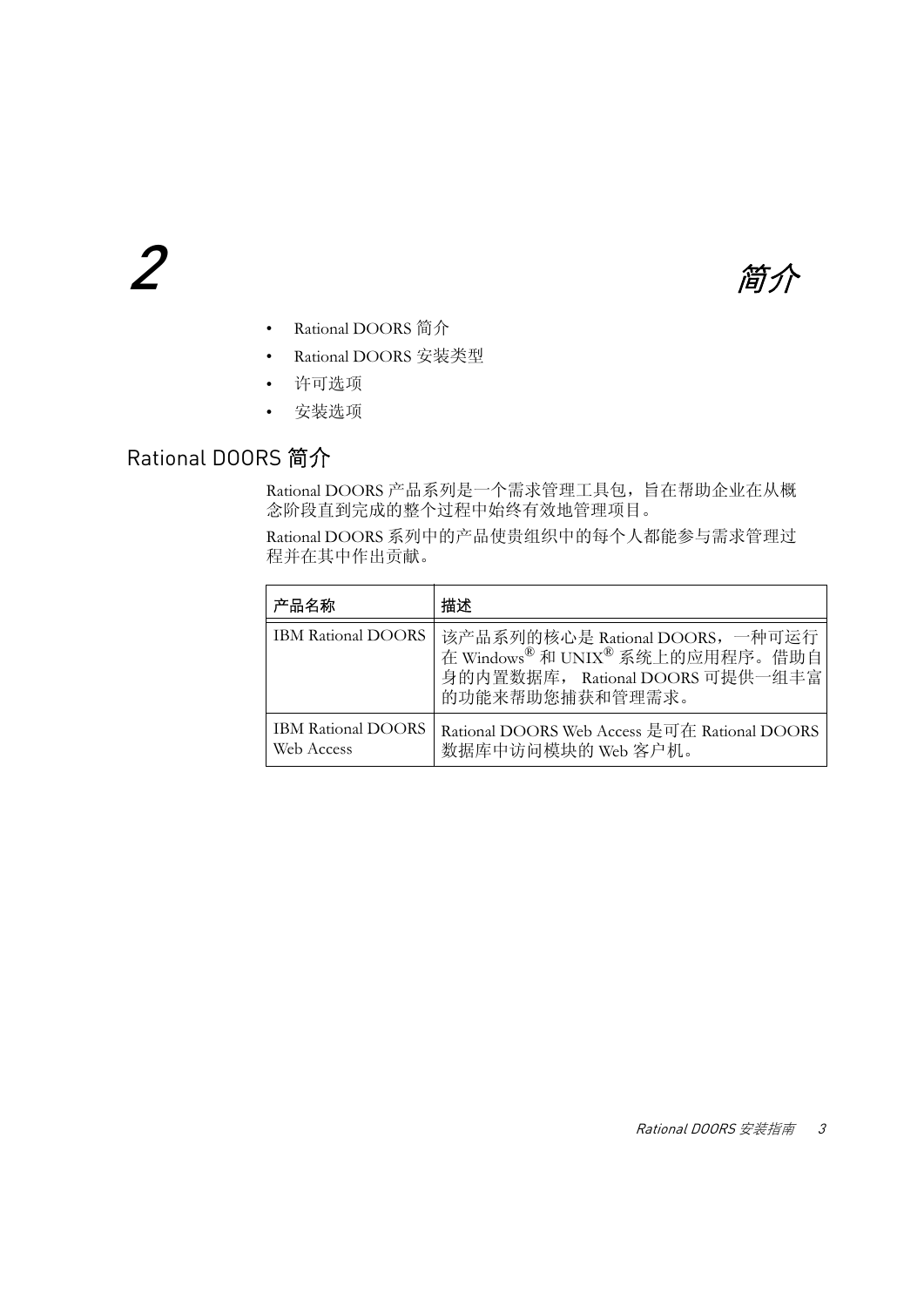# 2 简介

- Rational DOORS 简介
- Rational DOORS 安装类型
- 许可选项
- 安装选项

## Rational DOORS 简介

Rational DOORS 产品系列是一个需求管理工具包，旨在帮助企业在从概念阶段直到完成的整个过程中始终有效地管理项目。

Rational DOORS 系列中的产品使贵组织中的每个人都能参与需求管理过程并在其中作出贡献。

| 产品名称 | 描述 |
|---|---|
| IBM Rational DOORS | 该产品系列的核心是 Rational DOORS，一种可运行在 Windows® 和 UNIX® 系统上的应用程序。借助自身的内置数据库， Rational DOORS 可提供一组丰富的功能来帮助您捕获和管理需求。 |
| IBM Rational DOORS Web Access | Rational DOORS Web Access 是可在 Rational DOORS 数据库中访问模块的 Web 客户机。 |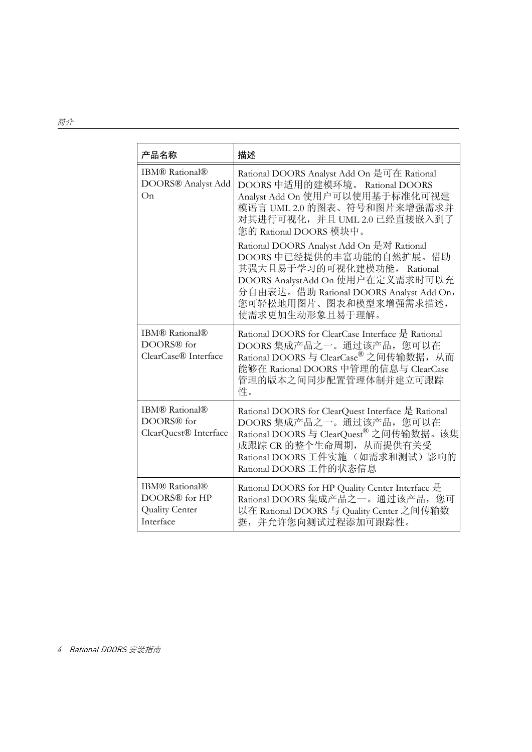| 产品名称 | 描述 |
| --- | --- |
| IBM® Rational® DOORS® Analyst Add On | Rational DOORS Analyst Add On 是可在 Rational DOORS 中适用的建模环境。 Rational DOORS Analyst Add On 使用户可以使用基于标准化可视建模语言 UML 2.0 的图表、符号和图片来增强需求并对其进行可视化，并且 UML 2.0 已经直接嵌入到了您的 Rational DOORS 模块中。<br><br>Rational DOORS Analyst Add On 是对 Rational DOORS 中已经提供的丰富功能的自然扩展。借助其强大且易于学习的可视化建模功能， Rational DOORS AnalystAdd On 使用户在定义需求时可以充分自由表达。借助 Rational DOORS Analyst Add On，您可轻松地用图片、图表和模型来增强需求描述，使需求更加生动形象且易于理解。 |
| IBM® Rational® DOORS® for ClearCase® Interface | Rational DOORS for ClearCase Interface 是 Rational DOORS 集成产品之一。通过该产品，您可以在 Rational DOORS 与 ClearCase® 之间传输数据，从而能够在 Rational DOORS 中管理的信息与 ClearCase 管理的版本之间同步配置管理体制并建立可跟踪性。 |
| IBM® Rational® DOORS® for ClearQuest® Interface | Rational DOORS for ClearQuest Interface 是 Rational DOORS 集成产品之一。通过该产品，您可以在 Rational DOORS 与 ClearQuest® 之间传输数据。该集成跟踪 CR 的整个生命周期，从而提供有关受 Rational DOORS 工件实施 （如需求和测试）影响的 Rational DOORS 工件的状态信息 |
| IBM® Rational® DOORS® for HP Quality Center Interface | Rational DOORS for HP Quality Center Interface 是 Rational DOORS 集成产品之一。通过该产品，您可以在 Rational DOORS 与 Quality Center 之间传输数据，并允许您向测试过程添加可跟踪性。 |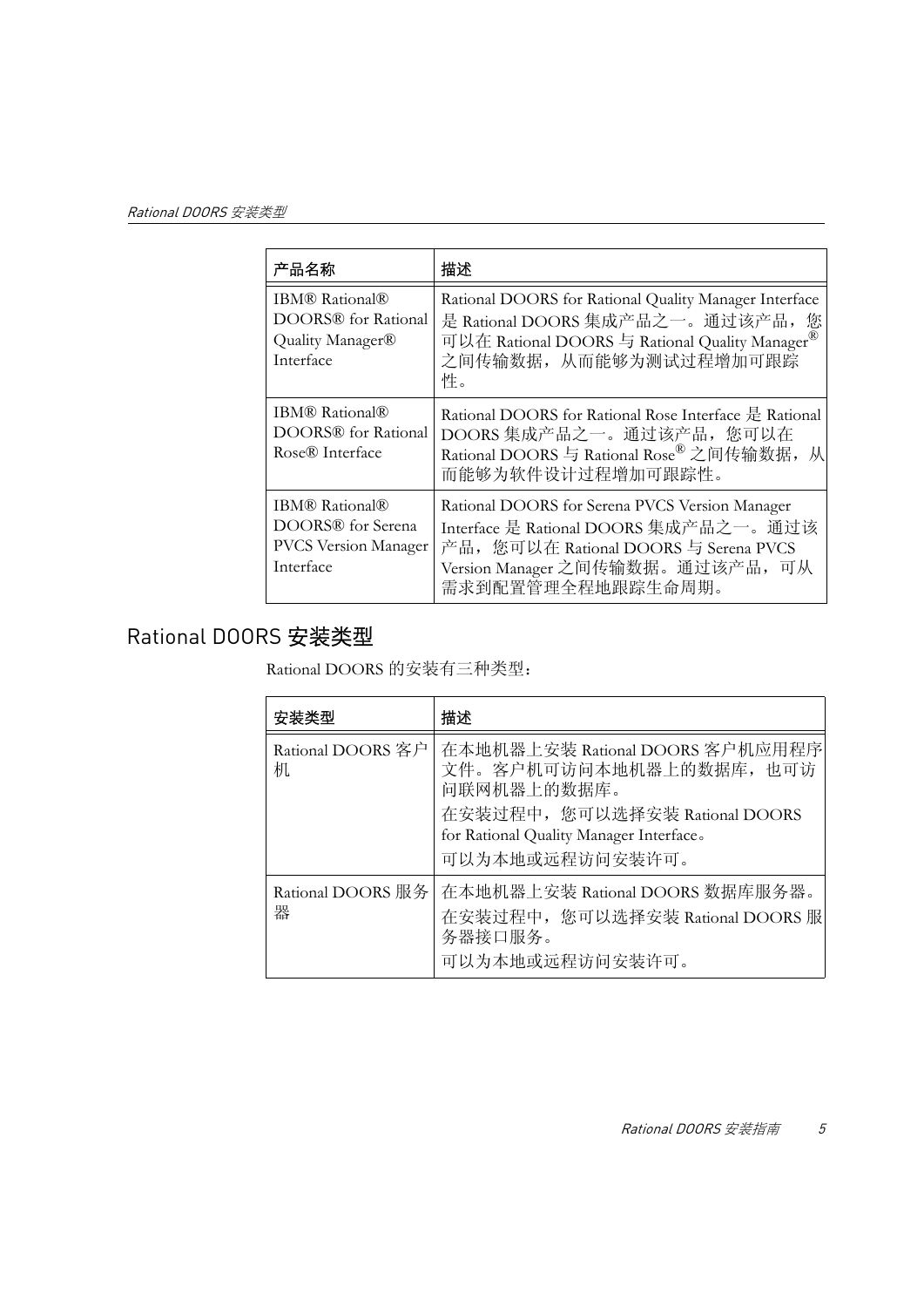| 产品名称 | 描述 |
|---|---|
| IBM® Rational® DOORS® for Rational Quality Manager® Interface | Rational DOORS for Rational Quality Manager Interface 是 Rational DOORS 集成产品之一。通过该产品，您可以在 Rational DOORS 与 Rational Quality Manager® 之间传输数据，从而能够为测试过程增加可跟踪性。 |
| IBM® Rational® DOORS® for Rational Rose® Interface | Rational DOORS for Rational Rose Interface 是 Rational DOORS 集成产品之一。通过该产品，您可以在 Rational DOORS 与 Rational Rose® 之间传输数据，从而能够为软件设计过程增加可跟踪性。 |
| IBM® Rational® DOORS® for Serena PVCS Version Manager Interface | Rational DOORS for Serena PVCS Version Manager Interface 是 Rational DOORS 集成产品之一。通过该产品，您可以在 Rational DOORS 与 Serena PVCS Version Manager 之间传输数据。通过该产品，可从需求到配置管理全程地跟踪生命周期。 |

## Rational DOORS 安装类型

Rational DOORS 的安装有三种类型：

| 安装类型 | 描述 |
|---|---|
| Rational DOORS 客户机 | 在本地机器上安装 Rational DOORS 客户机应用程序文件。客户机可访问本地机器上的数据库，也可访问联网机器上的数据库。<br>在安装过程中，您可以选择安装 Rational DOORS for Rational Quality Manager Interface。<br>可以为本地或远程访问安装许可。 |
| Rational DOORS 服务器 | 在本地机器上安装 Rational DOORS 数据库服务器。<br>在安装过程中，您可以选择安装 Rational DOORS 服务器接口服务。<br>可以为本地或远程访问安装许可。 |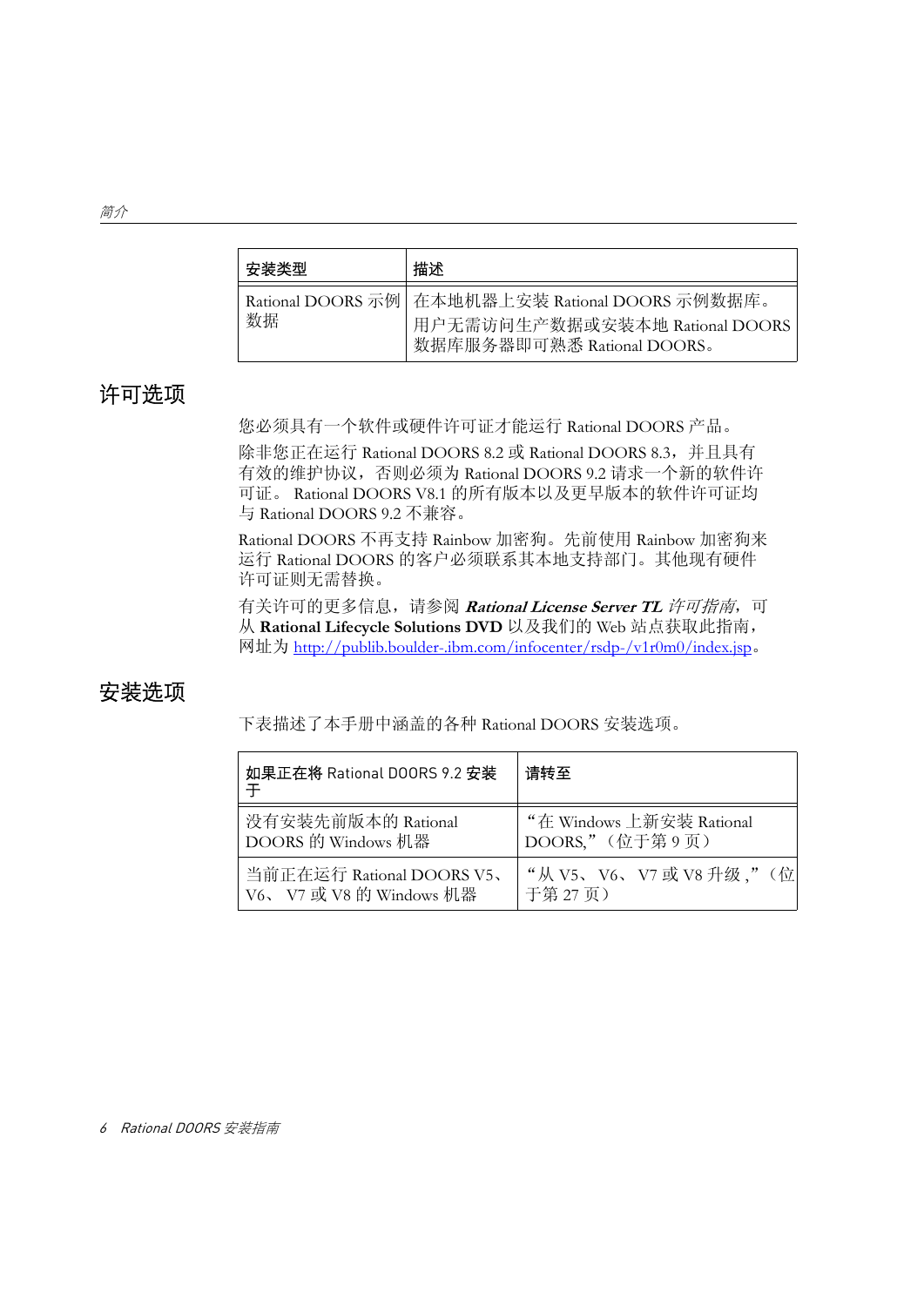| 安装类型 | 描述 |
|---|---|
| Rational DOORS 示例数据 | 在本地机器上安装 Rational DOORS 示例数据库。用户无需访问生产数据或安装本地 Rational DOORS 数据库服务器即可熟悉 Rational DOORS。 |

## 许可选项

您必须具有一个软件或硬件许可证才能运行 Rational DOORS 产品。

除非您正在运行 Rational DOORS 8.2 或 Rational DOORS 8.3，并且具有有效的维护协议，否则必须为 Rational DOORS 9.2 请求一个新的软件许可证。 Rational DOORS V8.1 的所有版本以及更早版本的软件许可证均与 Rational DOORS 9.2 不兼容。

Rational DOORS 不再支持 Rainbow 加密狗。先前使用 Rainbow 加密狗来运行 Rational DOORS 的客户必须联系其本地支持部门。其他现有硬件许可证则无需替换。

有关许可的更多信息，请参阅 ***Rational License Server TL** 许可指南*，可从 **Rational Lifecycle Solutions DVD** 以及我们的 Web 站点获取此指南，网址为 http://publib.boulder-.ibm.com/infocenter/rsdp-/v1r0m0/index.jsp。

## 安装选项

下表描述了本手册中涵盖的各种 Rational DOORS 安装选项。

| 如果正在将 Rational DOORS 9.2 安装于 | 请转至 |
|---|---|
| 没有安装先前版本的 Rational DOORS 的 Windows 机器 | “在 Windows 上新安装 Rational DOORS,”（位于第 9 页） |
| 当前正在运行 Rational DOORS V5、 V6、 V7 或 V8 的 Windows 机器 | “从 V5、 V6、 V7 或 V8 升级 ,”（位于第 27 页） |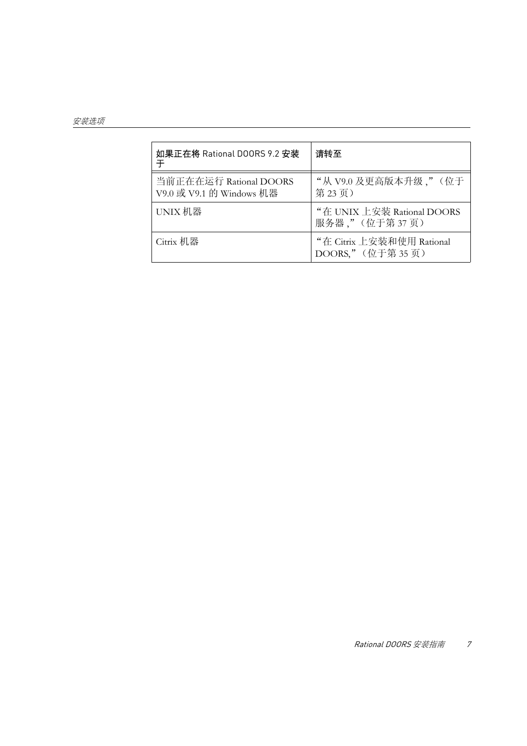| 如果正在将 Rational DOORS 9.2 安装于 | 请转至 |
| --- | --- |
| 当前正在在运行 Rational DOORS V9.0 或 V9.1 的 Windows 机器 | "从 V9.0 及更高版本升级 ,"（位于第 23 页） |
| UNIX 机器 | "在 UNIX 上安装 Rational DOORS 服务器 ,"（位于第 37 页） |
| Citrix 机器 | "在 Citrix 上安装和使用 Rational DOORS,"（位于第 35 页） |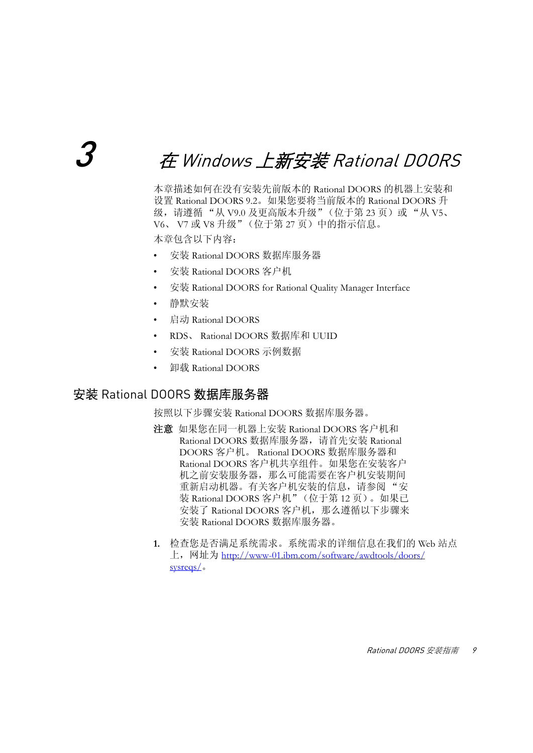# 3 在 Windows 上新安装 Rational DOORS

本章描述如何在没有安装先前版本的 Rational DOORS 的机器上安装和设置 Rational DOORS 9.2。如果您要将当前版本的 Rational DOORS 升级，请遵循 "从 V9.0 及更高版本升级"（位于第 23 页）或 "从 V5、V6、 V7 或 V8 升级"（位于第 27 页）中的指示信息。

本章包含以下内容：

- 安装 Rational DOORS 数据库服务器
- 安装 Rational DOORS 客户机
- 安装 Rational DOORS for Rational Quality Manager Interface
- 静默安装
- 启动 Rational DOORS
- RDS、 Rational DOORS 数据库和 UUID
- 安装 Rational DOORS 示例数据
- 卸载 Rational DOORS

## 安装 Rational DOORS 数据库服务器

按照以下步骤安装 Rational DOORS 数据库服务器。

**注意** 如果您在同一机器上安装 Rational DOORS 客户机和 Rational DOORS 数据库服务器，请首先安装 Rational DOORS 客户机。 Rational DOORS 数据库服务器和 Rational DOORS 客户机共享组件。如果您在安装客户机之前安装服务器，那么可能需要在客户机安装期间重新启动机器。有关客户机安装的信息，请参阅 "安装 Rational DOORS 客户机"（位于第 12 页）。如果已安装了 Rational DOORS 客户机，那么遵循以下步骤来安装 Rational DOORS 数据库服务器。

1. 检查您是否满足系统需求。系统需求的详细信息在我们的 Web 站点上，网址为 http://www-01.ibm.com/software/awdtools/doors/sysreqs/。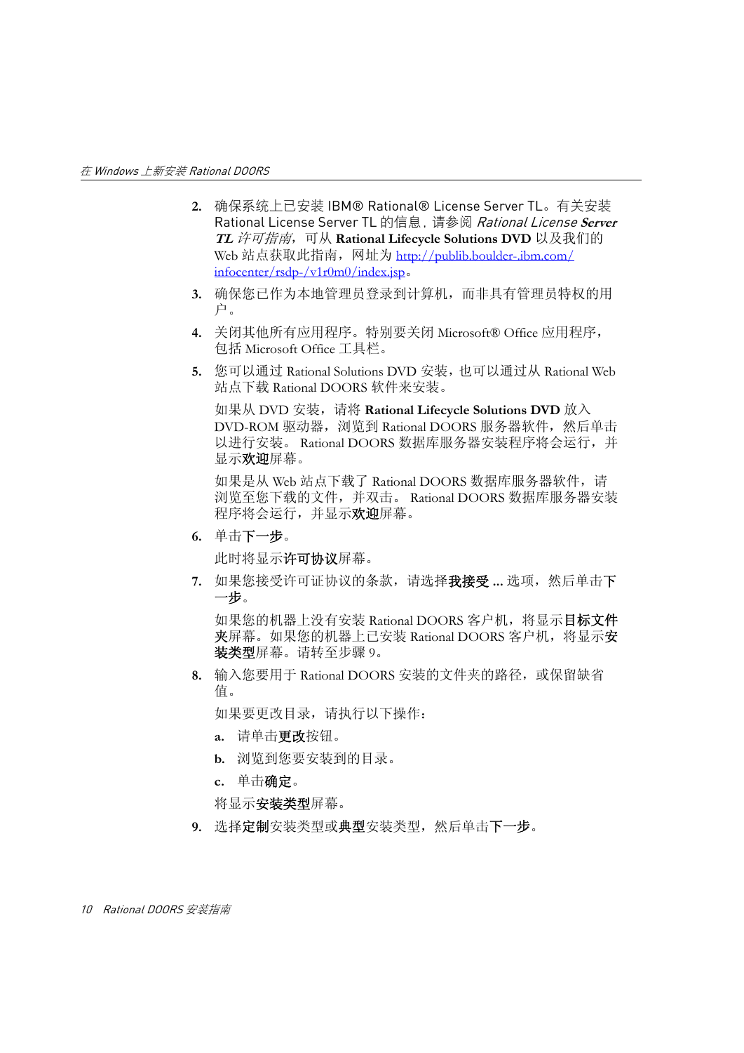2. 确保系统上已安装 IBM® Rational® License Server TL。有关安装 Rational License Server TL 的信息，请参阅 *Rational License Server TL 许可指南*，可从 **Rational Lifecycle Solutions DVD** 以及我们的 Web 站点获取此指南，网址为 http://publib.boulder-.ibm.com/infocenter/rsdp-/v1r0m0/index.jsp。

3. 确保您已作为本地管理员登录到计算机，而非具有管理员特权的用户。

4. 关闭其他所有应用程序。特别要关闭 Microsoft® Office 应用程序，包括 Microsoft Office 工具栏。

5. 您可以通过 Rational Solutions DVD 安装，也可以通过从 Rational Web 站点下载 Rational DOORS 软件来安装。

   如果从 DVD 安装，请将 **Rational Lifecycle Solutions DVD** 放入 DVD-ROM 驱动器，浏览到 Rational DOORS 服务器软件，然后单击以进行安装。 Rational DOORS 数据库服务器安装程序将会运行，并显示**欢迎**屏幕。

   如果是从 Web 站点下载了 Rational DOORS 数据库服务器软件，请浏览至您下载的文件，并双击。 Rational DOORS 数据库服务器安装程序将会运行，并显示**欢迎**屏幕。

6. 单击**下一步**。

   此时将显示**许可协议**屏幕。

7. 如果您接受许可证协议的条款，请选择**我接受 ...** 选项，然后单击**下一步**。

   如果您的机器上没有安装 Rational DOORS 客户机，将显示**目标文件夹**屏幕。如果您的机器上已安装 Rational DOORS 客户机，将显示**安装类型**屏幕。请转至步骤 9。

8. 输入您要用于 Rational DOORS 安装的文件夹的路径，或保留缺省值。

   如果要更改目录，请执行以下操作：

   a. 请单击**更改**按钮。

   b. 浏览到您要安装到的目录。

   c. 单击**确定**。

   将显示**安装类型**屏幕。

9. 选择**定制**安装类型或**典型**安装类型，然后单击**下一步**。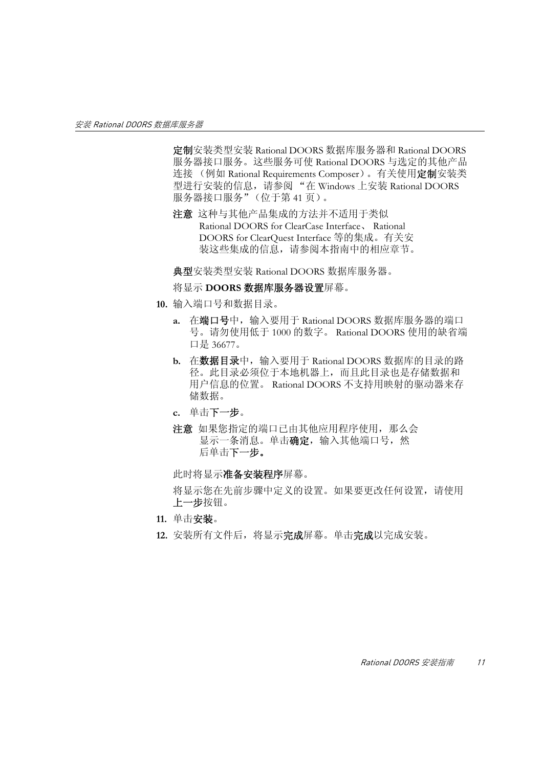**定制**安装类型安装 Rational DOORS 数据库服务器和 Rational DOORS 服务器接口服务。这些服务可使 Rational DOORS 与选定的其他产品连接 （例如 Rational Requirements Composer）。有关使用**定制**安装类型进行安装的信息，请参阅 “在 Windows 上安装 Rational DOORS 服务器接口服务”（位于第 41 页）。

**注意** 这种与其他产品集成的方法并不适用于类似 Rational DOORS for ClearCase Interface、 Rational DOORS for ClearQuest Interface 等的集成。有关安装这些集成的信息，请参阅本指南中的相应章节。

**典型**安装类型安装 Rational DOORS 数据库服务器。

将显示 **DOORS 数据库服务器设置**屏幕。

10. 输入端口号和数据目录。

    a. 在**端口号**中，输入要用于 Rational DOORS 数据库服务器的端口号。请勿使用低于 1000 的数字。 Rational DOORS 使用的缺省端口是 36677。

    b. 在**数据目录**中，输入要用于 Rational DOORS 数据库的目录的路径。此目录必须位于本地机器上，而且此目录也是存储数据和用户信息的位置。 Rational DOORS 不支持用映射的驱动器来存储数据。

    c. 单击**下一步**。

    **注意** 如果您指定的端口已由其他应用程序使用，那么会显示一条消息。单击**确定**，输入其他端口号，然后单击**下一步。**

    此时将显示**准备安装程序**屏幕。

    将显示您在先前步骤中定义的设置。如果要更改任何设置，请使用**上一步**按钮。

11. 单击**安装**。

12. 安装所有文件后，将显示**完成**屏幕。单击**完成**以完成安装。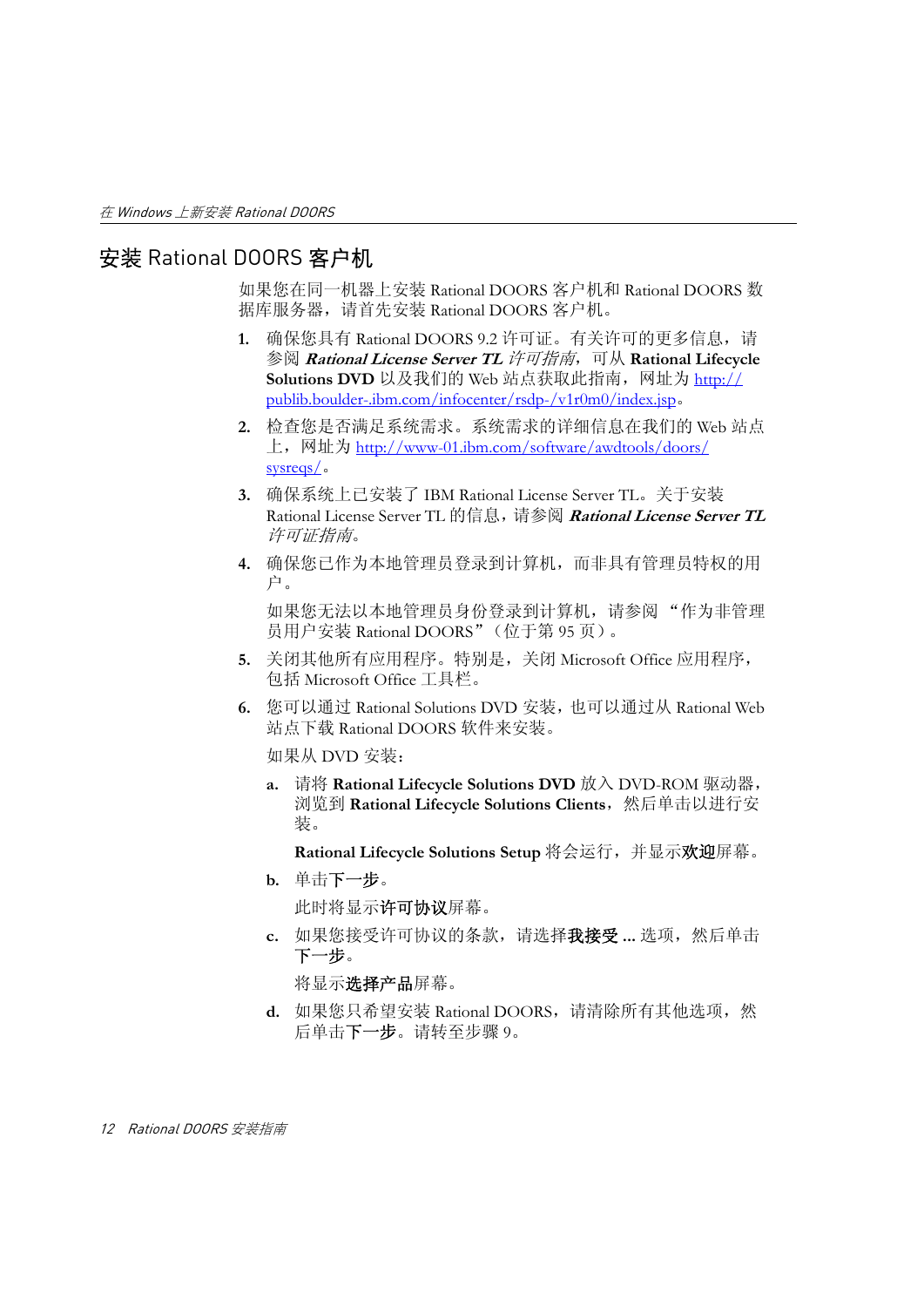## 安装 Rational DOORS 客户机

如果您在同一机器上安装 Rational DOORS 客户机和 Rational DOORS 数据库服务器，请首先安装 Rational DOORS 客户机。

1. 确保您具有 Rational DOORS 9.2 许可证。有关许可的更多信息，请参阅 ***Rational License Server TL*** *许可指南*，可从 **Rational Lifecycle Solutions DVD** 以及我们的 Web 站点获取此指南，网址为 http://publib.boulder-.ibm.com/infocenter/rsdp-/v1r0m0/index.jsp。
2. 检查您是否满足系统需求。系统需求的详细信息在我们的 Web 站点上，网址为 http://www-01.ibm.com/software/awdtools/doors/sysreqs/。
3. 确保系统上已安装了 IBM Rational License Server TL。关于安装 Rational License Server TL 的信息，请参阅 ***Rational License Server TL*** *许可证指南*。
4. 确保您已作为本地管理员登录到计算机，而非具有管理员特权的用户。

   如果您无法以本地管理员身份登录到计算机，请参阅 “作为非管理员用户安装 Rational DOORS”（位于第 95 页）。
5. 关闭其他所有应用程序。特别是，关闭 Microsoft Office 应用程序，包括 Microsoft Office 工具栏。
6. 您可以通过 Rational Solutions DVD 安装，也可以通过从 Rational Web 站点下载 Rational DOORS 软件来安装。

   如果从 DVD 安装：

   a. 请将 **Rational Lifecycle Solutions DVD** 放入 DVD-ROM 驱动器，浏览到 **Rational Lifecycle Solutions Clients**，然后单击以进行安装。

      **Rational Lifecycle Solutions Setup** 将会运行，并显示**欢迎**屏幕。

   b. 单击**下一步**。

      此时将显示**许可协议**屏幕。

   c. 如果您接受许可协议的条款，请选择**我接受 ...** 选项，然后单击**下一步**。

      将显示**选择产品**屏幕。

   d. 如果您只希望安装 Rational DOORS，请清除所有其他选项，然后单击**下一步**。请转至步骤 9。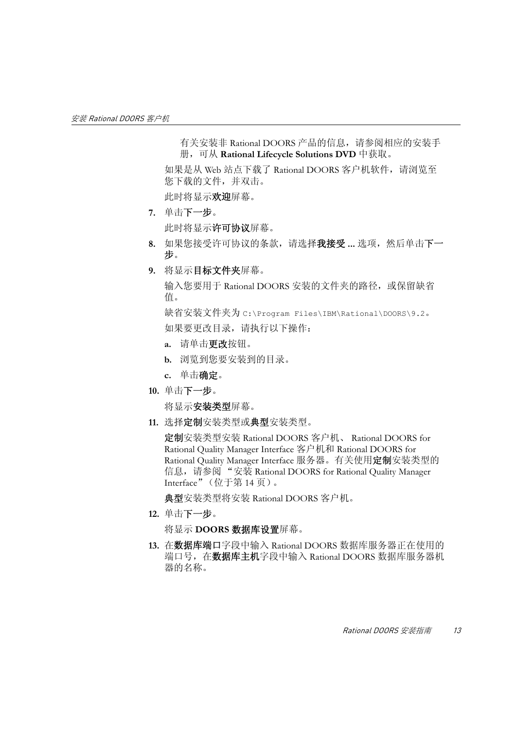有关安装非 Rational DOORS 产品的信息，请参阅相应的安装手册，可从 **Rational Lifecycle Solutions DVD** 中获取。

如果是从 Web 站点下载了 Rational DOORS 客户机软件，请浏览至您下载的文件，并双击。

此时将显示**欢迎**屏幕。

7. 单击**下一步**。

   此时将显示**许可协议**屏幕。

8. 如果您接受许可协议的条款，请选择**我接受 ...** 选项，然后单击**下一步**。

9. 将显示**目标文件夹**屏幕。

   输入您要用于 Rational DOORS 安装的文件夹的路径，或保留缺省值。

   缺省安装文件夹为 `C:\Program Files\IBM\Rational\DOORS\9.2`。

   如果要更改目录，请执行以下操作：

   a. 请单击**更改**按钮。

   b. 浏览到您要安装到的目录。

   c. 单击**确定**。

10. 单击**下一步**。

    将显示**安装类型**屏幕。

11. 选择**定制**安装类型或**典型**安装类型。

    **定制**安装类型安装 Rational DOORS 客户机、 Rational DOORS for Rational Quality Manager Interface 客户机和 Rational DOORS for Rational Quality Manager Interface 服务器。有关使用**定制**安装类型的信息，请参阅 “安装 Rational DOORS for Rational Quality Manager Interface”（位于第 14 页）。

    **典型**安装类型将安装 Rational DOORS 客户机。

12. 单击**下一步**。

    将显示 **DOORS 数据库设置**屏幕。

13. 在**数据库端口**字段中输入 Rational DOORS 数据库服务器正在使用的端口号，在**数据库主机**字段中输入 Rational DOORS 数据库服务器机器的名称。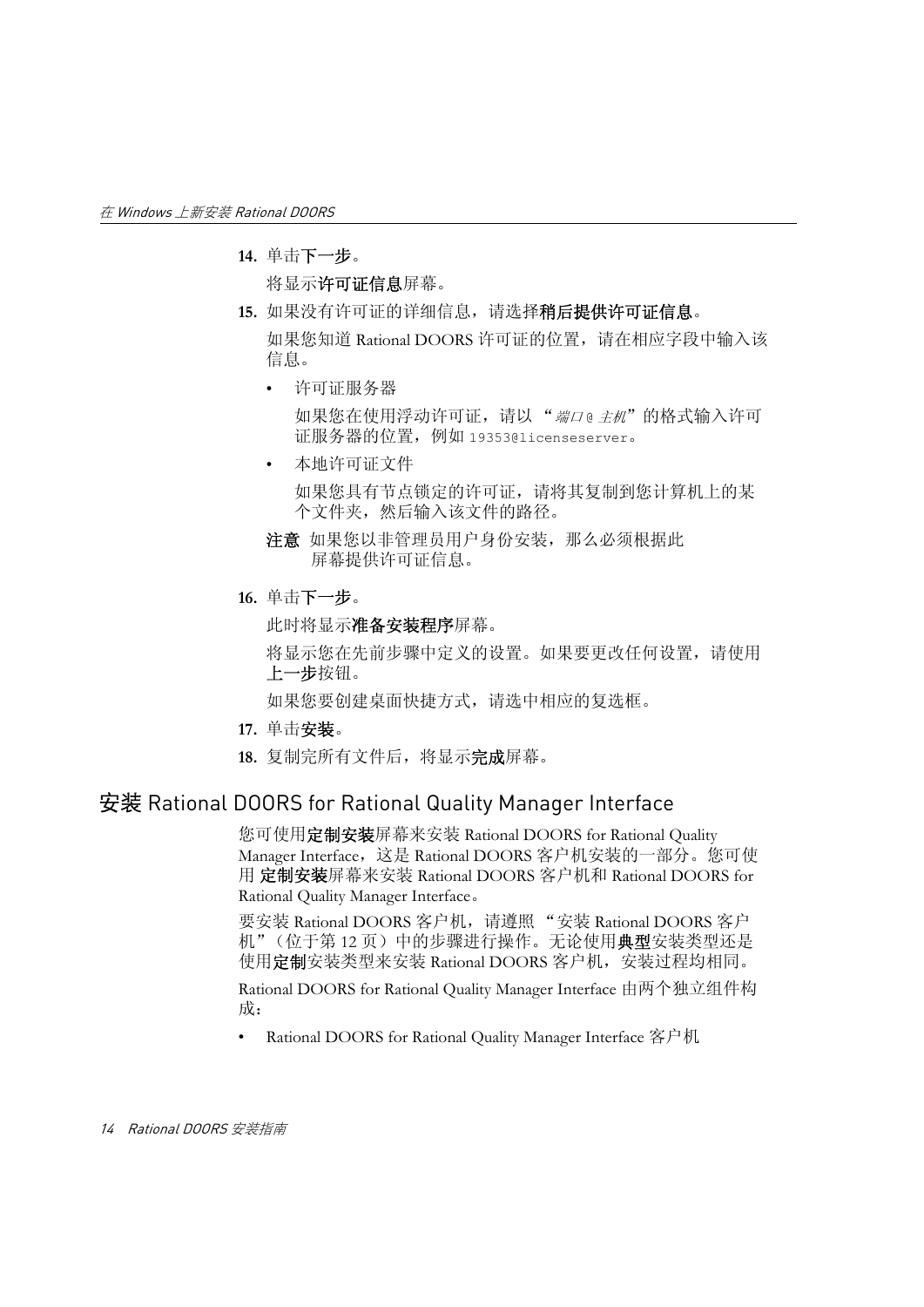14. 单击**下一步**。

    将显示**许可证信息**屏幕。

15. 如果没有许可证的详细信息，请选择**稍后提供许可证信息**。

    如果您知道 Rational DOORS 许可证的位置，请在相应字段中输入该信息。

    - 许可证服务器

      如果您在使用浮动许可证，请以 “*端口* @ *主机*” 的格式输入许可证服务器的位置，例如 `19353@licenseserver`。

    - 本地许可证文件

      如果您具有节点锁定的许可证，请将其复制到您计算机上的某个文件夹，然后输入该文件的路径。

    **注意** 如果您以非管理员用户身份安装，那么必须根据此屏幕提供许可证信息。

16. 单击**下一步**。

    此时将显示**准备安装程序**屏幕。

    将显示您在先前步骤中定义的设置。如果要更改任何设置，请使用**上一步**按钮。

    如果您要创建桌面快捷方式，请选中相应的复选框。

17. 单击**安装**。
18. 复制完所有文件后，将显示**完成**屏幕。

## 安装 Rational DOORS for Rational Quality Manager Interface

您可使用**定制安装**屏幕来安装 Rational DOORS for Rational Quality Manager Interface，这是 Rational DOORS 客户机安装的一部分。您可使用 **定制安装**屏幕来安装 Rational DOORS 客户机和 Rational DOORS for Rational Quality Manager Interface。

要安装 Rational DOORS 客户机，请遵照 “安装 Rational DOORS 客户机”（位于第 12 页）中的步骤进行操作。无论使用**典型**安装类型还是使用**定制**安装类型来安装 Rational DOORS 客户机，安装过程均相同。

Rational DOORS for Rational Quality Manager Interface 由两个独立组件构成：

- Rational DOORS for Rational Quality Manager Interface 客户机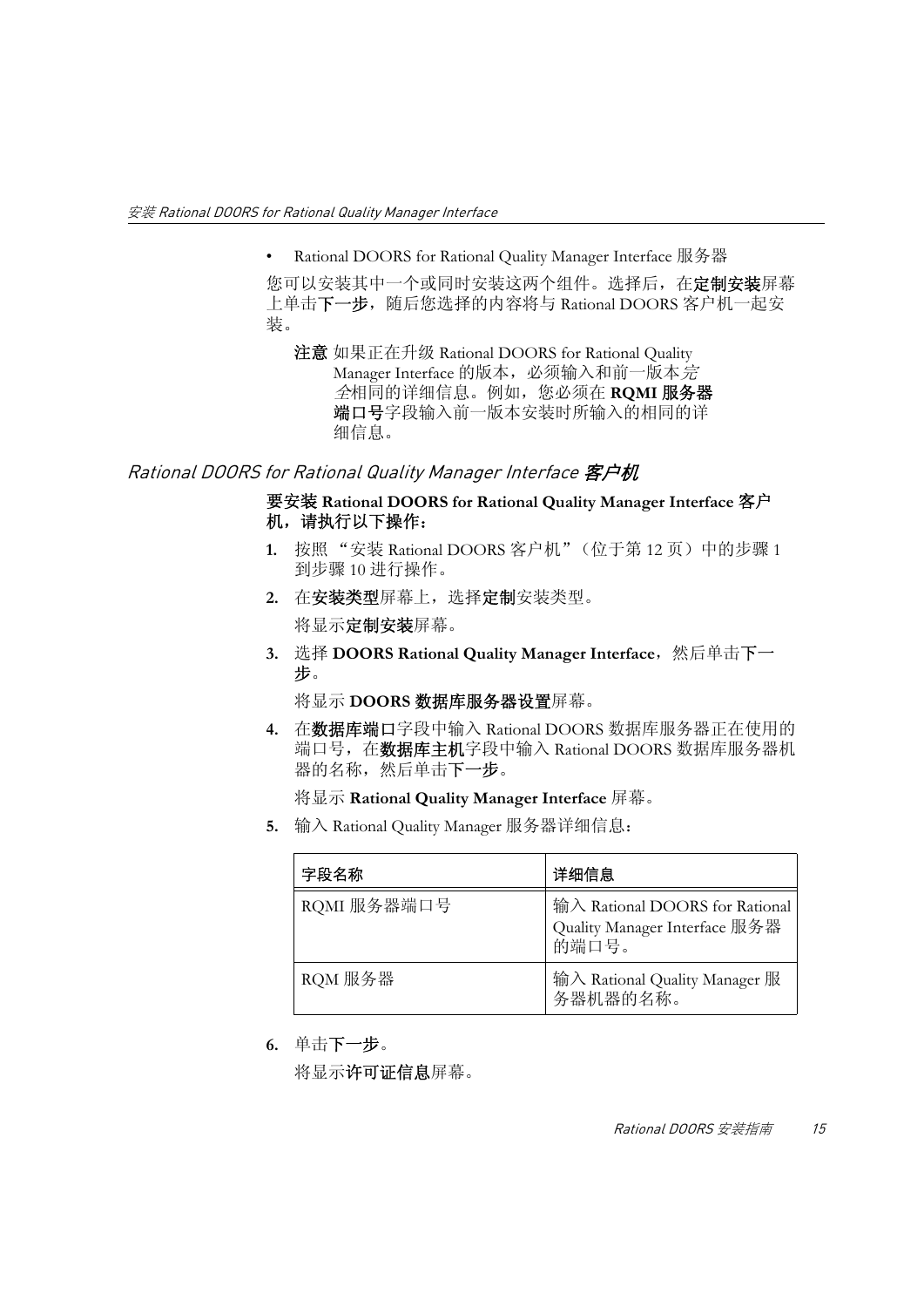- Rational DOORS for Rational Quality Manager Interface 服务器

您可以安装其中一个或同时安装这两个组件。选择后，在**定制安装**屏幕上单击**下一步**，随后您选择的内容将与 Rational DOORS 客户机一起安装。

> **注意** 如果正在升级 Rational DOORS for Rational Quality Manager Interface 的版本，必须输入和前一版本完全相同的详细信息。例如，您必须在 **RQMI 服务器端口号**字段输入前一版本安装时所输入的相同的详细信息。

### *Rational DOORS for Rational Quality Manager Interface 客户机*

**要安装 Rational DOORS for Rational Quality Manager Interface 客户机，请执行以下操作：**

1. 按照 "安装 Rational DOORS 客户机"（位于第 12 页）中的步骤 1 到步骤 10 进行操作。
2. 在**安装类型**屏幕上，选择**定制**安装类型。

   将显示**定制安装**屏幕。
3. 选择 **DOORS Rational Quality Manager Interface**，然后单击**下一步**。

   将显示 **DOORS 数据库服务器设置**屏幕。
4. 在**数据库端口**字段中输入 Rational DOORS 数据库服务器正在使用的端口号，在**数据库主机**字段中输入 Rational DOORS 数据库服务器机器的名称，然后单击**下一步**。

   将显示 **Rational Quality Manager Interface** 屏幕。
5. 输入 Rational Quality Manager 服务器详细信息：

| 字段名称 | 详细信息 |
| --- | --- |
| RQMI 服务器端口号 | 输入 Rational DOORS for Rational Quality Manager Interface 服务器的端口号。 |
| RQM 服务器 | 输入 Rational Quality Manager 服务器机器的名称。 |

6. 单击**下一步**。

   将显示**许可证信息**屏幕。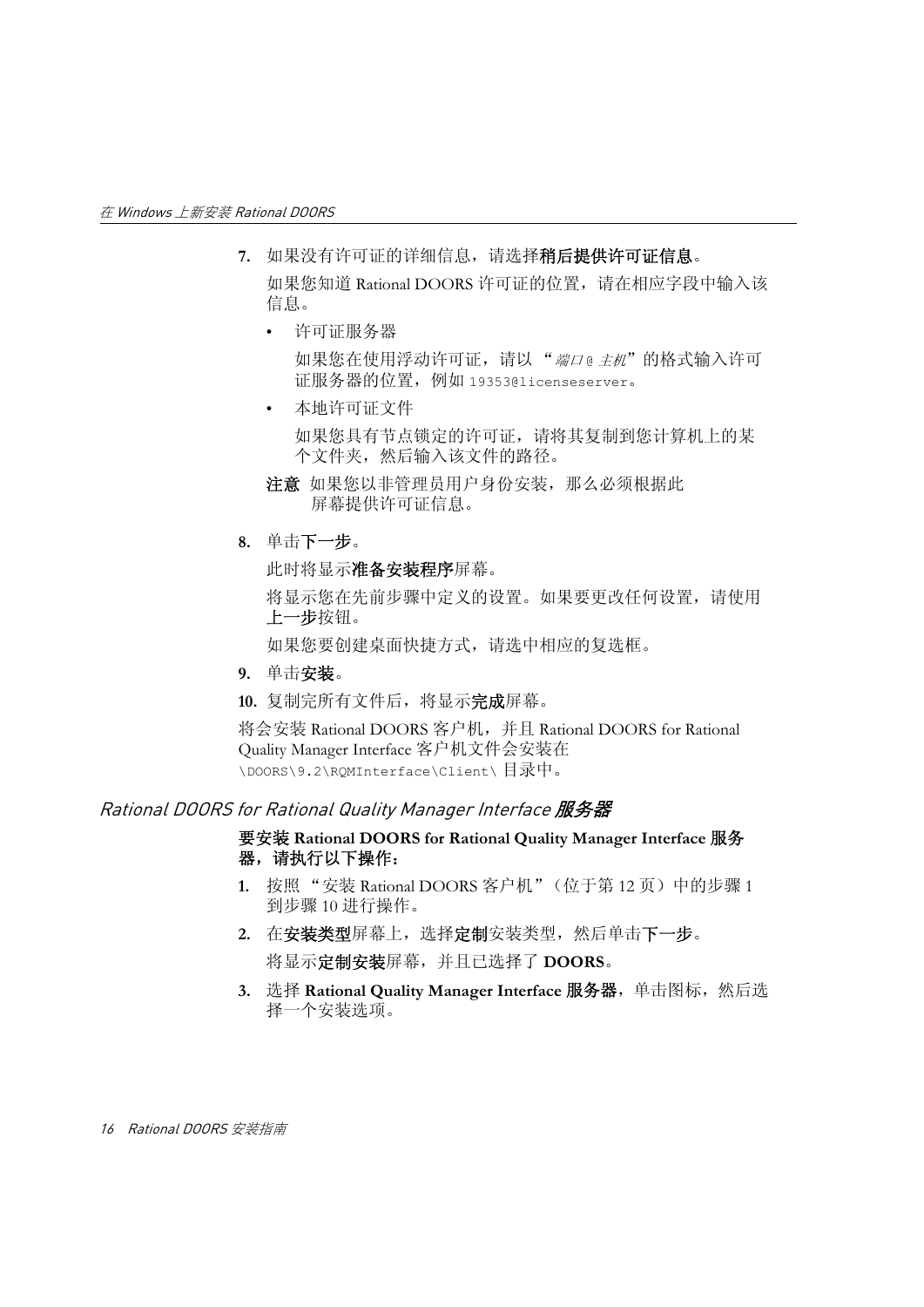7. 如果没有许可证的详细信息，请选择**稍后提供许可证信息**。

   如果您知道 Rational DOORS 许可证的位置，请在相应字段中输入该信息。

   - 许可证服务器

     如果您在使用浮动许可证，请以 “*端口@主机*” 的格式输入许可证服务器的位置，例如 `19353@licenseserver`。

   - 本地许可证文件

     如果您具有节点锁定的许可证，请将其复制到您计算机上的某个文件夹，然后输入该文件的路径。

   **注意** 如果您以非管理员用户身份安装，那么必须根据此屏幕提供许可证信息。

8. 单击**下一步**。

   此时将显示**准备安装程序**屏幕。

   将显示您在先前步骤中定义的设置。如果要更改任何设置，请使用**上一步**按钮。

   如果您要创建桌面快捷方式，请选中相应的复选框。

9. 单击**安装**。

10. 复制完所有文件后，将显示**完成**屏幕。

将会安装 Rational DOORS 客户机，并且 Rational DOORS for Rational Quality Manager Interface 客户机文件会安装在 `\DOORS\9.2\RQMInterface\Client\` 目录中。

## *Rational DOORS for Rational Quality Manager Interface 服务器*

**要安装 Rational DOORS for Rational Quality Manager Interface 服务器，请执行以下操作：**

1. 按照 “安装 Rational DOORS 客户机”（位于第 12 页）中的步骤 1 到步骤 10 进行操作。
2. 在**安装类型**屏幕上，选择**定制**安装类型，然后单击**下一步**。

   将显示**定制安装**屏幕，并且已选择了 **DOORS**。

3. 选择 **Rational Quality Manager Interface 服务器**，单击图标，然后选择一个安装选项。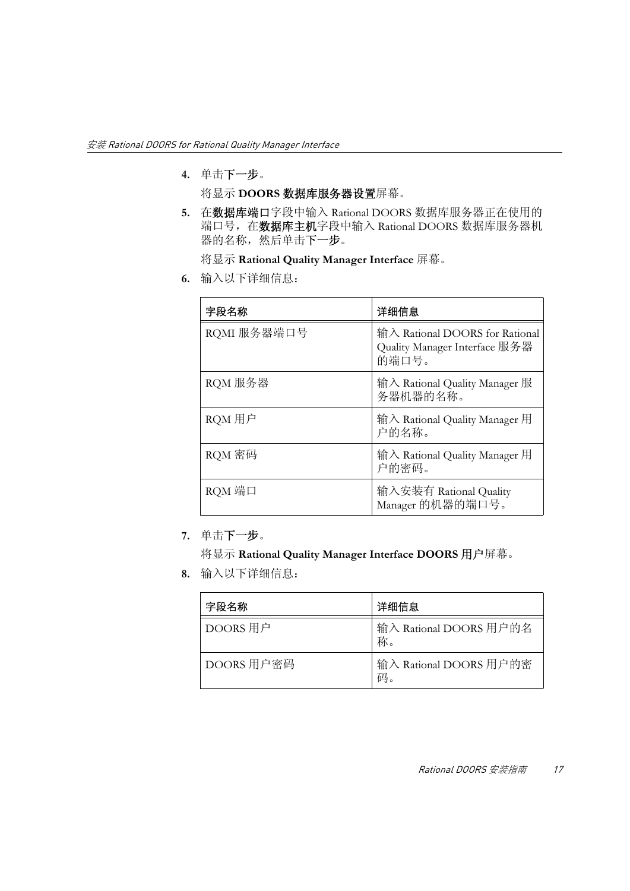4. 单击**下一步**。

   将显示 **DOORS 数据库服务器设置**屏幕。

5. 在**数据库端口**字段中输入 Rational DOORS 数据库服务器正在使用的端口号，在**数据库主机**字段中输入 Rational DOORS 数据库服务器机器的名称，然后单击**下一步**。

   将显示 **Rational Quality Manager Interface** 屏幕。

6. 输入以下详细信息：

| 字段名称 | 详细信息 |
|---|---|
| RQMI 服务器端口号 | 输入 Rational DOORS for Rational Quality Manager Interface 服务器的端口号。 |
| RQM 服务器 | 输入 Rational Quality Manager 服务器机器的名称。 |
| RQM 用户 | 输入 Rational Quality Manager 用户的名称。 |
| RQM 密码 | 输入 Rational Quality Manager 用户的密码。 |
| RQM 端口 | 输入安装有 Rational Quality Manager 的机器的端口号。 |

7. 单击**下一步**。

   将显示 **Rational Quality Manager Interface DOORS 用户**屏幕。

8. 输入以下详细信息：

| 字段名称 | 详细信息 |
|---|---|
| DOORS 用户 | 输入 Rational DOORS 用户的名称。 |
| DOORS 用户密码 | 输入 Rational DOORS 用户的密码。 |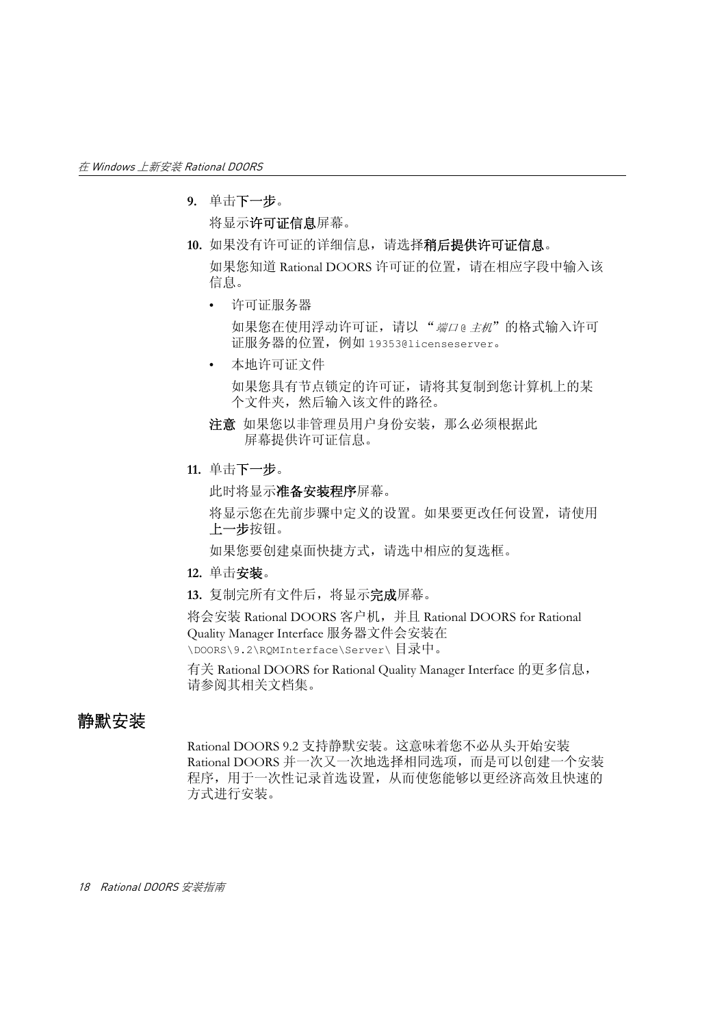9. 单击**下一步**。

   将显示**许可证信息**屏幕。

10. 如果没有许可证的详细信息，请选择**稍后提供许可证信息**。

    如果您知道 Rational DOORS 许可证的位置，请在相应字段中输入该信息。

    - 许可证服务器

      如果您在使用浮动许可证，请以 “*端口@主机*”的格式输入许可证服务器的位置，例如 `19353@licenseserver`。

    - 本地许可证文件

      如果您具有节点锁定的许可证，请将其复制到您计算机上的某个文件夹，然后输入该文件的路径。

    **注意** 如果您以非管理员用户身份安装，那么必须根据此屏幕提供许可证信息。

11. 单击**下一步**。

    此时将显示**准备安装程序**屏幕。

    将显示您在先前步骤中定义的设置。如果要更改任何设置，请使用**上一步**按钮。

    如果您要创建桌面快捷方式，请选中相应的复选框。

12. 单击**安装**。

13. 复制完所有文件后，将显示**完成**屏幕。

将会安装 Rational DOORS 客户机，并且 Rational DOORS for Rational Quality Manager Interface 服务器文件会安装在 `\DOORS\9.2\RQMInterface\Server\` 目录中。

有关 Rational DOORS for Rational Quality Manager Interface 的更多信息，请参阅其相关文档集。

## 静默安装

Rational DOORS 9.2 支持静默安装。这意味着您不必从头开始安装 Rational DOORS 并一次又一次地选择相同选项，而是可以创建一个安装程序，用于一次性记录首选设置，从而使您能够以更经济高效且快速的方式进行安装。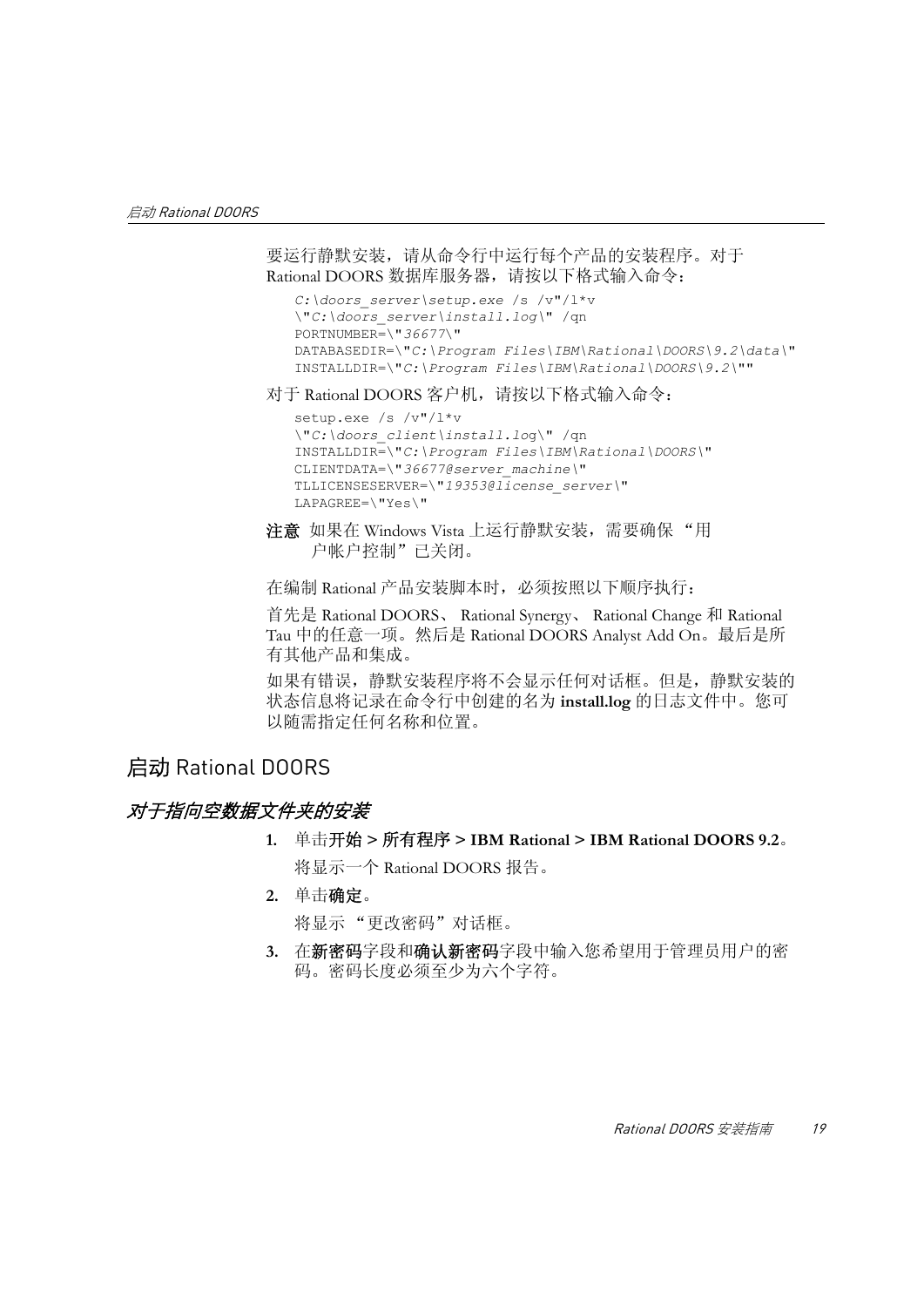要运行静默安装，请从命令行中运行每个产品的安装程序。对于 Rational DOORS 数据库服务器，请按以下格式输入命令：

```
C:\doors_server\setup.exe /s /v"/l*v
\"C:\doors_server\install.log\" /qn
PORTNUMBER=\"36677\"
DATABASEDIR=\"C:\Program Files\IBM\Rational\DOORS\9.2\data\"
INSTALLDIR=\"C:\Program Files\IBM\Rational\DOORS\9.2\""
```

对于 Rational DOORS 客户机，请按以下格式输入命令：

```
setup.exe /s /v"/l*v
\"C:\doors_client\install.log\" /qn
INSTALLDIR=\"C:\Program Files\IBM\Rational\DOORS\"
CLIENTDATA=\"36677@server_machine\"
TLLICENSESERVER=\"19353@license_server\"
LAPAGREE=\"Yes\"
```

**注意** 如果在 Windows Vista 上运行静默安装，需要确保 “用户帐户控制”已关闭。

在编制 Rational 产品安装脚本时，必须按照以下顺序执行：

首先是 Rational DOORS、 Rational Synergy、 Rational Change 和 Rational Tau 中的任意一项。然后是 Rational DOORS Analyst Add On。最后是所有其他产品和集成。

如果有错误，静默安装程序将不会显示任何对话框。但是，静默安装的状态信息将记录在命令行中创建的名为 **install.log** 的日志文件中。您可以随需指定任何名称和位置。

## 启动 Rational DOORS

### *对于指向空数据文件夹的安装*

1. 单击**开始 > 所有程序 > IBM Rational > IBM Rational DOORS 9.2**。

   将显示一个 Rational DOORS 报告。

2. 单击**确定**。

   将显示 “更改密码”对话框。

3. 在**新密码**字段和**确认新密码**字段中输入您希望用于管理员用户的密码。密码长度必须至少为六个字符。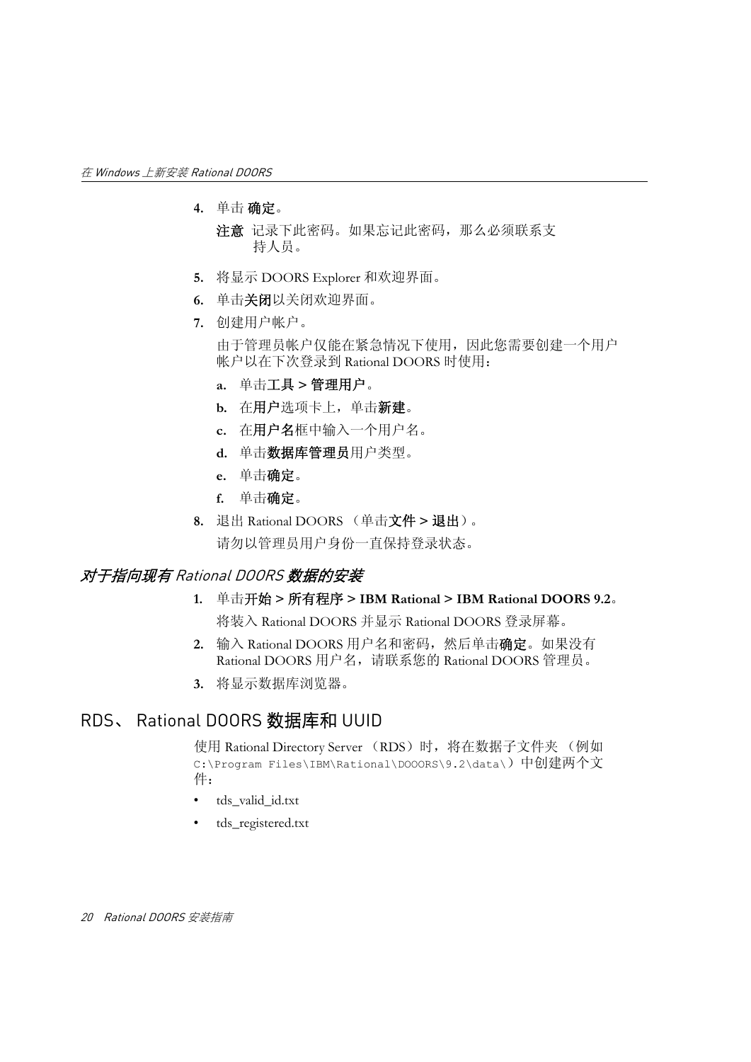4. 单击 **确定**。

   **注意** 记录下此密码。如果忘记此密码，那么必须联系支持人员。

5. 将显示 DOORS Explorer 和欢迎界面。
6. 单击**关闭**以关闭欢迎界面。
7. 创建用户帐户。

   由于管理员帐户仅能在紧急情况下使用，因此您需要创建一个用户帐户以在下次登录到 Rational DOORS 时使用：

   a. 单击**工具 > 管理用户**。
   b. 在**用户**选项卡上，单击**新建**。
   c. 在**用户名**框中输入一个用户名。
   d. 单击**数据库管理员**用户类型。
   e. 单击**确定**。
   f. 单击**确定**。

8. 退出 Rational DOORS （单击**文件 > 退出**）。

   请勿以管理员用户身份一直保持登录状态。

### *对于指向现有 Rational DOORS 数据的安装*

1. 单击**开始 > 所有程序 > IBM Rational > IBM Rational DOORS 9.2**。

   将装入 Rational DOORS 并显示 Rational DOORS 登录屏幕。

2. 输入 Rational DOORS 用户名和密码，然后单击**确定**。如果没有 Rational DOORS 用户名，请联系您的 Rational DOORS 管理员。
3. 将显示数据库浏览器。

## RDS、 Rational DOORS 数据库和 UUID

使用 Rational Directory Server （RDS）时，将在数据子文件夹 （例如 `C:\Program Files\IBM\Rational\DOOORS\9.2\data\`）中创建两个文件：

- tds_valid_id.txt
- tds_registered.txt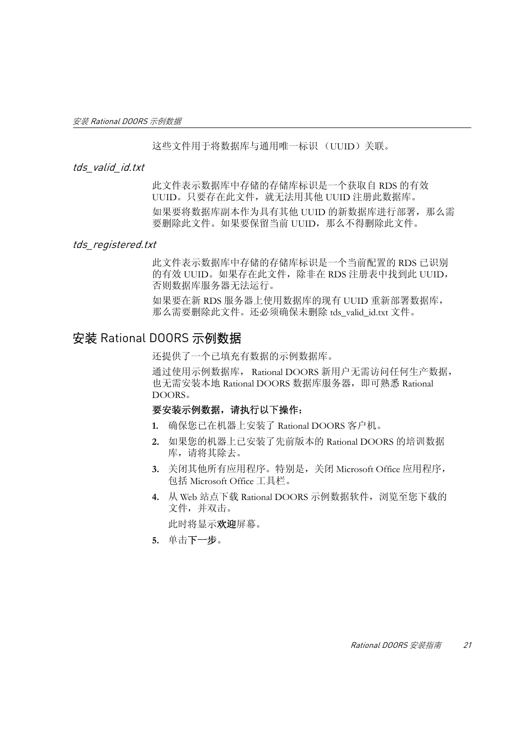这些文件用于将数据库与通用唯一标识 （UUID）关联。

### *tds_valid_id.txt*

此文件表示数据库中存储的存储库标识是一个获取自 RDS 的有效 UUID。只要存在此文件，就无法用其他 UUID 注册此数据库。

如果要将数据库副本作为具有其他 UUID 的新数据库进行部署，那么需要删除此文件。如果要保留当前 UUID，那么不得删除此文件。

### *tds_registered.txt*

此文件表示数据库中存储的存储库标识是一个当前配置的 RDS 已识别的有效 UUID。如果存在此文件，除非在 RDS 注册表中找到此 UUID，否则数据库服务器无法运行。

如果要在新 RDS 服务器上使用数据库的现有 UUID 重新部署数据库，那么需要删除此文件。还必须确保未删除 tds_valid_id.txt 文件。

## 安装 Rational DOORS 示例数据

还提供了一个已填充有数据的示例数据库。

通过使用示例数据库， Rational DOORS 新用户无需访问任何生产数据，也无需安装本地 Rational DOORS 数据库服务器，即可熟悉 Rational DOORS。

**要安装示例数据，请执行以下操作：**

1. 确保您已在机器上安装了 Rational DOORS 客户机。
2. 如果您的机器上已安装了先前版本的 Rational DOORS 的培训数据库，请将其除去。
3. 关闭其他所有应用程序。特别是，关闭 Microsoft Office 应用程序，包括 Microsoft Office 工具栏。
4. 从 Web 站点下载 Rational DOORS 示例数据软件，浏览至您下载的文件，并双击。

   此时将显示**欢迎**屏幕。
5. 单击**下一步**。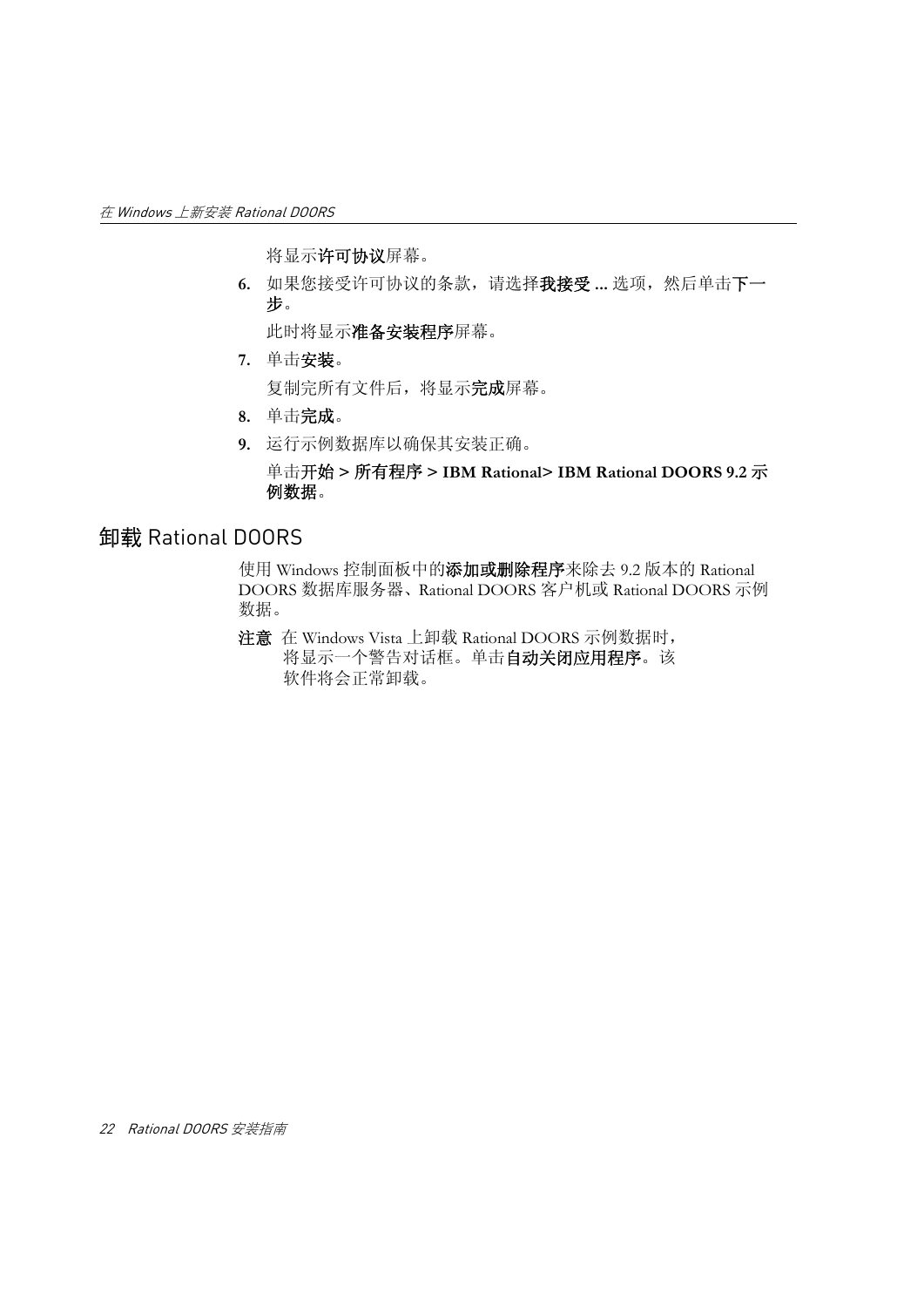将显示**许可协议**屏幕。

6. 如果您接受许可协议的条款，请选择**我接受 ...** 选项，然后单击**下一步**。

   此时将显示**准备安装程序**屏幕。

7. 单击**安装**。

   复制完所有文件后，将显示**完成**屏幕。

8. 单击**完成**。

9. 运行示例数据库以确保其安装正确。

   单击**开始 > 所有程序 > IBM Rational> IBM Rational DOORS 9.2 示例数据**。

## 卸载 Rational DOORS

使用 Windows 控制面板中的**添加或删除程序**来除去 9.2 版本的 Rational DOORS 数据库服务器、Rational DOORS 客户机或 Rational DOORS 示例数据。

**注意** 在 Windows Vista 上卸载 Rational DOORS 示例数据时，将显示一个警告对话框。单击**自动关闭应用程序**。该软件将会正常卸载。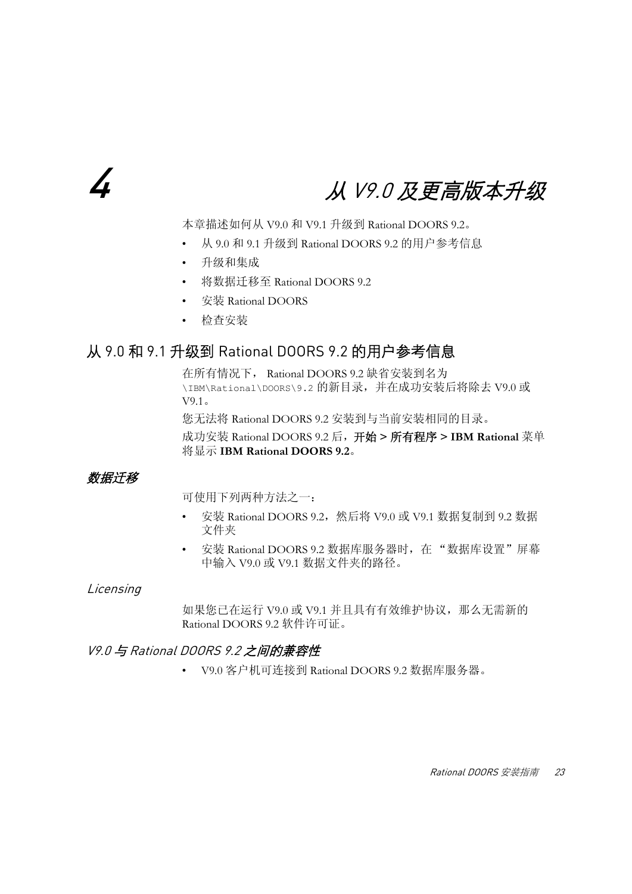# 4 从 V9.0 及更高版本升级

本章描述如何从 V9.0 和 V9.1 升级到 Rational DOORS 9.2。

- 从 9.0 和 9.1 升级到 Rational DOORS 9.2 的用户参考信息
- 升级和集成
- 将数据迁移至 Rational DOORS 9.2
- 安装 Rational DOORS
- 检查安装

## 从 9.0 和 9.1 升级到 Rational DOORS 9.2 的用户参考信息

在所有情况下， Rational DOORS 9.2 缺省安装到名为 `\IBM\Rational\DOORS\9.2` 的新目录，并在成功安装后将除去 V9.0 或 V9.1。

您无法将 Rational DOORS 9.2 安装到与当前安装相同的目录。

成功安装 Rational DOORS 9.2 后，**开始 > 所有程序 > IBM Rational** 菜单将显示 **IBM Rational DOORS 9.2**。

### *数据迁移*

可使用下列两种方法之一：

- 安装 Rational DOORS 9.2，然后将 V9.0 或 V9.1 数据复制到 9.2 数据文件夹
- 安装 Rational DOORS 9.2 数据库服务器时，在 “数据库设置”屏幕中输入 V9.0 或 V9.1 数据文件夹的路径。

### *Licensing*

如果您已在运行 V9.0 或 V9.1 并且具有有效维护协议，那么无需新的 Rational DOORS 9.2 软件许可证。

### *V9.0 与 Rational DOORS 9.2 之间的兼容性*

- V9.0 客户机可连接到 Rational DOORS 9.2 数据库服务器。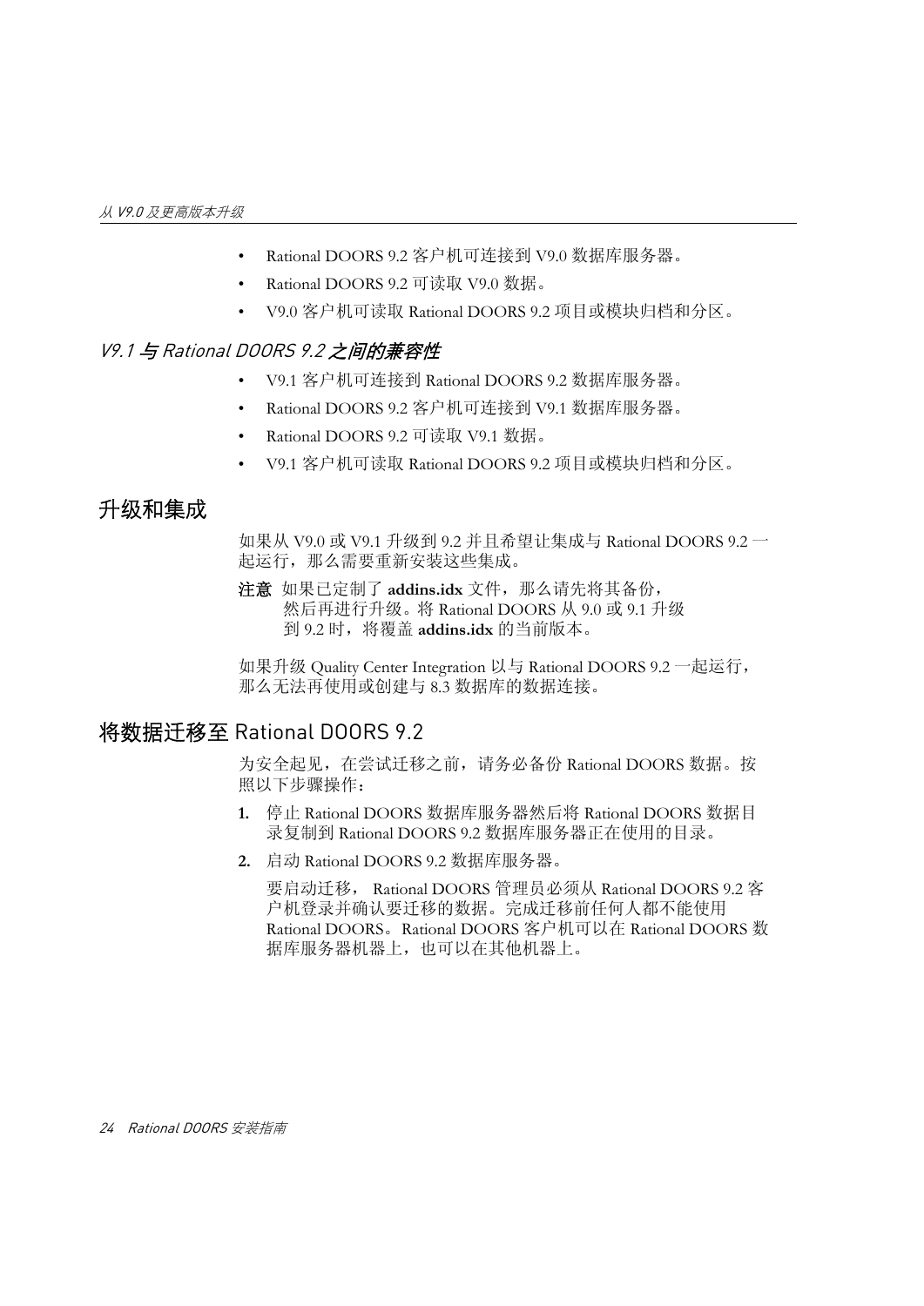- Rational DOORS 9.2 客户机可连接到 V9.0 数据库服务器。
- Rational DOORS 9.2 可读取 V9.0 数据。
- V9.0 客户机可读取 Rational DOORS 9.2 项目或模块归档和分区。

### *V9.1 与 Rational DOORS 9.2 之间的兼容性*

- V9.1 客户机可连接到 Rational DOORS 9.2 数据库服务器。
- Rational DOORS 9.2 客户机可连接到 V9.1 数据库服务器。
- Rational DOORS 9.2 可读取 V9.1 数据。
- V9.1 客户机可读取 Rational DOORS 9.2 项目或模块归档和分区。

## 升级和集成

如果从 V9.0 或 V9.1 升级到 9.2 并且希望让集成与 Rational DOORS 9.2 一起运行，那么需要重新安装这些集成。

**注意** 如果已定制了 **addins.idx** 文件，那么请先将其备份，然后再进行升级。将 Rational DOORS 从 9.0 或 9.1 升级到 9.2 时，将覆盖 **addins.idx** 的当前版本。

如果升级 Quality Center Integration 以与 Rational DOORS 9.2 一起运行，那么无法再使用或创建与 8.3 数据库的数据连接。

## 将数据迁移至 Rational DOORS 9.2

为安全起见，在尝试迁移之前，请务必备份 Rational DOORS 数据。按照以下步骤操作：

1. 停止 Rational DOORS 数据库服务器然后将 Rational DOORS 数据目录复制到 Rational DOORS 9.2 数据库服务器正在使用的目录。
2. 启动 Rational DOORS 9.2 数据库服务器。

   要启动迁移， Rational DOORS 管理员必须从 Rational DOORS 9.2 客户机登录并确认要迁移的数据。完成迁移前任何人都不能使用 Rational DOORS。Rational DOORS 客户机可以在 Rational DOORS 数据库服务器机器上，也可以在其他机器上。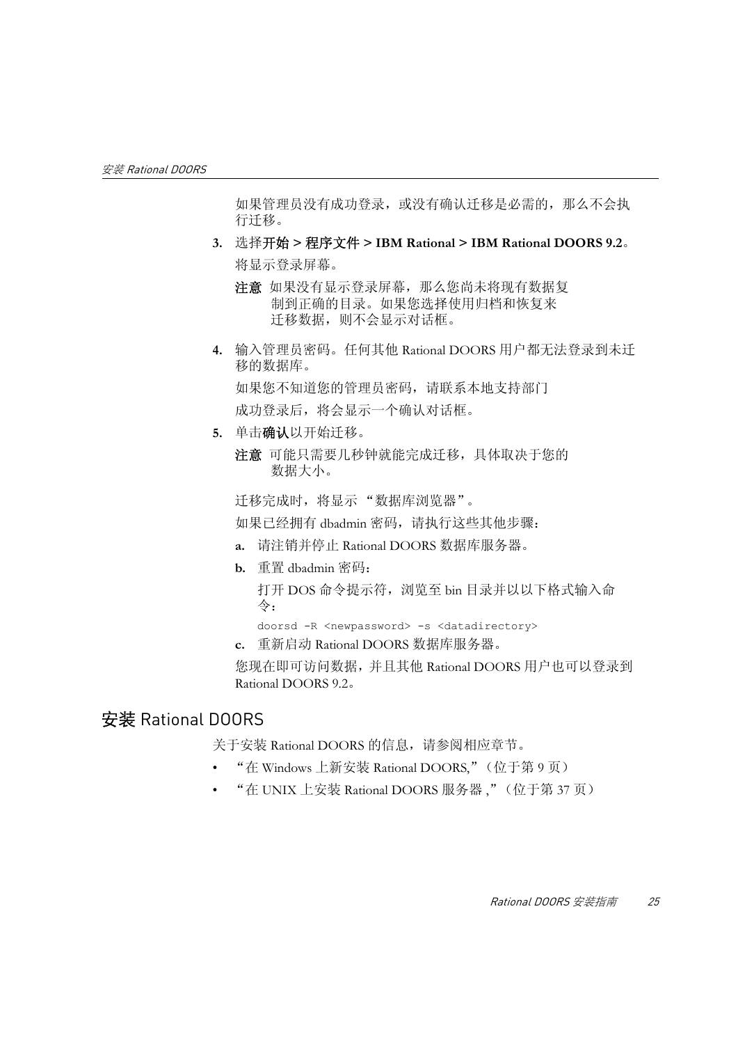如果管理员没有成功登录，或没有确认迁移是必需的，那么不会执行迁移。

3. 选择**开始 > 程序文件 > IBM Rational > IBM Rational DOORS 9.2**。

   将显示登录屏幕。

   **注意** 如果没有显示登录屏幕，那么您尚未将现有数据复制到正确的目录。如果您选择使用归档和恢复来迁移数据，则不会显示对话框。

4. 输入管理员密码。任何其他 Rational DOORS 用户都无法登录到未迁移的数据库。

   如果您不知道您的管理员密码，请联系本地支持部门

   成功登录后，将会显示一个确认对话框。

5. 单击**确认**以开始迁移。

   **注意** 可能只需要几秒钟就能完成迁移，具体取决于您的数据大小。

   迁移完成时，将显示 "数据库浏览器"。

   如果已经拥有 dbadmin 密码，请执行这些其他步骤：

   a. 请注销并停止 Rational DOORS 数据库服务器。

   b. 重置 dbadmin 密码：

      打开 DOS 命令提示符，浏览至 bin 目录并以以下格式输入命令：

      ```
      doorsd -R <newpassword> -s <datadirectory>
      ```

   c. 重新启动 Rational DOORS 数据库服务器。

   您现在即可访问数据，并且其他 Rational DOORS 用户也可以登录到 Rational DOORS 9.2。

## 安装 Rational DOORS

关于安装 Rational DOORS 的信息，请参阅相应章节。

- "在 Windows 上新安装 Rational DOORS,"（位于第 9 页）
- "在 UNIX 上安装 Rational DOORS 服务器 ,"（位于第 37 页）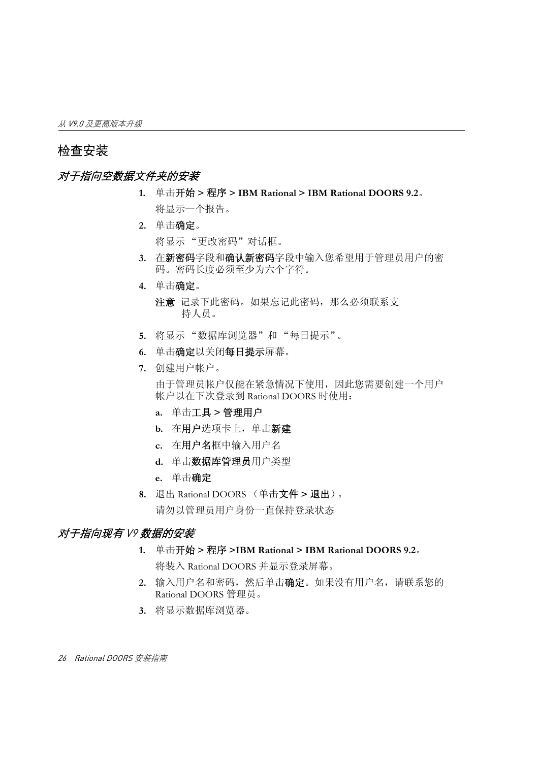## 检查安装

### *对于指向空数据文件夹的安装*

1. 单击**开始 > 程序 > IBM Rational > IBM Rational DOORS 9.2**。

   将显示一个报告。

2. 单击**确定**。

   将显示 “更改密码”对话框。

3. 在**新密码**字段和**确认新密码**字段中输入您希望用于管理员用户的密码。密码长度必须至少为六个字符。

4. 单击**确定**。

   **注意** 记录下此密码。如果忘记此密码，那么必须联系支持人员。

5. 将显示 “数据库浏览器”和 “每日提示”。

6. 单击**确定**以关闭**每日提示**屏幕。

7. 创建用户帐户。

   由于管理员帐户仅能在紧急情况下使用，因此您需要创建一个用户帐户以在下次登录到 Rational DOORS 时使用：

   a. 单击**工具 > 管理用户**

   b. 在**用户**选项卡上，单击**新建**

   c. 在**用户名**框中输入用户名

   d. 单击**数据库管理员**用户类型

   e. 单击**确定**

8. 退出 Rational DOORS （单击**文件 > 退出**）。

   请勿以管理员用户身份一直保持登录状态

### *对于指向现有 V9 数据的安装*

1. 单击**开始 > 程序 >IBM Rational > IBM Rational DOORS 9.2**。

   将装入 Rational DOORS 并显示登录屏幕。

2. 输入用户名和密码，然后单击**确定**。如果没有用户名，请联系您的 Rational DOORS 管理员。

3. 将显示数据库浏览器。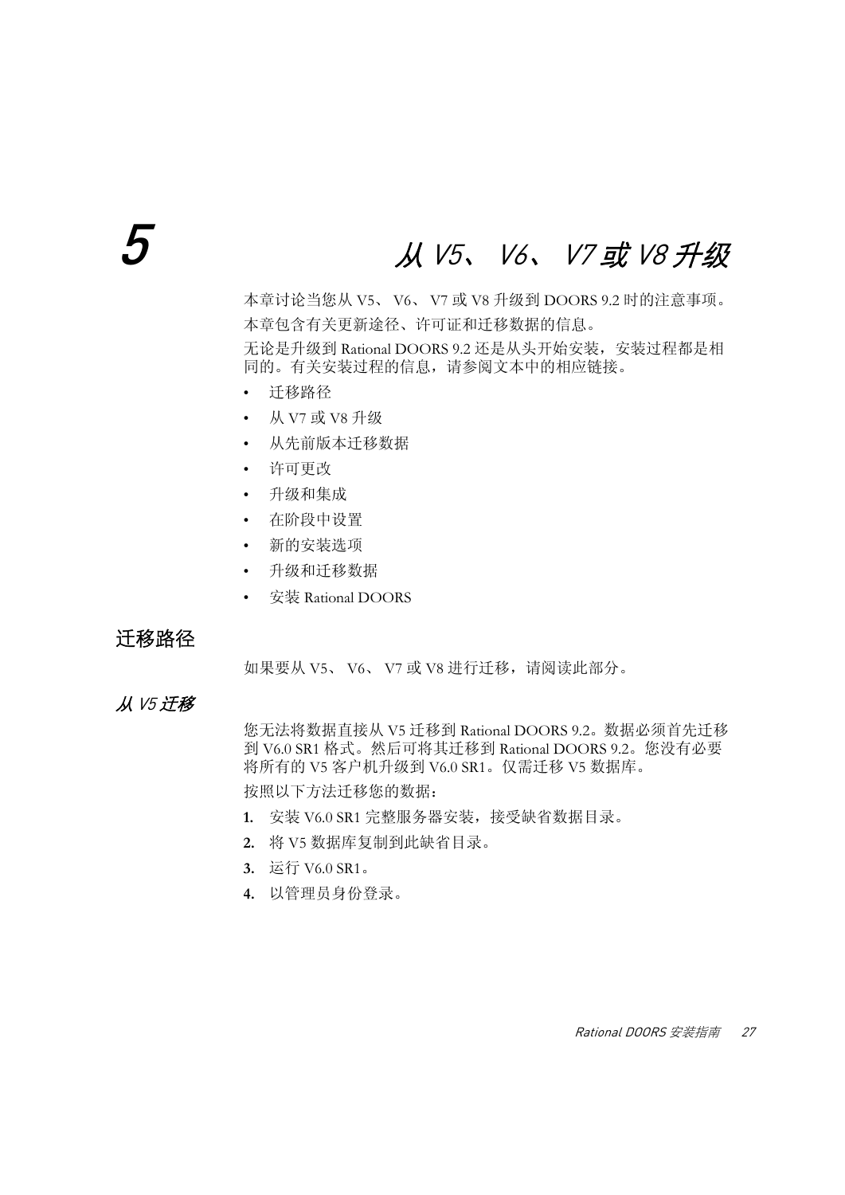# 5 从 V5、 V6、 V7 或 V8 升级

本章讨论当您从 V5、 V6、 V7 或 V8 升级到 DOORS 9.2 时的注意事项。本章包含有关更新途径、许可证和迁移数据的信息。

无论是升级到 Rational DOORS 9.2 还是从头开始安装，安装过程都是相同的。有关安装过程的信息，请参阅文本中的相应链接。

- 迁移路径
- 从 V7 或 V8 升级
- 从先前版本迁移数据
- 许可更改
- 升级和集成
- 在阶段中设置
- 新的安装选项
- 升级和迁移数据
- 安装 Rational DOORS

## 迁移路径

如果要从 V5、 V6、 V7 或 V8 进行迁移，请阅读此部分。

### *从 V5 迁移*

您无法将数据直接从 V5 迁移到 Rational DOORS 9.2。数据必须首先迁移到 V6.0 SR1 格式。然后可将其迁移到 Rational DOORS 9.2。您没有必要将所有的 V5 客户机升级到 V6.0 SR1。仅需迁移 V5 数据库。

按照以下方法迁移您的数据：

1. 安装 V6.0 SR1 完整服务器安装，接受缺省数据目录。
2. 将 V5 数据库复制到此缺省目录。
3. 运行 V6.0 SR1。
4. 以管理员身份登录。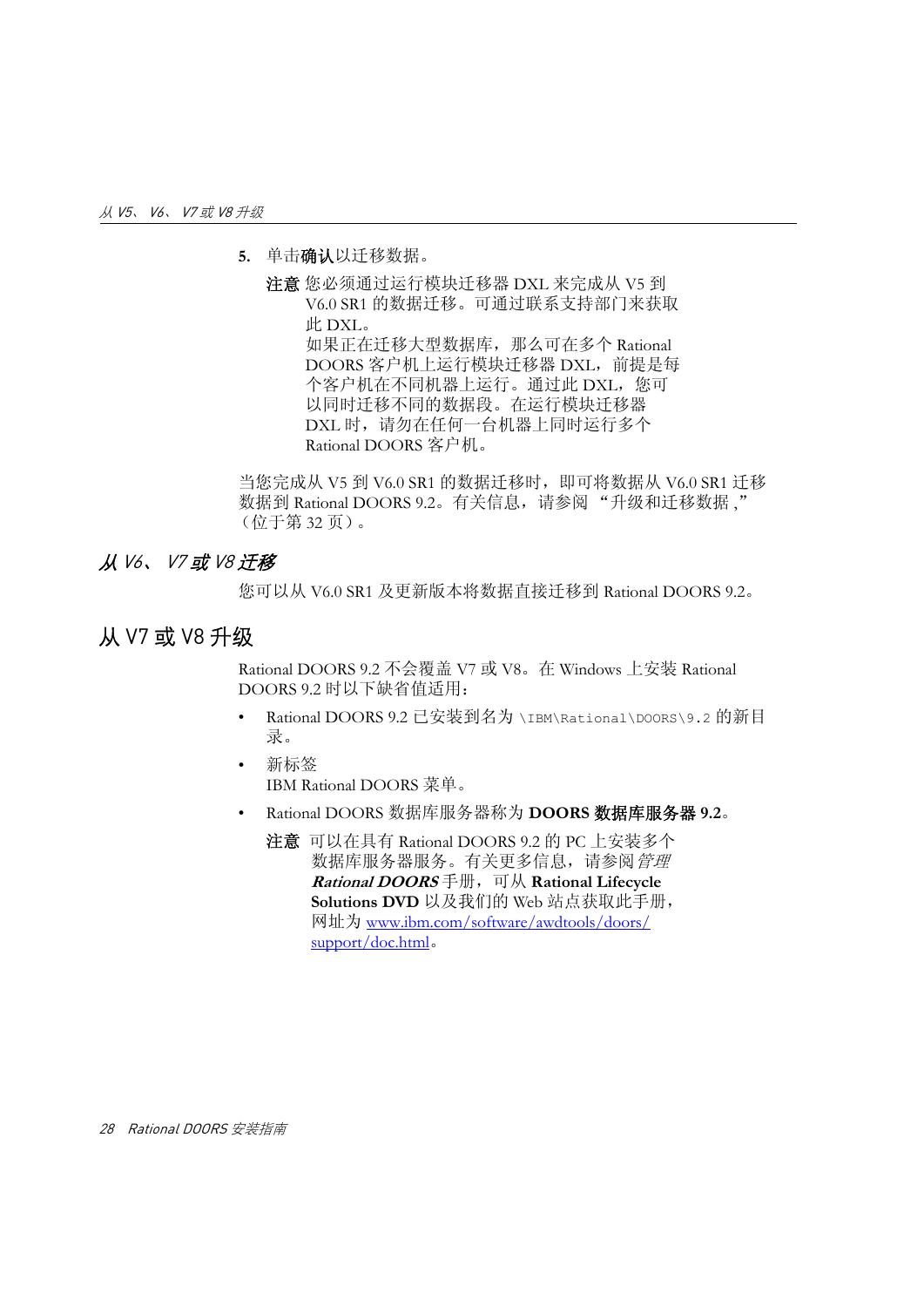5. 单击**确认**以迁移数据。

   **注意** 您必须通过运行模块迁移器 DXL 来完成从 V5 到 V6.0 SR1 的数据迁移。可通过联系支持部门来获取此 DXL。
   如果正在迁移大型数据库，那么可在多个 Rational DOORS 客户机上运行模块迁移器 DXL，前提是每个客户机在不同机器上运行。通过此 DXL，您可以同时迁移不同的数据段。在运行模块迁移器 DXL 时，请勿在任何一台机器上同时运行多个 Rational DOORS 客户机。

当您完成从 V5 到 V6.0 SR1 的数据迁移时，即可将数据从 V6.0 SR1 迁移数据到 Rational DOORS 9.2。有关信息，请参阅 "升级和迁移数据 ,"（位于第 32 页）。

### *从 V6、 V7 或 V8 迁移*

您可以从 V6.0 SR1 及更新版本将数据直接迁移到 Rational DOORS 9.2。

## 从 V7 或 V8 升级

Rational DOORS 9.2 不会覆盖 V7 或 V8。在 Windows 上安装 Rational DOORS 9.2 时以下缺省值适用：

- Rational DOORS 9.2 已安装到名为 `\IBM\Rational\DOORS\9.2` 的新目录。
- 新标签
  IBM Rational DOORS 菜单。
- Rational DOORS 数据库服务器称为 **DOORS 数据库服务器 9.2**。

  **注意** 可以在具有 Rational DOORS 9.2 的 PC 上安装多个数据库服务器服务。有关更多信息，请参阅*管理 **Rational DOORS*** 手册，可从 **Rational Lifecycle Solutions DVD** 以及我们的 Web 站点获取此手册，网址为 www.ibm.com/software/awdtools/doors/support/doc.html。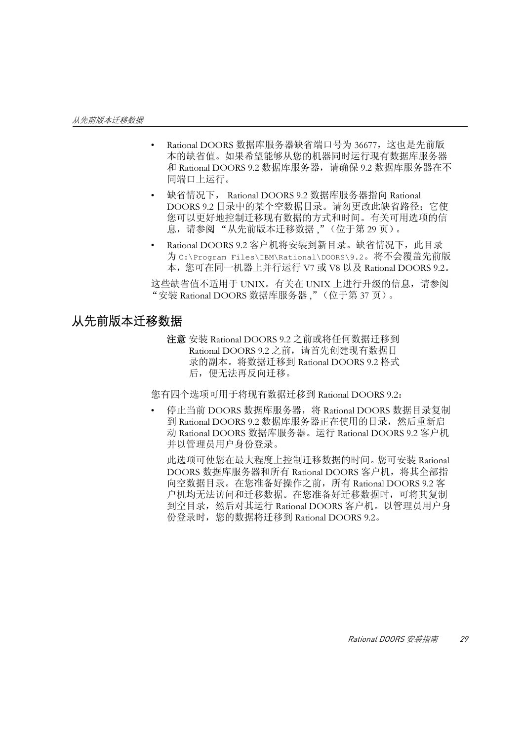- Rational DOORS 数据库服务器缺省端口号为 36677，这也是先前版本的缺省值。如果希望能够从您的机器同时运行现有数据库服务器和 Rational DOORS 9.2 数据库服务器，请确保 9.2 数据库服务器在不同端口上运行。
- 缺省情况下， Rational DOORS 9.2 数据库服务器指向 Rational DOORS 9.2 目录中的某个空数据目录。请勿更改此缺省路径；它使您可以更好地控制迁移现有数据的方式和时间。有关可用选项的信息，请参阅 "从先前版本迁移数据 ,"（位于第 29 页）。
- Rational DOORS 9.2 客户机将安装到新目录。缺省情况下，此目录为 `C:\Program Files\IBM\Rational\DOORS\9.2`。将不会覆盖先前版本，您可在同一机器上并行运行 V7 或 V8 以及 Rational DOORS 9.2。

这些缺省值不适用于 UNIX。有关在 UNIX 上进行升级的信息，请参阅 "安装 Rational DOORS 数据库服务器 ,"（位于第 37 页）。

## 从先前版本迁移数据

**注意** 安装 Rational DOORS 9.2 之前或将任何数据迁移到 Rational DOORS 9.2 之前，请首先创建现有数据目录的副本。将数据迁移到 Rational DOORS 9.2 格式后，便无法再反向迁移。

您有四个选项可用于将现有数据迁移到 Rational DOORS 9.2：

- 停止当前 DOORS 数据库服务器，将 Rational DOORS 数据目录复制到 Rational DOORS 9.2 数据库服务器正在使用的目录，然后重新启动 Rational DOORS 数据库服务器。运行 Rational DOORS 9.2 客户机并以管理员用户身份登录。

  此选项可使您在最大程度上控制迁移数据的时间。您可安装 Rational DOORS 数据库服务器和所有 Rational DOORS 客户机，将其全部指向空数据目录。在您准备好操作之前，所有 Rational DOORS 9.2 客户机均无法访问和迁移数据。在您准备好迁移数据时，可将其复制到空目录，然后对其运行 Rational DOORS 客户机。以管理员用户身份登录时，您的数据将迁移到 Rational DOORS 9.2。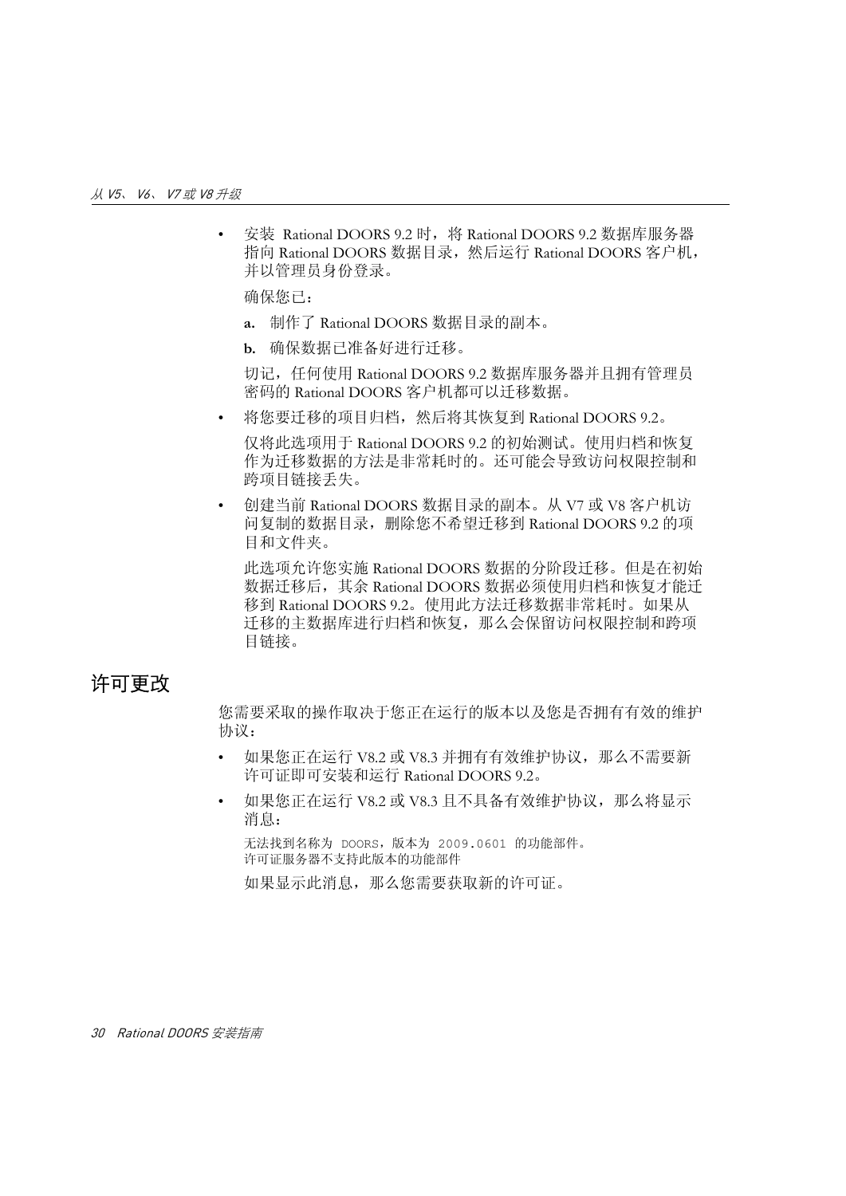- 安装 Rational DOORS 9.2 时，将 Rational DOORS 9.2 数据库服务器指向 Rational DOORS 数据目录，然后运行 Rational DOORS 客户机，并以管理员身份登录。

  确保您已：

  **a.** 制作了 Rational DOORS 数据目录的副本。

  **b.** 确保数据已准备好进行迁移。

  切记，任何使用 Rational DOORS 9.2 数据库服务器并且拥有管理员密码的 Rational DOORS 客户机都可以迁移数据。

- 将您要迁移的项目归档，然后将其恢复到 Rational DOORS 9.2。

  仅将此选项用于 Rational DOORS 9.2 的初始测试。使用归档和恢复作为迁移数据的方法是非常耗时的。还可能会导致访问权限控制和跨项目链接丢失。

- 创建当前 Rational DOORS 数据目录的副本。从 V7 或 V8 客户机访问复制的数据目录，删除您不希望迁移到 Rational DOORS 9.2 的项目和文件夹。

  此选项允许您实施 Rational DOORS 数据的分阶段迁移。但是在初始数据迁移后，其余 Rational DOORS 数据必须使用归档和恢复才能迁移到 Rational DOORS 9.2。使用此方法迁移数据非常耗时。如果从迁移的主数据库进行归档和恢复，那么会保留访问权限控制和跨项目链接。

## 许可更改

您需要采取的操作取决于您正在运行的版本以及您是否拥有有效的维护协议：

- 如果您正在运行 V8.2 或 V8.3 并拥有有效维护协议，那么不需要新许可证即可安装和运行 Rational DOORS 9.2。

- 如果您正在运行 V8.2 或 V8.3 且不具备有效维护协议，那么将显示消息：

  ```
  无法找到名称为 DOORS，版本为 2009.0601 的功能部件。
  许可证服务器不支持此版本的功能部件
  ```

  如果显示此消息，那么您需要获取新的许可证。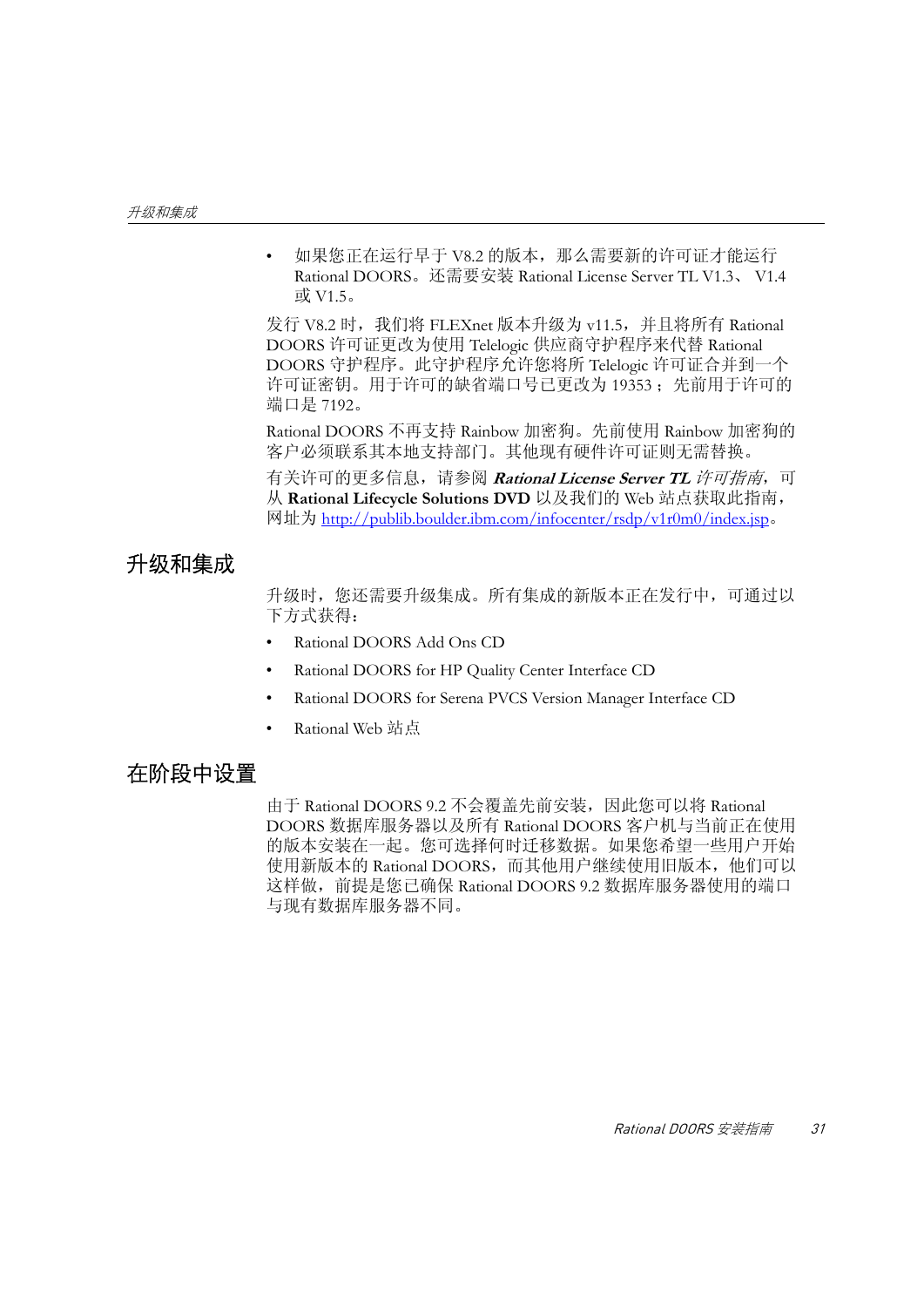- 如果您正在运行早于 V8.2 的版本，那么需要新的许可证才能运行 Rational DOORS。还需要安装 Rational License Server TL V1.3、 V1.4 或 V1.5。

发行 V8.2 时，我们将 FLEXnet 版本升级为 v11.5，并且将所有 Rational DOORS 许可证更改为使用 Telelogic 供应商守护程序来代替 Rational DOORS 守护程序。此守护程序允许您将所 Telelogic 许可证合并到一个许可证密钥。用于许可的缺省端口号已更改为 19353 ；先前用于许可的端口是 7192。

Rational DOORS 不再支持 Rainbow 加密狗。先前使用 Rainbow 加密狗的客户必须联系其本地支持部门。其他现有硬件许可证则无需替换。

有关许可的更多信息，请参阅 ***Rational License Server TL*** *许可指南*，可从 **Rational Lifecycle Solutions DVD** 以及我们的 Web 站点获取此指南，网址为 http://publib.boulder.ibm.com/infocenter/rsdp/v1r0m0/index.jsp。

## 升级和集成

升级时，您还需要升级集成。所有集成的新版本正在发行中，可通过以下方式获得：

- Rational DOORS Add Ons CD
- Rational DOORS for HP Quality Center Interface CD
- Rational DOORS for Serena PVCS Version Manager Interface CD
- Rational Web 站点

## 在阶段中设置

由于 Rational DOORS 9.2 不会覆盖先前安装，因此您可以将 Rational DOORS 数据库服务器以及所有 Rational DOORS 客户机与当前正在使用的版本安装在一起。您可选择何时迁移数据。如果您希望一些用户开始使用新版本的 Rational DOORS，而其他用户继续使用旧版本，他们可以这样做，前提是您已确保 Rational DOORS 9.2 数据库服务器使用的端口与现有数据库服务器不同。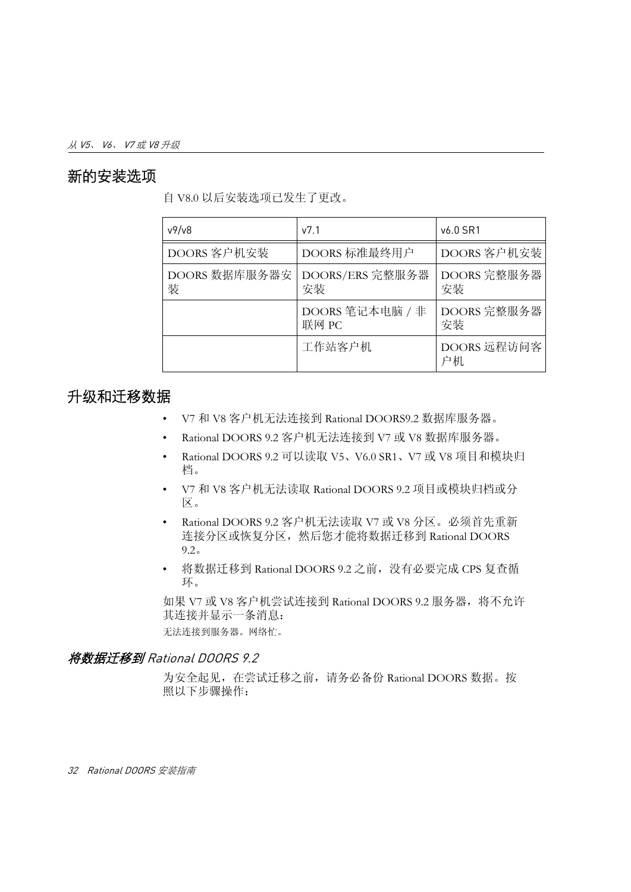## 新的安装选项

自 V8.0 以后安装选项已发生了更改。

| v9/v8 | v7.1 | v6.0 SR1 |
|---|---|---|
| DOORS 客户机安装 | DOORS 标准最终用户 | DOORS 客户机安装 |
| DOORS 数据库服务器安装 | DOORS/ERS 完整服务器安装 | DOORS 完整服务器安装 |
| | DOORS 笔记本电脑 / 非联网 PC | DOORS 完整服务器安装 |
| | 工作站客户机 | DOORS 远程访问客户机 |

## 升级和迁移数据

- V7 和 V8 客户机无法连接到 Rational DOORS9.2 数据库服务器。
- Rational DOORS 9.2 客户机无法连接到 V7 或 V8 数据库服务器。
- Rational DOORS 9.2 可以读取 V5、V6.0 SR1、V7 或 V8 项目和模块归档。
- V7 和 V8 客户机无法读取 Rational DOORS 9.2 项目或模块归档或分区。
- Rational DOORS 9.2 客户机无法读取 V7 或 V8 分区。必须首先重新连接分区或恢复分区，然后您才能将数据迁移到 Rational DOORS 9.2。
- 将数据迁移到 Rational DOORS 9.2 之前，没有必要完成 CPS 复查循环。

如果 V7 或 V8 客户机尝试连接到 Rational DOORS 9.2 服务器，将不允许其连接并显示一条消息：

无法连接到服务器。网络忙。

### *将数据迁移到 Rational DOORS 9.2*

为安全起见，在尝试迁移之前，请务必备份 Rational DOORS 数据。按照以下步骤操作：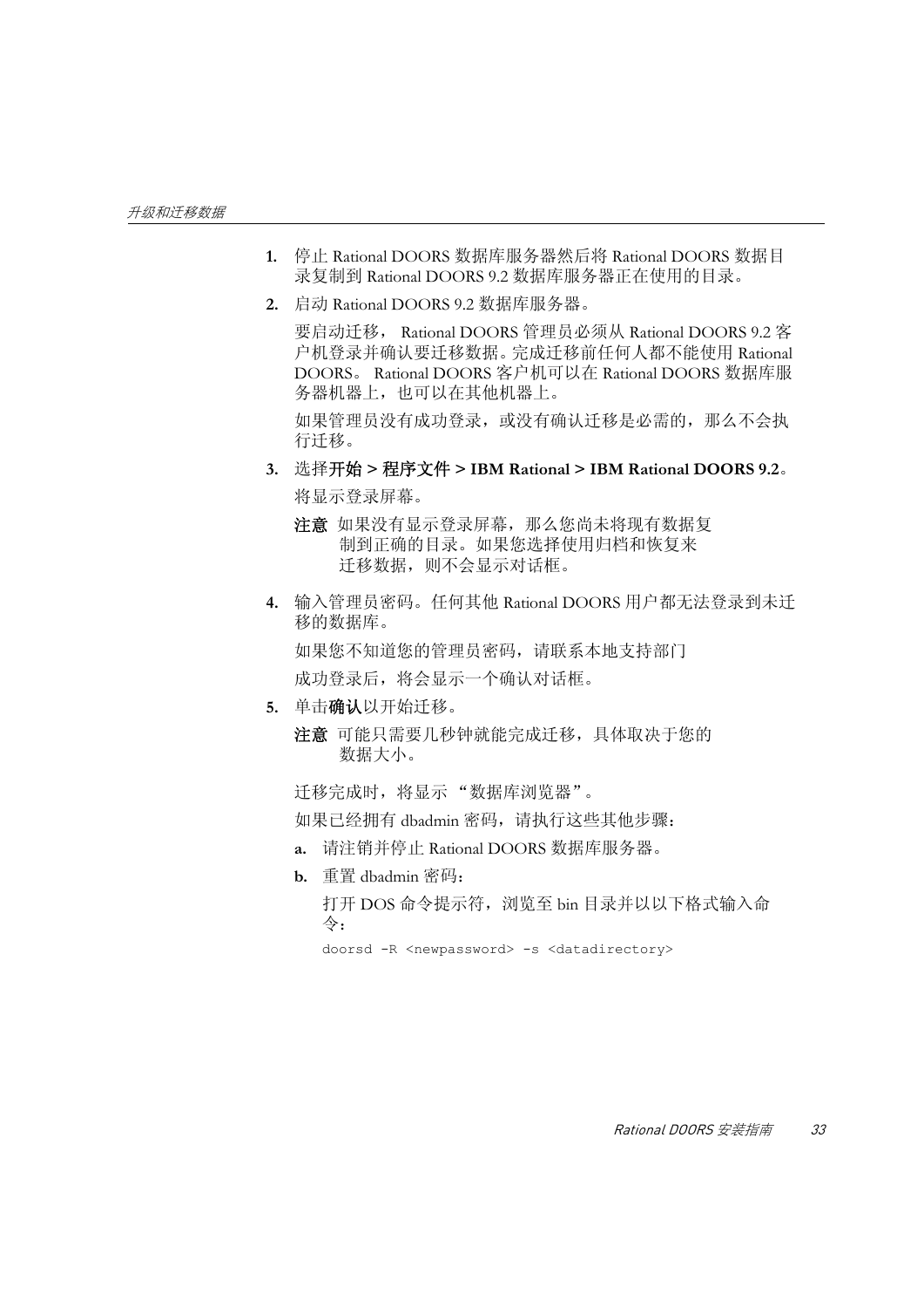1. 停止 Rational DOORS 数据库服务器然后将 Rational DOORS 数据目录复制到 Rational DOORS 9.2 数据库服务器正在使用的目录。
2. 启动 Rational DOORS 9.2 数据库服务器。

   要启动迁移， Rational DOORS 管理员必须从 Rational DOORS 9.2 客户机登录并确认要迁移数据。完成迁移前任何人都不能使用 Rational DOORS。 Rational DOORS 客户机可以在 Rational DOORS 数据库服务器机器上，也可以在其他机器上。

   如果管理员没有成功登录，或没有确认迁移是必需的，那么不会执行迁移。

3. 选择**开始 > 程序文件 > IBM Rational > IBM Rational DOORS 9.2**。

   将显示登录屏幕。

   **注意** 如果没有显示登录屏幕，那么您尚未将现有数据复制到正确的目录。如果您选择使用归档和恢复来迁移数据，则不会显示对话框。

4. 输入管理员密码。任何其他 Rational DOORS 用户都无法登录到未迁移的数据库。

   如果您不知道您的管理员密码，请联系本地支持部门

   成功登录后，将会显示一个确认对话框。

5. 单击**确认**以开始迁移。

   **注意** 可能只需要几秒钟就能完成迁移，具体取决于您的数据大小。

   迁移完成时，将显示 “数据库浏览器”。

   如果已经拥有 dbadmin 密码，请执行这些其他步骤：

   a. 请注销并停止 Rational DOORS 数据库服务器。
   b. 重置 dbadmin 密码：

      打开 DOS 命令提示符，浏览至 bin 目录并以以下格式输入命令：

      ```
      doorsd -R <newpassword> -s <datadirectory>
      ```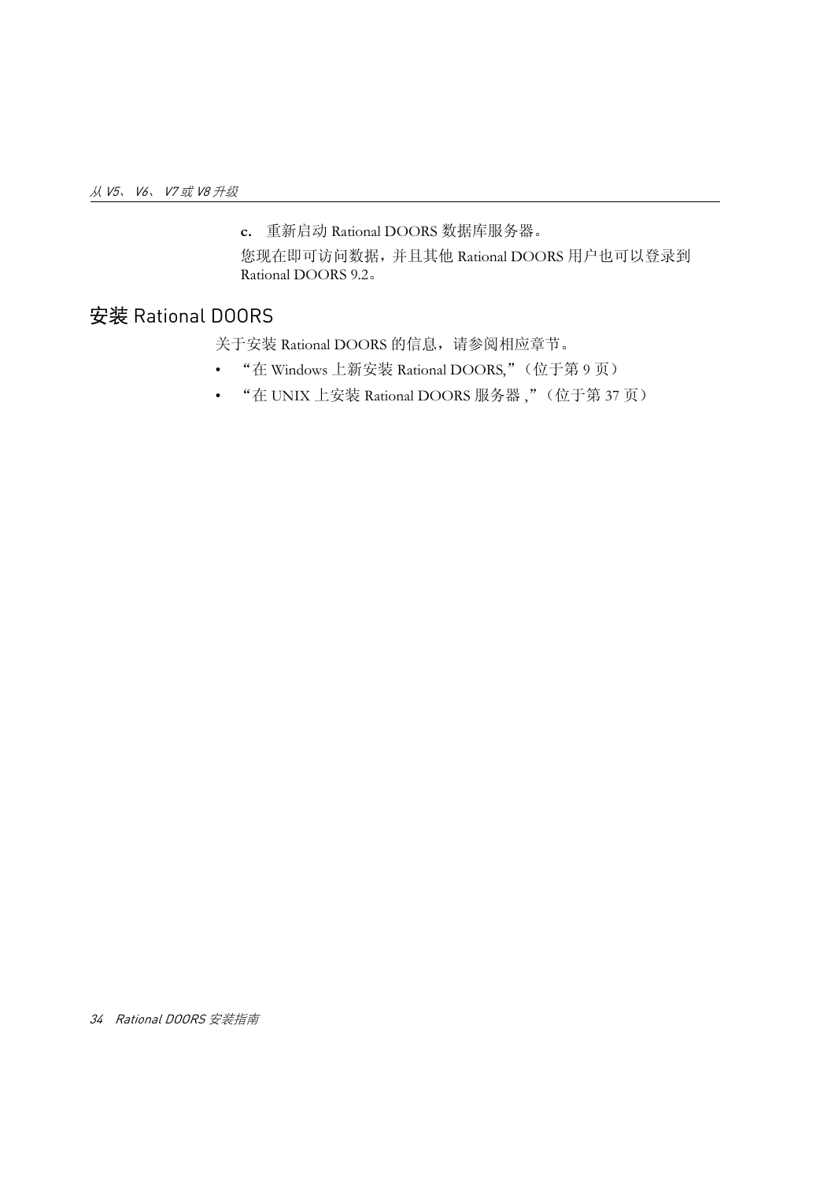**c.** 重新启动 Rational DOORS 数据库服务器。

您现在即可访问数据，并且其他 Rational DOORS 用户也可以登录到 Rational DOORS 9.2。

## 安装 Rational DOORS

关于安装 Rational DOORS 的信息，请参阅相应章节。

- “在 Windows 上新安装 Rational DOORS,”（位于第 9 页）
- “在 UNIX 上安装 Rational DOORS 服务器 ,”（位于第 37 页）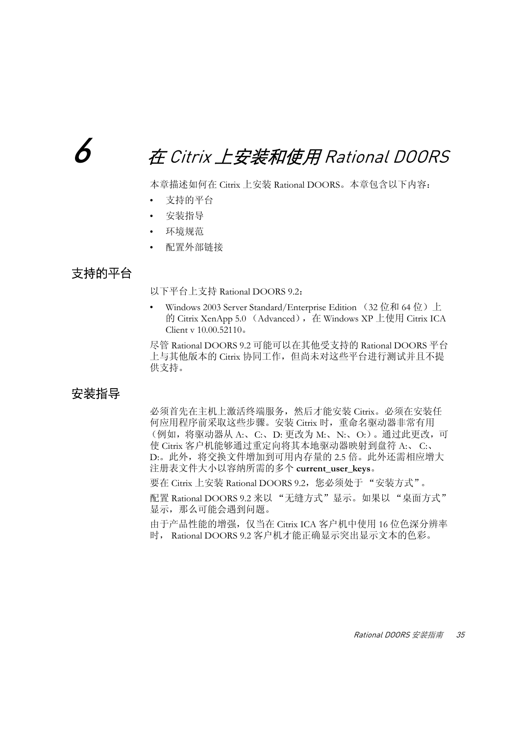# 6 在 Citrix 上安装和使用 Rational DOORS

本章描述如何在 Citrix 上安装 Rational DOORS。本章包含以下内容：

- 支持的平台
- 安装指导
- 环境规范
- 配置外部链接

## 支持的平台

以下平台上支持 Rational DOORS 9.2：

- Windows 2003 Server Standard/Enterprise Edition （32 位和 64 位）上的 Citrix XenApp 5.0 （Advanced），在 Windows XP 上使用 Citrix ICA Client v 10.00.52110。

尽管 Rational DOORS 9.2 可能可以在其他受支持的 Rational DOORS 平台上与其他版本的 Citrix 协同工作，但尚未对这些平台进行测试并且不提供支持。

## 安装指导

必须首先在主机上激活终端服务，然后才能安装 Citrix。必须在安装任何应用程序前采取这些步骤。安装 Citrix 时，重命名驱动器非常有用（例如，将驱动器从 A:、C:、D: 更改为 M:、N:、O:）。通过此更改，可使 Citrix 客户机能够通过重定向将其本地驱动器映射到盘符 A:、 C:、D:。此外，将交换文件增加到可用内存量的 2.5 倍。此外还需相应增大注册表文件大小以容纳所需的多个 **current_user_keys**。

要在 Citrix 上安装 Rational DOORS 9.2，您必须处于 “安装方式”。

配置 Rational DOORS 9.2 来以 “无缝方式”显示。如果以 “桌面方式”显示，那么可能会遇到问题。

由于产品性能的增强，仅当在 Citrix ICA 客户机中使用 16 位色深分辨率时， Rational DOORS 9.2 客户机才能正确显示突出显示文本的色彩。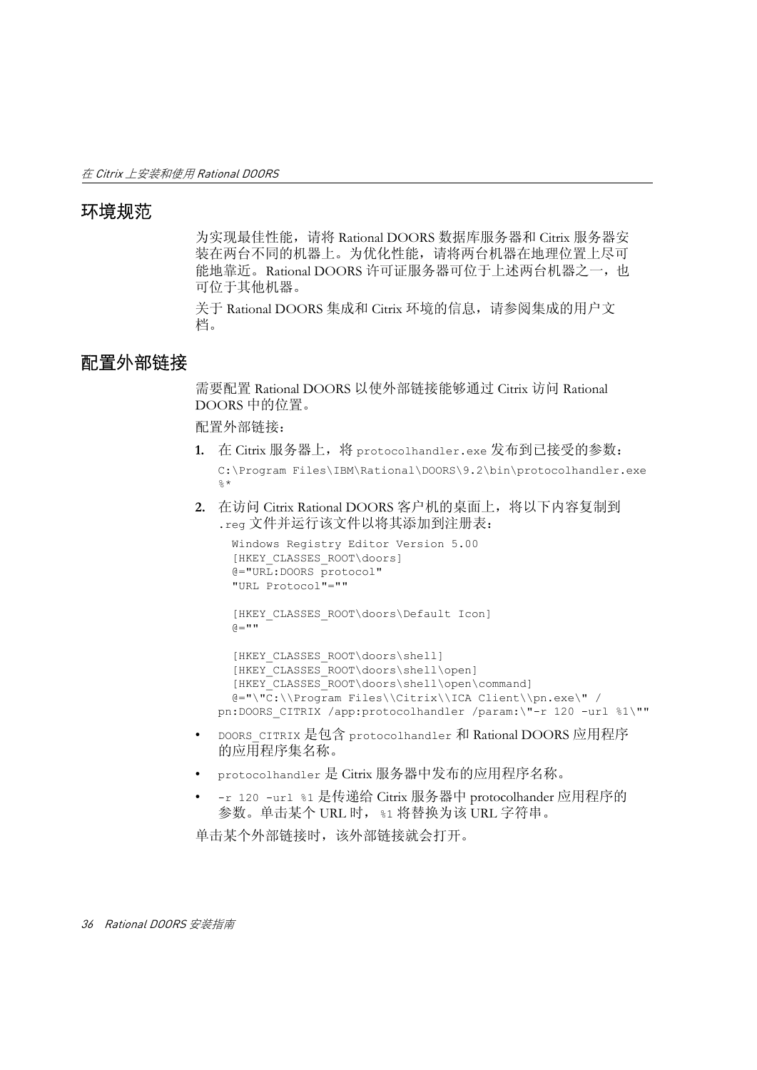## 环境规范

为实现最佳性能，请将 Rational DOORS 数据库服务器和 Citrix 服务器安装在两台不同的机器上。为优化性能，请将两台机器在地理位置上尽可能地靠近。Rational DOORS 许可证服务器可位于上述两台机器之一，也可位于其他机器。

关于 Rational DOORS 集成和 Citrix 环境的信息，请参阅集成的用户文档。

## 配置外部链接

需要配置 Rational DOORS 以使外部链接能够通过 Citrix 访问 Rational DOORS 中的位置。

配置外部链接：

1. 在 Citrix 服务器上，将 `protocolhandler.exe` 发布到已接受的参数：

   ```
   C:\Program Files\IBM\Rational\DOORS\9.2\bin\protocolhandler.exe
   %*
   ```

2. 在访问 Citrix Rational DOORS 客户机的桌面上，将以下内容复制到 `.reg` 文件并运行该文件以将其添加到注册表：

   ```
   Windows Registry Editor Version 5.00
   [HKEY_CLASSES_ROOT\doors]
   @="URL:DOORS protocol"
   "URL Protocol"=""

   [HKEY_CLASSES_ROOT\doors\Default Icon]
   @=""

   [HKEY_CLASSES_ROOT\doors\shell]
   [HKEY_CLASSES_ROOT\doors\shell\open]
   [HKEY_CLASSES_ROOT\doors\shell\open\command]
   @="\"C:\\Program Files\\Citrix\\ICA Client\\pn.exe\" /
   pn:DOORS_CITRIX /app:protocolhandler /param:\"-r 120 -url %1\""
   ```

- `DOORS_CITRIX` 是包含 `protocolhandler` 和 Rational DOORS 应用程序的应用程序集名称。
- `protocolhandler` 是 Citrix 服务器中发布的应用程序名称。
- `-r 120 -url %1` 是传递给 Citrix 服务器中 protocolhander 应用程序的参数。单击某个 URL 时， `%1` 将替换为该 URL 字符串。

单击某个外部链接时，该外部链接就会打开。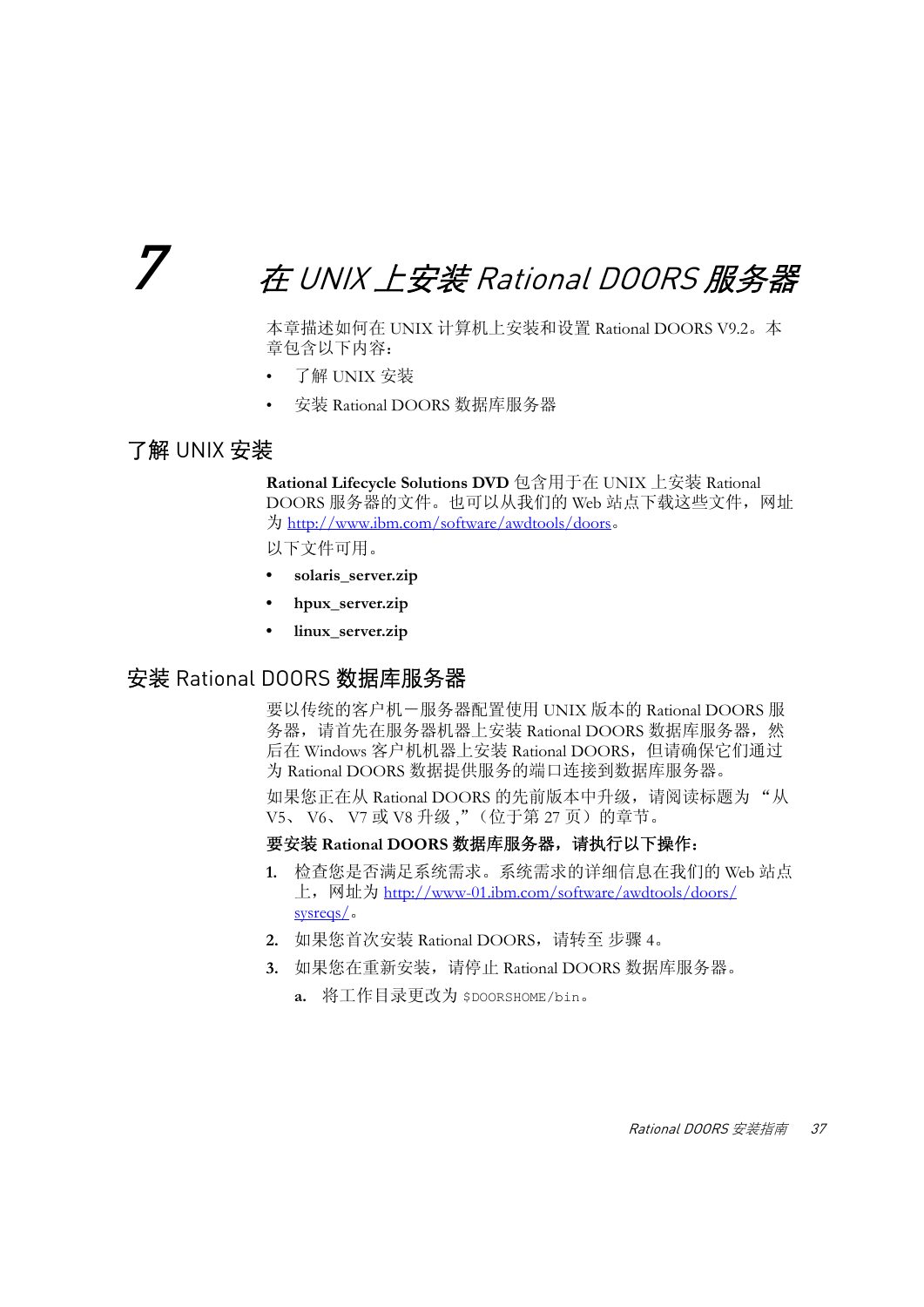# 7 在 UNIX 上安装 Rational DOORS 服务器

本章描述如何在 UNIX 计算机上安装和设置 Rational DOORS V9.2。本章包含以下内容：

- 了解 UNIX 安装
- 安装 Rational DOORS 数据库服务器

## 了解 UNIX 安装

**Rational Lifecycle Solutions DVD** 包含用于在 UNIX 上安装 Rational DOORS 服务器的文件。也可以从我们的 Web 站点下载这些文件，网址为 http://www.ibm.com/software/awdtools/doors。

以下文件可用。

- **solaris_server.zip**
- **hpux_server.zip**
- **linux_server.zip**

## 安装 Rational DOORS 数据库服务器

要以传统的客户机－服务器配置使用 UNIX 版本的 Rational DOORS 服务器，请首先在服务器机器上安装 Rational DOORS 数据库服务器，然后在 Windows 客户机机器上安装 Rational DOORS，但请确保它们通过为 Rational DOORS 数据提供服务的端口连接到数据库服务器。

如果您正在从 Rational DOORS 的先前版本中升级，请阅读标题为 "从 V5、 V6、 V7 或 V8 升级 ,"（位于第 27 页）的章节。

**要安装 Rational DOORS 数据库服务器，请执行以下操作：**

1. 检查您是否满足系统需求。系统需求的详细信息在我们的 Web 站点上，网址为 http://www-01.ibm.com/software/awdtools/doors/sysreqs/。
2. 如果您首次安装 Rational DOORS，请转至 步骤 4。
3. 如果您在重新安装，请停止 Rational DOORS 数据库服务器。
   a. 将工作目录更改为 `$DOORSHOME/bin`。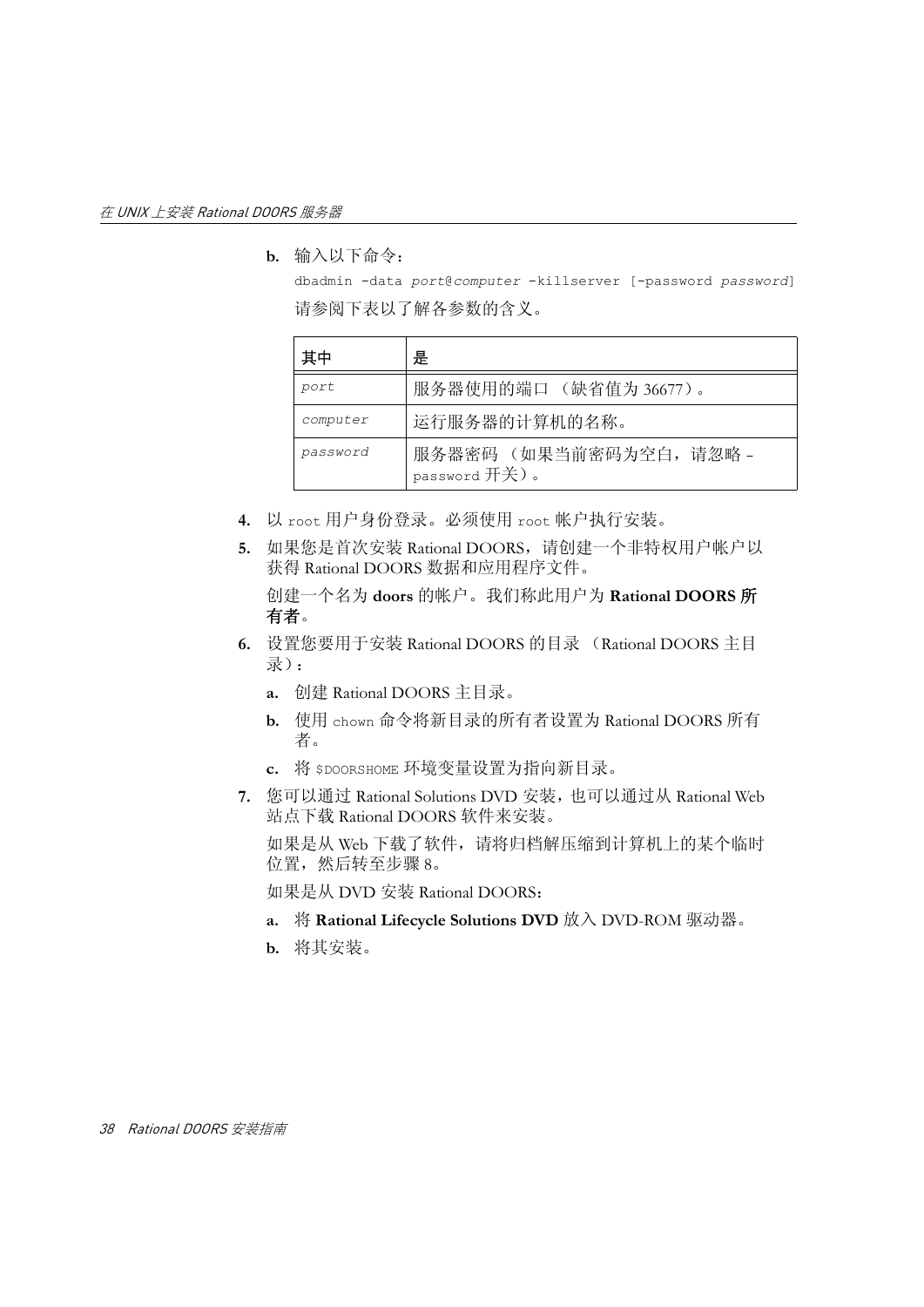b. 输入以下命令：

```
dbadmin -data port@computer -killserver [-password password]
```

请参阅下表以了解各参数的含义。

| 其中 | 是 |
|---|---|
| *port* | 服务器使用的端口 （缺省值为 36677）。 |
| *computer* | 运行服务器的计算机的名称。 |
| *password* | 服务器密码 （如果当前密码为空白，请忽略 -password 开关）。 |

4. 以 `root` 用户身份登录。必须使用 `root` 帐户执行安装。
5. 如果您是首次安装 Rational DOORS，请创建一个非特权用户帐户以获得 Rational DOORS 数据和应用程序文件。

   创建一个名为 **doors** 的帐户。我们称此用户为 **Rational DOORS 所有者**。
6. 设置您要用于安装 Rational DOORS 的目录 （Rational DOORS 主目录）：
   a. 创建 Rational DOORS 主目录。
   b. 使用 `chown` 命令将新目录的所有者设置为 Rational DOORS 所有者。
   c. 将 `$DOORSHOME` 环境变量设置为指向新目录。
7. 您可以通过 Rational Solutions DVD 安装，也可以通过从 Rational Web 站点下载 Rational DOORS 软件来安装。

   如果是从 Web 下载了软件，请将归档解压缩到计算机上的某个临时位置，然后转至步骤 8。

   如果是从 DVD 安装 Rational DOORS：
   a. 将 **Rational Lifecycle Solutions DVD** 放入 DVD-ROM 驱动器。
   b. 将其安装。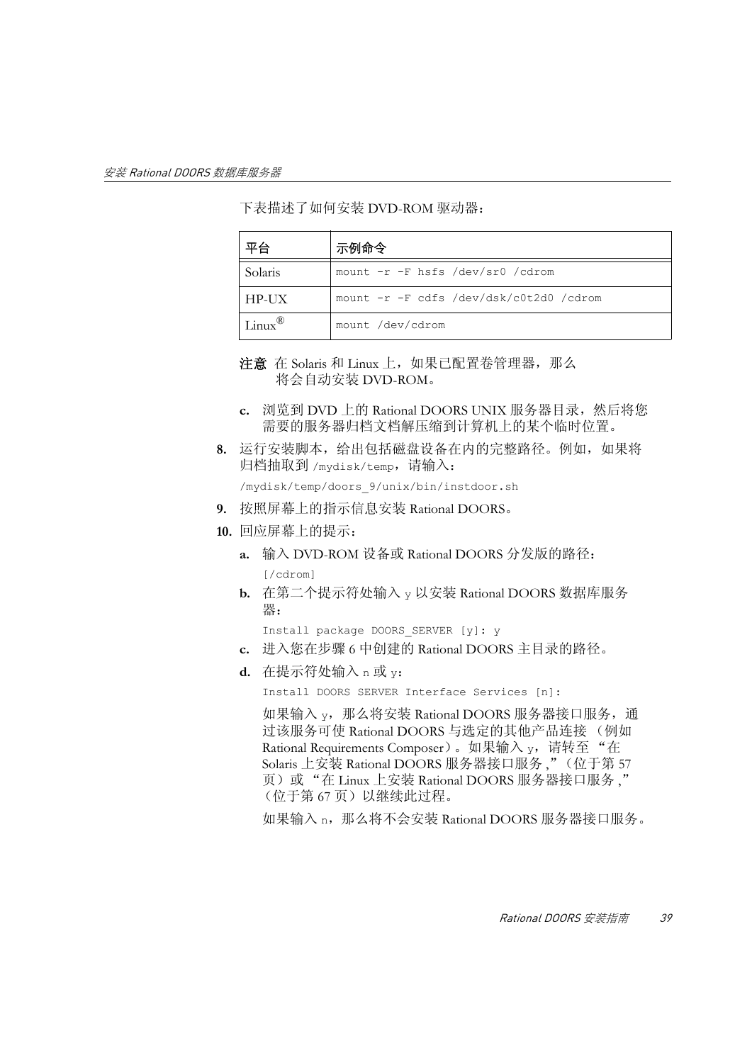下表描述了如何安装 DVD-ROM 驱动器：

| 平台 | 示例命令 |
| --- | --- |
| Solaris | `mount -r -F hsfs /dev/sr0 /cdrom` |
| HP-UX | `mount -r -F cdfs /dev/dsk/c0t2d0 /cdrom` |
| Linux® | `mount /dev/cdrom` |

**注意** 在 Solaris 和 Linux 上，如果已配置卷管理器，那么将会自动安装 DVD-ROM。

**c.** 浏览到 DVD 上的 Rational DOORS UNIX 服务器目录，然后将您需要的服务器归档文档解压缩到计算机上的某个临时位置。

**8.** 运行安装脚本，给出包括磁盘设备在内的完整路径。例如，如果将归档抽取到 `/mydisk/temp`，请输入：

```
/mydisk/temp/doors_9/unix/bin/instdoor.sh
```

**9.** 按照屏幕上的指示信息安装 Rational DOORS。

**10.** 回应屏幕上的提示：

**a.** 输入 DVD-ROM 设备或 Rational DOORS 分发版的路径：

```
[/cdrom]
```

**b.** 在第二个提示符处输入 `y` 以安装 Rational DOORS 数据库服务器：

```
Install package DOORS_SERVER [y]: y
```

**c.** 进入您在步骤 6 中创建的 Rational DOORS 主目录的路径。

**d.** 在提示符处输入 `n` 或 `y`：

```
Install DOORS SERVER Interface Services [n]:
```

如果输入 `y`，那么将安装 Rational DOORS 服务器接口服务，通过该服务可使 Rational DOORS 与选定的其他产品连接 （例如 Rational Requirements Composer）。如果输入 `y`，请转至 “在 Solaris 上安装 Rational DOORS 服务器接口服务 ,”（位于第 57 页）或 “在 Linux 上安装 Rational DOORS 服务器接口服务 ,”（位于第 67 页）以继续此过程。

如果输入 `n`，那么将不会安装 Rational DOORS 服务器接口服务。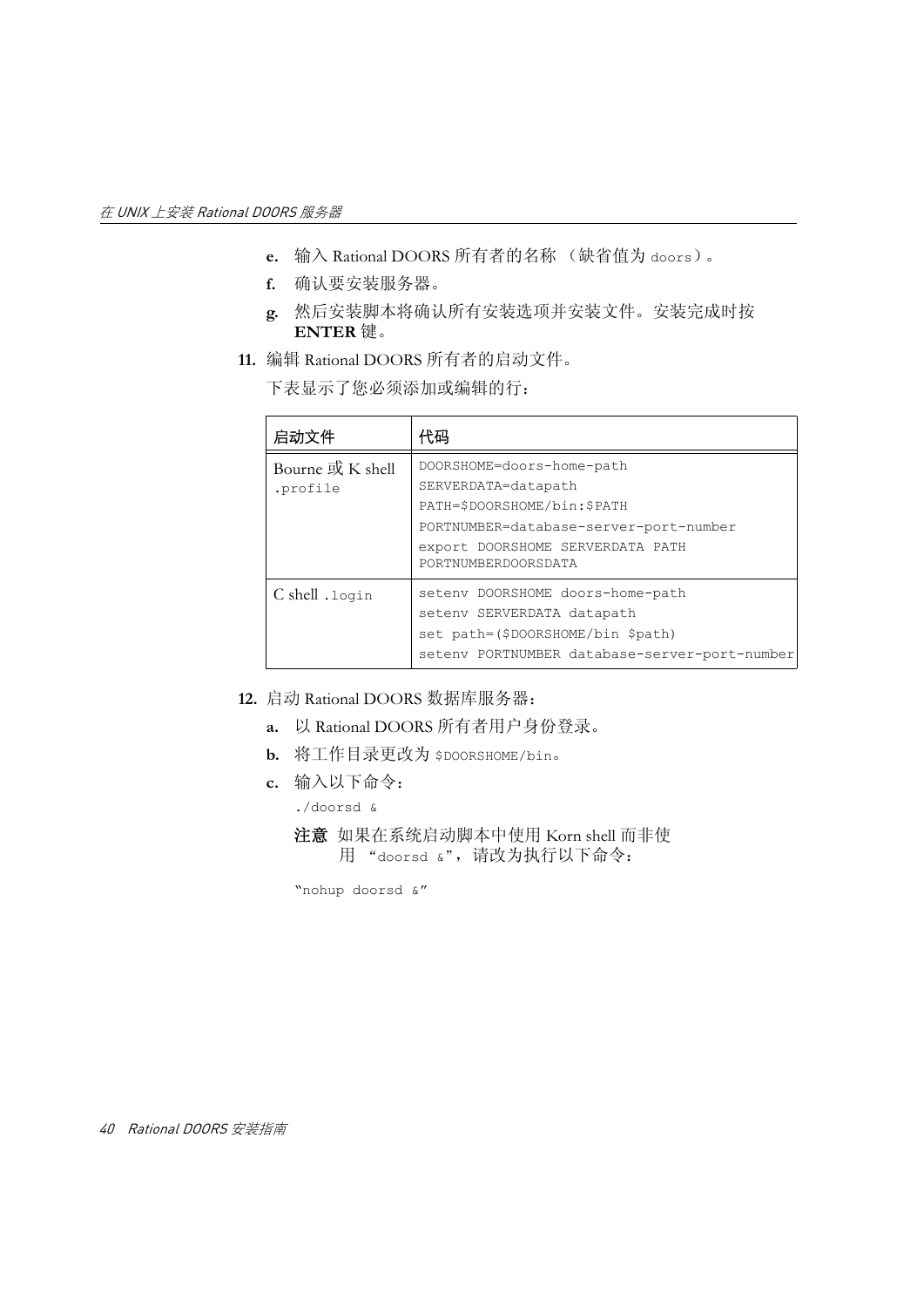e. 输入 Rational DOORS 所有者的名称 （缺省值为 `doors`）。

f. 确认要安装服务器。

g. 然后安装脚本将确认所有安装选项并安装文件。安装完成时按 **ENTER** 键。

**11.** 编辑 Rational DOORS 所有者的启动文件。

下表显示了您必须添加或编辑的行：

| 启动文件 | 代码 |
|---|---|
| Bourne 或 K shell `.profile` | `DOORSHOME=doors-home-path`<br>`SERVERDATA=datapath`<br>`PATH=$DOORSHOME/bin:$PATH`<br>`PORTNUMBER=database-server-port-number`<br>`export DOORSHOME SERVERDATA PATH PORTNUMBERDOORSDATA` |
| C shell `.login` | `setenv DOORSHOME doors-home-path`<br>`setenv SERVERDATA datapath`<br>`set path=($DOORSHOME/bin $path)`<br>`setenv PORTNUMBER database-server-port-number` |

**12.** 启动 Rational DOORS 数据库服务器：

a. 以 Rational DOORS 所有者用户身份登录。

b. 将工作目录更改为 `$DOORSHOME/bin`。

c. 输入以下命令：

```
./doorsd &
```

**注意** 如果在系统启动脚本中使用 Korn shell 而非使用 “`doorsd &`”，请改为执行以下命令：

```
“nohup doorsd &”
```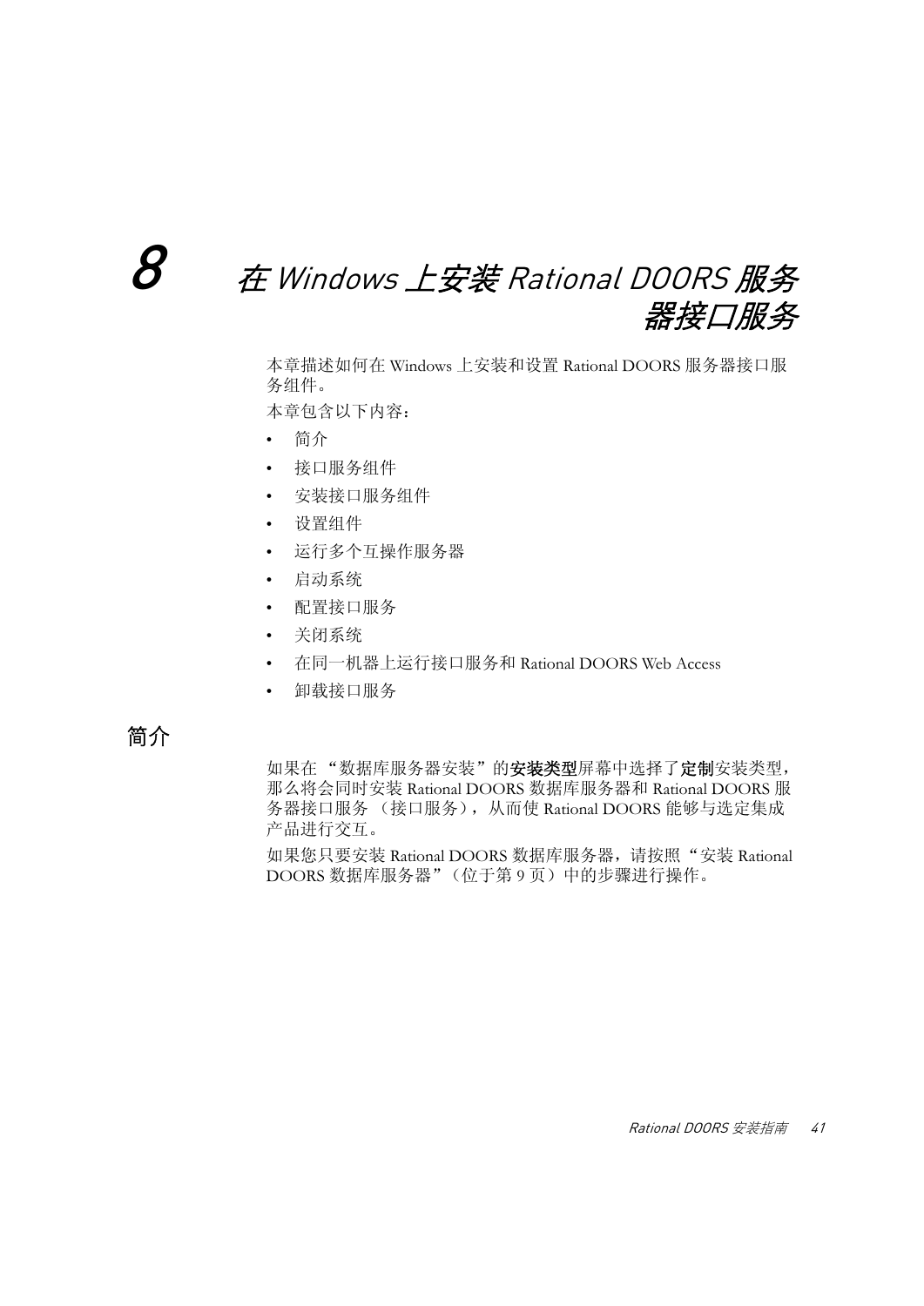# 8 在 Windows 上安装 Rational DOORS 服务器接口服务

本章描述如何在 Windows 上安装和设置 Rational DOORS 服务器接口服务组件。

本章包含以下内容：

- 简介
- 接口服务组件
- 安装接口服务组件
- 设置组件
- 运行多个互操作服务器
- 启动系统
- 配置接口服务
- 关闭系统
- 在同一机器上运行接口服务和 Rational DOORS Web Access
- 卸载接口服务

## 简介

如果在 “数据库服务器安装”的**安装类型**屏幕中选择了**定制**安装类型，那么将会同时安装 Rational DOORS 数据库服务器和 Rational DOORS 服务器接口服务 （接口服务），从而使 Rational DOORS 能够与选定集成产品进行交互。

如果您只要安装 Rational DOORS 数据库服务器，请按照“安装 Rational DOORS 数据库服务器”（位于第 9 页）中的步骤进行操作。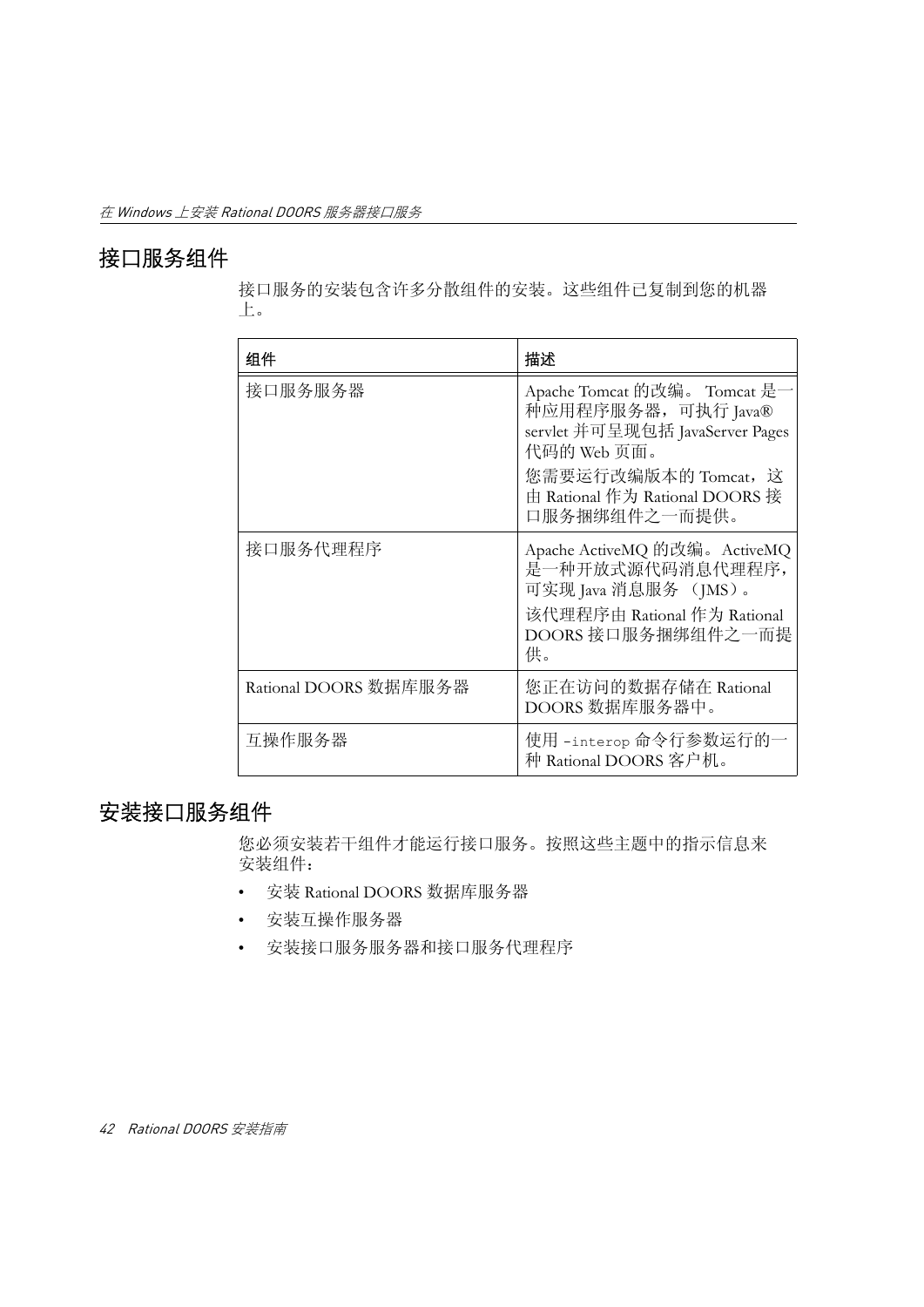## 接口服务组件

接口服务的安装包含许多分散组件的安装。这些组件已复制到您的机器上。

| 组件 | 描述 |
| --- | --- |
| 接口服务服务器 | Apache Tomcat 的改编。 Tomcat 是一种应用程序服务器，可执行 Java® servlet 并可呈现包括 JavaServer Pages 代码的 Web 页面。<br>您需要运行改编版本的 Tomcat，这由 Rational 作为 Rational DOORS 接口服务捆绑组件之一而提供。 |
| 接口服务代理程序 | Apache ActiveMQ 的改编。ActiveMQ 是一种开放式源代码消息代理程序，可实现 Java 消息服务 （JMS）。<br>该代理程序由 Rational 作为 Rational DOORS 接口服务捆绑组件之一而提供。 |
| Rational DOORS 数据库服务器 | 您正在访问的数据存储在 Rational DOORS 数据库服务器中。 |
| 互操作服务器 | 使用 `-interop` 命令行参数运行的一种 Rational DOORS 客户机。 |

## 安装接口服务组件

您必须安装若干组件才能运行接口服务。按照这些主题中的指示信息来安装组件：

- 安装 Rational DOORS 数据库服务器
- 安装互操作服务器
- 安装接口服务服务器和接口服务代理程序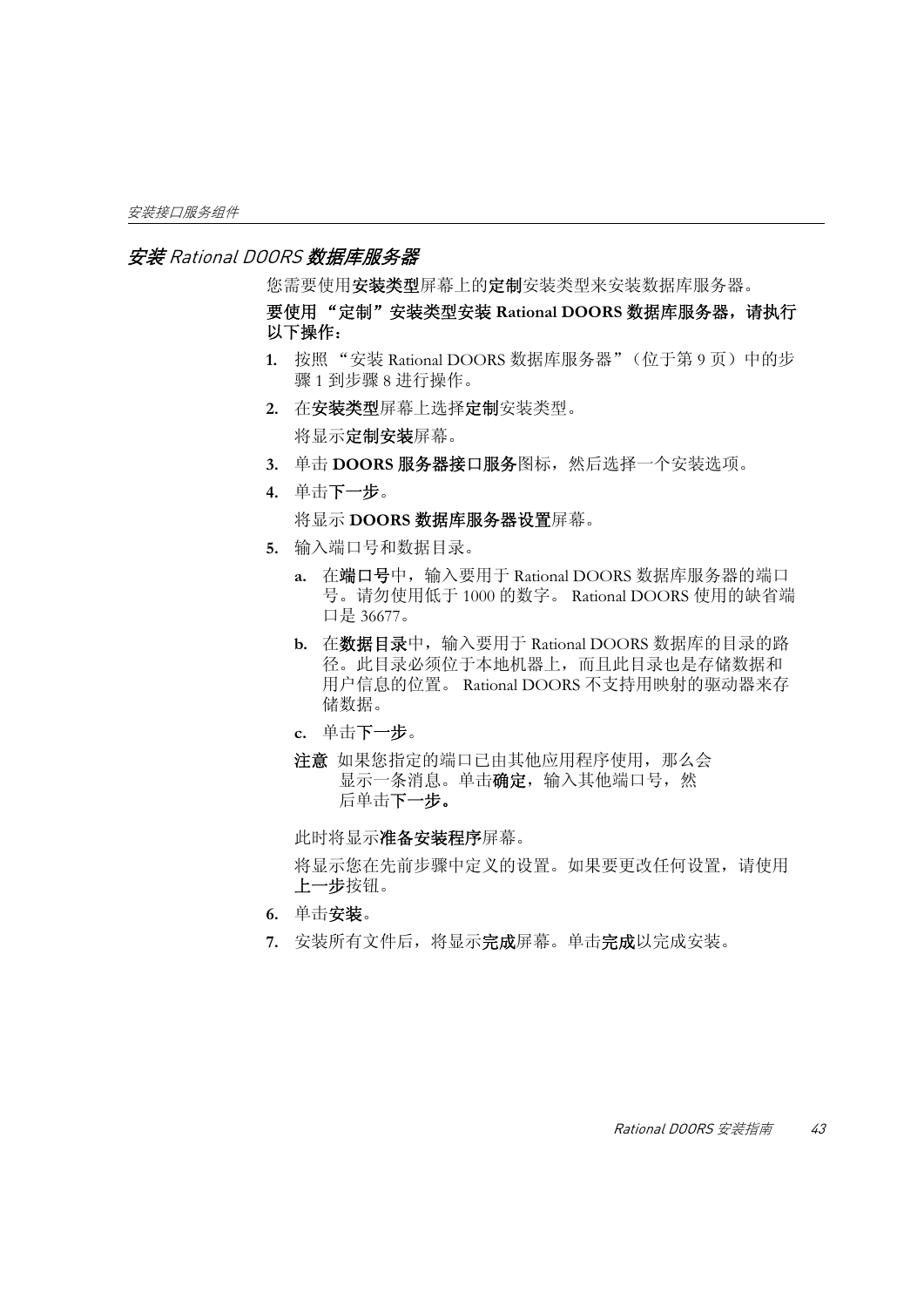## 安装 Rational DOORS 数据库服务器

您需要使用**安装类型**屏幕上的**定制**安装类型来安装数据库服务器。

**要使用 “定制”安装类型安装 Rational DOORS 数据库服务器，请执行以下操作：**

1. 按照 “安装 Rational DOORS 数据库服务器”（位于第 9 页）中的步骤 1 到步骤 8 进行操作。
2. 在**安装类型**屏幕上选择**定制**安装类型。

   将显示**定制安装**屏幕。
3. 单击 **DOORS 服务器接口服务**图标，然后选择一个安装选项。
4. 单击**下一步**。

   将显示 **DOORS 数据库服务器设置**屏幕。
5. 输入端口号和数据目录。
   a. 在**端口号**中，输入要用于 Rational DOORS 数据库服务器的端口号。请勿使用低于 1000 的数字。 Rational DOORS 使用的缺省端口是 36677。
   b. 在**数据目录**中，输入要用于 Rational DOORS 数据库的目录的路径。此目录必须位于本地机器上，而且此目录也是存储数据和用户信息的位置。 Rational DOORS 不支持用映射的驱动器来存储数据。
   c. 单击**下一步**。

   **注意** 如果您指定的端口已由其他应用程序使用，那么会显示一条消息。单击**确定**，输入其他端口号，然后单击**下一步。**

   此时将显示**准备安装程序**屏幕。

   将显示您在先前步骤中定义的设置。如果要更改任何设置，请使用**上一步**按钮。
6. 单击**安装**。
7. 安装所有文件后，将显示**完成**屏幕。单击**完成**以完成安装。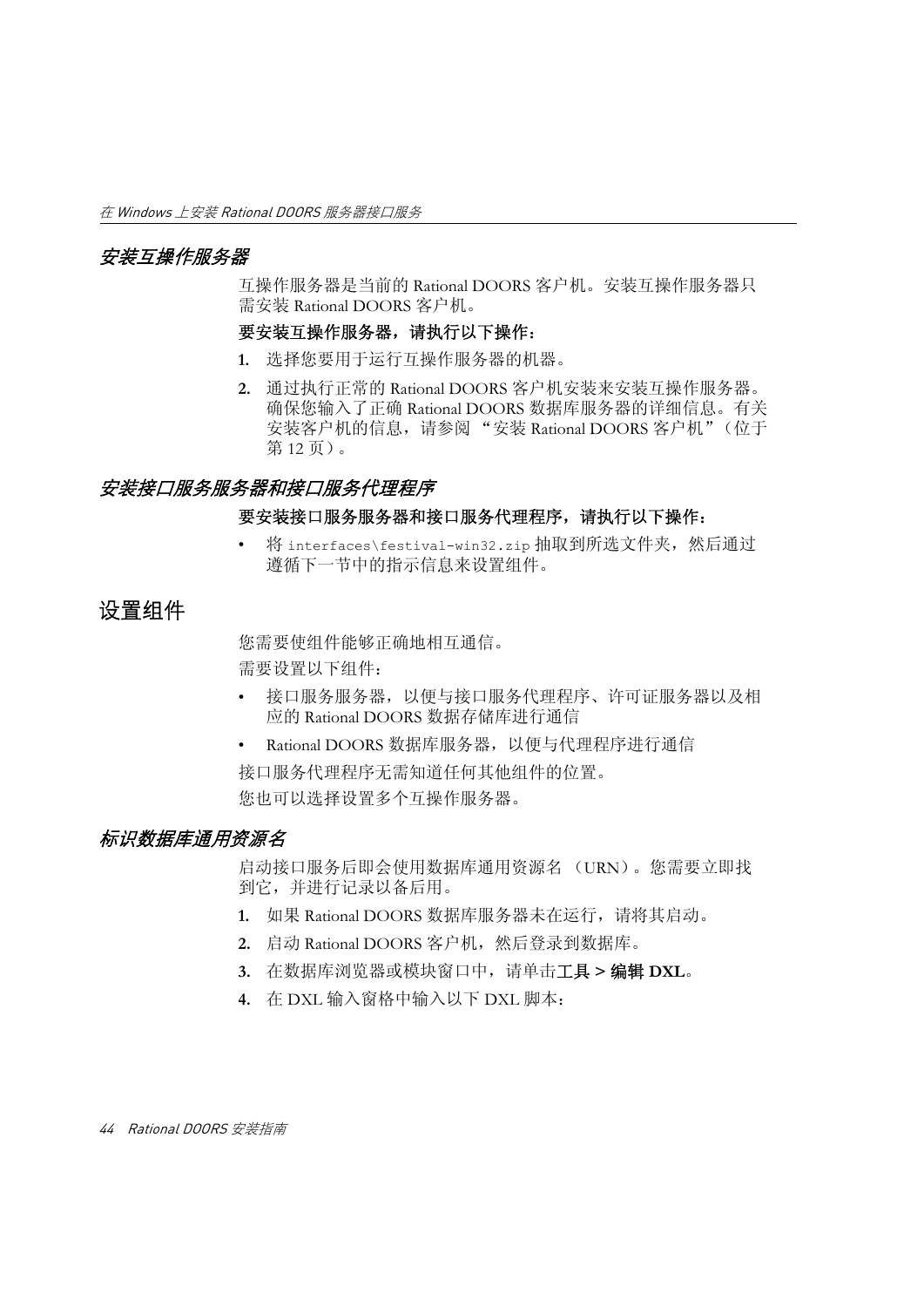### *安装互操作服务器*

互操作服务器是当前的 Rational DOORS 客户机。安装互操作服务器只需安装 Rational DOORS 客户机。

**要安装互操作服务器，请执行以下操作：**

1. 选择您要用于运行互操作服务器的机器。
2. 通过执行正常的 Rational DOORS 客户机安装来安装互操作服务器。确保您输入了正确 Rational DOORS 数据库服务器的详细信息。有关安装客户机的信息，请参阅 "安装 Rational DOORS 客户机"（位于第 12 页）。

### *安装接口服务服务器和接口服务代理程序*

**要安装接口服务服务器和接口服务代理程序，请执行以下操作：**

- 将 `interfaces\festival-win32.zip` 抽取到所选文件夹，然后通过遵循下一节中的指示信息来设置组件。

## 设置组件

您需要使组件能够正确地相互通信。

需要设置以下组件：

- 接口服务服务器，以便与接口服务代理程序、许可证服务器以及相应的 Rational DOORS 数据存储库进行通信
- Rational DOORS 数据库服务器，以便与代理程序进行通信

接口服务代理程序无需知道任何其他组件的位置。

您也可以选择设置多个互操作服务器。

### *标识数据库通用资源名*

启动接口服务后即会使用数据库通用资源名 （URN）。您需要立即找到它，并进行记录以备后用。

1. 如果 Rational DOORS 数据库服务器未在运行，请将其启动。
2. 启动 Rational DOORS 客户机，然后登录到数据库。
3. 在数据库浏览器或模块窗口中，请单击**工具 > 编辑 DXL**。
4. 在 DXL 输入窗格中输入以下 DXL 脚本：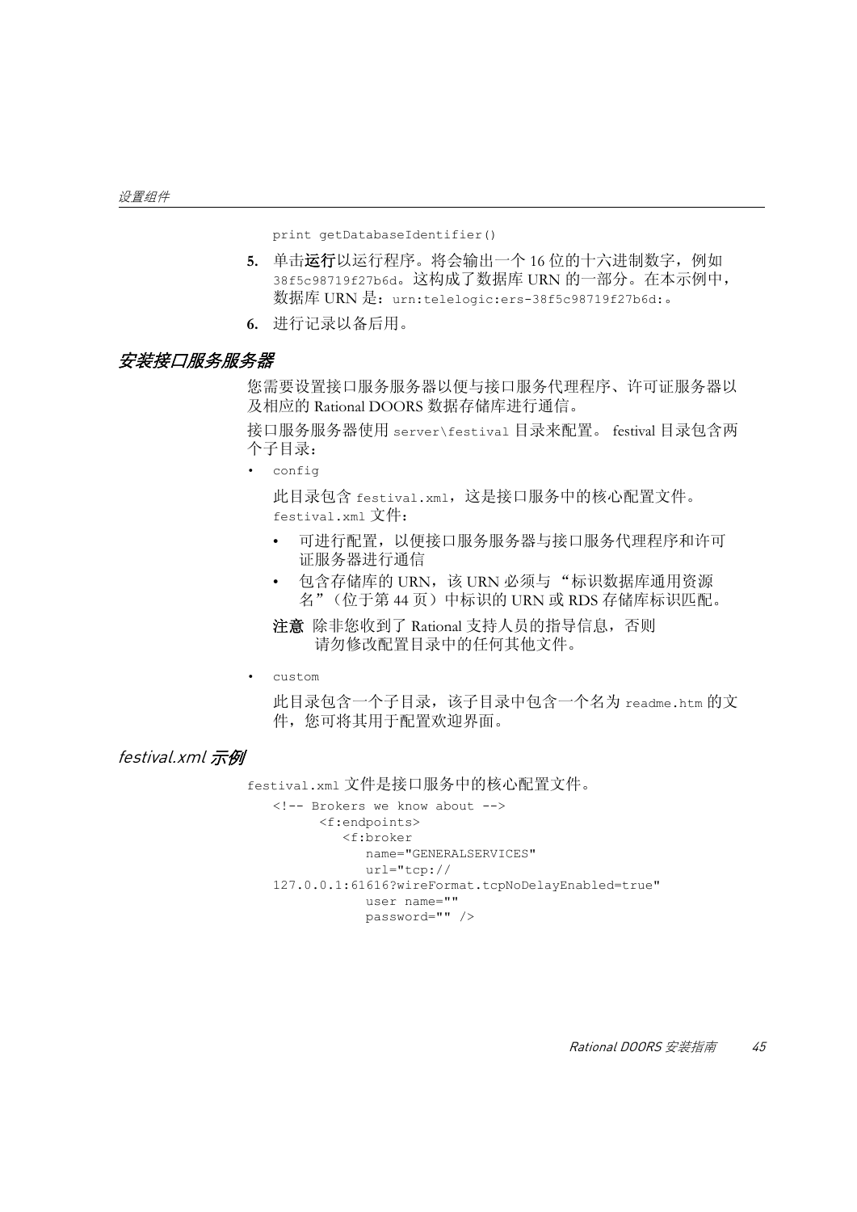```
print getDatabaseIdentifier()
```

5. 单击**运行**以运行程序。将会输出一个 16 位的十六进制数字，例如 `38f5c98719f27b6d`。这构成了数据库 URN 的一部分。在本示例中，数据库 URN 是：`urn:telelogic:ers-38f5c98719f27b6d:`。
6. 进行记录以备后用。

## *安装接口服务服务器*

您需要设置接口服务服务器以便与接口服务代理程序、许可证服务器以及相应的 Rational DOORS 数据存储库进行通信。

接口服务服务器使用 `server\festival` 目录来配置。 festival 目录包含两个子目录：

- `config`

  此目录包含 `festival.xml`，这是接口服务中的核心配置文件。`festival.xml` 文件：

  - 可进行配置，以便接口服务服务器与接口服务代理程序和许可证服务器进行通信
  - 包含存储库的 URN，该 URN 必须与 “标识数据库通用资源名”（位于第 44 页）中标识的 URN 或 RDS 存储库标识匹配。

  **注意** 除非您收到了 Rational 支持人员的指导信息，否则请勿修改配置目录中的任何其他文件。

- `custom`

  此目录包含一个子目录，该子目录中包含一个名为 `readme.htm` 的文件，您可将其用于配置欢迎界面。

### *festival.xml 示例*

`festival.xml` 文件是接口服务中的核心配置文件。

```
<!-- Brokers we know about -->
      <f:endpoints>
         <f:broker
            name="GENERALSERVICES"
            url="tcp://
127.0.0.1:61616?wireFormat.tcpNoDelayEnabled=true"
            user name=""
            password="" />
```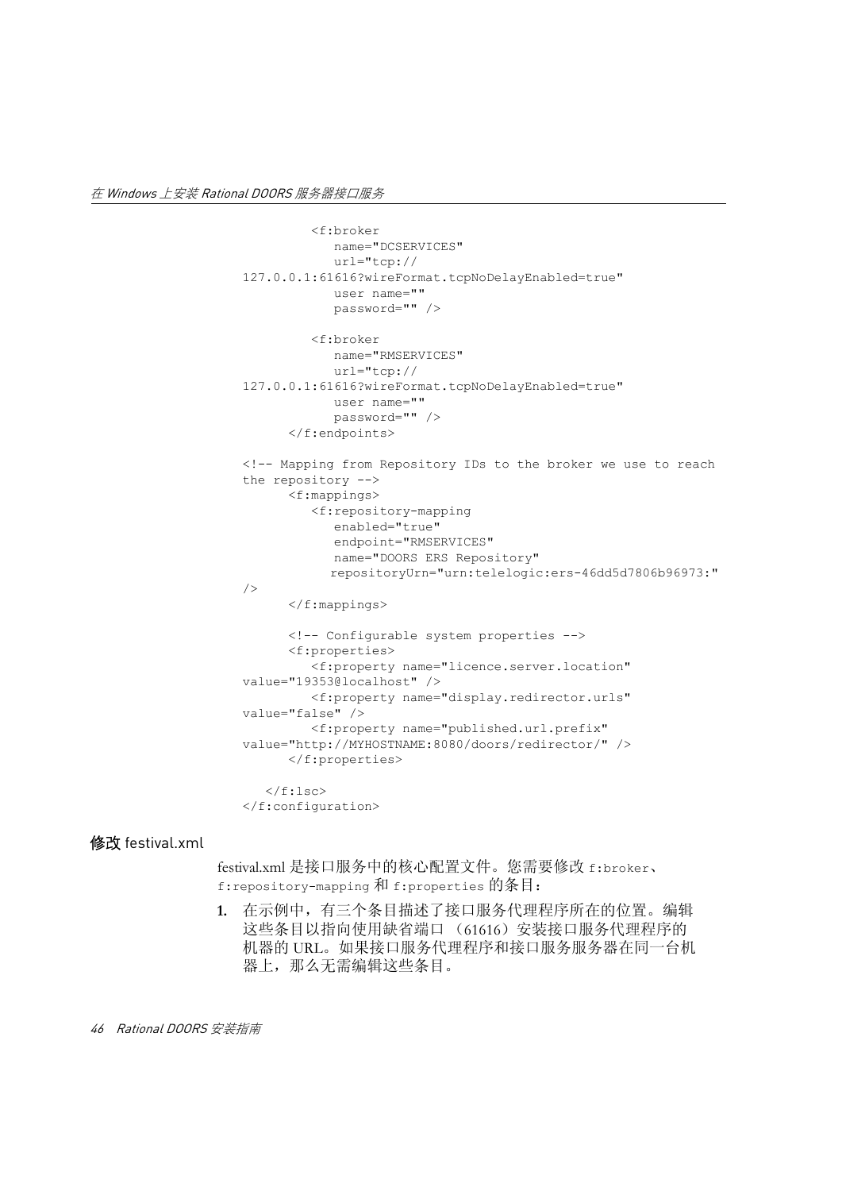```
         <f:broker
            name="DCSERVICES"
            url="tcp://
127.0.0.1:61616?wireFormat.tcpNoDelayEnabled=true"
            user name=""
            password="" />

         <f:broker
            name="RMSERVICES"
            url="tcp://
127.0.0.1:61616?wireFormat.tcpNoDelayEnabled=true"
            user name=""
            password="" />
      </f:endpoints>

<!-- Mapping from Repository IDs to the broker we use to reach
the repository -->
      <f:mappings>
         <f:repository-mapping
            enabled="true"
            endpoint="RMSERVICES"
            name="DOORS ERS Repository"
           repositoryUrn="urn:telelogic:ers-46dd5d7806b96973:"
/>
      </f:mappings>

      <!-- Configurable system properties -->
      <f:properties>
         <f:property name="licence.server.location"
value="19353@localhost" />
         <f:property name="display.redirector.urls"
value="false" />
         <f:property name="published.url.prefix"
value="http://MYHOSTNAME:8080/doors/redirector/" />
      </f:properties>

   </f:lsc>
</f:configuration>
```

## 修改 festival.xml

festival.xml 是接口服务中的核心配置文件。您需要修改 `f:broker`、`f:repository-mapping` 和 `f:properties` 的条目：

1. 在示例中，有三个条目描述了接口服务代理程序所在的位置。编辑这些条目以指向使用缺省端口 （61616）安装接口服务代理程序的机器的 URL。如果接口服务代理程序和接口服务服务器在同一台机器上，那么无需编辑这些条目。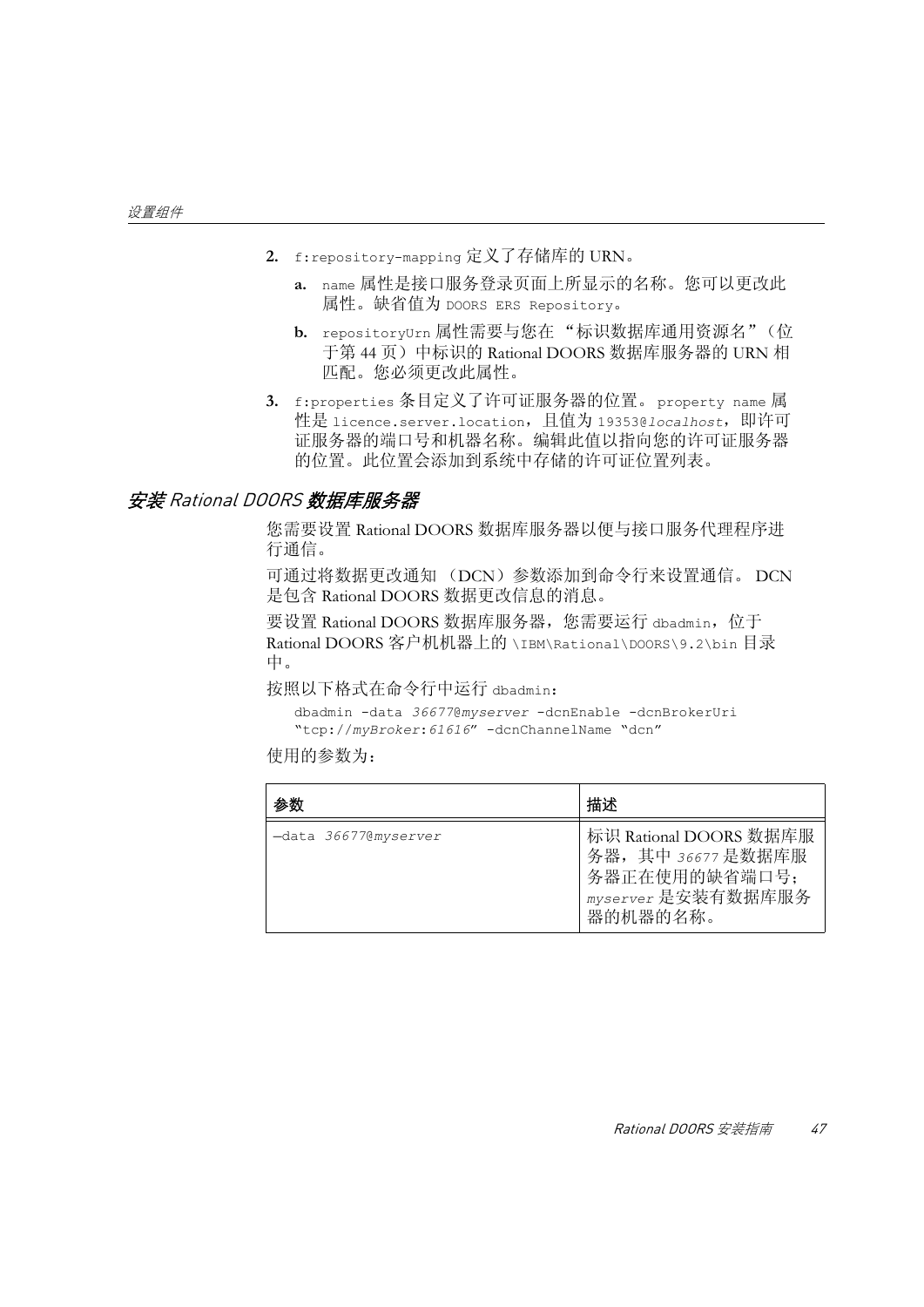2. `f:repository-mapping` 定义了存储库的 URN。

   a. `name` 属性是接口服务登录页面上所显示的名称。您可以更改此属性。缺省值为 `DOORS ERS Repository`。

   b. `repositoryUrn` 属性需要与您在 "标识数据库通用资源名"（位于第 44 页）中标识的 Rational DOORS 数据库服务器的 URN 相匹配。您必须更改此属性。

3. `f:properties` 条目定义了许可证服务器的位置。`property name` 属性是 `licence.server.location`，且值为 `19353@localhost`，即许可证服务器的端口号和机器名称。编辑此值以指向您的许可证服务器的位置。此位置会添加到系统中存储的许可证位置列表。

## *安装 Rational DOORS 数据库服务器*

您需要设置 Rational DOORS 数据库服务器以便与接口服务代理程序进行通信。

可通过将数据更改通知 （DCN）参数添加到命令行来设置通信。 DCN 是包含 Rational DOORS 数据更改信息的消息。

要设置 Rational DOORS 数据库服务器，您需要运行 `dbadmin`，位于 Rational DOORS 客户机机器上的 `\IBM\Rational\DOORS\9.2\bin` 目录中。

按照以下格式在命令行中运行 `dbadmin`：

```
dbadmin -data 36677@myserver -dcnEnable -dcnBrokerUri
"tcp://myBroker:61616" -dcnChannelName "dcn"
```

使用的参数为：

| 参数 | 描述 |
| --- | --- |
| `—data 36677@myserver` | 标识 Rational DOORS 数据库服务器，其中 `36677` 是数据库服务器正在使用的缺省端口号；`myserver` 是安装有数据库服务器的机器的名称。 |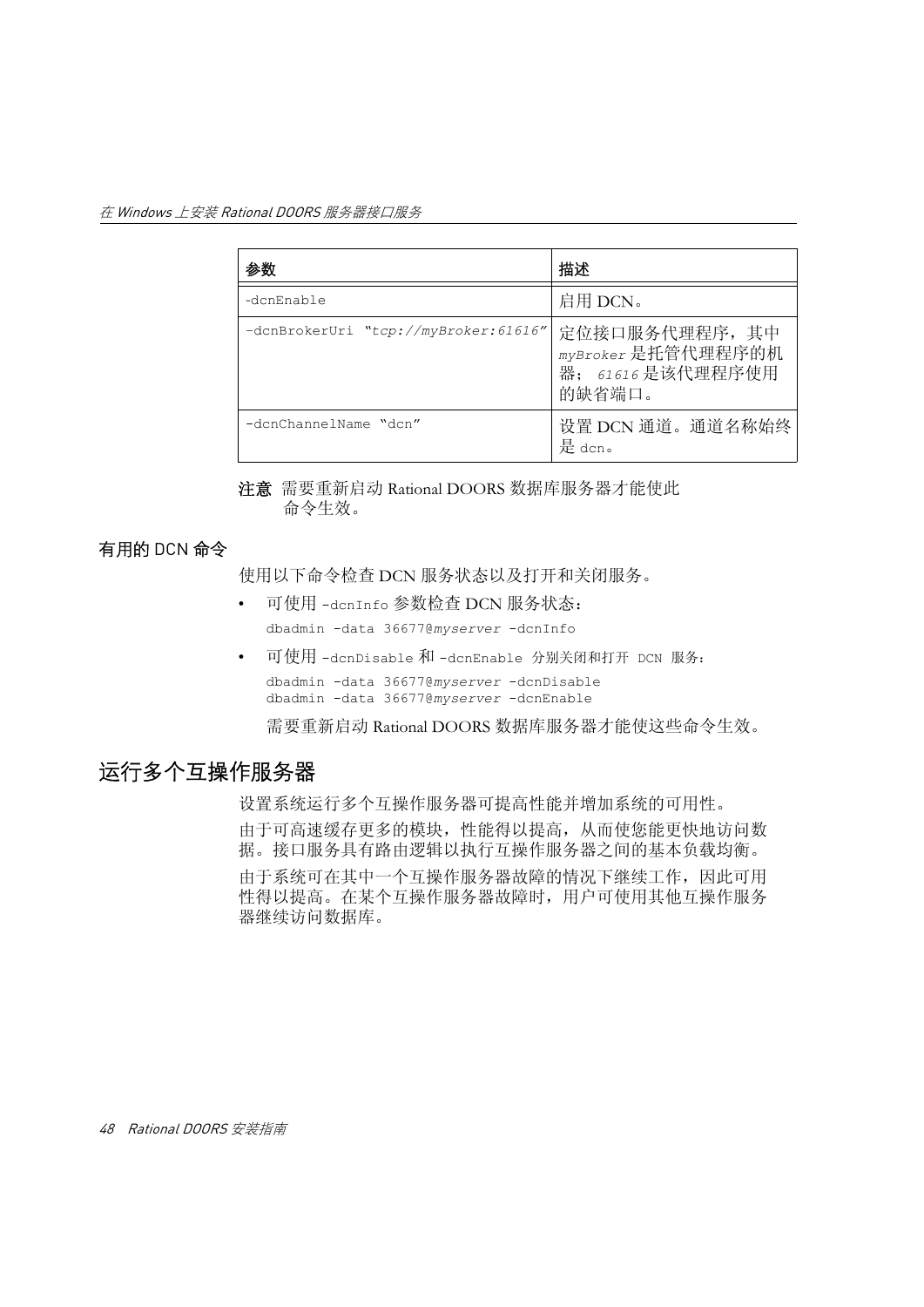| 参数 | 描述 |
| --- | --- |
| -dcnEnable | 启用 DCN。 |
| -dcnBrokerUri "*tcp://myBroker:61616*" | 定位接口服务代理程序，其中 *myBroker* 是托管代理程序的机器；*61616* 是该代理程序使用的缺省端口。 |
| -dcnChannelName "dcn" | 设置 DCN 通道。通道名称始终是 dcn。 |

**注意** 需要重新启动 Rational DOORS 数据库服务器才能使此命令生效。

### 有用的 DCN 命令

使用以下命令检查 DCN 服务状态以及打开和关闭服务。

- 可使用 -dcnInfo 参数检查 DCN 服务状态：

```
dbadmin -data 36677@myserver -dcnInfo
```

- 可使用 -dcnDisable 和 -dcnEnable 分别关闭和打开 DCN 服务：

```
dbadmin -data 36677@myserver -dcnDisable
dbadmin -data 36677@myserver -dcnEnable
```

需要重新启动 Rational DOORS 数据库服务器才能使这些命令生效。

## 运行多个互操作服务器

设置系统运行多个互操作服务器可提高性能并增加系统的可用性。

由于可高速缓存更多的模块，性能得以提高，从而使您能更快地访问数据。接口服务具有路由逻辑以执行互操作服务器之间的基本负载均衡。

由于系统可在其中一个互操作服务器故障的情况下继续工作，因此可用性得以提高。在某个互操作服务器故障时，用户可使用其他互操作服务器继续访问数据库。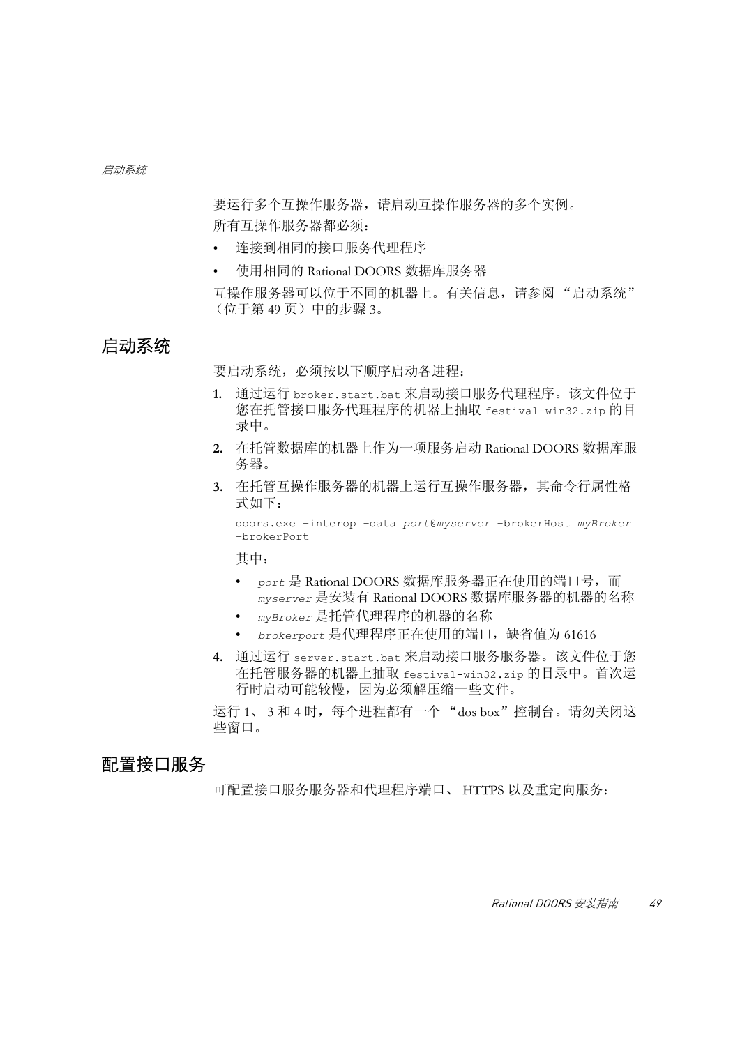要运行多个互操作服务器，请启动互操作服务器的多个实例。

所有互操作服务器都必须：

- 连接到相同的接口服务代理程序
- 使用相同的 Rational DOORS 数据库服务器

互操作服务器可以位于不同的机器上。有关信息，请参阅 “启动系统” （位于第 49 页）中的步骤 3。

## 启动系统

要启动系统，必须按以下顺序启动各进程：

1. 通过运行 `broker.start.bat` 来启动接口服务代理程序。该文件位于您在托管接口服务代理程序的机器上抽取 `festival-win32.zip` 的目录中。
2. 在托管数据库的机器上作为一项服务启动 Rational DOORS 数据库服务器。
3. 在托管互操作服务器的机器上运行互操作服务器，其命令行属性格式如下：

   ```
   doors.exe -interop -data port@myserver -brokerHost myBroker
   -brokerPort
   ```

   其中：

   - *`port`* 是 Rational DOORS 数据库服务器正在使用的端口号，而 *`myserver`* 是安装有 Rational DOORS 数据库服务器的机器的名称
   - *`myBroker`* 是托管代理程序的机器的名称
   - *`brokerport`* 是代理程序正在使用的端口，缺省值为 61616
4. 通过运行 `server.start.bat` 来启动接口服务服务器。该文件位于您在托管服务器的机器上抽取 `festival-win32.zip` 的目录中。首次运行时启动可能较慢，因为必须解压缩一些文件。

运行 1、 3 和 4 时，每个进程都有一个 “dos box”控制台。请勿关闭这些窗口。

## 配置接口服务

可配置接口服务服务器和代理程序端口、 HTTPS 以及重定向服务：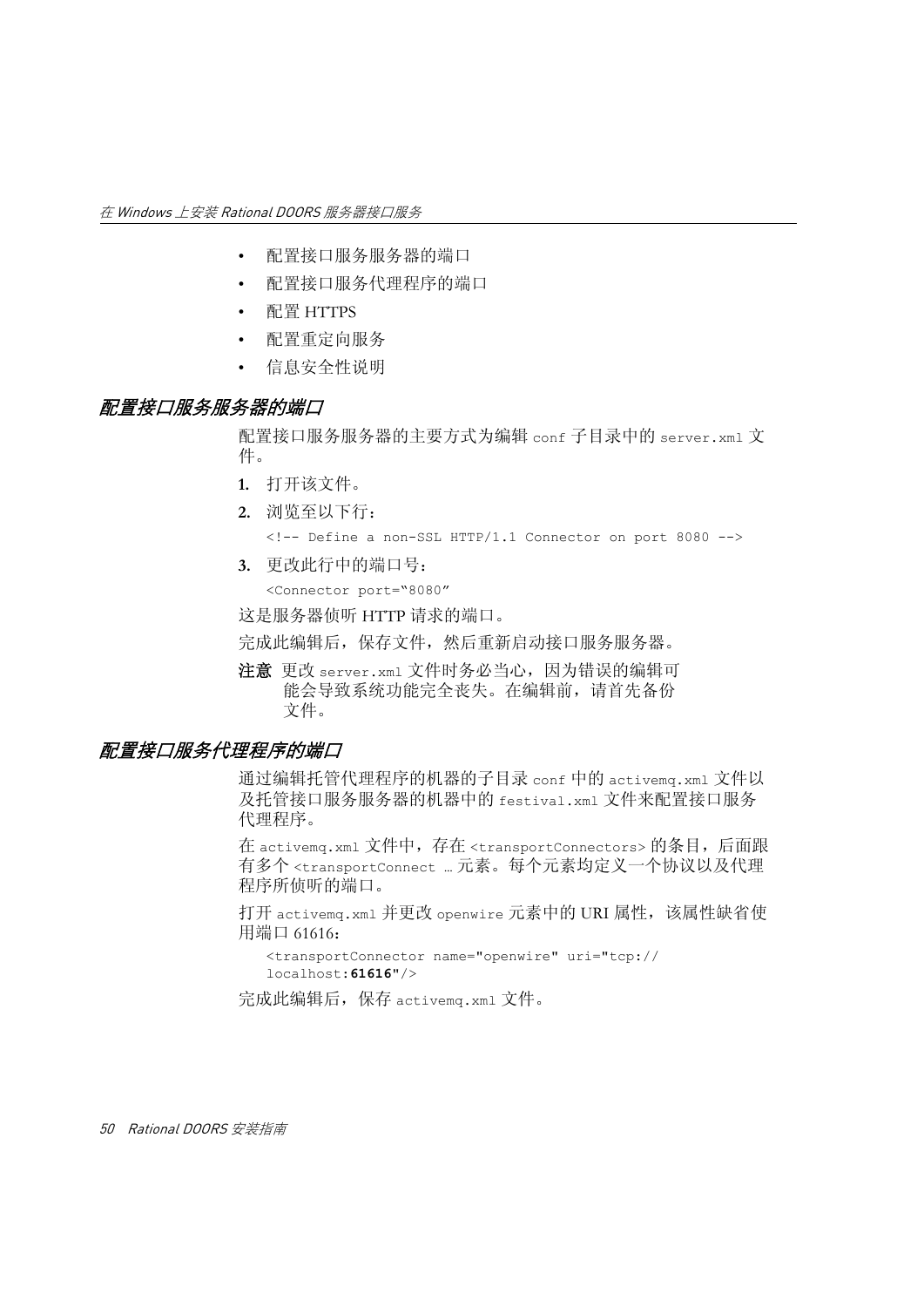- 配置接口服务服务器的端口
- 配置接口服务代理程序的端口
- 配置 HTTPS
- 配置重定向服务
- 信息安全性说明

## *配置接口服务服务器的端口*

配置接口服务服务器的主要方式为编辑 `conf` 子目录中的 `server.xml` 文件。

1. 打开该文件。
2. 浏览至以下行：

   ```
   <!-- Define a non-SSL HTTP/1.1 Connector on port 8080 -->
   ```

3. 更改此行中的端口号：

   ```
   <Connector port="8080"
   ```

这是服务器侦听 HTTP 请求的端口。

完成此编辑后，保存文件，然后重新启动接口服务服务器。

**注意** 更改 `server.xml` 文件时务必当心，因为错误的编辑可能会导致系统功能完全丧失。在编辑前，请首先备份文件。

## *配置接口服务代理程序的端口*

通过编辑托管代理程序的机器的子目录 `conf` 中的 `activemq.xml` 文件以及托管接口服务服务器的机器中的 `festival.xml` 文件来配置接口服务代理程序。

在 `activemq.xml` 文件中，存在 `<transportConnectors>` 的条目，后面跟有多个 `<transportConnect …` 元素。每个元素均定义一个协议以及代理程序所侦听的端口。

打开 `activemq.xml` 并更改 `openwire` 元素中的 URI 属性，该属性缺省使用端口 61616：

```
<transportConnector name="openwire" uri="tcp://
localhost:61616"/>
```

完成此编辑后，保存 `activemq.xml` 文件。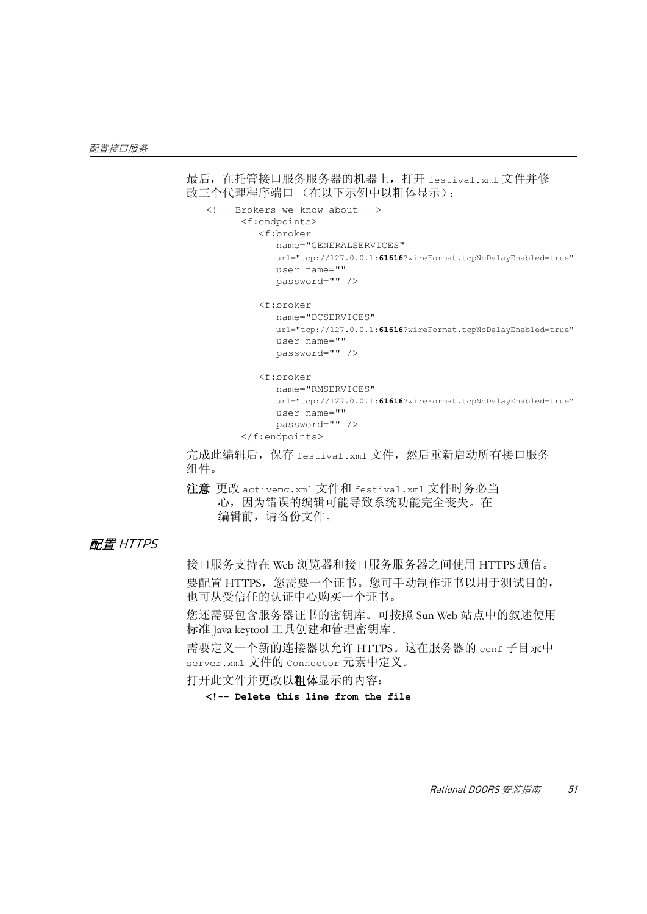最后，在托管接口服务服务器的机器上，打开 `festival.xml` 文件并修改三个代理程序端口 （在以下示例中以粗体显示）：

```
<!-- Brokers we know about -->
      <f:endpoints>
         <f:broker
            name="GENERALSERVICES"
            url="tcp://127.0.0.1:61616?wireFormat.tcpNoDelayEnabled=true"
            user name=""
            password="" />

         <f:broker
            name="DCSERVICES"
            url="tcp://127.0.0.1:61616?wireFormat.tcpNoDelayEnabled=true"
            user name=""
            password="" />

         <f:broker
            name="RMSERVICES"
            url="tcp://127.0.0.1:61616?wireFormat.tcpNoDelayEnabled=true"
            user name=""
            password="" />
      </f:endpoints>
```

完成此编辑后，保存 `festival.xml` 文件，然后重新启动所有接口服务组件。

**注意** 更改 `activemq.xml` 文件和 `festival.xml` 文件时务必当心，因为错误的编辑可能导致系统功能完全丧失。在编辑前，请备份文件。

## *配置 HTTPS*

接口服务支持在 Web 浏览器和接口服务服务器之间使用 HTTPS 通信。

要配置 HTTPS，您需要一个证书。您可手动制作证书以用于测试目的，也可从受信任的认证中心购买一个证书。

您还需要包含服务器证书的密钥库。可按照 Sun Web 站点中的叙述使用标准 Java keytool 工具创建和管理密钥库。

需要定义一个新的连接器以允许 HTTPS。这在服务器的 `conf` 子目录中 `server.xml` 文件的 `Connector` 元素中定义。

打开此文件并更改以**粗体**显示的内容：

```
<!-- Delete this line from the file
```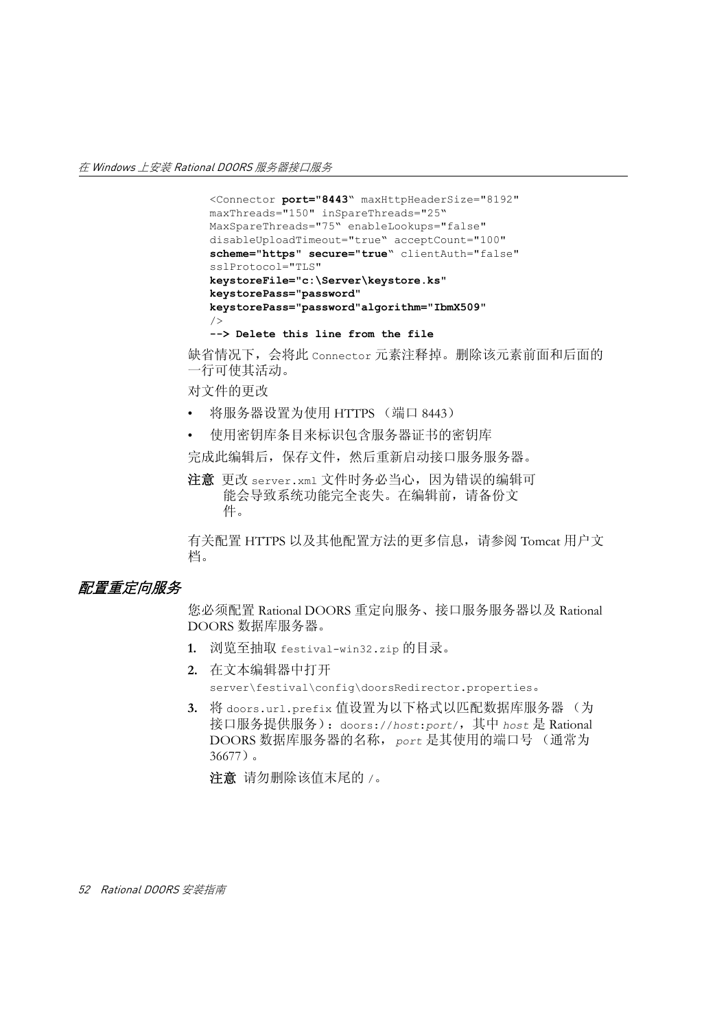```
<Connector port="8443" maxHttpHeaderSize="8192"
maxThreads="150" inSpareThreads="25"
MaxSpareThreads="75" enableLookups="false"
disableUploadTimeout="true" acceptCount="100"
scheme="https" secure="true" clientAuth="false"
sslProtocol="TLS"
keystoreFile="c:\Server\keystore.ks"
keystorePass="password"
keystorePass="password"algorithm="IbmX509"
/>
--> Delete this line from the file
```

缺省情况下，会将此 `Connector` 元素注释掉。删除该元素前面和后面的一行可使其活动。

对文件的更改

- 将服务器设置为使用 HTTPS （端口 8443）
- 使用密钥库条目来标识包含服务器证书的密钥库

完成此编辑后，保存文件，然后重新启动接口服务服务器。

**注意** 更改 `server.xml` 文件时务必当心，因为错误的编辑可能会导致系统功能完全丧失。在编辑前，请备份文件。

有关配置 HTTPS 以及其他配置方法的更多信息，请参阅 Tomcat 用户文档。

## *配置重定向服务*

您必须配置 Rational DOORS 重定向服务、接口服务服务器以及 Rational DOORS 数据库服务器。

1. 浏览至抽取 `festival-win32.zip` 的目录。
2. 在文本编辑器中打开 `server\festival\config\doorsRedirector.properties`。
3. 将 `doors.url.prefix` 值设置为以下格式以匹配数据库服务器 （为接口服务提供服务）：`doors://host:port/`，其中 *`host`* 是 Rational DOORS 数据库服务器的名称， *`port`* 是其使用的端口号 （通常为 36677）。

   **注意** 请勿删除该值末尾的 `/`。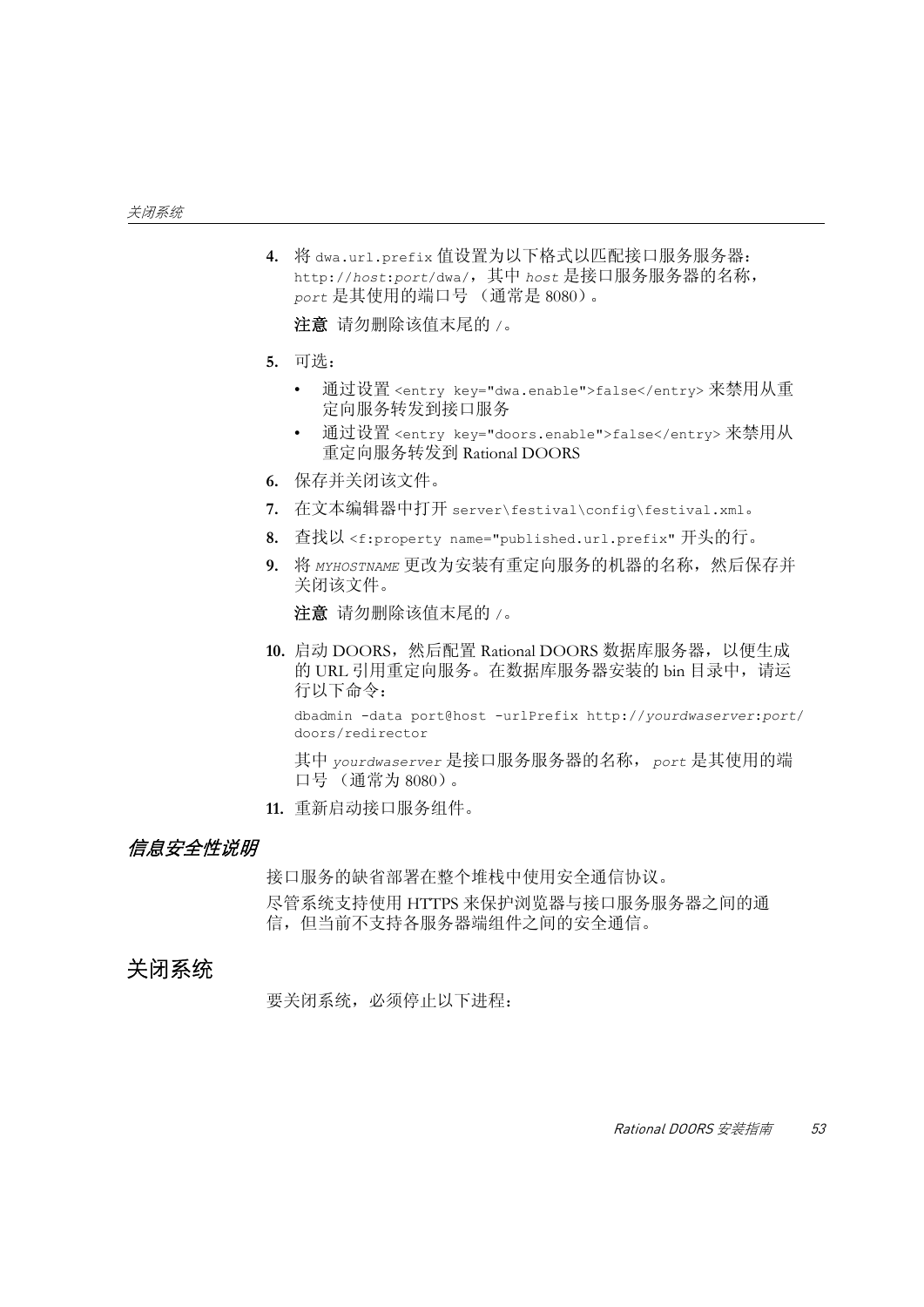4. 将 `dwa.url.prefix` 值设置为以下格式以匹配接口服务服务器：`http://host:port/dwa/`，其中 *host* 是接口服务服务器的名称，*port* 是其使用的端口号 （通常是 8080）。

   **注意** 请勿删除该值末尾的 `/`。

5. 可选：

   - 通过设置 `<entry key="dwa.enable">false</entry>` 来禁用从重定向服务转发到接口服务
   - 通过设置 `<entry key="doors.enable">false</entry>` 来禁用从重定向服务转发到 Rational DOORS

6. 保存并关闭该文件。

7. 在文本编辑器中打开 `server\festival\config\festival.xml`。

8. 查找以 `<f:property name="published.url.prefix"` 开头的行。

9. 将 *MYHOSTNAME* 更改为安装有重定向服务的机器的名称，然后保存并关闭该文件。

   **注意** 请勿删除该值末尾的 `/`。

10. 启动 DOORS，然后配置 Rational DOORS 数据库服务器，以便生成的 URL 引用重定向服务。在数据库服务器安装的 bin 目录中，请运行以下命令：

    ```
    dbadmin -data port@host -urlPrefix http://yourdwaserver:port/doors/redirector
    ```

    其中 *yourdwaserver* 是接口服务服务器的名称， *port* 是其使用的端口号 （通常为 8080）。

11. 重新启动接口服务组件。

### *信息安全性说明*

接口服务的缺省部署在整个堆栈中使用安全通信协议。

尽管系统支持使用 HTTPS 来保护浏览器与接口服务服务器之间的通信，但当前不支持各服务器端组件之间的安全通信。

## 关闭系统

要关闭系统，必须停止以下进程：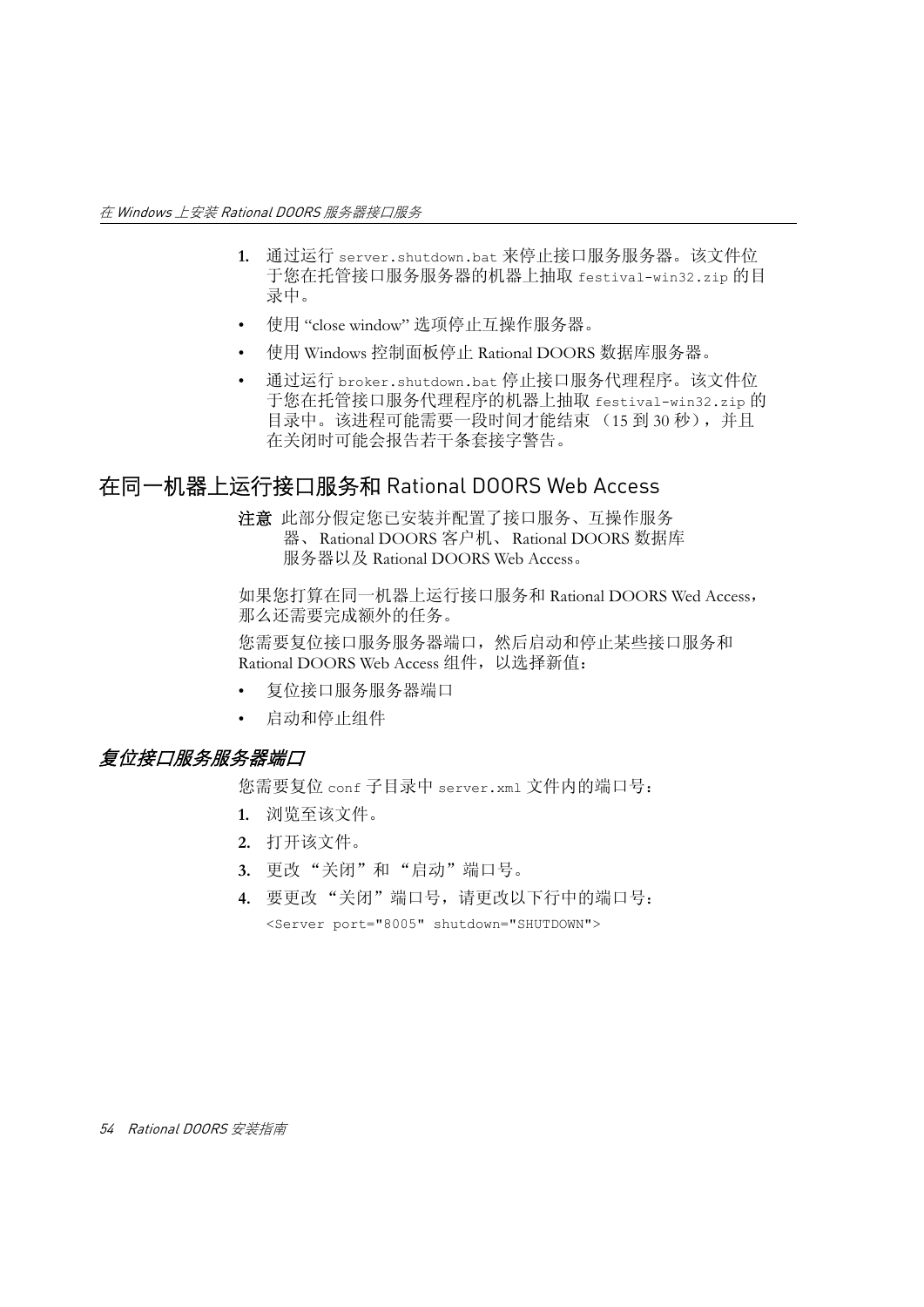1. 通过运行 `server.shutdown.bat` 来停止接口服务服务器。该文件位于您在托管接口服务服务器的机器上抽取 `festival-win32.zip` 的目录中。

- 使用 “close window” 选项停止互操作服务器。
- 使用 Windows 控制面板停止 Rational DOORS 数据库服务器。
- 通过运行 `broker.shutdown.bat` 停止接口服务代理程序。该文件位于您在托管接口服务代理程序的机器上抽取 `festival-win32.zip` 的目录中。该进程可能需要一段时间才能结束 （15 到 30 秒），并且在关闭时可能会报告若干条套接字警告。

## 在同一机器上运行接口服务和 Rational DOORS Web Access

**注意** 此部分假定您已安装并配置了接口服务、互操作服务器、 Rational DOORS 客户机、 Rational DOORS 数据库服务器以及 Rational DOORS Web Access。

如果您打算在同一机器上运行接口服务和 Rational DOORS Wed Access，那么还需要完成额外的任务。

您需要复位接口服务服务器端口，然后启动和停止某些接口服务和 Rational DOORS Web Access 组件，以选择新值：

- 复位接口服务服务器端口
- 启动和停止组件

### *复位接口服务服务器端口*

您需要复位 `conf` 子目录中 `server.xml` 文件内的端口号：

1. 浏览至该文件。
2. 打开该文件。
3. 更改 “关闭”和 “启动”端口号。
4. 要更改 “关闭”端口号，请更改以下行中的端口号：

```
<Server port="8005" shutdown="SHUTDOWN">
```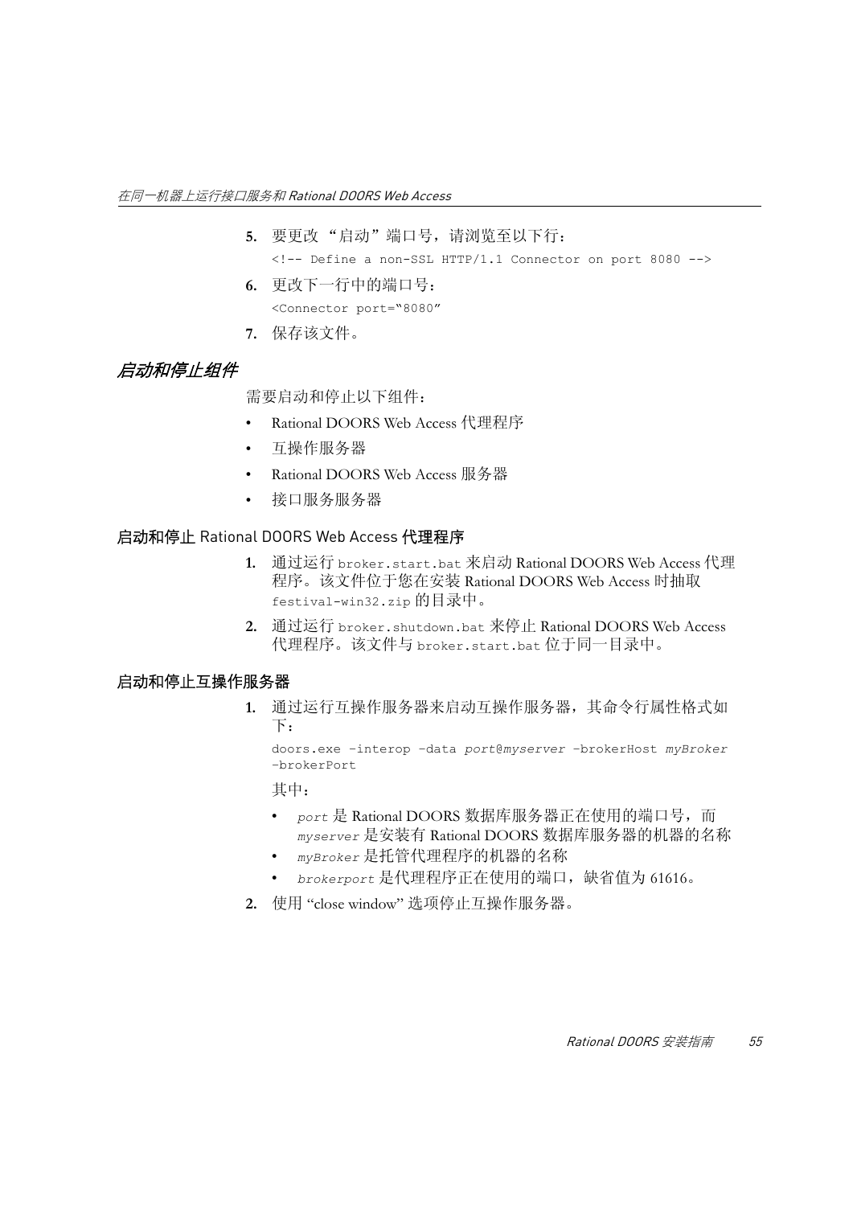5. 要更改 “启动”端口号，请浏览至以下行：

   ```
   <!-- Define a non-SSL HTTP/1.1 Connector on port 8080 -->
   ```

6. 更改下一行中的端口号：

   ```
   <Connector port="8080"
   ```

7. 保存该文件。

## *启动和停止组件*

需要启动和停止以下组件：

- Rational DOORS Web Access 代理程序
- 互操作服务器
- Rational DOORS Web Access 服务器
- 接口服务服务器

### 启动和停止 Rational DOORS Web Access 代理程序

1. 通过运行 `broker.start.bat` 来启动 Rational DOORS Web Access 代理程序。该文件位于您在安装 Rational DOORS Web Access 时抽取 `festival-win32.zip` 的目录中。
2. 通过运行 `broker.shutdown.bat` 来停止 Rational DOORS Web Access 代理程序。该文件与 `broker.start.bat` 位于同一目录中。

### 启动和停止互操作服务器

1. 通过运行互操作服务器来启动互操作服务器，其命令行属性格式如下：

   ```
   doors.exe -interop -data port@myserver -brokerHost myBroker
   -brokerPort
   ```

   其中：

   - *port* 是 Rational DOORS 数据库服务器正在使用的端口号，而 *myserver* 是安装有 Rational DOORS 数据库服务器的机器的名称
   - *myBroker* 是托管代理程序的机器的名称
   - *brokerport* 是代理程序正在使用的端口，缺省值为 61616。

2. 使用 “close window” 选项停止互操作服务器。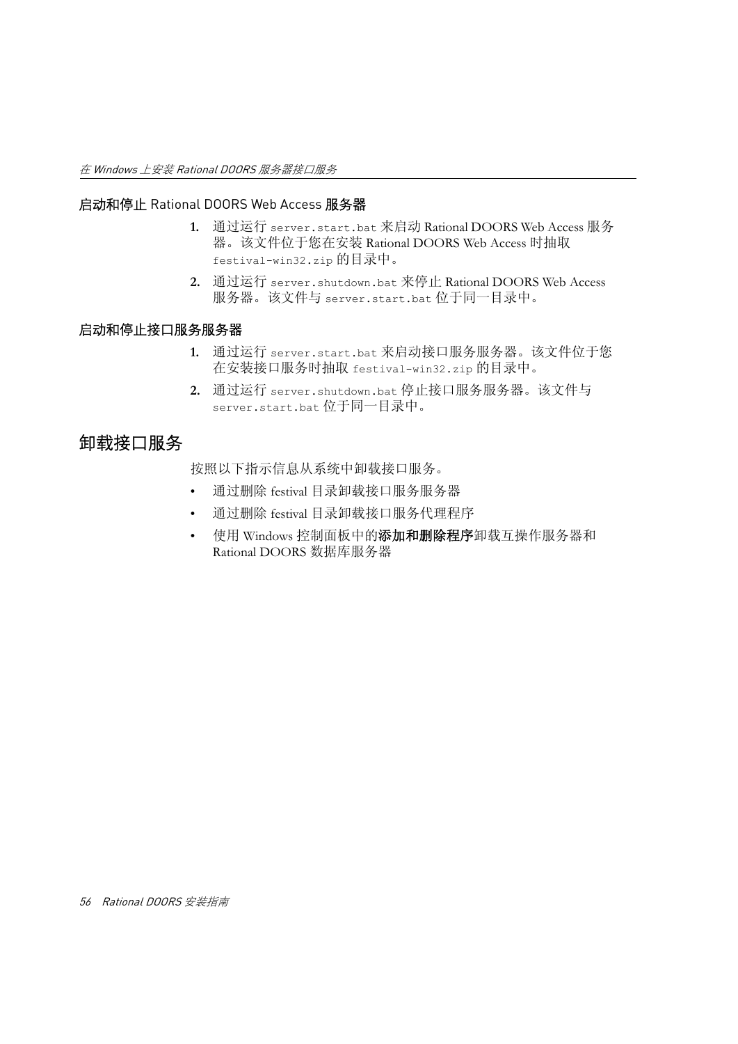### 启动和停止 Rational DOORS Web Access 服务器

1. 通过运行 `server.start.bat` 来启动 Rational DOORS Web Access 服务器。该文件位于您在安装 Rational DOORS Web Access 时抽取 `festival-win32.zip` 的目录中。
2. 通过运行 `server.shutdown.bat` 来停止 Rational DOORS Web Access 服务器。该文件与 `server.start.bat` 位于同一目录中。

### 启动和停止接口服务服务器

1. 通过运行 `server.start.bat` 来启动接口服务服务器。该文件位于您在安装接口服务时抽取 `festival-win32.zip` 的目录中。
2. 通过运行 `server.shutdown.bat` 停止接口服务服务器。该文件与 `server.start.bat` 位于同一目录中。

## 卸载接口服务

按照以下指示信息从系统中卸载接口服务。

- 通过删除 festival 目录卸载接口服务服务器
- 通过删除 festival 目录卸载接口服务代理程序
- 使用 Windows 控制面板中的**添加和删除程序**卸载互操作服务器和 Rational DOORS 数据库服务器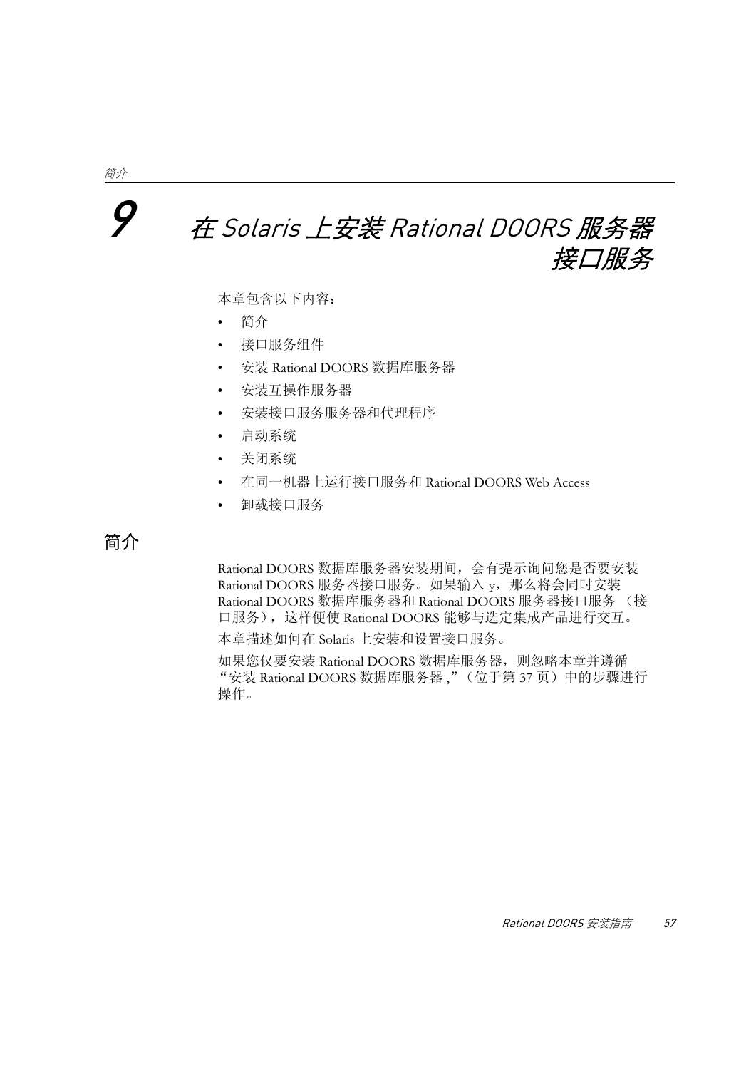# 9 在 Solaris 上安装 Rational DOORS 服务器接口服务

本章包含以下内容：

- 简介
- 接口服务组件
- 安装 Rational DOORS 数据库服务器
- 安装互操作服务器
- 安装接口服务服务器和代理程序
- 启动系统
- 关闭系统
- 在同一机器上运行接口服务和 Rational DOORS Web Access
- 卸载接口服务

## 简介

Rational DOORS 数据库服务器安装期间，会有提示询问您是否要安装 Rational DOORS 服务器接口服务。如果输入 `y`，那么将会同时安装 Rational DOORS 数据库服务器和 Rational DOORS 服务器接口服务 （接口服务），这样便使 Rational DOORS 能够与选定集成产品进行交互。

本章描述如何在 Solaris 上安装和设置接口服务。

如果您仅要安装 Rational DOORS 数据库服务器，则忽略本章并遵循 "安装 Rational DOORS 数据库服务器 ,"（位于第 37 页）中的步骤进行操作。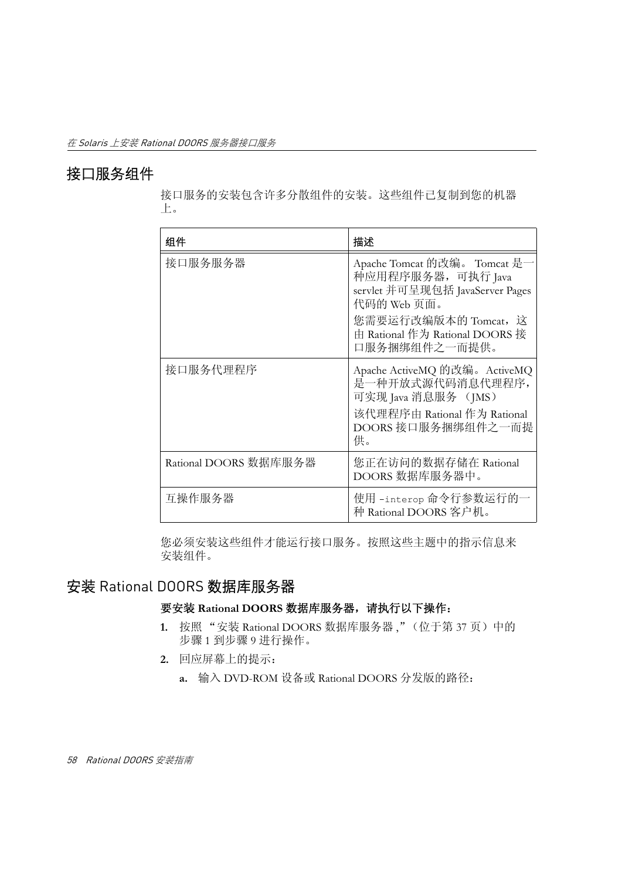## 接口服务组件

接口服务的安装包含许多分散组件的安装。这些组件已复制到您的机器上。

| 组件 | 描述 |
| --- | --- |
| 接口服务服务器 | Apache Tomcat 的改编。 Tomcat 是一种应用程序服务器，可执行 Java servlet 并可呈现包括 JavaServer Pages 代码的 Web 页面。<br>您需要运行改编版本的 Tomcat，这由 Rational 作为 Rational DOORS 接口服务捆绑组件之一而提供。 |
| 接口服务代理程序 | Apache ActiveMQ 的改编。ActiveMQ 是一种开放式源代码消息代理程序，可实现 Java 消息服务 （JMS）<br>该代理程序由 Rational 作为 Rational DOORS 接口服务捆绑组件之一而提供。 |
| Rational DOORS 数据库服务器 | 您正在访问的数据存储在 Rational DOORS 数据库服务器中。 |
| 互操作服务器 | 使用 `-interop` 命令行参数运行的一种 Rational DOORS 客户机。 |

您必须安装这些组件才能运行接口服务。按照这些主题中的指示信息来安装组件。

## 安装 Rational DOORS 数据库服务器

**要安装 Rational DOORS 数据库服务器，请执行以下操作：**

1. 按照 “安装 Rational DOORS 数据库服务器 ,”（位于第 37 页）中的步骤 1 到步骤 9 进行操作。
2. 回应屏幕上的提示：
   a. 输入 DVD-ROM 设备或 Rational DOORS 分发版的路径：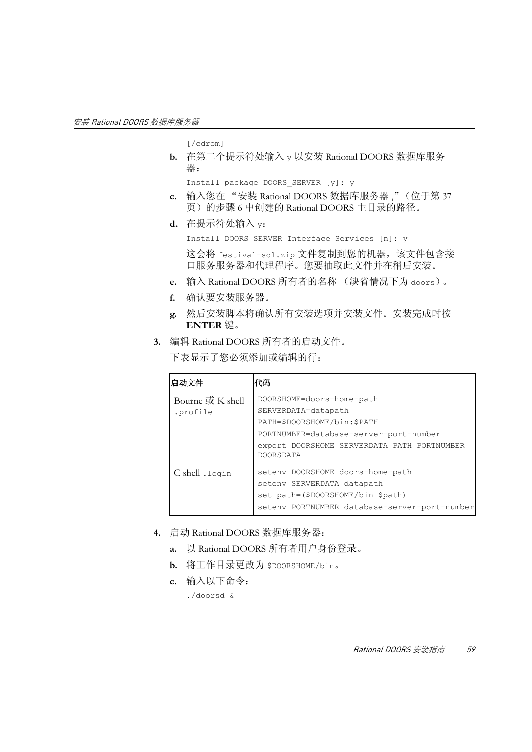```
[/cdrom]
```

b. 在第二个提示符处输入 `y` 以安装 Rational DOORS 数据库服务器：

```
Install package DOORS_SERVER [y]: y
```

c. 输入您在 "安装 Rational DOORS 数据库服务器 ,"（位于第 37 页）的步骤 6 中创建的 Rational DOORS 主目录的路径。

d. 在提示符处输入 `y`：

```
Install DOORS SERVER Interface Services [n]: y
```

这会将 `festival-sol.zip` 文件复制到您的机器，该文件包含接口服务服务器和代理程序。您要抽取此文件并在稍后安装。

e. 输入 Rational DOORS 所有者的名称 （缺省情况下为 `doors`）。

f. 确认要安装服务器。

g. 然后安装脚本将确认所有安装选项并安装文件。安装完成时按 **ENTER** 键。

**3.** 编辑 Rational DOORS 所有者的启动文件。

下表显示了您必须添加或编辑的行：

| 启动文件 | 代码 |
|---|---|
| Bourne 或 K shell `.profile` | `DOORSHOME=doors-home-path`<br>`SERVERDATA=datapath`<br>`PATH=$DOORSHOME/bin:$PATH`<br>`PORTNUMBER=database-server-port-number`<br>`export DOORSHOME SERVERDATA PATH PORTNUMBER DOORSDATA` |
| C shell `.login` | `setenv DOORSHOME doors-home-path`<br>`setenv SERVERDATA datapath`<br>`set path=($DOORSHOME/bin $path)`<br>`setenv PORTNUMBER database-server-port-number` |

**4.** 启动 Rational DOORS 数据库服务器：

a. 以 Rational DOORS 所有者用户身份登录。

b. 将工作目录更改为 `$DOORSHOME/bin`。

c. 输入以下命令：

```
./doorsd &
```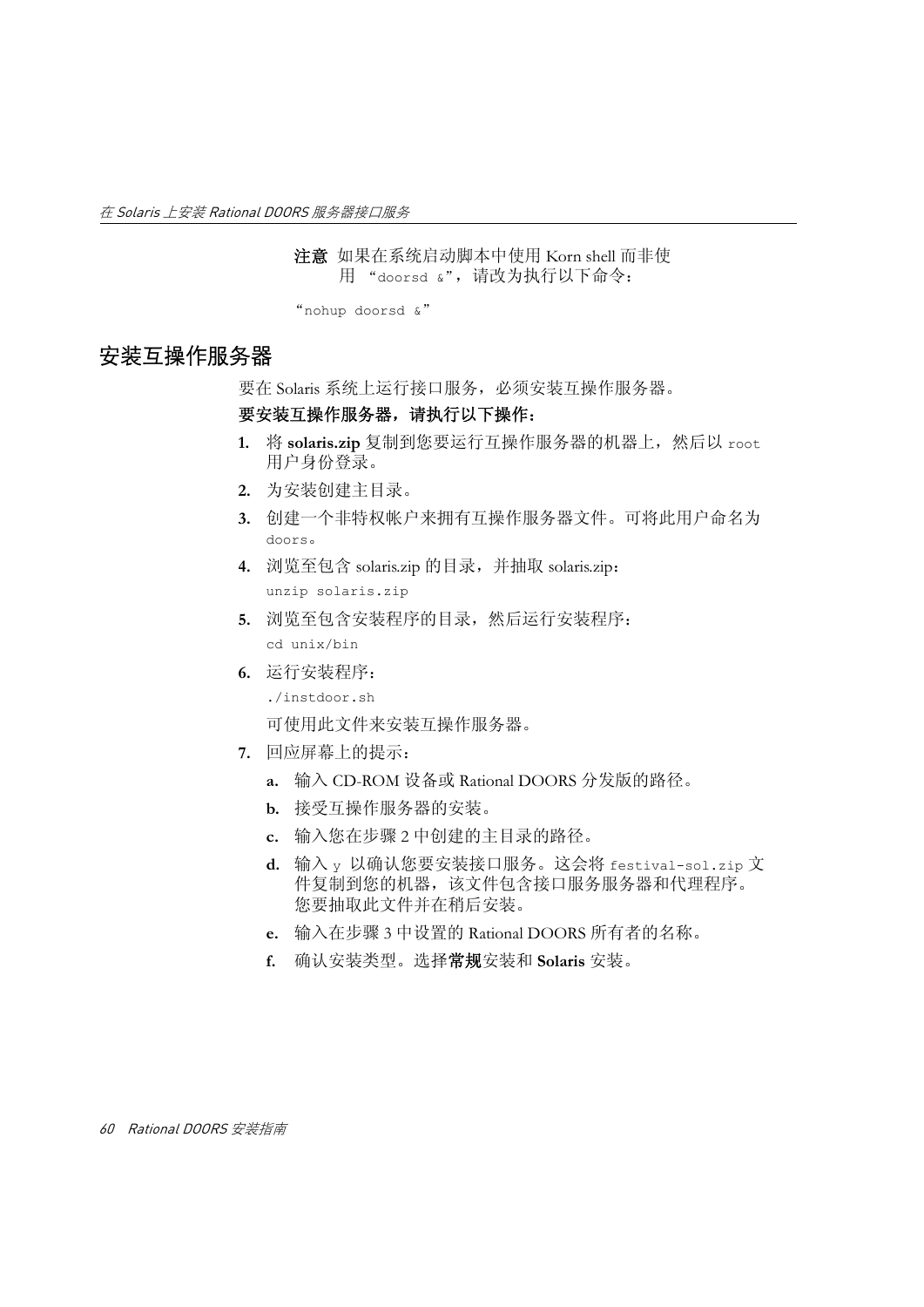**注意** 如果在系统启动脚本中使用 Korn shell 而非使用 “`doorsd &`”，请改为执行以下命令：

“`nohup doorsd &`”

## 安装互操作服务器

要在 Solaris 系统上运行接口服务，必须安装互操作服务器。

**要安装互操作服务器，请执行以下操作：**

1. 将 **solaris.zip** 复制到您要运行互操作服务器的机器上，然后以 `root` 用户身份登录。
2. 为安装创建主目录。
3. 创建一个非特权帐户来拥有互操作服务器文件。可将此用户命名为 `doors`。
4. 浏览至包含 solaris.zip 的目录，并抽取 solaris.zip：

   ```
   unzip solaris.zip
   ```

5. 浏览至包含安装程序的目录，然后运行安装程序：

   ```
   cd unix/bin
   ```

6. 运行安装程序：

   ```
   ./instdoor.sh
   ```

   可使用此文件来安装互操作服务器。

7. 回应屏幕上的提示：
   a. 输入 CD-ROM 设备或 Rational DOORS 分发版的路径。
   b. 接受互操作服务器的安装。
   c. 输入您在步骤 2 中创建的主目录的路径。
   d. 输入 `y` 以确认您要安装接口服务。这会将 `festival-sol.zip` 文件复制到您的机器，该文件包含接口服务服务器和代理程序。您要抽取此文件并在稍后安装。
   e. 输入在步骤 3 中设置的 Rational DOORS 所有者的名称。
   f. 确认安装类型。选择**常规**安装和 **Solaris** 安装。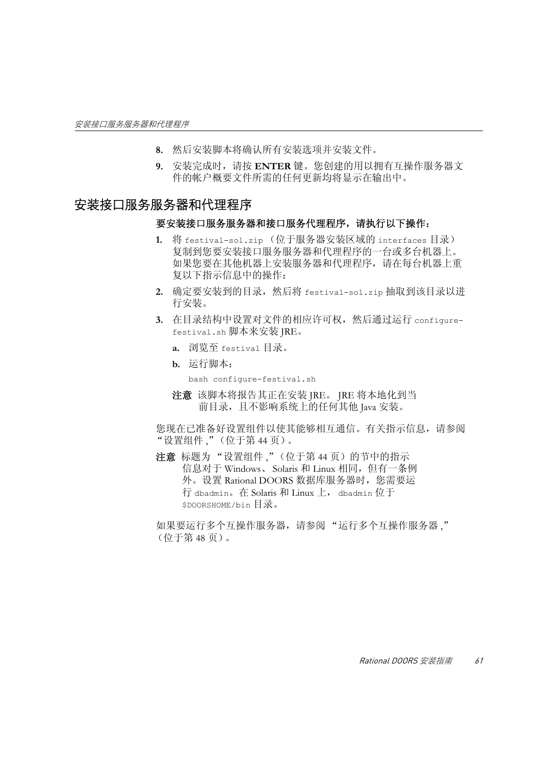8. 然后安装脚本将确认所有安装选项并安装文件。
9. 安装完成时，请按 **ENTER** 键。您创建的用以拥有互操作服务器文件的帐户概要文件所需的任何更新均将显示在输出中。

## 安装接口服务服务器和代理程序

**要安装接口服务服务器和接口服务代理程序，请执行以下操作：**

1. 将 `festival-sol.zip` （位于服务器安装区域的 `interfaces` 目录）复制到您要安装接口服务服务器和代理程序的一台或多台机器上。如果您要在其他机器上安装服务器和代理程序，请在每台机器上重复以下指示信息中的操作：
2. 确定要安装到的目录，然后将 `festival-sol.zip` 抽取到该目录以进行安装。
3. 在目录结构中设置对文件的相应许可权，然后通过运行 `configure-festival.sh` 脚本来安装 JRE。
   a. 浏览至 `festival` 目录。
   b. 运行脚本：

      ```
      bash configure-festival.sh
      ```

   **注意** 该脚本将报告其正在安装 JRE。 JRE 将本地化到当前目录，且不影响系统上的任何其他 Java 安装。

您现在已准备好设置组件以使其能够相互通信。有关指示信息，请参阅 “设置组件 ,”（位于第 44 页）。

**注意** 标题为 “设置组件 ,”（位于第 44 页）的节中的指示信息对于 Windows、 Solaris 和 Linux 相同，但有一条例外。设置 Rational DOORS 数据库服务器时，您需要运行 `dbadmin`。在 Solaris 和 Linux 上， `dbadmin` 位于 `$DOORSHOME/bin` 目录。

如果要运行多个互操作服务器，请参阅 “运行多个互操作服务器 ,”（位于第 48 页）。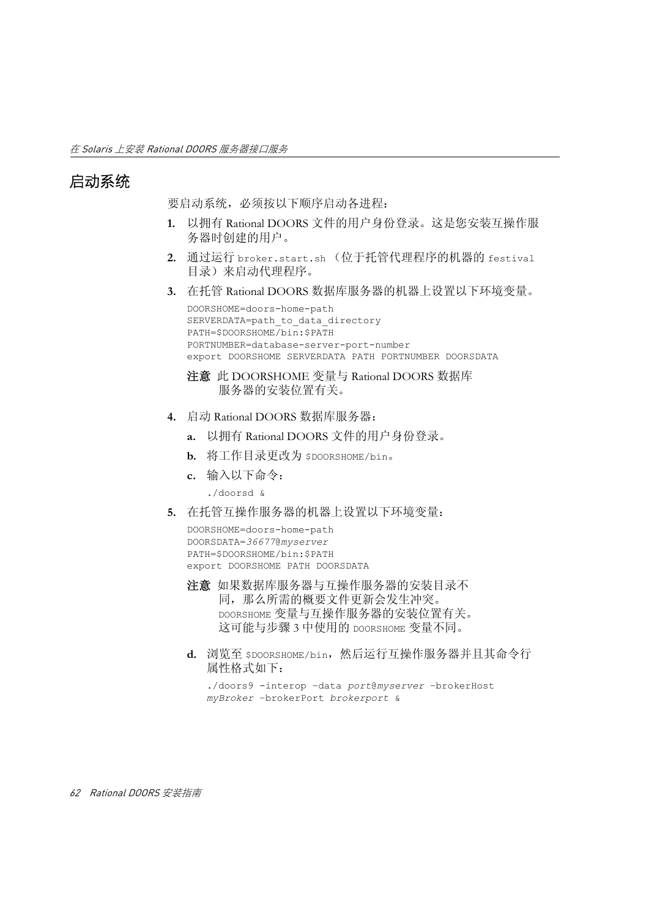## 启动系统

要启动系统，必须按以下顺序启动各进程：

1. 以拥有 Rational DOORS 文件的用户身份登录。这是您安装互操作服务器时创建的用户。
2. 通过运行 `broker.start.sh` （位于托管代理程序的机器的 `festival` 目录）来启动代理程序。
3. 在托管 Rational DOORS 数据库服务器的机器上设置以下环境变量。

```
DOORSHOME=doors-home-path
SERVERDATA=path_to_data_directory
PATH=$DOORSHOME/bin:$PATH
PORTNUMBER=database-server-port-number
export DOORSHOME SERVERDATA PATH PORTNUMBER DOORSDATA
```

   **注意** 此 DOORSHOME 变量与 Rational DOORS 数据库服务器的安装位置有关。

4. 启动 Rational DOORS 数据库服务器：
   a. 以拥有 Rational DOORS 文件的用户身份登录。
   b. 将工作目录更改为 `$DOORSHOME/bin`。
   c. 输入以下命令：

```
./doorsd &
```

5. 在托管互操作服务器的机器上设置以下环境变量：

```
DOORSHOME=doors-home-path
DOORSDATA=36677@myserver
PATH=$DOORSHOME/bin:$PATH
export DOORSHOME PATH DOORSDATA
```

   **注意** 如果数据库服务器与互操作服务器的安装目录不同，那么所需的概要文件更新会发生冲突。`DOORSHOME` 变量与互操作服务器的安装位置有关。这可能与步骤 3 中使用的 `DOORSHOME` 变量不同。

   d. 浏览至 `$DOORSHOME/bin`，然后运行互操作服务器并且其命令行属性格式如下：

```
./doors9 -interop –data port@myserver –brokerHost
myBroker –brokerPort brokerport &
```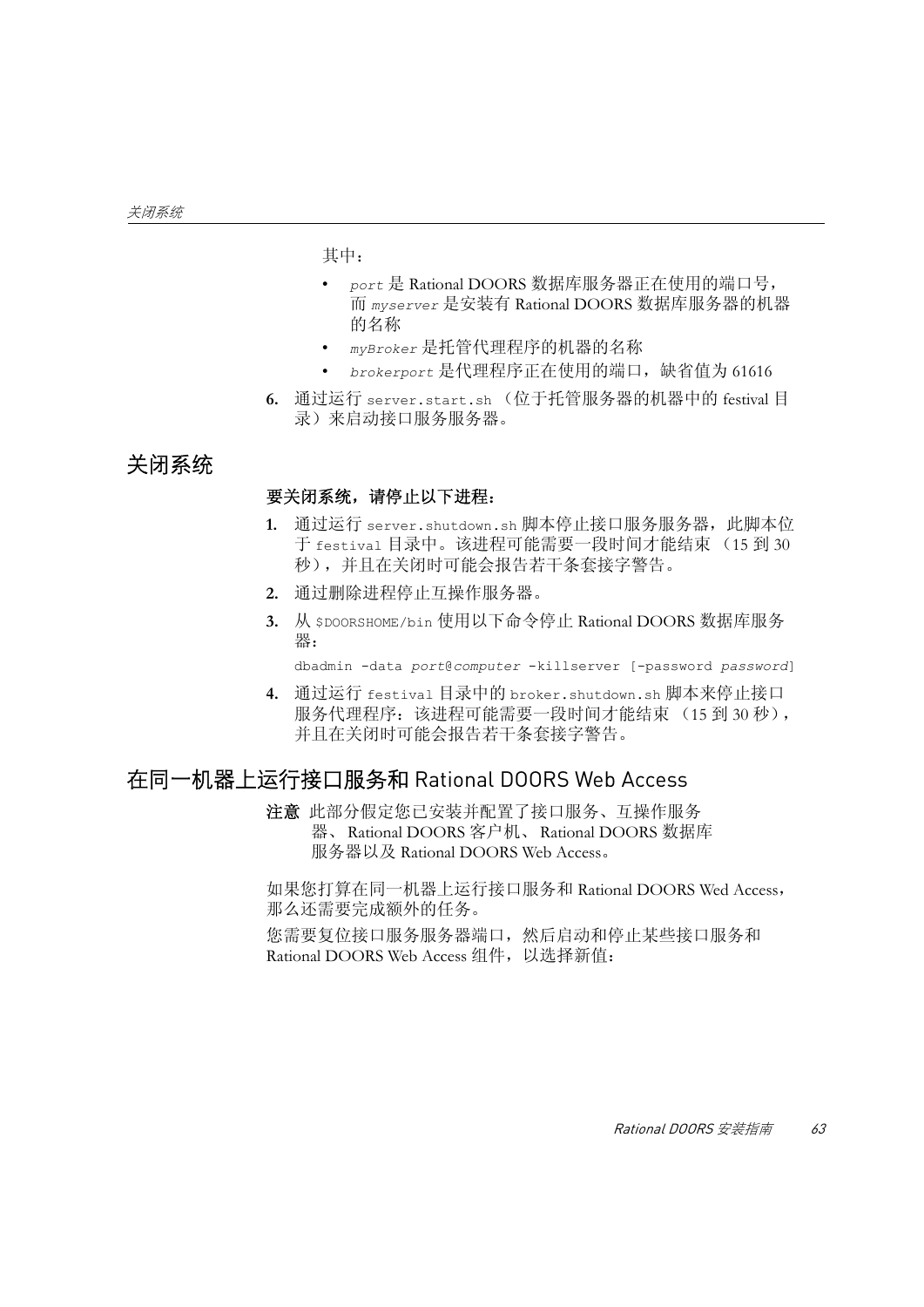其中：

- *port* 是 Rational DOORS 数据库服务器正在使用的端口号，而 *myserver* 是安装有 Rational DOORS 数据库服务器的机器的名称
- *myBroker* 是托管代理程序的机器的名称
- *brokerport* 是代理程序正在使用的端口，缺省值为 61616

6. 通过运行 `server.start.sh` （位于托管服务器的机器中的 festival 目录）来启动接口服务服务器。

## 关闭系统

**要关闭系统，请停止以下进程：**

1. 通过运行 `server.shutdown.sh` 脚本停止接口服务服务器，此脚本位于 `festival` 目录中。该进程可能需要一段时间才能结束 （15 到 30 秒），并且在关闭时可能会报告若干条套接字警告。
2. 通过删除进程停止互操作服务器。
3. 从 `$DOORSHOME/bin` 使用以下命令停止 Rational DOORS 数据库服务器：

   ```
   dbadmin -data port@computer -killserver [-password password]
   ```

4. 通过运行 `festival` 目录中的 `broker.shutdown.sh` 脚本来停止接口服务代理程序：该进程可能需要一段时间才能结束 （15 到 30 秒），并且在关闭时可能会报告若干条套接字警告。

## 在同一机器上运行接口服务和 Rational DOORS Web Access

**注意** 此部分假定您已安装并配置了接口服务、互操作服务器、 Rational DOORS 客户机、 Rational DOORS 数据库服务器以及 Rational DOORS Web Access。

如果您打算在同一机器上运行接口服务和 Rational DOORS Wed Access，那么还需要完成额外的任务。

您需要复位接口服务服务器端口，然后启动和停止某些接口服务和 Rational DOORS Web Access 组件，以选择新值：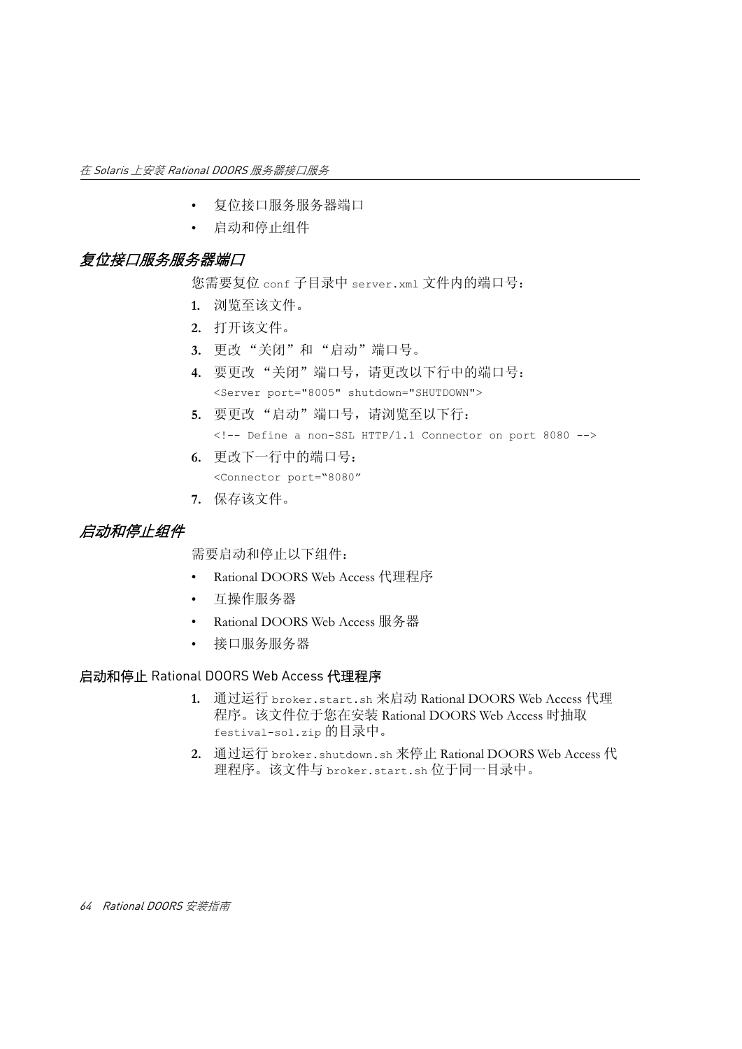- 复位接口服务服务器端口
- 启动和停止组件

## *复位接口服务服务器端口*

您需要复位 `conf` 子目录中 `server.xml` 文件内的端口号：

1. 浏览至该文件。
2. 打开该文件。
3. 更改 “关闭”和 “启动”端口号。
4. 要更改 “关闭”端口号，请更改以下行中的端口号：
   ```
   <Server port="8005" shutdown="SHUTDOWN">
   ```
5. 要更改 “启动”端口号，请浏览至以下行：
   ```
   <!-- Define a non-SSL HTTP/1.1 Connector on port 8080 -->
   ```
6. 更改下一行中的端口号：
   ```
   <Connector port="8080”
   ```
7. 保存该文件。

## *启动和停止组件*

需要启动和停止以下组件：

- Rational DOORS Web Access 代理程序
- 互操作服务器
- Rational DOORS Web Access 服务器
- 接口服务服务器

### 启动和停止 Rational DOORS Web Access 代理程序

1. 通过运行 `broker.start.sh` 来启动 Rational DOORS Web Access 代理程序。该文件位于您在安装 Rational DOORS Web Access 时抽取 `festival-sol.zip` 的目录中。
2. 通过运行 `broker.shutdown.sh` 来停止 Rational DOORS Web Access 代理程序。该文件与 `broker.start.sh` 位于同一目录中。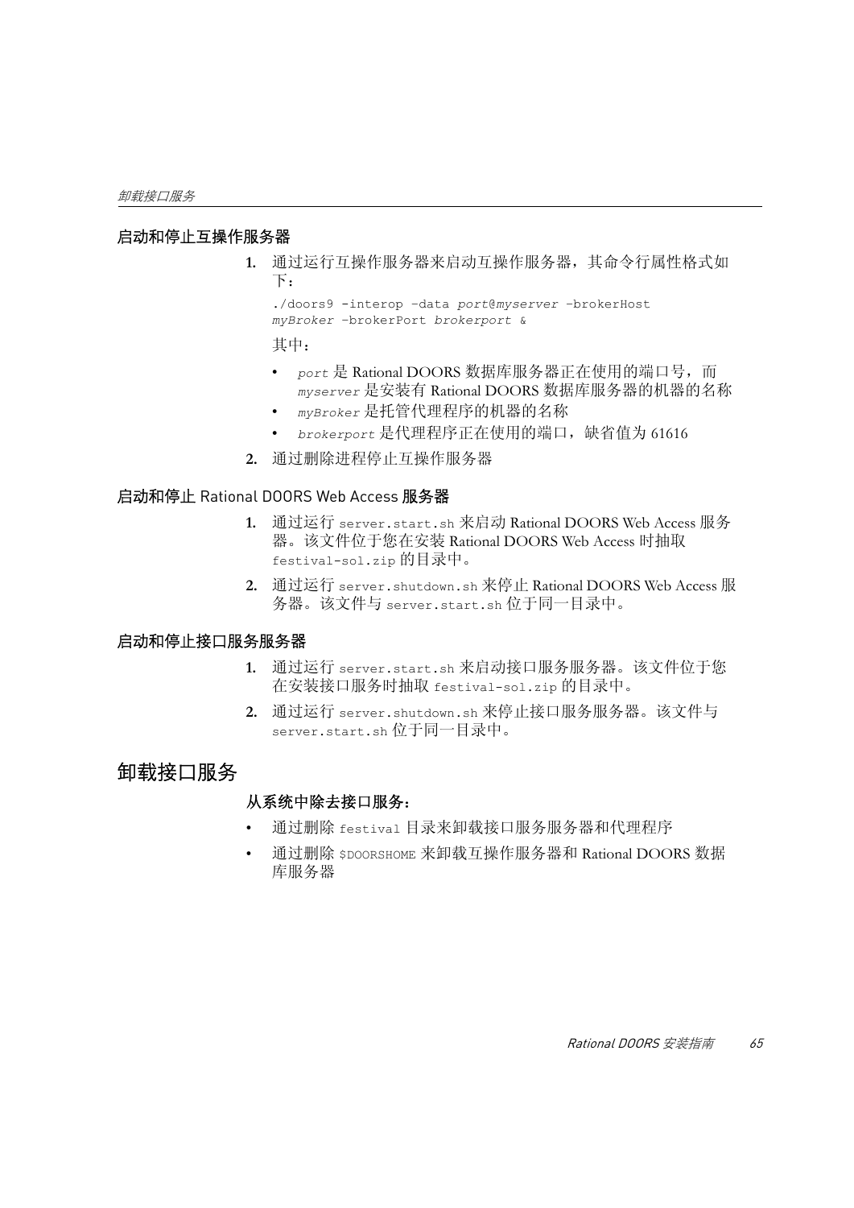### 启动和停止互操作服务器

1. 通过运行互操作服务器来启动互操作服务器，其命令行属性格式如下：

   ```
   ./doors9 -interop –data port@myserver –brokerHost
   myBroker –brokerPort brokerport &
   ```

   其中：

   - *port* 是 Rational DOORS 数据库服务器正在使用的端口号，而 *myserver* 是安装有 Rational DOORS 数据库服务器的机器的名称
   - *myBroker* 是托管代理程序的机器的名称
   - *brokerport* 是代理程序正在使用的端口，缺省值为 61616

2. 通过删除进程停止互操作服务器

### 启动和停止 Rational DOORS Web Access 服务器

1. 通过运行 `server.start.sh` 来启动 Rational DOORS Web Access 服务器。该文件位于您在安装 Rational DOORS Web Access 时抽取 `festival-sol.zip` 的目录中。
2. 通过运行 `server.shutdown.sh` 来停止 Rational DOORS Web Access 服务器。该文件与 `server.start.sh` 位于同一目录中。

### 启动和停止接口服务服务器

1. 通过运行 `server.start.sh` 来启动接口服务服务器。该文件位于您在安装接口服务时抽取 `festival-sol.zip` 的目录中。
2. 通过运行 `server.shutdown.sh` 来停止接口服务服务器。该文件与 `server.start.sh` 位于同一目录中。

## 卸载接口服务

**从系统中除去接口服务：**

- 通过删除 `festival` 目录来卸载接口服务服务器和代理程序
- 通过删除 `$DOORSHOME` 来卸载互操作服务器和 Rational DOORS 数据库服务器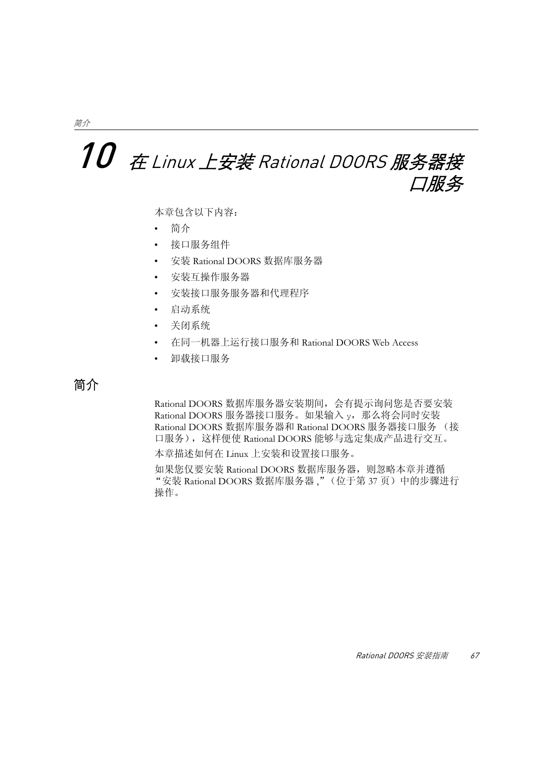# 10 在 Linux 上安装 Rational DOORS 服务器接口服务

本章包含以下内容：

- 简介
- 接口服务组件
- 安装 Rational DOORS 数据库服务器
- 安装互操作服务器
- 安装接口服务服务器和代理程序
- 启动系统
- 关闭系统
- 在同一机器上运行接口服务和 Rational DOORS Web Access
- 卸载接口服务

## 简介

Rational DOORS 数据库服务器安装期间，会有提示询问您是否要安装 Rational DOORS 服务器接口服务。如果输入 y，那么将会同时安装 Rational DOORS 数据库服务器和 Rational DOORS 服务器接口服务 （接口服务），这样便使 Rational DOORS 能够与选定集成产品进行交互。

本章描述如何在 Linux 上安装和设置接口服务。

如果您仅要安装 Rational DOORS 数据库服务器，则忽略本章并遵循 "安装 Rational DOORS 数据库服务器 ,"（位于第 37 页）中的步骤进行操作。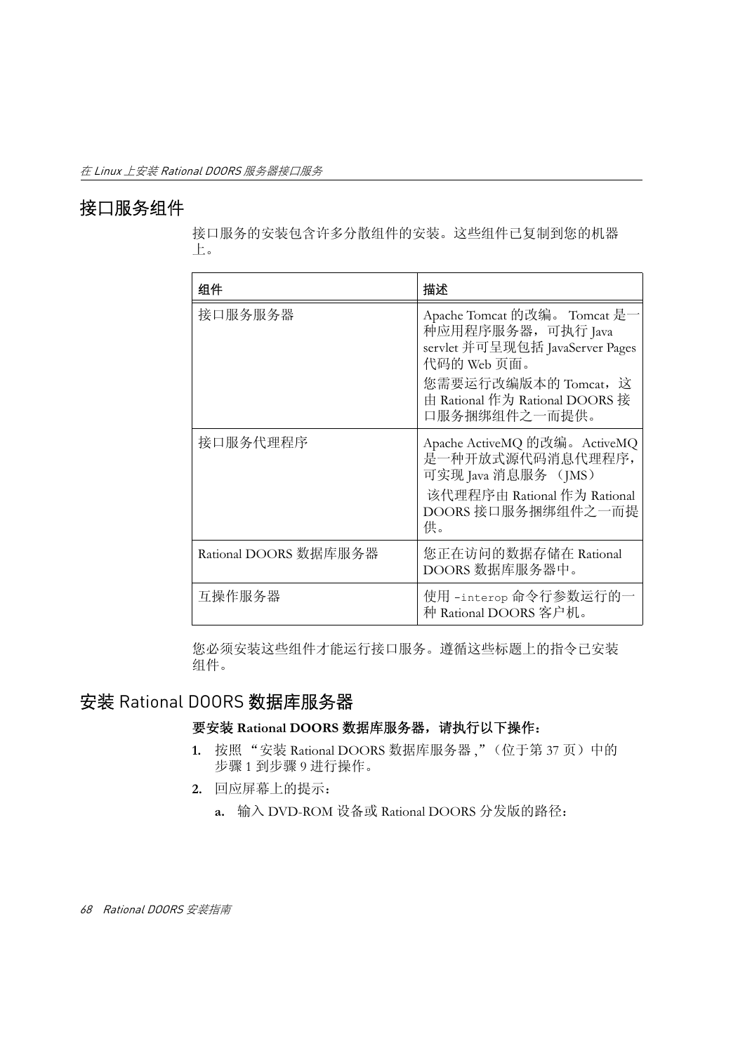## 接口服务组件

接口服务的安装包含许多分散组件的安装。这些组件已复制到您的机器上。

| 组件 | 描述 |
|---|---|
| 接口服务服务器 | Apache Tomcat 的改编。 Tomcat 是一种应用程序服务器，可执行 Java servlet 并可呈现包括 JavaServer Pages 代码的 Web 页面。<br>您需要运行改编版本的 Tomcat，这由 Rational 作为 Rational DOORS 接口服务捆绑组件之一而提供。 |
| 接口服务代理程序 | Apache ActiveMQ 的改编。ActiveMQ 是一种开放式源代码消息代理程序，可实现 Java 消息服务 （JMS）<br>该代理程序由 Rational 作为 Rational DOORS 接口服务捆绑组件之一而提供。 |
| Rational DOORS 数据库服务器 | 您正在访问的数据存储在 Rational DOORS 数据库服务器中。 |
| 互操作服务器 | 使用 `-interop` 命令行参数运行的一种 Rational DOORS 客户机。 |

您必须安装这些组件才能运行接口服务。遵循这些标题上的指令已安装组件。

## 安装 Rational DOORS 数据库服务器

**要安装 Rational DOORS 数据库服务器，请执行以下操作：**

1. 按照 “安装 Rational DOORS 数据库服务器 ,”（位于第 37 页）中的步骤 1 到步骤 9 进行操作。
2. 回应屏幕上的提示：
   a. 输入 DVD-ROM 设备或 Rational DOORS 分发版的路径：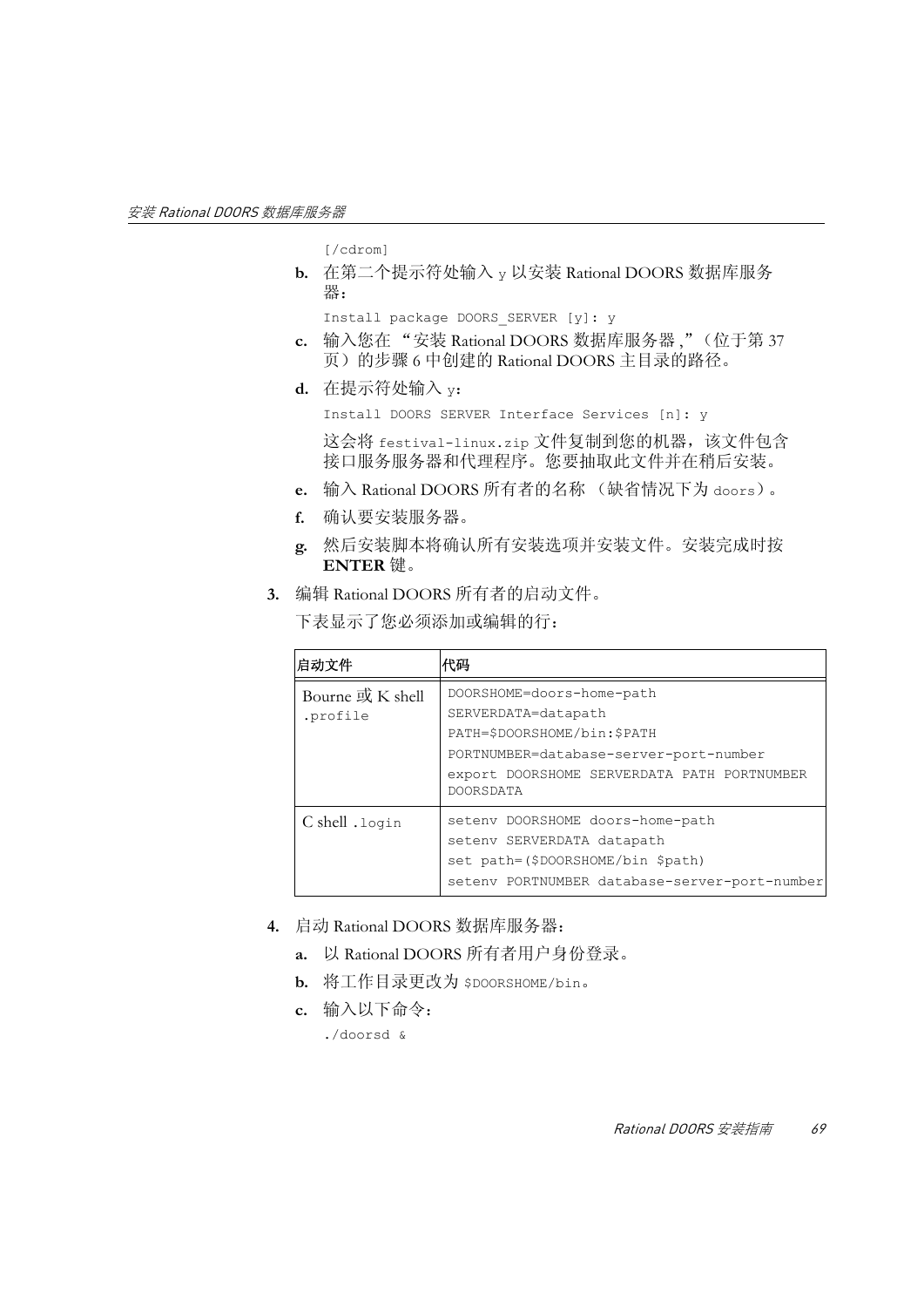```
[/cdrom]
```

b. 在第二个提示符处输入 `y` 以安装 Rational DOORS 数据库服务器：

```
Install package DOORS_SERVER [y]: y
```

c. 输入您在 “安装 Rational DOORS 数据库服务器 ,”（位于第 37 页）的步骤 6 中创建的 Rational DOORS 主目录的路径。

d. 在提示符处输入 `y`：

```
Install DOORS SERVER Interface Services [n]: y
```

这会将 `festival-linux.zip` 文件复制到您的机器，该文件包含接口服务服务器和代理程序。您要抽取此文件并在稍后安装。

e. 输入 Rational DOORS 所有者的名称 （缺省情况下为 `doors`）。

f. 确认要安装服务器。

g. 然后安装脚本将确认所有安装选项并安装文件。安装完成时按 **ENTER** 键。

3. 编辑 Rational DOORS 所有者的启动文件。

下表显示了您必须添加或编辑的行：

| 启动文件 | 代码 |
| --- | --- |
| Bourne 或 K shell `.profile` | `DOORSHOME=doors-home-path`<br>`SERVERDATA=datapath`<br>`PATH=$DOORSHOME/bin:$PATH`<br>`PORTNUMBER=database-server-port-number`<br>`export DOORSHOME SERVERDATA PATH PORTNUMBER DOORSDATA` |
| C shell `.login` | `setenv DOORSHOME doors-home-path`<br>`setenv SERVERDATA datapath`<br>`set path=($DOORSHOME/bin $path)`<br>`setenv PORTNUMBER database-server-port-number` |

4. 启动 Rational DOORS 数据库服务器：

a. 以 Rational DOORS 所有者用户身份登录。

b. 将工作目录更改为 `$DOORSHOME/bin`。

c. 输入以下命令：

```
./doorsd &
```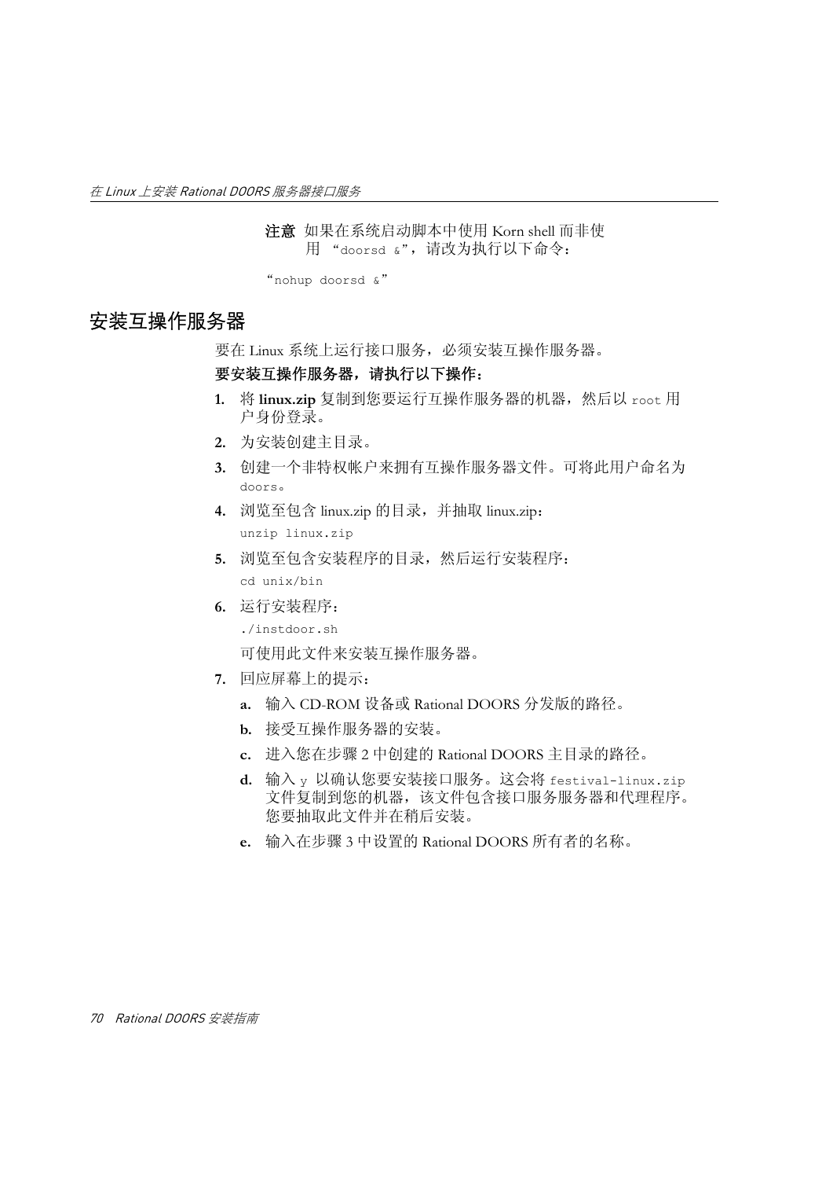**注意** 如果在系统启动脚本中使用 Korn shell 而非使用 “doorsd &”，请改为执行以下命令：

“nohup doorsd &”

## 安装互操作服务器

要在 Linux 系统上运行接口服务，必须安装互操作服务器。

**要安装互操作服务器，请执行以下操作：**

1. 将 **linux.zip** 复制到您要运行互操作服务器的机器，然后以 root 用户身份登录。
2. 为安装创建主目录。
3. 创建一个非特权帐户来拥有互操作服务器文件。可将此用户命名为 doors。
4. 浏览至包含 linux.zip 的目录，并抽取 linux.zip：

   ```
   unzip linux.zip
   ```

5. 浏览至包含安装程序的目录，然后运行安装程序：

   ```
   cd unix/bin
   ```

6. 运行安装程序：

   ```
   ./instdoor.sh
   ```

   可使用此文件来安装互操作服务器。

7. 回应屏幕上的提示：
   a. 输入 CD-ROM 设备或 Rational DOORS 分发版的路径。
   b. 接受互操作服务器的安装。
   c. 进入您在步骤 2 中创建的 Rational DOORS 主目录的路径。
   d. 输入 y 以确认您要安装接口服务。这会将 festival-linux.zip 文件复制到您的机器，该文件包含接口服务服务器和代理程序。您要抽取此文件并在稍后安装。
   e. 输入在步骤 3 中设置的 Rational DOORS 所有者的名称。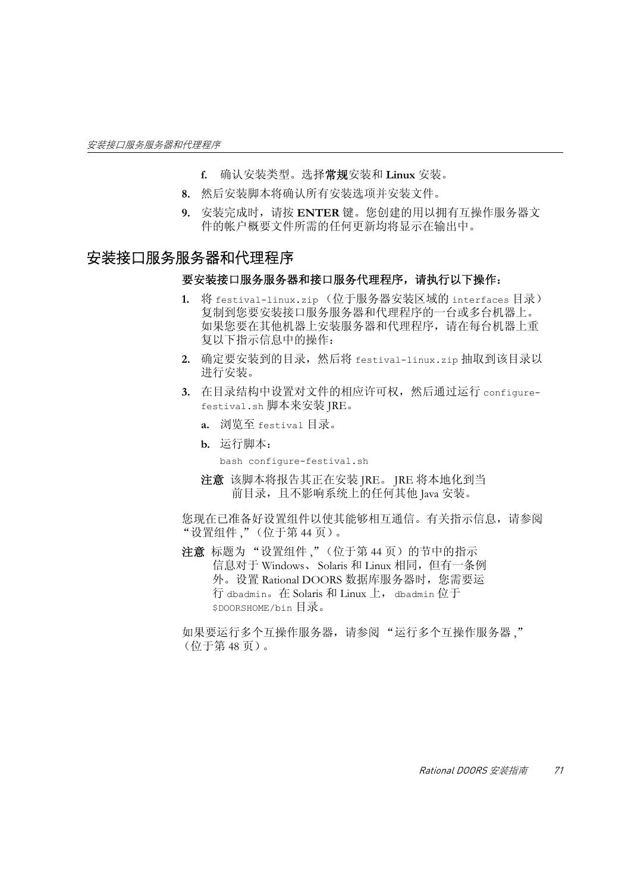f. 确认安装类型。选择**常规**安装和 **Linux** 安装。

8. 然后安装脚本将确认所有安装选项并安装文件。

9. 安装完成时，请按 **ENTER** 键。您创建的用以拥有互操作服务器文件的帐户概要文件所需的任何更新均将显示在输出中。

## 安装接口服务服务器和代理程序

**要安装接口服务服务器和接口服务代理程序，请执行以下操作：**

1. 将 `festival-linux.zip` （位于服务器安装区域的 `interfaces` 目录）复制到您要安装接口服务服务器和代理程序的一台或多台机器上。如果您要在其他机器上安装服务器和代理程序，请在每台机器上重复以下指示信息中的操作：

2. 确定要安装到的目录，然后将 `festival-linux.zip` 抽取到该目录以进行安装。

3. 在目录结构中设置对文件的相应许可权，然后通过运行 `configure-festival.sh` 脚本来安装 JRE。

   a. 浏览至 `festival` 目录。

   b. 运行脚本：

   ```
   bash configure-festival.sh
   ```

   **注意** 该脚本将报告其正在安装 JRE。 JRE 将本地化到当前目录，且不影响系统上的任何其他 Java 安装。

您现在已准备好设置组件以使其能够相互通信。有关指示信息，请参阅 “设置组件 ,”（位于第 44 页）。

**注意** 标题为 “设置组件 ,”（位于第 44 页）的节中的指示信息对于 Windows、 Solaris 和 Linux 相同，但有一条例外。设置 Rational DOORS 数据库服务器时，您需要运行 `dbadmin`。在 Solaris 和 Linux 上， `dbadmin` 位于 `$DOORSHOME/bin` 目录。

如果要运行多个互操作服务器，请参阅 “运行多个互操作服务器 ,”（位于第 48 页）。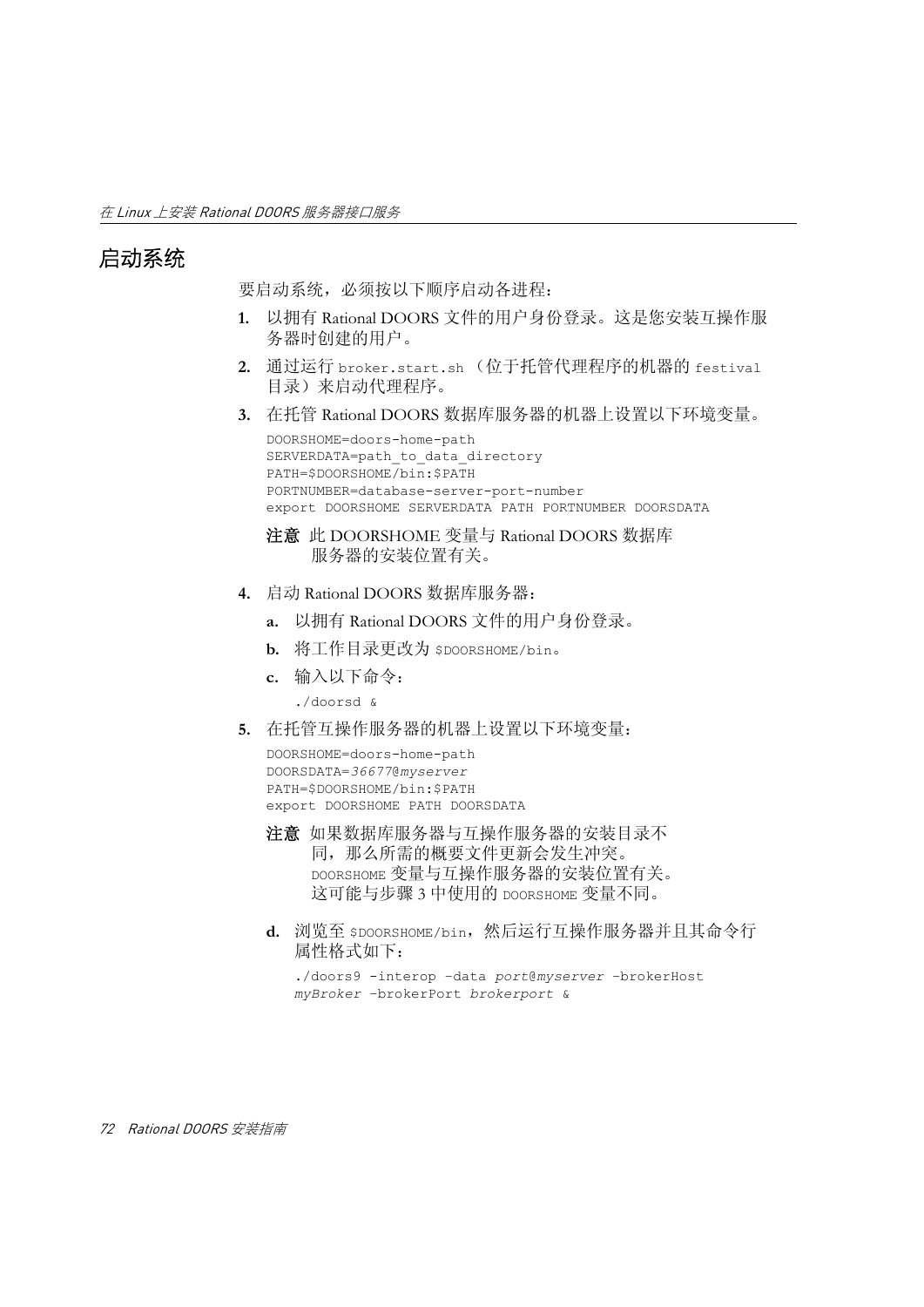## 启动系统

要启动系统，必须按以下顺序启动各进程：

1. 以拥有 Rational DOORS 文件的用户身份登录。这是您安装互操作服务器时创建的用户。
2. 通过运行 `broker.start.sh` （位于托管代理程序的机器的 `festival` 目录）来启动代理程序。
3. 在托管 Rational DOORS 数据库服务器的机器上设置以下环境变量。

   ```
   DOORSHOME=doors-home-path
   SERVERDATA=path_to_data_directory
   PATH=$DOORSHOME/bin:$PATH
   PORTNUMBER=database-server-port-number
   export DOORSHOME SERVERDATA PATH PORTNUMBER DOORSDATA
   ```

   **注意** 此 DOORSHOME 变量与 Rational DOORS 数据库服务器的安装位置有关。

4. 启动 Rational DOORS 数据库服务器：
   a. 以拥有 Rational DOORS 文件的用户身份登录。
   b. 将工作目录更改为 `$DOORSHOME/bin`。
   c. 输入以下命令：

      ```
      ./doorsd &
      ```

5. 在托管互操作服务器的机器上设置以下环境变量：

   ```
   DOORSHOME=doors-home-path
   DOORSDATA=36677@myserver
   PATH=$DOORSHOME/bin:$PATH
   export DOORSHOME PATH DOORSDATA
   ```

   **注意** 如果数据库服务器与互操作服务器的安装目录不同，那么所需的概要文件更新会发生冲突。DOORSHOME 变量与互操作服务器的安装位置有关。这可能与步骤 3 中使用的 DOORSHOME 变量不同。

   d. 浏览至 `$DOORSHOME/bin`，然后运行互操作服务器并且其命令行属性格式如下：

      ```
      ./doors9 -interop –data port@myserver –brokerHost
      myBroker –brokerPort brokerport &
      ```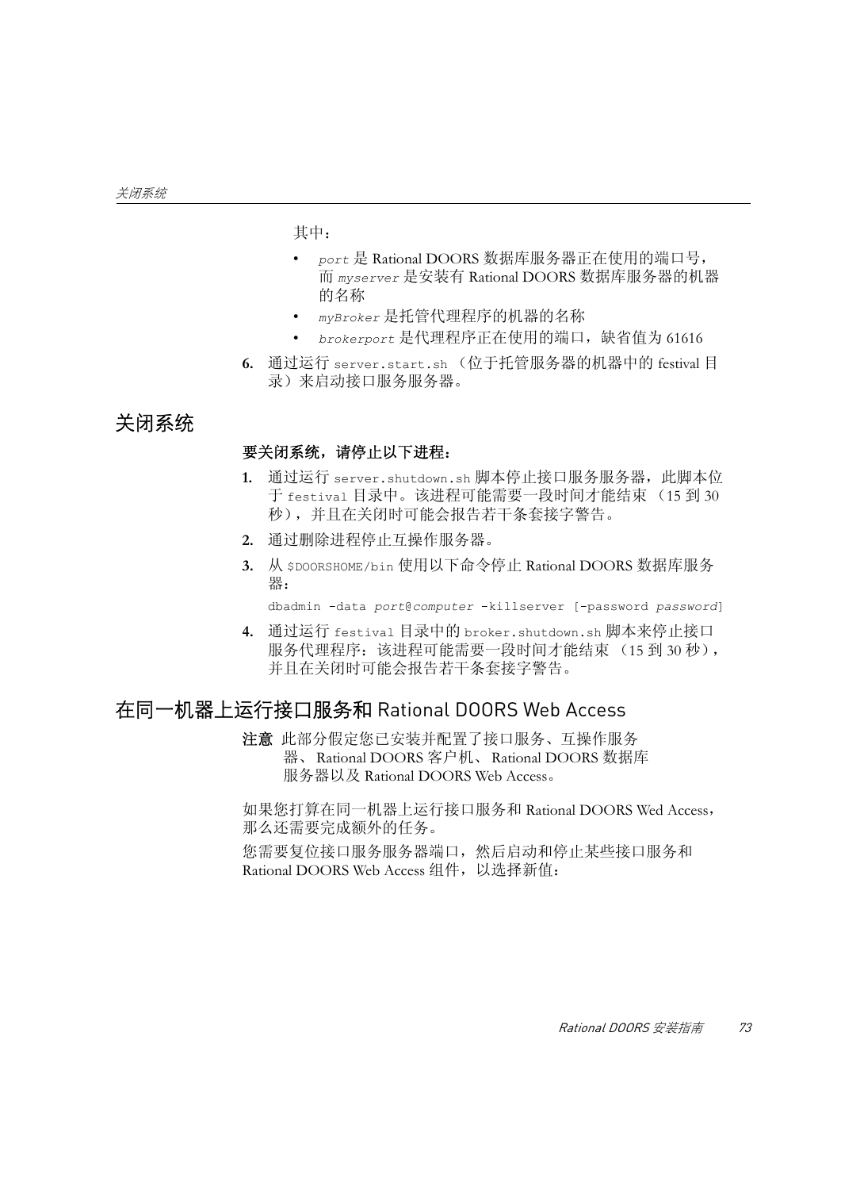其中：

- `port` 是 Rational DOORS 数据库服务器正在使用的端口号，而 `myserver` 是安装有 Rational DOORS 数据库服务器的机器的名称
- `myBroker` 是托管代理程序的机器的名称
- `brokerport` 是代理程序正在使用的端口，缺省值为 61616

6. 通过运行 `server.start.sh` （位于托管服务器的机器中的 festival 目录）来启动接口服务服务器。

## 关闭系统

**要关闭系统，请停止以下进程：**

1. 通过运行 `server.shutdown.sh` 脚本停止接口服务服务器，此脚本位于 `festival` 目录中。该进程可能需要一段时间才能结束 （15 到 30 秒），并且在关闭时可能会报告若干条套接字警告。
2. 通过删除进程停止互操作服务器。
3. 从 `$DOORSHOME/bin` 使用以下命令停止 Rational DOORS 数据库服务器：

   ```
   dbadmin -data port@computer -killserver [-password password]
   ```

4. 通过运行 `festival` 目录中的 `broker.shutdown.sh` 脚本来停止接口服务代理程序：该进程可能需要一段时间才能结束 （15 到 30 秒），并且在关闭时可能会报告若干条套接字警告。

## 在同一机器上运行接口服务和 Rational DOORS Web Access

**注意** 此部分假定您已安装并配置了接口服务、互操作服务器、 Rational DOORS 客户机、 Rational DOORS 数据库服务器以及 Rational DOORS Web Access。

如果您打算在同一机器上运行接口服务和 Rational DOORS Wed Access，那么还需要完成额外的任务。

您需要复位接口服务服务器端口，然后启动和停止某些接口服务和 Rational DOORS Web Access 组件，以选择新值：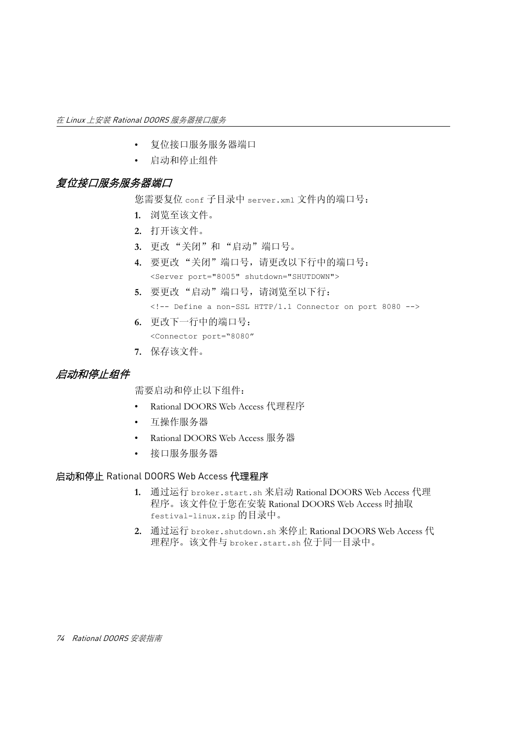- 复位接口服务服务器端口
- 启动和停止组件

## 复位接口服务服务器端口

您需要复位 `conf` 子目录中 `server.xml` 文件内的端口号：

1. 浏览至该文件。
2. 打开该文件。
3. 更改 “关闭”和 “启动”端口号。
4. 要更改 “关闭”端口号，请更改以下行中的端口号：
   ```
   <Server port="8005" shutdown="SHUTDOWN">
   ```
5. 要更改 “启动”端口号，请浏览至以下行：
   ```
   <!-- Define a non-SSL HTTP/1.1 Connector on port 8080 -->
   ```
6. 更改下一行中的端口号：
   ```
   <Connector port="8080”
   ```
7. 保存该文件。

## 启动和停止组件

需要启动和停止以下组件：

- Rational DOORS Web Access 代理程序
- 互操作服务器
- Rational DOORS Web Access 服务器
- 接口服务服务器

### 启动和停止 Rational DOORS Web Access 代理程序

1. 通过运行 `broker.start.sh` 来启动 Rational DOORS Web Access 代理程序。该文件位于您在安装 Rational DOORS Web Access 时抽取 `festival-linux.zip` 的目录中。
2. 通过运行 `broker.shutdown.sh` 来停止 Rational DOORS Web Access 代理程序。该文件与 `broker.start.sh` 位于同一目录中。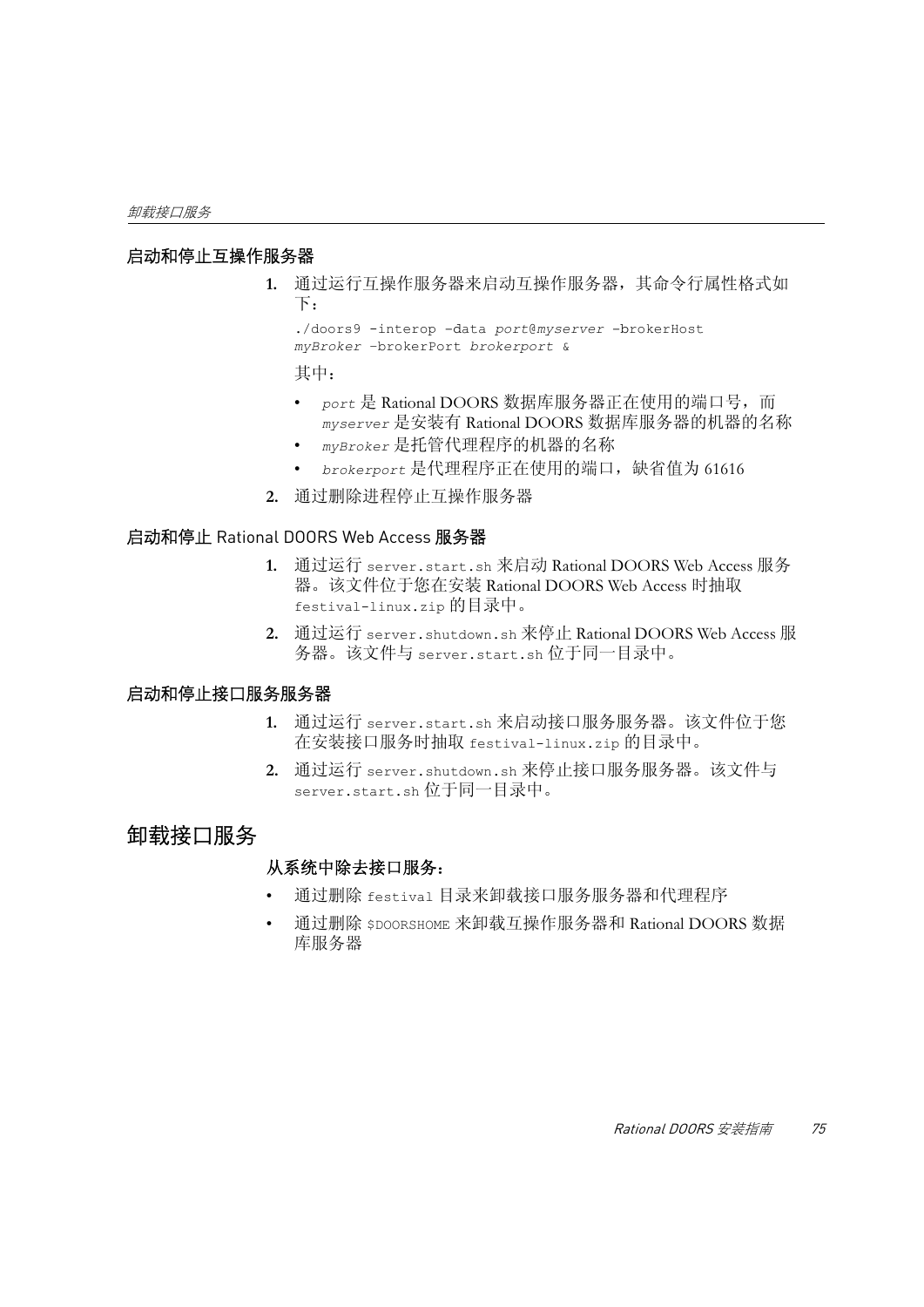### 启动和停止互操作服务器

1. 通过运行互操作服务器来启动互操作服务器，其命令行属性格式如下：

   ```
   ./doors9 -interop -data port@myserver -brokerHost
   myBroker -brokerPort brokerport &
   ```

   其中：

   - *port* 是 Rational DOORS 数据库服务器正在使用的端口号，而 *myserver* 是安装有 Rational DOORS 数据库服务器的机器的名称
   - *myBroker* 是托管代理程序的机器的名称
   - *brokerport* 是代理程序正在使用的端口，缺省值为 61616

2. 通过删除进程停止互操作服务器

### 启动和停止 Rational DOORS Web Access 服务器

1. 通过运行 `server.start.sh` 来启动 Rational DOORS Web Access 服务器。该文件位于您在安装 Rational DOORS Web Access 时抽取 `festival-linux.zip` 的目录中。
2. 通过运行 `server.shutdown.sh` 来停止 Rational DOORS Web Access 服务器。该文件与 `server.start.sh` 位于同一目录中。

### 启动和停止接口服务服务器

1. 通过运行 `server.start.sh` 来启动接口服务服务器。该文件位于您在安装接口服务时抽取 `festival-linux.zip` 的目录中。
2. 通过运行 `server.shutdown.sh` 来停止接口服务服务器。该文件与 `server.start.sh` 位于同一目录中。

## 卸载接口服务

**从系统中除去接口服务：**

- 通过删除 `festival` 目录来卸载接口服务服务器和代理程序
- 通过删除 `$DOORSHOME` 来卸载互操作服务器和 Rational DOORS 数据库服务器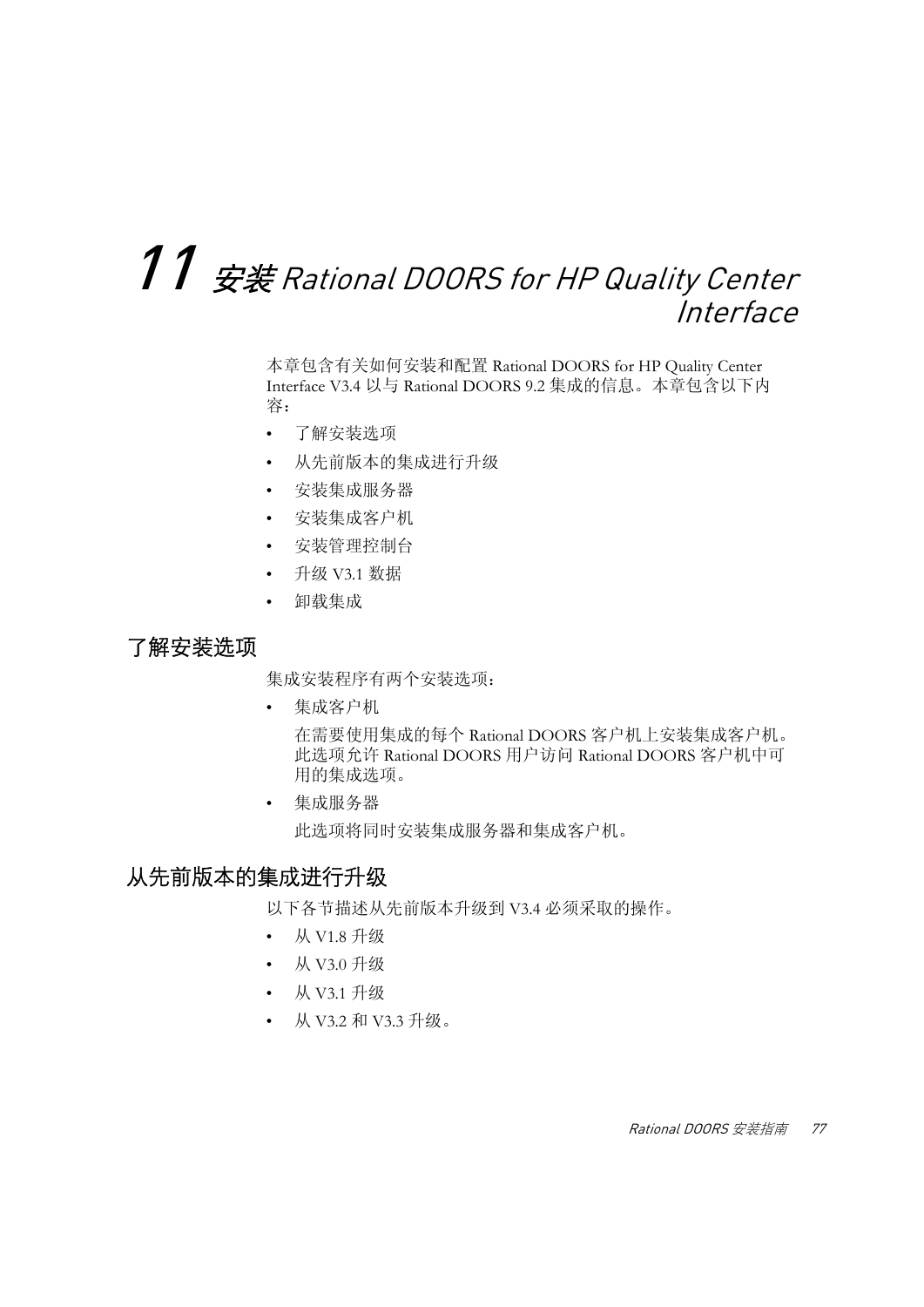# 11 安装 Rational DOORS for HP Quality Center Interface

本章包含有关如何安装和配置 Rational DOORS for HP Quality Center Interface V3.4 以与 Rational DOORS 9.2 集成的信息。本章包含以下内容：

- 了解安装选项
- 从先前版本的集成进行升级
- 安装集成服务器
- 安装集成客户机
- 安装管理控制台
- 升级 V3.1 数据
- 卸载集成

## 了解安装选项

集成安装程序有两个安装选项：

- 集成客户机

  在需要使用集成的每个 Rational DOORS 客户机上安装集成客户机。此选项允许 Rational DOORS 用户访问 Rational DOORS 客户机中可用的集成选项。

- 集成服务器

  此选项将同时安装集成服务器和集成客户机。

## 从先前版本的集成进行升级

以下各节描述从先前版本升级到 V3.4 必须采取的操作。

- 从 V1.8 升级
- 从 V3.0 升级
- 从 V3.1 升级
- 从 V3.2 和 V3.3 升级。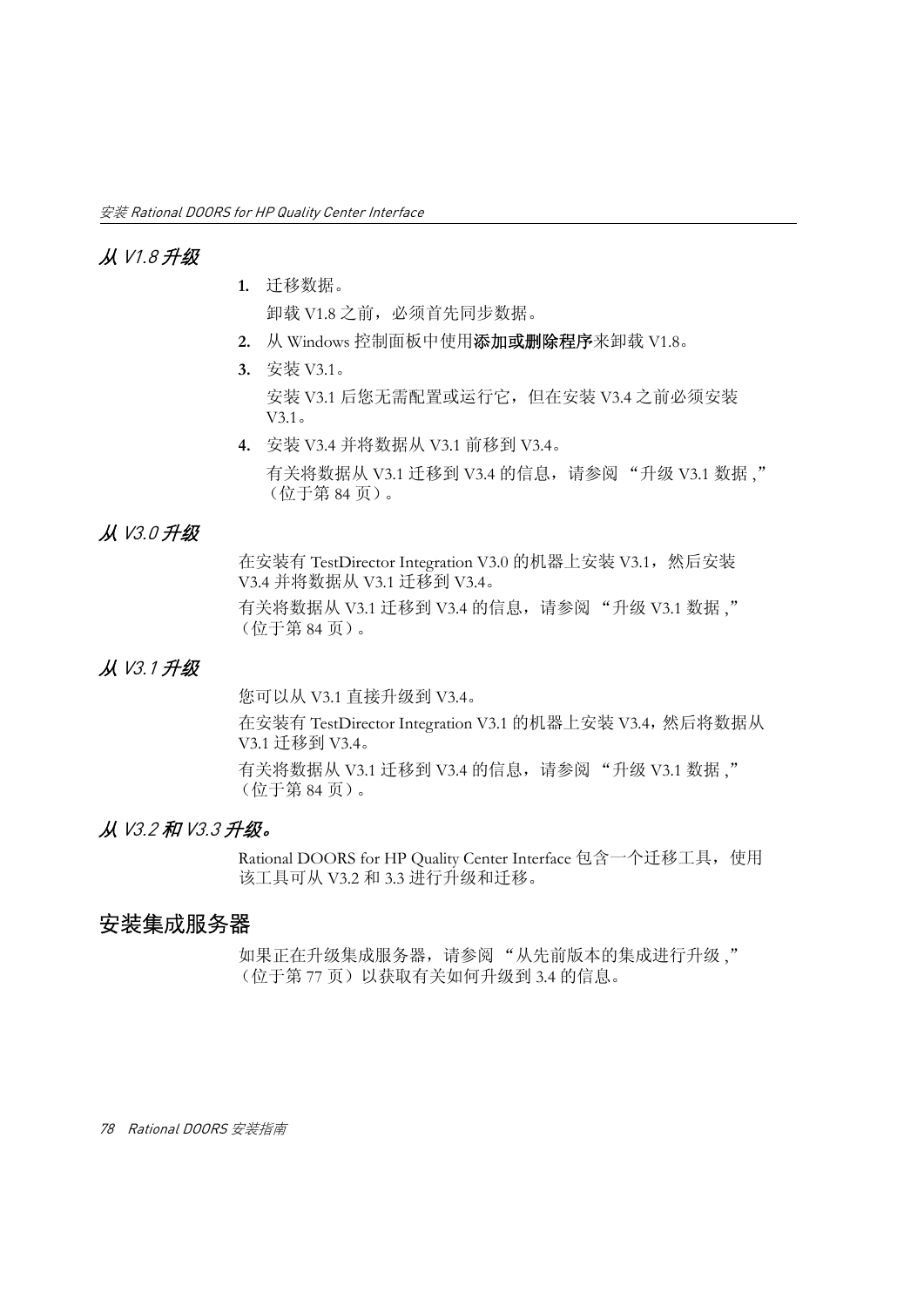### *从 V1.8 升级*

1. 迁移数据。

   卸载 V1.8 之前，必须首先同步数据。

2. 从 Windows 控制面板中使用**添加或删除程序**来卸载 V1.8。
3. 安装 V3.1。

   安装 V3.1 后您无需配置或运行它，但在安装 V3.4 之前必须安装 V3.1。

4. 安装 V3.4 并将数据从 V3.1 前移到 V3.4。

   有关将数据从 V3.1 迁移到 V3.4 的信息，请参阅 "升级 V3.1 数据 ," （位于第 84 页）。

### *从 V3.0 升级*

在安装有 TestDirector Integration V3.0 的机器上安装 V3.1，然后安装 V3.4 并将数据从 V3.1 迁移到 V3.4。

有关将数据从 V3.1 迁移到 V3.4 的信息，请参阅 "升级 V3.1 数据 ," （位于第 84 页）。

### *从 V3.1 升级*

您可以从 V3.1 直接升级到 V3.4。

在安装有 TestDirector Integration V3.1 的机器上安装 V3.4，然后将数据从 V3.1 迁移到 V3.4。

有关将数据从 V3.1 迁移到 V3.4 的信息，请参阅 "升级 V3.1 数据 ," （位于第 84 页）。

### *从 V3.2 和 V3.3 升级。*

Rational DOORS for HP Quality Center Interface 包含一个迁移工具，使用该工具可从 V3.2 和 3.3 进行升级和迁移。

## 安装集成服务器

如果正在升级集成服务器，请参阅 "从先前版本的集成进行升级 ," （位于第 77 页）以获取有关如何升级到 3.4 的信息。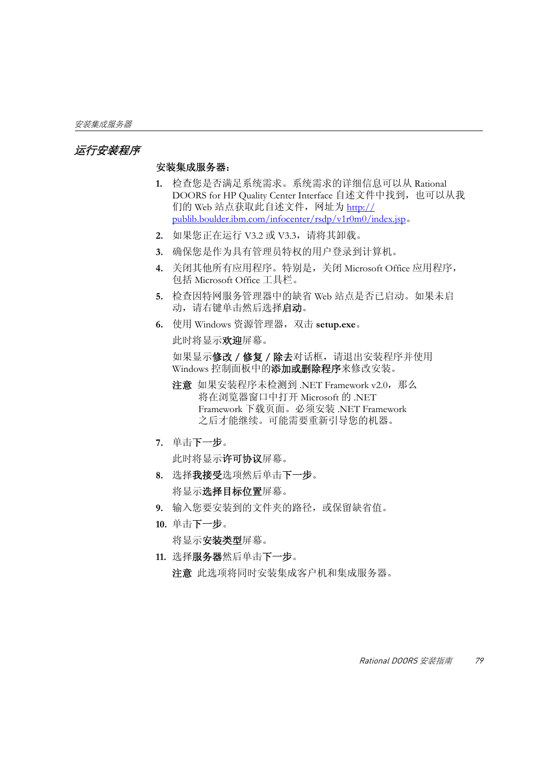## *运行安装程序*

**安装集成服务器：**

1. 检查您是否满足系统需求。系统需求的详细信息可以从 Rational DOORS for HP Quality Center Interface 自述文件中找到，也可以从我们的 Web 站点获取此自述文件，网址为 http://publib.boulder.ibm.com/infocenter/rsdp/v1r0m0/index.jsp。
2. 如果您正在运行 V3.2 或 V3.3，请将其卸载。
3. 确保您是作为具有管理员特权的用户登录到计算机。
4. 关闭其他所有应用程序。特别是，关闭 Microsoft Office 应用程序，包括 Microsoft Office 工具栏。
5. 检查因特网服务管理器中的缺省 Web 站点是否已启动。如果未启动，请右键单击然后选择**启动**。
6. 使用 Windows 资源管理器，双击 **setup.exe**。

   此时将显示**欢迎**屏幕。

   如果显示**修改 / 修复 / 除去**对话框，请退出安装程序并使用 Windows 控制面板中的**添加或删除程序**来修改安装。

   **注意** 如果安装程序未检测到 .NET Framework v2.0，那么将在浏览器窗口中打开 Microsoft 的 .NET Framework 下载页面。必须安装 .NET Framework 之后才能继续。可能需要重新引导您的机器。

7. 单击**下一步**。

   此时将显示**许可协议**屏幕。

8. 选择**我接受**选项然后单击**下一步**。

   将显示**选择目标位置**屏幕。

9. 输入您要安装到的文件夹的路径，或保留缺省值。
10. 单击**下一步**。

    将显示**安装类型**屏幕。

11. 选择**服务器**然后单击**下一步**。

    **注意** 此选项将同时安装集成客户机和集成服务器。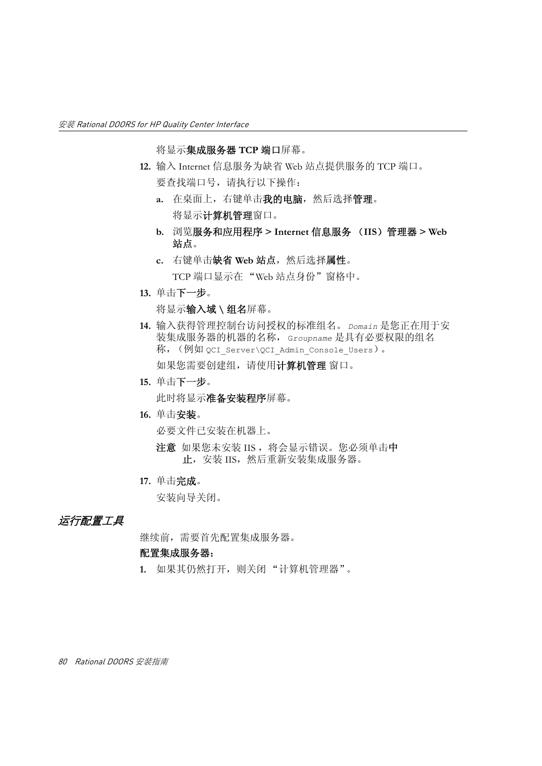将显示**集成服务器 TCP 端口**屏幕。

12. 输入 Internet 信息服务为缺省 Web 站点提供服务的 TCP 端口。

    要查找端口号，请执行以下操作：

    a. 在桌面上，右键单击**我的电脑**，然后选择**管理**。

       将显示**计算机管理**窗口。

    b. 浏览**服务和应用程序 > Internet 信息服务 （IIS）管理器 > Web 站点**。

    c. 右键单击**缺省 Web 站点**，然后选择**属性**。

       TCP 端口显示在 "Web 站点身份"窗格中。

13. 单击**下一步**。

    将显示**输入域 \ 组名**屏幕。

14. 输入获得管理控制台访问授权的标准组名。 *Domain* 是您正在用于安装集成服务器的机器的名称， *Groupname* 是具有必要权限的组名称，（例如 `QCI_Server\QCI_Admin_Console_Users`）。

    如果您需要创建组，请使用**计算机管理** 窗口。

15. 单击**下一步**。

    此时将显示**准备安装程序**屏幕。

16. 单击**安装**。

    必要文件已安装在机器上。

    **注意** 如果您未安装 IIS ，将会显示错误。您必须单击**中止**，安装 IIS，然后重新安装集成服务器。

17. 单击**完成**。

    安装向导关闭。

## *运行配置工具*

继续前，需要首先配置集成服务器。

**配置集成服务器：**

1. 如果其仍然打开，则关闭 "计算机管理器"。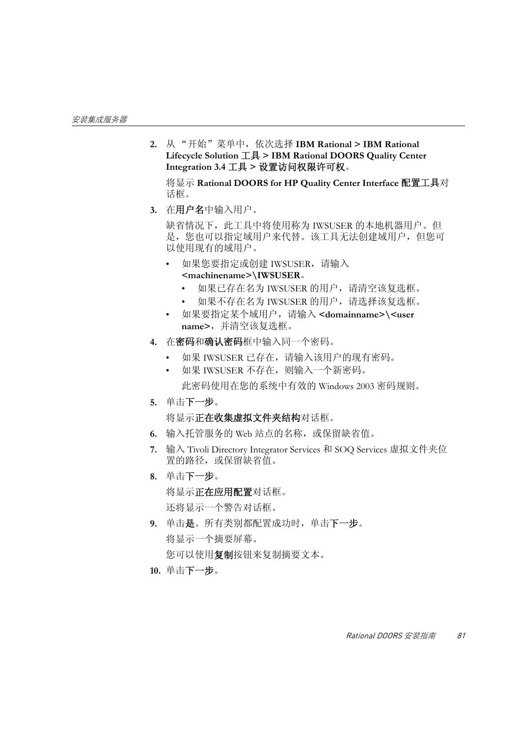2. 从 “开始”菜单中，依次选择 **IBM Rational > IBM Rational Lifecycle Solution 工具 > IBM Rational DOORS Quality Center Integration 3.4 工具 > 设置访问权限许可权**。

   将显示 **Rational DOORS for HP Quality Center Interface 配置工具**对话框。

3. 在**用户名**中输入用户。

   缺省情况下，此工具中将使用称为 IWSUSER 的本地机器用户。但是，您也可以指定域用户来代替。该工具无法创建域用户，但您可以使用现有的域用户。

   - 如果您要指定或创建 IWSUSER，请输入 **<machinename>\IWSUSER**。
     - 如果已存在名为 IWSUSER 的用户，请清空该复选框。
     - 如果不存在名为 IWSUSER 的用户，请选择该复选框。
   - 如果要指定某个域用户，请输入 **<domainname>\<user name>**，并清空该复选框。

4. 在**密码**和**确认密码**框中输入同一个密码。

   - 如果 IWSUSER 已存在，请输入该用户的现有密码。
   - 如果 IWSUSER 不存在，则输入一个新密码。

     此密码使用在您的系统中有效的 Windows 2003 密码规则。

5. 单击**下一步**。

   将显示**正在收集虚拟文件夹结构**对话框。

6. 输入托管服务的 Web 站点的名称，或保留缺省值。

7. 输入 Tivoli Directory Integrator Services 和 SOQ Services 虚拟文件夹位置的路径，或保留缺省值。

8. 单击**下一步**。

   将显示**正在应用配置**对话框。

   还将显示一个警告对话框。

9. 单击**是**。所有类别都配置成功时，单击**下一步**。

   将显示一个摘要屏幕。

   您可以使用**复制**按钮来复制摘要文本。

10. 单击**下一步**。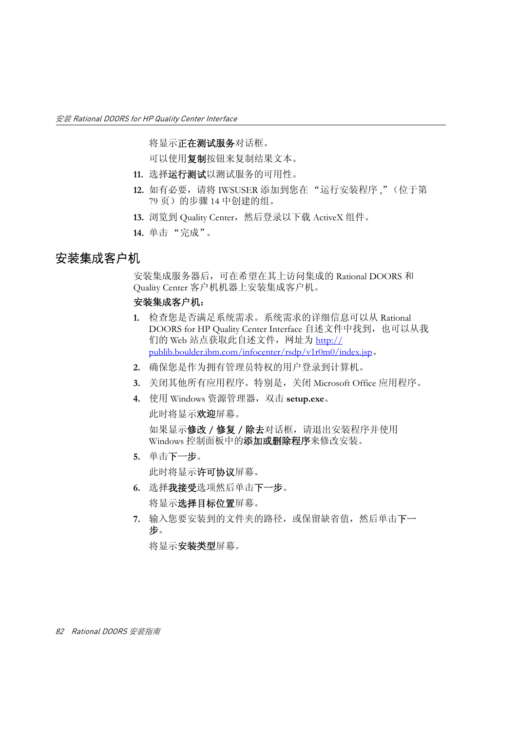将显示**正在测试服务**对话框。

可以使用**复制**按钮来复制结果文本。

11. 选择**运行测试**以测试服务的可用性。
12. 如有必要，请将 IWSUSER 添加到您在 "运行安装程序 ,"（位于第 79 页）的步骤 14 中创建的组。
13. 浏览到 Quality Center，然后登录以下载 ActiveX 组件。
14. 单击 "完成"。

## 安装集成客户机

安装集成服务器后，可在希望在其上访问集成的 Rational DOORS 和 Quality Center 客户机机器上安装集成客户机。

**安装集成客户机：**

1. 检查您是否满足系统需求。系统需求的详细信息可以从 Rational DOORS for HP Quality Center Interface 自述文件中找到，也可以从我们的 Web 站点获取此自述文件，网址为 http://publib.boulder.ibm.com/infocenter/rsdp/v1r0m0/index.jsp。
2. 确保您是作为拥有管理员特权的用户登录到计算机。
3. 关闭其他所有应用程序。特别是，关闭 Microsoft Office 应用程序。
4. 使用 Windows 资源管理器，双击 **setup.exe**。

   此时将显示**欢迎**屏幕。

   如果显示**修改 / 修复 / 除去**对话框，请退出安装程序并使用 Windows 控制面板中的**添加或删除程序**来修改安装。
5. 单击**下一步**。

   此时将显示**许可协议**屏幕。
6. 选择**我接受**选项然后单击**下一步**。

   将显示**选择目标位置**屏幕。
7. 输入您要安装到的文件夹的路径，或保留缺省值，然后单击**下一步**。

   将显示**安装类型**屏幕。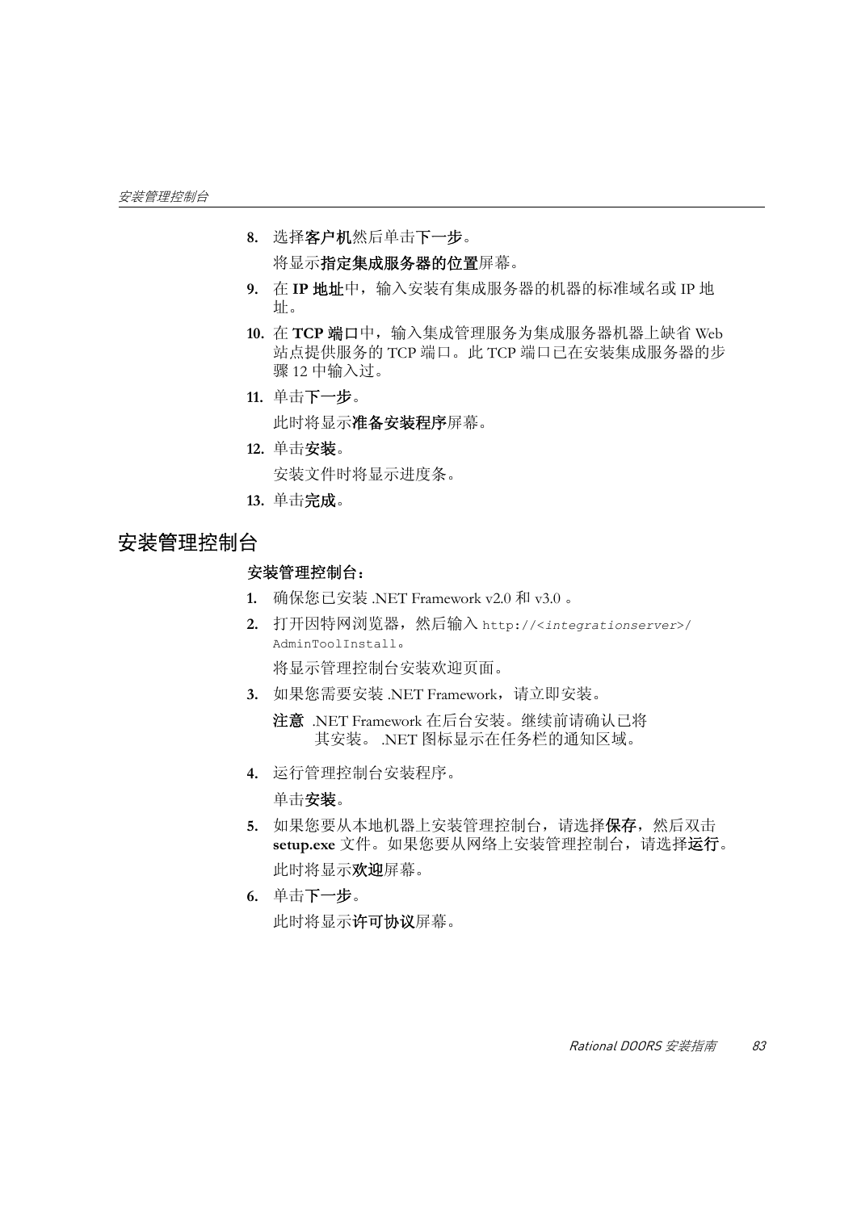8. 选择**客户机**然后单击**下一步**。

   将显示**指定集成服务器的位置**屏幕。

9. 在 **IP 地址**中，输入安装有集成服务器的机器的标准域名或 IP 地址。

10. 在 **TCP 端口**中，输入集成管理服务为集成服务器机器上缺省 Web 站点提供服务的 TCP 端口。此 TCP 端口已在安装集成服务器的步骤 12 中输入过。

11. 单击**下一步**。

    此时将显示**准备安装程序**屏幕。

12. 单击**安装**。

    安装文件时将显示进度条。

13. 单击**完成**。

## 安装管理控制台

**安装管理控制台：**

1. 确保您已安装 .NET Framework v2.0 和 v3.0 。

2. 打开因特网浏览器，然后输入 `http://<integrationserver>/AdminToolInstall`。

   将显示管理控制台安装欢迎页面。

3. 如果您需要安装 .NET Framework，请立即安装。

   **注意** .NET Framework 在后台安装。继续前请确认已将其安装。 .NET 图标显示在任务栏的通知区域。

4. 运行管理控制台安装程序。

   单击**安装**。

5. 如果您要从本地机器上安装管理控制台，请选择**保存**，然后双击 **setup.exe** 文件。如果您要从网络上安装管理控制台，请选择**运行**。

   此时将显示**欢迎**屏幕。

6. 单击**下一步**。

   此时将显示**许可协议**屏幕。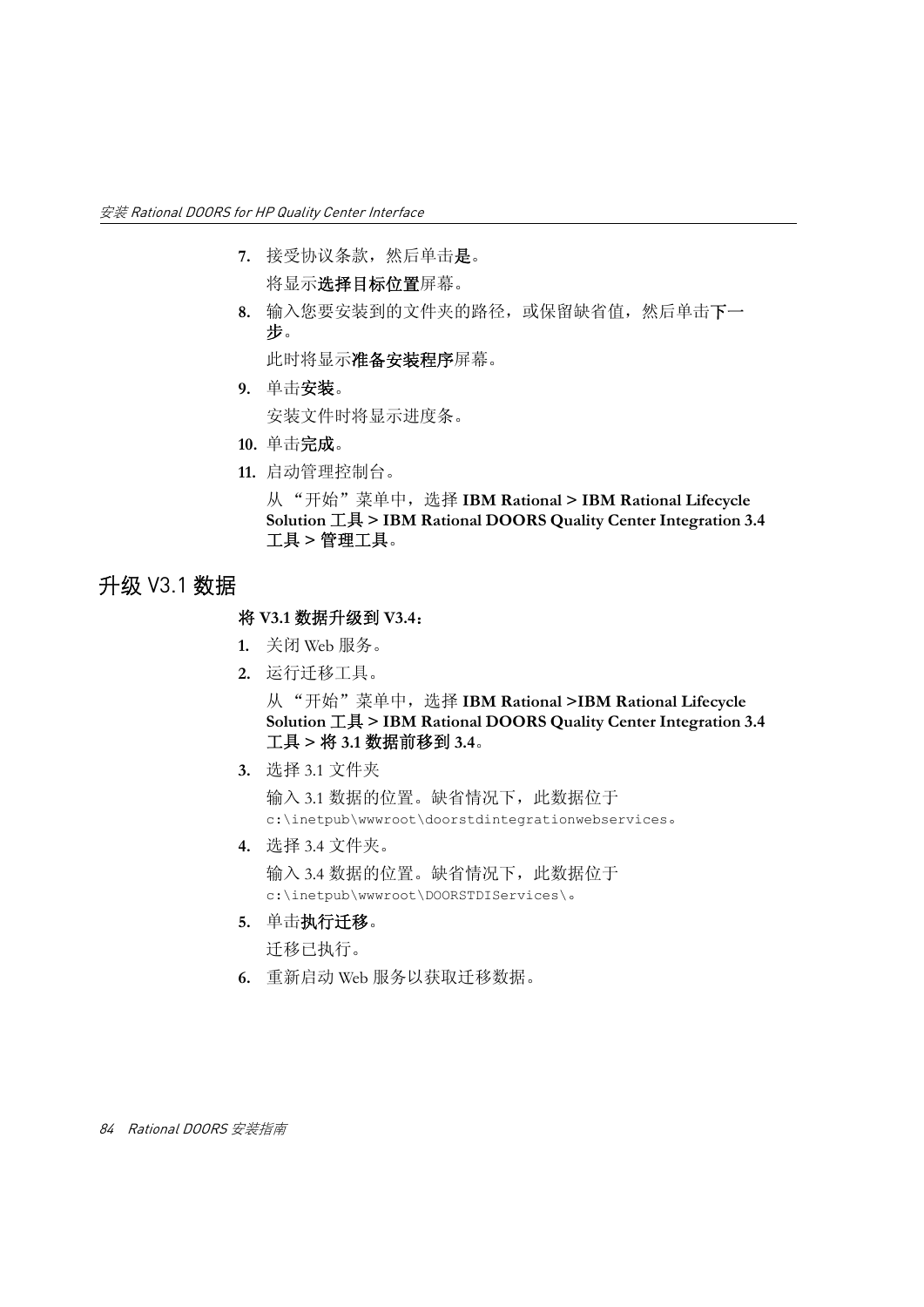7. 接受协议条款，然后单击**是**。

   将显示**选择目标位置**屏幕。

8. 输入您要安装到的文件夹的路径，或保留缺省值，然后单击**下一步**。

   此时将显示**准备安装程序**屏幕。

9. 单击**安装**。

   安装文件时将显示进度条。

10. 单击**完成**。

11. 启动管理控制台。

    从 “开始”菜单中，选择 **IBM Rational > IBM Rational Lifecycle Solution 工具 > IBM Rational DOORS Quality Center Integration 3.4 工具 > 管理工具**。

## 升级 V3.1 数据

**将 V3.1 数据升级到 V3.4：**

1. 关闭 Web 服务。

2. 运行迁移工具。

   从 “开始”菜单中，选择 **IBM Rational >IBM Rational Lifecycle Solution 工具 > IBM Rational DOORS Quality Center Integration 3.4 工具 > 将 3.1 数据前移到 3.4**。

3. 选择 3.1 文件夹

   输入 3.1 数据的位置。缺省情况下，此数据位于 `c:\inetpub\wwwroot\doorstdintegrationwebservices`。

4. 选择 3.4 文件夹。

   输入 3.4 数据的位置。缺省情况下，此数据位于 `c:\inetpub\wwwroot\DOORSTDIServices\`。

5. 单击**执行迁移**。

   迁移已执行。

6. 重新启动 Web 服务以获取迁移数据。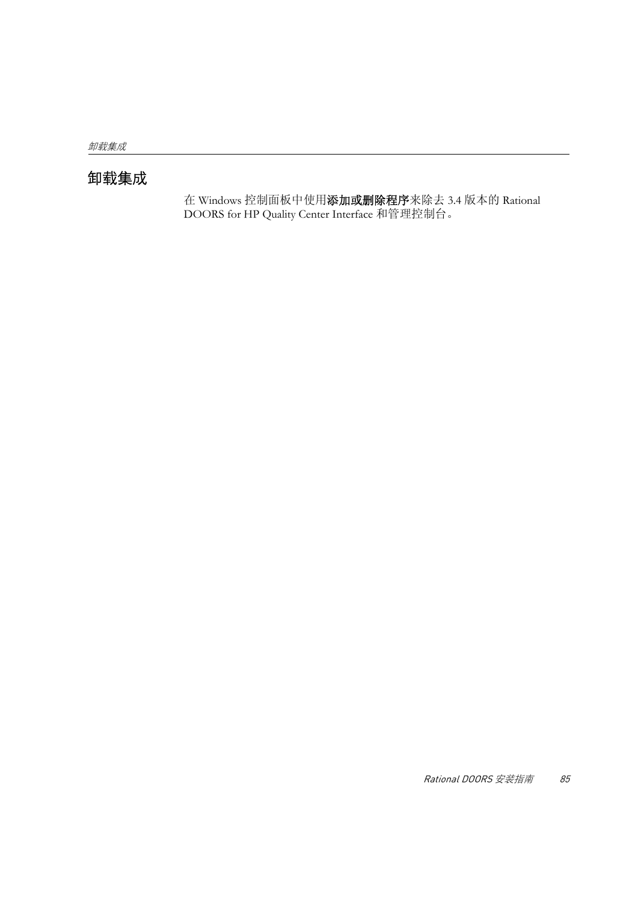## 卸载集成

在 Windows 控制面板中使用**添加或删除程序**来除去 3.4 版本的 Rational DOORS for HP Quality Center Interface 和管理控制台。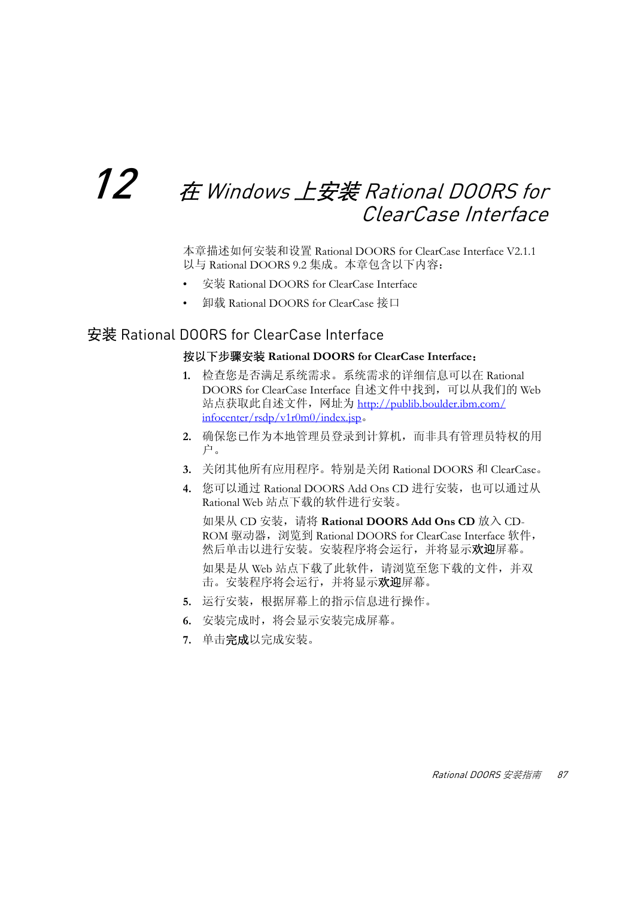# 12 在 Windows 上安装 Rational DOORS for ClearCase Interface

本章描述如何安装和设置 Rational DOORS for ClearCase Interface V2.1.1 以与 Rational DOORS 9.2 集成。本章包含以下内容：

- 安装 Rational DOORS for ClearCase Interface
- 卸载 Rational DOORS for ClearCase 接口

## 安装 Rational DOORS for ClearCase Interface

**按以下步骤安装 Rational DOORS for ClearCase Interface：**

1. 检查您是否满足系统需求。系统需求的详细信息可以在 Rational DOORS for ClearCase Interface 自述文件中找到，可以从我们的 Web 站点获取此自述文件，网址为 [http://publib.boulder.ibm.com/infocenter/rsdp/v1r0m0/index.jsp](http://publib.boulder.ibm.com/infocenter/rsdp/v1r0m0/index.jsp)。
2. 确保您已作为本地管理员登录到计算机，而非具有管理员特权的用户。
3. 关闭其他所有应用程序。特别是关闭 Rational DOORS 和 ClearCase。
4. 您可以通过 Rational DOORS Add Ons CD 进行安装，也可以通过从 Rational Web 站点下载的软件进行安装。

   如果从 CD 安装，请将 **Rational DOORS Add Ons CD** 放入 CD-ROM 驱动器，浏览到 Rational DOORS for ClearCase Interface 软件，然后单击以进行安装。安装程序将会运行，并将显示**欢迎**屏幕。

   如果是从 Web 站点下载了此软件，请浏览至您下载的文件，并双击。安装程序将会运行，并将显示**欢迎**屏幕。
5. 运行安装，根据屏幕上的指示信息进行操作。
6. 安装完成时，将会显示安装完成屏幕。
7. 单击**完成**以完成安装。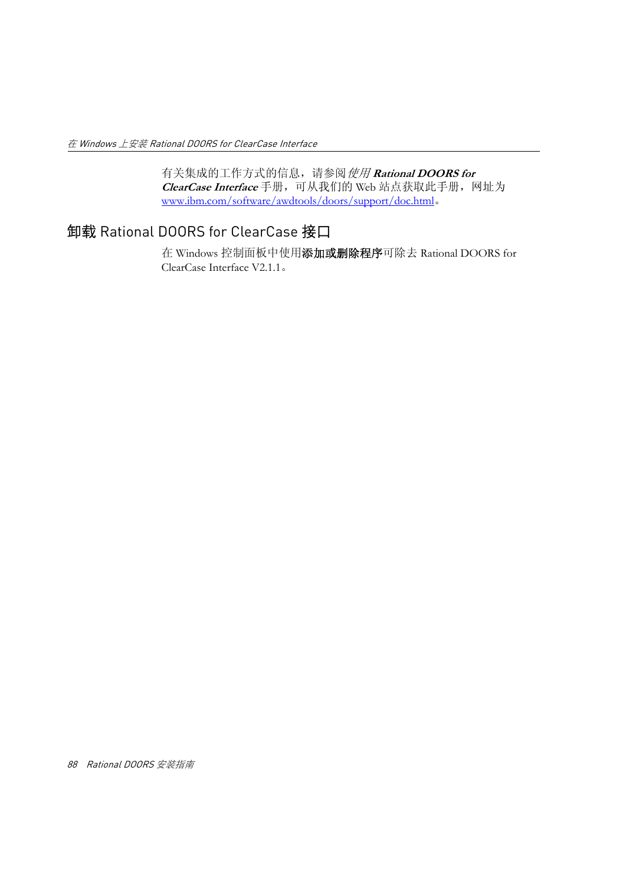有关集成的工作方式的信息，请参阅*使用* ***Rational DOORS for ClearCase Interface*** 手册，可从我们的 Web 站点获取此手册，网址为 www.ibm.com/software/awdtools/doors/support/doc.html。

## 卸载 Rational DOORS for ClearCase 接口

在 Windows 控制面板中使用**添加或删除程序**可除去 Rational DOORS for ClearCase Interface V2.1.1。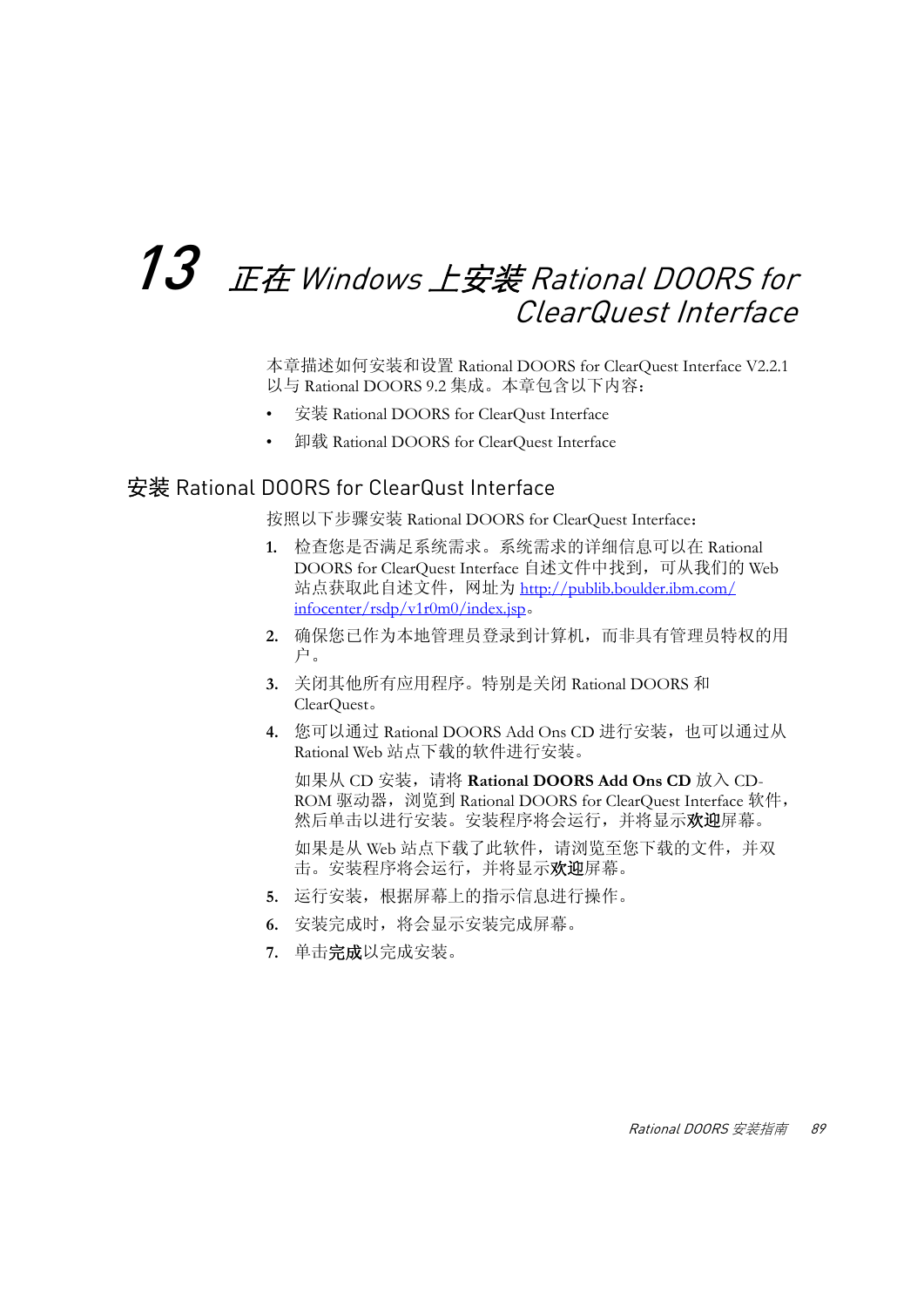# 13 正在 Windows 上安装 Rational DOORS for ClearQuest Interface

本章描述如何安装和设置 Rational DOORS for ClearQuest Interface V2.2.1 以与 Rational DOORS 9.2 集成。本章包含以下内容：

- 安装 Rational DOORS for ClearQust Interface
- 卸载 Rational DOORS for ClearQuest Interface

## 安装 Rational DOORS for ClearQust Interface

按照以下步骤安装 Rational DOORS for ClearQuest Interface：

1. 检查您是否满足系统需求。系统需求的详细信息可以在 Rational DOORS for ClearQuest Interface 自述文件中找到，可从我们的 Web 站点获取此自述文件，网址为 [http://publib.boulder.ibm.com/infocenter/rsdp/v1r0m0/index.jsp](http://publib.boulder.ibm.com/infocenter/rsdp/v1r0m0/index.jsp)。
2. 确保您已作为本地管理员登录到计算机，而非具有管理员特权的用户。
3. 关闭其他所有应用程序。特别是关闭 Rational DOORS 和 ClearQuest。
4. 您可以通过 Rational DOORS Add Ons CD 进行安装，也可以通过从 Rational Web 站点下载的软件进行安装。

   如果从 CD 安装，请将 **Rational DOORS Add Ons CD** 放入 CD-ROM 驱动器，浏览到 Rational DOORS for ClearQuest Interface 软件，然后单击以进行安装。安装程序将会运行，并将显示**欢迎**屏幕。

   如果是从 Web 站点下载了此软件，请浏览至您下载的文件，并双击。安装程序将会运行，并将显示**欢迎**屏幕。
5. 运行安装，根据屏幕上的指示信息进行操作。
6. 安装完成时，将会显示安装完成屏幕。
7. 单击**完成**以完成安装。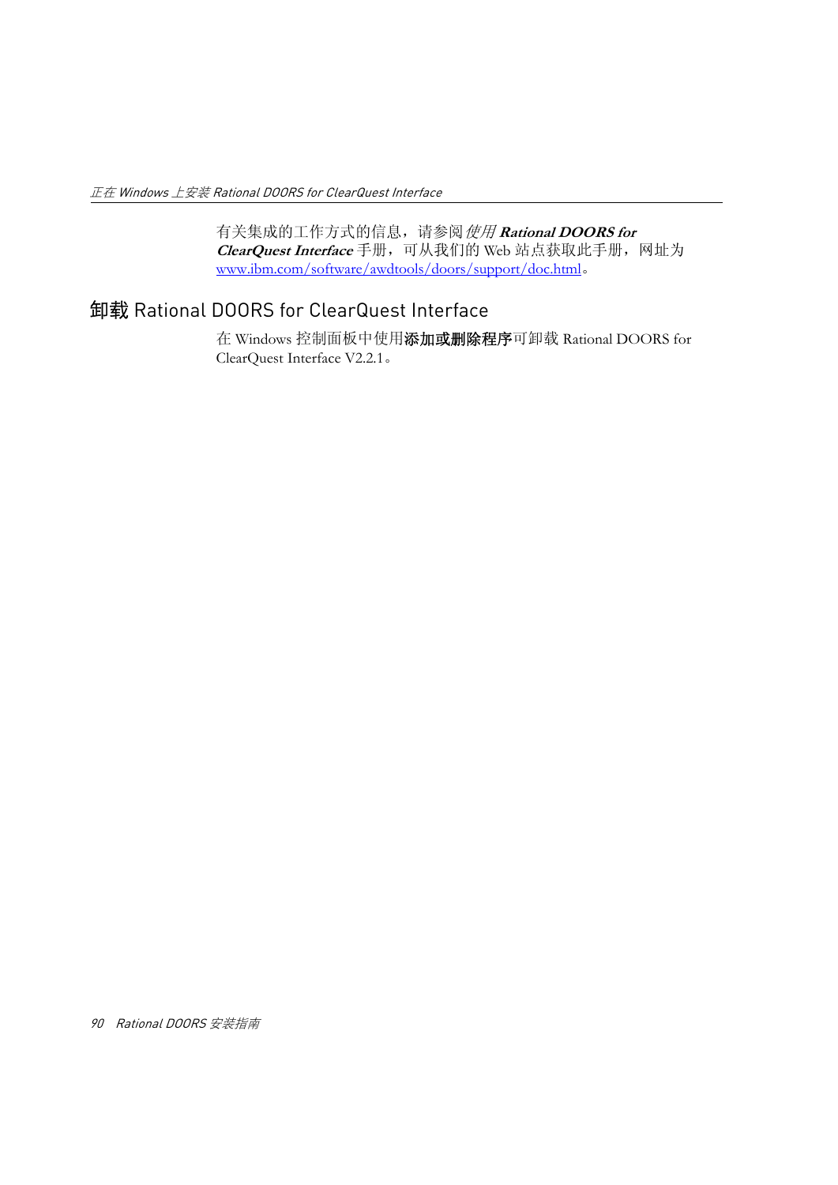有关集成的工作方式的信息，请参阅*使用* ***Rational DOORS for ClearQuest Interface*** 手册，可从我们的 Web 站点获取此手册，网址为 www.ibm.com/software/awdtools/doors/support/doc.html。

## 卸载 Rational DOORS for ClearQuest Interface

在 Windows 控制面板中使用**添加或删除程序**可卸载 Rational DOORS for ClearQuest Interface V2.2.1。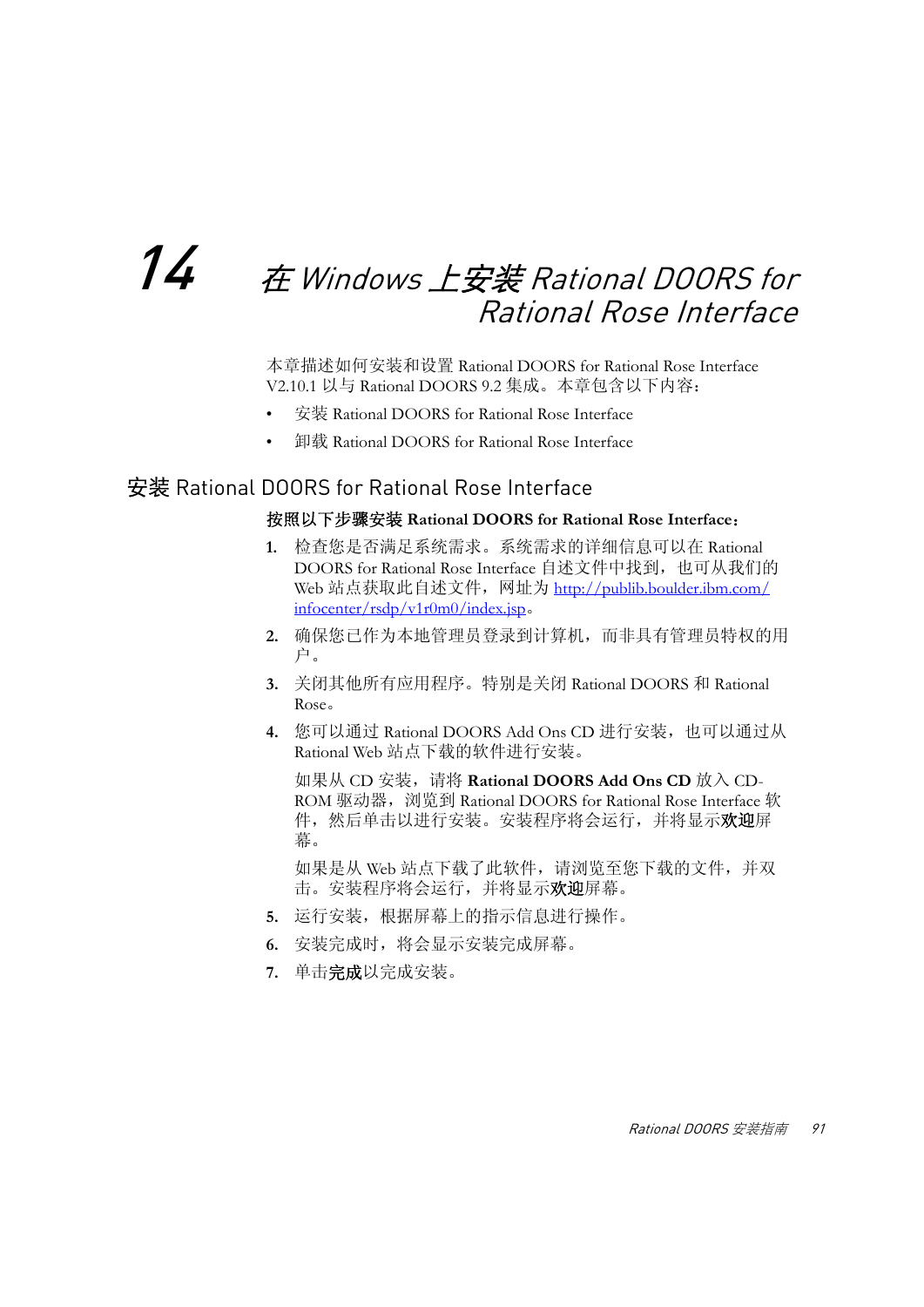# 14 在 Windows 上安装 Rational DOORS for Rational Rose Interface

本章描述如何安装和设置 Rational DOORS for Rational Rose Interface V2.10.1 以与 Rational DOORS 9.2 集成。本章包含以下内容：

- 安装 Rational DOORS for Rational Rose Interface
- 卸载 Rational DOORS for Rational Rose Interface

## 安装 Rational DOORS for Rational Rose Interface

**按照以下步骤安装 Rational DOORS for Rational Rose Interface：**

1. 检查您是否满足系统需求。系统需求的详细信息可以在 Rational DOORS for Rational Rose Interface 自述文件中找到，也可从我们的 Web 站点获取此自述文件，网址为 [http://publib.boulder.ibm.com/infocenter/rsdp/v1r0m0/index.jsp](http://publib.boulder.ibm.com/infocenter/rsdp/v1r0m0/index.jsp)。
2. 确保您已作为本地管理员登录到计算机，而非具有管理员特权的用户。
3. 关闭其他所有应用程序。特别是关闭 Rational DOORS 和 Rational Rose。
4. 您可以通过 Rational DOORS Add Ons CD 进行安装，也可以通过从 Rational Web 站点下载的软件进行安装。

   如果从 CD 安装，请将 **Rational DOORS Add Ons CD** 放入 CD-ROM 驱动器，浏览到 Rational DOORS for Rational Rose Interface 软件，然后单击以进行安装。安装程序将会运行，并将显示**欢迎**屏幕。

   如果是从 Web 站点下载了此软件，请浏览至您下载的文件，并双击。安装程序将会运行，并将显示**欢迎**屏幕。
5. 运行安装，根据屏幕上的指示信息进行操作。
6. 安装完成时，将会显示安装完成屏幕。
7. 单击**完成**以完成安装。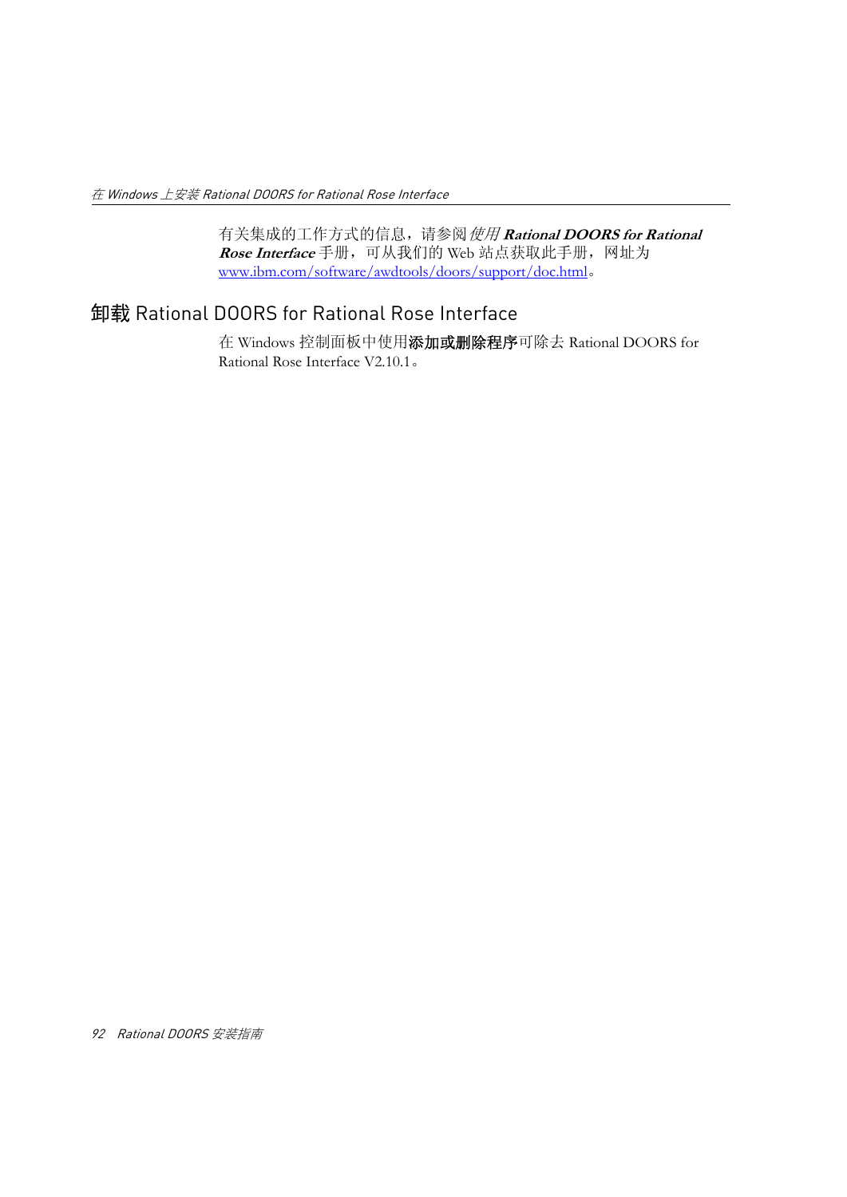有关集成的工作方式的信息，请参阅*使用* ***Rational DOORS for Rational Rose Interface*** 手册，可从我们的 Web 站点获取此手册，网址为 www.ibm.com/software/awdtools/doors/support/doc.html。

## 卸载 Rational DOORS for Rational Rose Interface

在 Windows 控制面板中使用**添加或删除程序**可除去 Rational DOORS for Rational Rose Interface V2.10.1。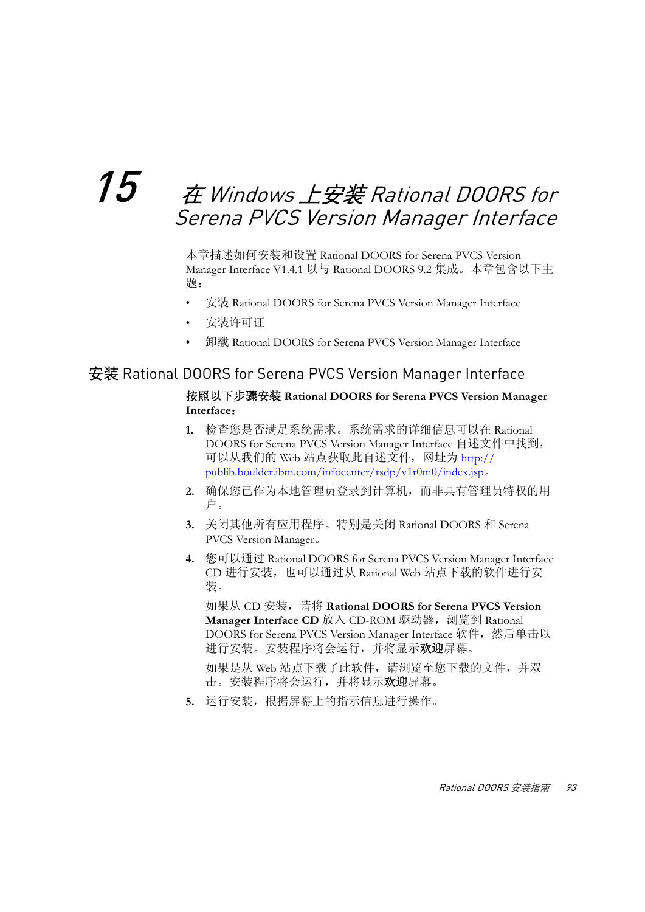# 15 在 Windows 上安装 Rational DOORS for Serena PVCS Version Manager Interface

本章描述如何安装和设置 Rational DOORS for Serena PVCS Version Manager Interface V1.4.1 以与 Rational DOORS 9.2 集成。本章包含以下主题：

- 安装 Rational DOORS for Serena PVCS Version Manager Interface
- 安装许可证
- 卸载 Rational DOORS for Serena PVCS Version Manager Interface

## 安装 Rational DOORS for Serena PVCS Version Manager Interface

**按照以下步骤安装 Rational DOORS for Serena PVCS Version Manager Interface：**

1. 检查您是否满足系统需求。系统需求的详细信息可以在 Rational DOORS for Serena PVCS Version Manager Interface 自述文件中找到，可以从我们的 Web 站点获取此自述文件，网址为 http://publib.boulder.ibm.com/infocenter/rsdp/v1r0m0/index.jsp。
2. 确保您已作为本地管理员登录到计算机，而非具有管理员特权的用户。
3. 关闭其他所有应用程序。特别是关闭 Rational DOORS 和 Serena PVCS Version Manager。
4. 您可以通过 Rational DOORS for Serena PVCS Version Manager Interface CD 进行安装，也可以通过从 Rational Web 站点下载的软件进行安装。

   如果从 CD 安装，请将 **Rational DOORS for Serena PVCS Version Manager Interface CD** 放入 CD-ROM 驱动器，浏览到 Rational DOORS for Serena PVCS Version Manager Interface 软件，然后单击以进行安装。安装程序将会运行，并将显示**欢迎**屏幕。

   如果是从 Web 站点下载了此软件，请浏览至您下载的文件，并双击。安装程序将会运行，并将显示**欢迎**屏幕。
5. 运行安装，根据屏幕上的指示信息进行操作。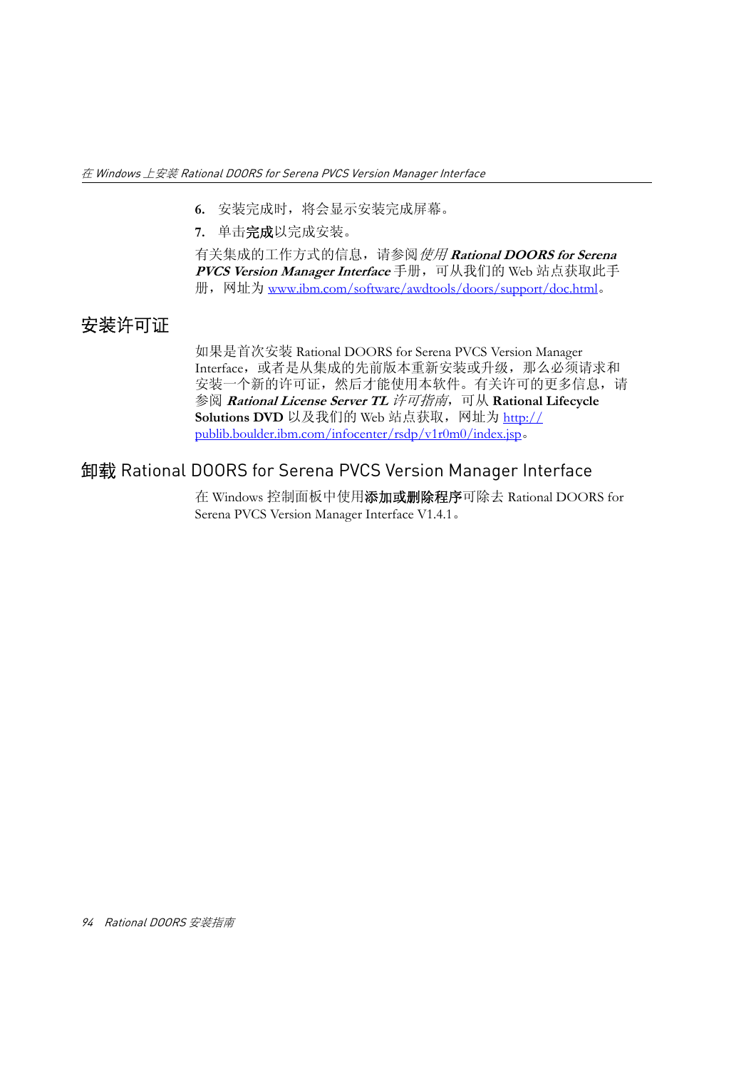6. 安装完成时，将会显示安装完成屏幕。
7. 单击**完成**以完成安装。

有关集成的工作方式的信息，请参阅*使用* ***Rational DOORS for Serena PVCS Version Manager Interface*** 手册，可从我们的 Web 站点获取此手册，网址为 www.ibm.com/software/awdtools/doors/support/doc.html。

## 安装许可证

如果是首次安装 Rational DOORS for Serena PVCS Version Manager Interface，或者是从集成的先前版本重新安装或升级，那么必须请求和安装一个新的许可证，然后才能使用本软件。有关许可的更多信息，请参阅 ***Rational License Server TL*** *许可指南*，可从 **Rational Lifecycle Solutions DVD** 以及我们的 Web 站点获取，网址为 http://publib.boulder.ibm.com/infocenter/rsdp/v1r0m0/index.jsp。

## 卸载 Rational DOORS for Serena PVCS Version Manager Interface

在 Windows 控制面板中使用**添加或删除程序**可除去 Rational DOORS for Serena PVCS Version Manager Interface V1.4.1。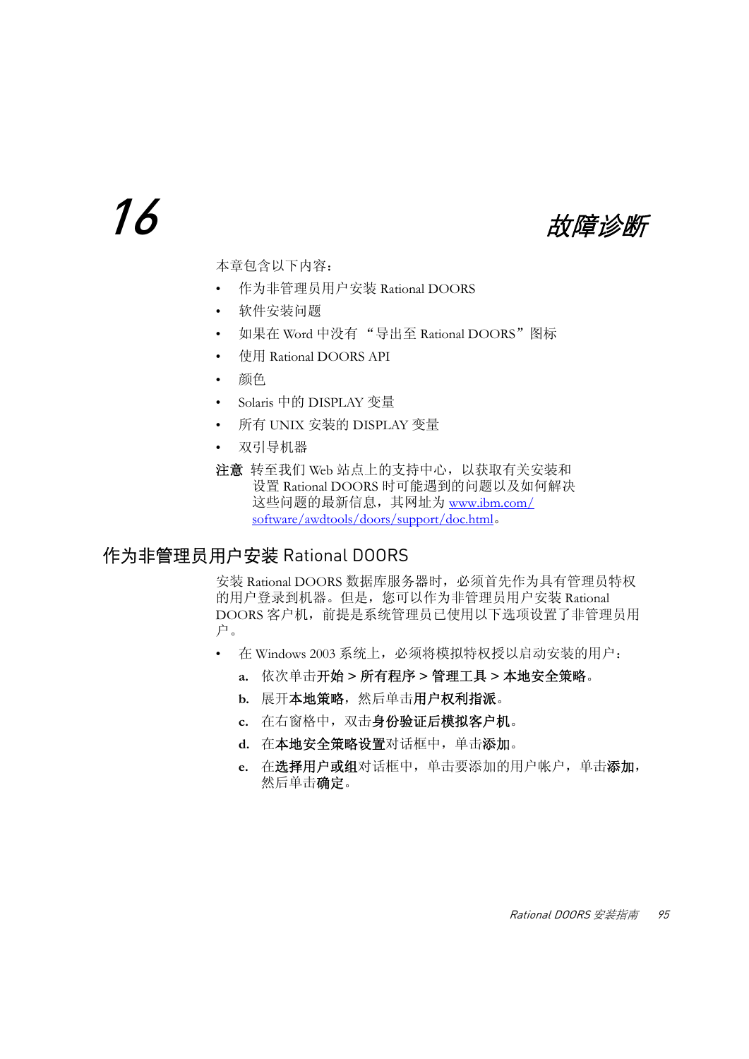# 16 故障诊断

本章包含以下内容：

- 作为非管理员用户安装 Rational DOORS
- 软件安装问题
- 如果在 Word 中没有 “导出至 Rational DOORS”图标
- 使用 Rational DOORS API
- 颜色
- Solaris 中的 DISPLAY 变量
- 所有 UNIX 安装的 DISPLAY 变量
- 双引导机器

**注意** 转至我们 Web 站点上的支持中心，以获取有关安装和设置 Rational DOORS 时可能遇到的问题以及如何解决这些问题的最新信息，其网址为 www.ibm.com/software/awdtools/doors/support/doc.html。

## 作为非管理员用户安装 Rational DOORS

安装 Rational DOORS 数据库服务器时，必须首先作为具有管理员特权的用户登录到机器。但是，您可以作为非管理员用户安装 Rational DOORS 客户机，前提是系统管理员已使用以下选项设置了非管理员用户。

- 在 Windows 2003 系统上，必须将模拟特权授以启动安装的用户：
  - **a.** 依次单击**开始** > **所有程序** > **管理工具** > **本地安全策略**。
  - **b.** 展开**本地策略**，然后单击**用户权利指派**。
  - **c.** 在右窗格中，双击**身份验证后模拟客户机**。
  - **d.** 在**本地安全策略设置**对话框中，单击**添加**。
  - **e.** 在**选择用户或组**对话框中，单击要添加的用户帐户，单击**添加**，然后单击**确定**。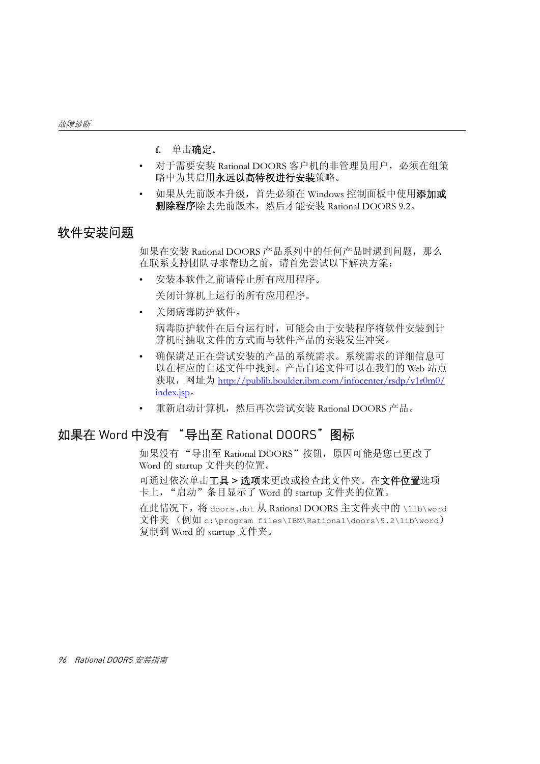f. 单击**确定**。

- 对于需要安装 Rational DOORS 客户机的非管理员用户，必须在组策略中为其启用**永远以高特权进行安装**策略。
- 如果从先前版本升级，首先必须在 Windows 控制面板中使用**添加或删除程序**除去先前版本，然后才能安装 Rational DOORS 9.2。

## 软件安装问题

如果在安装 Rational DOORS 产品系列中的任何产品时遇到问题，那么在联系支持团队寻求帮助之前，请首先尝试以下解决方案：

- 安装本软件之前请停止所有应用程序。

  关闭计算机上运行的所有应用程序。

- 关闭病毒防护软件。

  病毒防护软件在后台运行时，可能会由于安装程序将软件安装到计算机时抽取文件的方式而与软件产品的安装发生冲突。

- 确保满足正在尝试安装的产品的系统需求。系统需求的详细信息可以在相应的自述文件中找到。产品自述文件可以在我们的 Web 站点获取，网址为 http://publib.boulder.ibm.com/infocenter/rsdp/v1r0m0/index.jsp。
- 重新启动计算机，然后再次尝试安装 Rational DOORS 产品。

## 如果在 Word 中没有 “导出至 Rational DOORS”图标

如果没有 “导出至 Rational DOORS”按钮，原因可能是您已更改了 Word 的 startup 文件夹的位置。

可通过依次单击**工具 > 选项**来更改或检查此文件夹。在**文件位置**选项卡上，“启动”条目显示了 Word 的 startup 文件夹的位置。

在此情况下，将 `doors.dot` 从 Rational DOORS 主文件夹中的 `\lib\word` 文件夹 （例如 `c:\program files\IBM\Rational\doors\9.2\lib\word`）复制到 Word 的 startup 文件夹。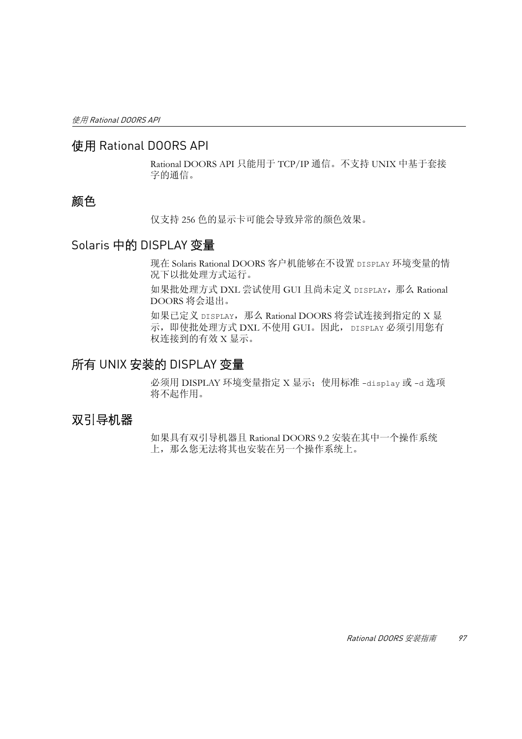## 使用 Rational DOORS API

Rational DOORS API 只能用于 TCP/IP 通信。不支持 UNIX 中基于套接字的通信。

## 颜色

仅支持 256 色的显示卡可能会导致异常的颜色效果。

## Solaris 中的 DISPLAY 变量

现在 Solaris Rational DOORS 客户机能够在不设置 `DISPLAY` 环境变量的情况下以批处理方式运行。

如果批处理方式 DXL 尝试使用 GUI 且尚未定义 `DISPLAY`，那么 Rational DOORS 将会退出。

如果已定义 `DISPLAY`，那么 Rational DOORS 将尝试连接到指定的 X 显示，即使批处理方式 DXL 不使用 GUI。因此， `DISPLAY` 必须引用您有权连接到的有效 X 显示。

## 所有 UNIX 安装的 DISPLAY 变量

必须用 DISPLAY 环境变量指定 X 显示；使用标准 `-display` 或 `-d` 选项将不起作用。

## 双引导机器

如果具有双引导机器且 Rational DOORS 9.2 安装在其中一个操作系统上，那么您无法将其也安装在另一个操作系统上。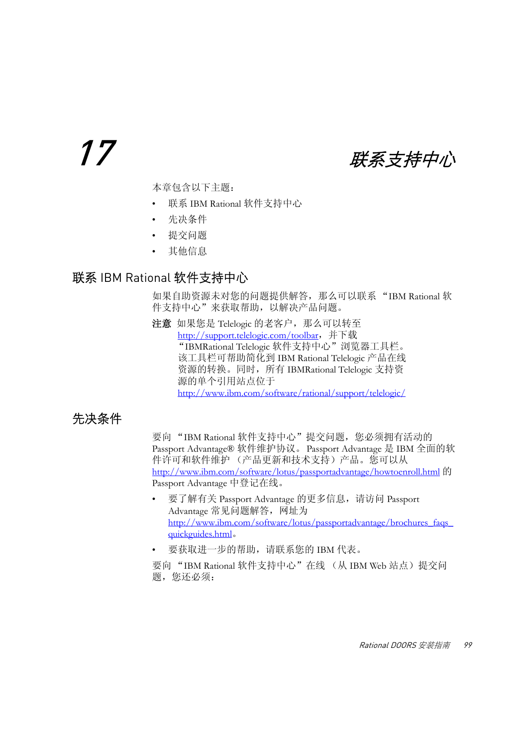# 17 联系支持中心

本章包含以下主题：

- 联系 IBM Rational 软件支持中心
- 先决条件
- 提交问题
- 其他信息

## 联系 IBM Rational 软件支持中心

如果自助资源未对您的问题提供解答，那么可以联系 “IBM Rational 软件支持中心”来获取帮助，以解决产品问题。

**注意** 如果您是 Telelogic 的老客户，那么可以转至 http://support.telelogic.com/toolbar，并下载 “IBMRational Telelogic 软件支持中心”浏览器工具栏。该工具栏可帮助简化到 IBM Rational Telelogic 产品在线资源的转换。同时，所有 IBMRational Telelogic 支持资源的单个引用站点位于 http://www.ibm.com/software/rational/support/telelogic/

## 先决条件

要向 “IBM Rational 软件支持中心”提交问题，您必须拥有活动的 Passport Advantage® 软件维护协议。 Passport Advantage 是 IBM 全面的软件许可和软件维护 （产品更新和技术支持）产品。您可以从 http://www.ibm.com/software/lotus/passportadvantage/howtoenroll.html 的 Passport Advantage 中登记在线。

- 要了解有关 Passport Advantage 的更多信息，请访问 Passport Advantage 常见问题解答，网址为 http://www.ibm.com/software/lotus/passportadvantage/brochures_faqs_quickguides.html。
- 要获取进一步的帮助，请联系您的 IBM 代表。

要向 “IBM Rational 软件支持中心”在线 （从 IBM Web 站点）提交问题，您还必须：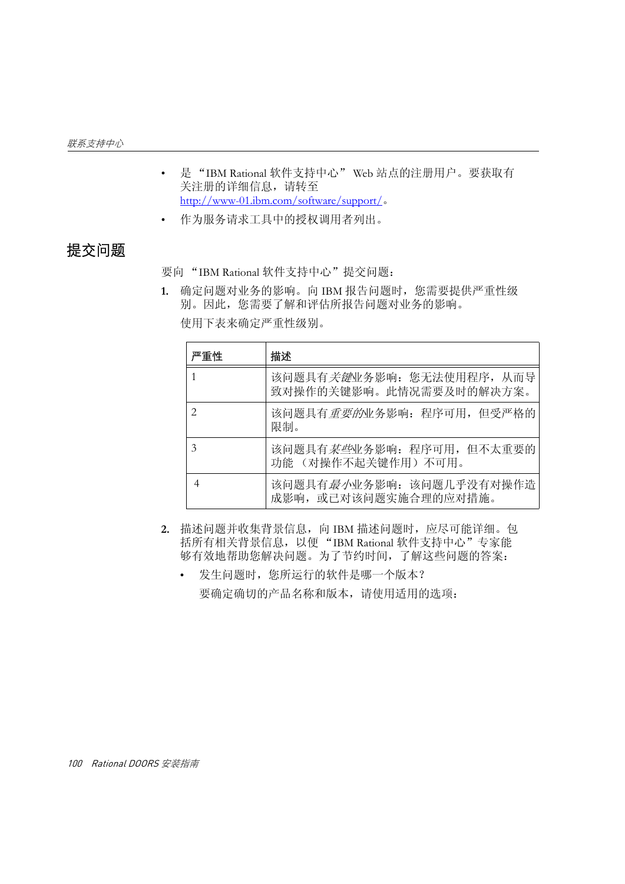- 是 “IBM Rational 软件支持中心” Web 站点的注册用户。要获取有关注册的详细信息，请转至 http://www-01.ibm.com/software/support/。
- 作为服务请求工具中的授权调用者列出。

## 提交问题

要向 “IBM Rational 软件支持中心” 提交问题：

**1.** 确定问题对业务的影响。向 IBM 报告问题时，您需要提供严重性级别。因此，您需要了解和评估所报告问题对业务的影响。

使用下表来确定严重性级别。

| 严重性 | 描述 |
|---|---|
| 1 | 该问题具有*关键*业务影响：您无法使用程序，从而导致对操作的关键影响。此情况需要及时的解决方案。 |
| 2 | 该问题具有*重要的*业务影响：程序可用，但受严格的限制。 |
| 3 | 该问题具有*某些*业务影响：程序可用，但不太重要的功能 （对操作不起关键作用）不可用。 |
| 4 | 该问题具有*最小*业务影响：该问题几乎没有对操作造成影响，或已对该问题实施合理的应对措施。 |

**2.** 描述问题并收集背景信息，向 IBM 描述问题时，应尽可能详细。包括所有相关背景信息，以便 “IBM Rational 软件支持中心” 专家能够有效地帮助您解决问题。为了节约时间，了解这些问题的答案：

- 发生问题时，您所运行的软件是哪一个版本？

  要确定确切的产品名称和版本，请使用适用的选项：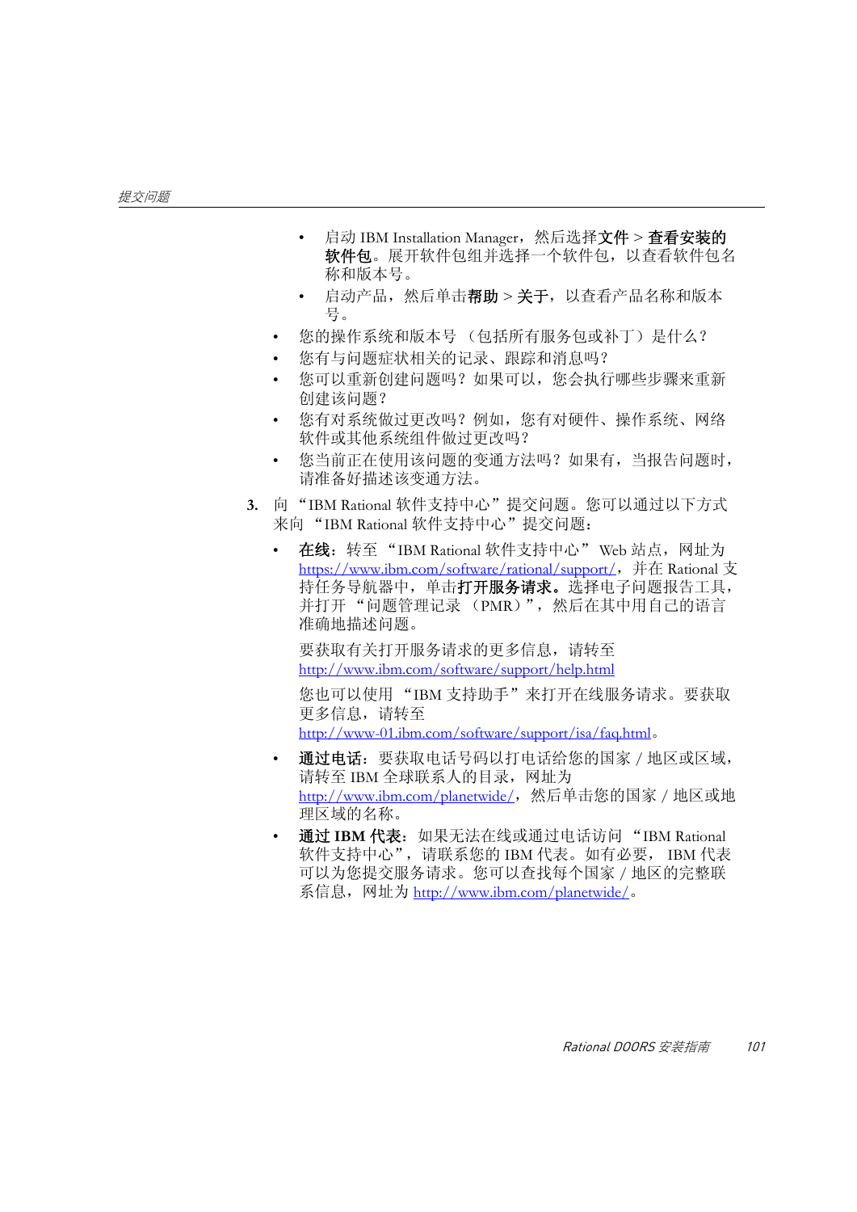- 启动 IBM Installation Manager，然后选择**文件** > **查看安装的软件包**。展开软件包组并选择一个软件包，以查看软件包名称和版本号。
    - 启动产品，然后单击**帮助** > **关于**，以查看产品名称和版本号。
  - 您的操作系统和版本号（包括所有服务包或补丁）是什么？
  - 您有与问题症状相关的记录、跟踪和消息吗？
  - 您可以重新创建问题吗？如果可以，您会执行哪些步骤来重新创建该问题？
  - 您有对系统做过更改吗？例如，您有对硬件、操作系统、网络软件或其他系统组件做过更改吗？
  - 您当前正在使用该问题的变通方法吗？如果有，当报告问题时，请准备好描述该变通方法。

3. 向“IBM Rational 软件支持中心”提交问题。您可以通过以下方式来向“IBM Rational 软件支持中心”提交问题：
   - **在线**：转至“IBM Rational 软件支持中心”Web 站点，网址为 https://www.ibm.com/software/rational/support/，并在 Rational 支持任务导航器中，单击**打开服务请求。**选择电子问题报告工具，并打开“问题管理记录（PMR）”，然后在其中用自己的语言准确地描述问题。

     要获取有关打开服务请求的更多信息，请转至 http://www.ibm.com/software/support/help.html

     您也可以使用“IBM 支持助手”来打开在线服务请求。要获取更多信息，请转至 http://www-01.ibm.com/software/support/isa/faq.html。
   - **通过电话**：要获取电话号码以打电话给您的国家 / 地区或区域，请转至 IBM 全球联系人的目录，网址为 http://www.ibm.com/planetwide/，然后单击您的国家 / 地区或地理区域的名称。
   - **通过 IBM 代表**：如果无法在线或通过电话访问“IBM Rational 软件支持中心”，请联系您的 IBM 代表。如有必要，IBM 代表可以为您提交服务请求。您可以查找每个国家 / 地区的完整联系信息，网址为 http://www.ibm.com/planetwide/。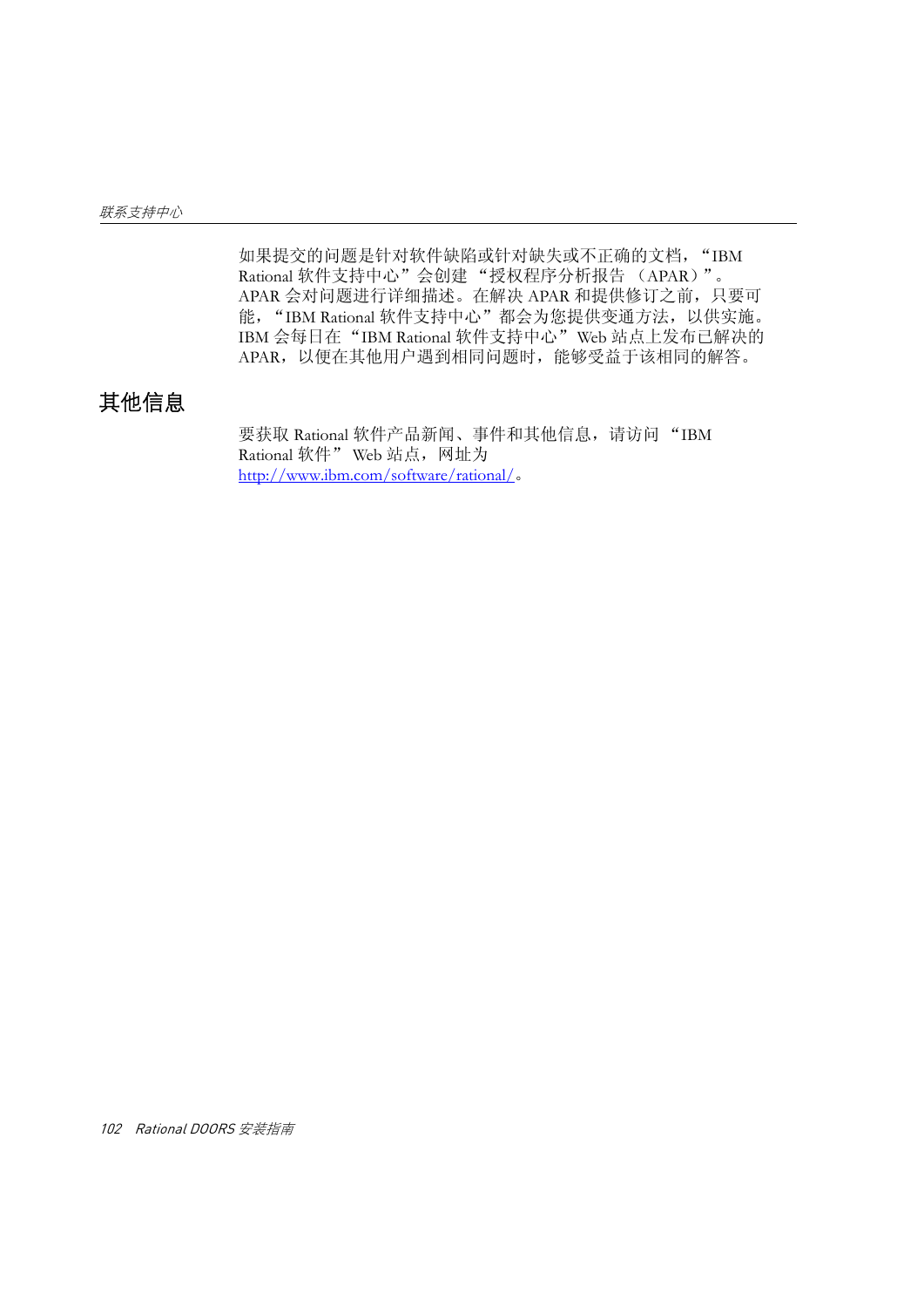如果提交的问题是针对软件缺陷或针对缺失或不正确的文档，“IBM Rational 软件支持中心”会创建 “授权程序分析报告 （APAR）”。APAR 会对问题进行详细描述。在解决 APAR 和提供修订之前，只要可能，“IBM Rational 软件支持中心”都会为您提供变通方法，以供实施。IBM 会每日在 “IBM Rational 软件支持中心” Web 站点上发布已解决的 APAR，以便在其他用户遇到相同问题时，能够受益于该相同的解答。

## 其他信息

要获取 Rational 软件产品新闻、事件和其他信息，请访问 “IBM Rational 软件” Web 站点，网址为 http://www.ibm.com/software/rational/。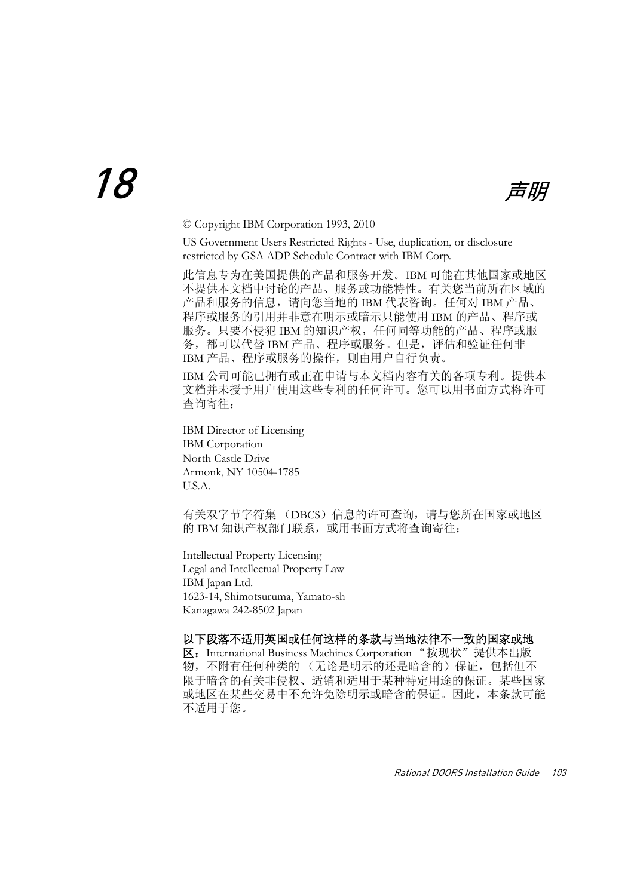# 18 声明

© Copyright IBM Corporation 1993, 2010

US Government Users Restricted Rights - Use, duplication, or disclosure restricted by GSA ADP Schedule Contract with IBM Corp.

此信息专为在美国提供的产品和服务开发。IBM 可能在其他国家或地区不提供本文档中讨论的产品、服务或功能特性。有关您当前所在区域的产品和服务的信息，请向您当地的 IBM 代表咨询。任何对 IBM 产品、程序或服务的引用并非意在明示或暗示只能使用 IBM 的产品、程序或服务。只要不侵犯 IBM 的知识产权，任何同等功能的产品、程序或服务，都可以代替 IBM 产品、程序或服务。但是，评估和验证任何非 IBM 产品、程序或服务的操作，则由用户自行负责。

IBM 公司可能已拥有或正在申请与本文档内容有关的各项专利。提供本文档并未授予用户使用这些专利的任何许可。您可以用书面方式将许可查询寄往：

IBM Director of Licensing  
IBM Corporation  
North Castle Drive  
Armonk, NY 10504-1785  
U.S.A.

有关双字节字符集 （DBCS）信息的许可查询，请与您所在国家或地区的 IBM 知识产权部门联系，或用书面方式将查询寄往：

Intellectual Property Licensing  
Legal and Intellectual Property Law  
IBM Japan Ltd.  
1623-14, Shimotsuruma, Yamato-sh  
Kanagawa 242-8502 Japan

**以下段落不适用英国或任何这样的条款与当地法律不一致的国家或地区：**International Business Machines Corporation "按现状"提供本出版物，不附有任何种类的 （无论是明示的还是暗含的）保证，包括但不限于暗含的有关非侵权、适销和适用于某种特定用途的保证。某些国家或地区在某些交易中不允许免除明示或暗含的保证。因此，本条款可能不适用于您。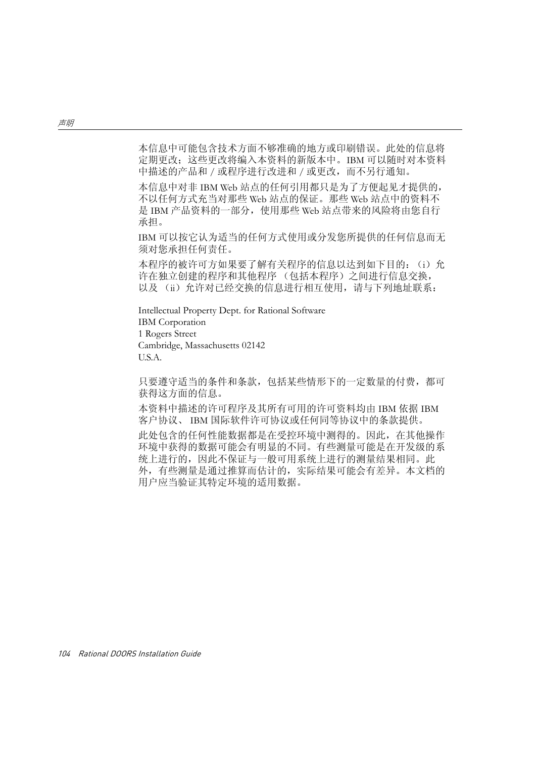本信息中可能包含技术方面不够准确的地方或印刷错误。此处的信息将定期更改；这些更改将编入本资料的新版本中。IBM 可以随时对本资料中描述的产品和 / 或程序进行改进和 / 或更改，而不另行通知。

本信息中对非 IBM Web 站点的任何引用都只是为了方便起见才提供的，不以任何方式充当对那些 Web 站点的保证。那些 Web 站点中的资料不是 IBM 产品资料的一部分，使用那些 Web 站点带来的风险将由您自行承担。

IBM 可以按它认为适当的任何方式使用或分发您所提供的任何信息而无须对您承担任何责任。

本程序的被许可方如果要了解有关程序的信息以达到如下目的：（i）允许在独立创建的程序和其他程序 （包括本程序）之间进行信息交换，以及 （ii）允许对已经交换的信息进行相互使用，请与下列地址联系：

Intellectual Property Dept. for Rational Software
IBM Corporation
1 Rogers Street
Cambridge, Massachusetts 02142
U.S.A.

只要遵守适当的条件和条款，包括某些情形下的一定数量的付费，都可获得这方面的信息。

本资料中描述的许可程序及其所有可用的许可资料均由 IBM 依据 IBM 客户协议、 IBM 国际软件许可协议或任何同等协议中的条款提供。

此处包含的任何性能数据都是在受控环境中测得的。因此，在其他操作环境中获得的数据可能会有明显的不同。有些测量可能是在开发级的系统上进行的，因此不保证与一般可用系统上进行的测量结果相同。此外，有些测量是通过推算而估计的，实际结果可能会有差异。本文档的用户应当验证其特定环境的适用数据。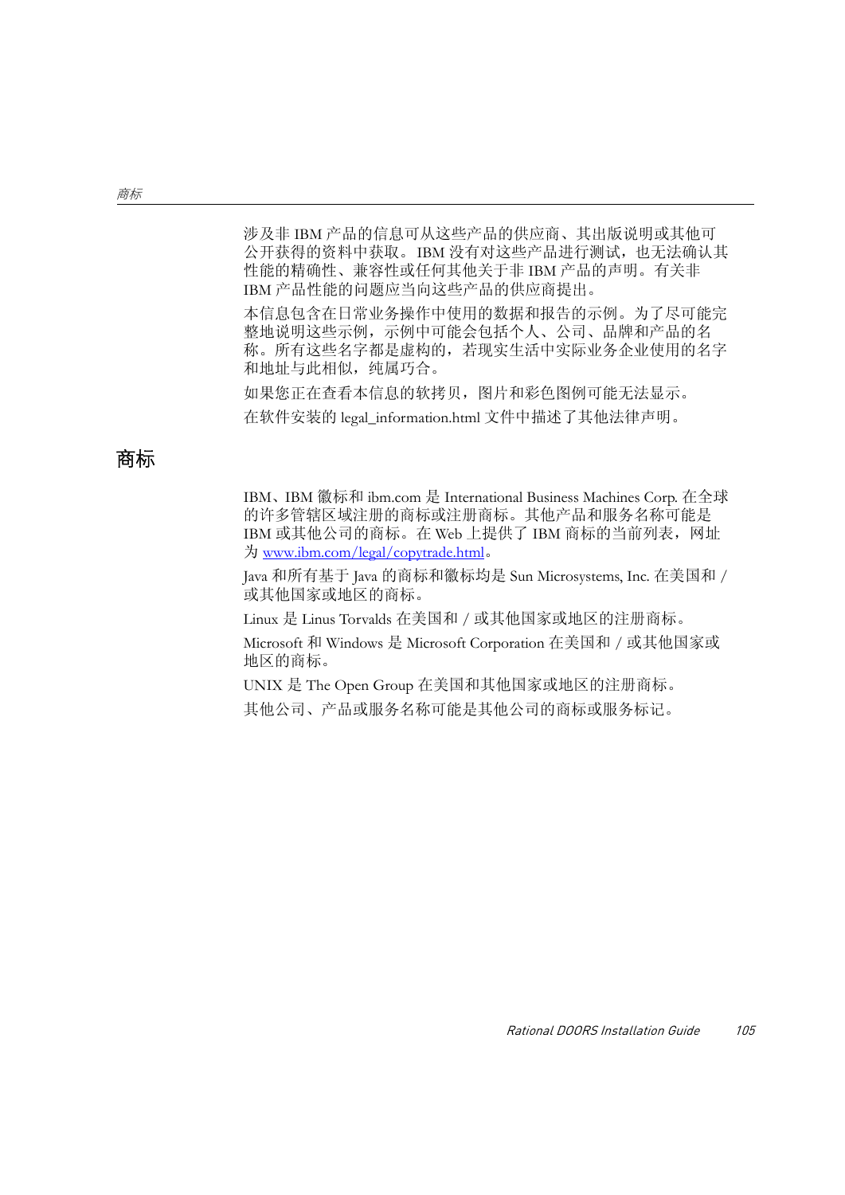涉及非 IBM 产品的信息可从这些产品的供应商、其出版说明或其他可公开获得的资料中获取。IBM 没有对这些产品进行测试，也无法确认其性能的精确性、兼容性或任何其他关于非 IBM 产品的声明。有关非 IBM 产品性能的问题应当向这些产品的供应商提出。

本信息包含在日常业务操作中使用的数据和报告的示例。为了尽可能完整地说明这些示例，示例中可能会包括个人、公司、品牌和产品的名称。所有这些名字都是虚构的，若现实生活中实际业务企业使用的名字和地址与此相似，纯属巧合。

如果您正在查看本信息的软拷贝，图片和彩色图例可能无法显示。

在软件安装的 legal_information.html 文件中描述了其他法律声明。

## 商标

IBM、IBM 徽标和 ibm.com 是 International Business Machines Corp. 在全球的许多管辖区域注册的商标或注册商标。其他产品和服务名称可能是 IBM 或其他公司的商标。在 Web 上提供了 IBM 商标的当前列表，网址为 www.ibm.com/legal/copytrade.html。

Java 和所有基于 Java 的商标和徽标均是 Sun Microsystems, Inc. 在美国和 / 或其他国家或地区的商标。

Linux 是 Linus Torvalds 在美国和 / 或其他国家或地区的注册商标。

Microsoft 和 Windows 是 Microsoft Corporation 在美国和 / 或其他国家或地区的商标。

UNIX 是 The Open Group 在美国和其他国家或地区的注册商标。

其他公司、产品或服务名称可能是其他公司的商标或服务标记。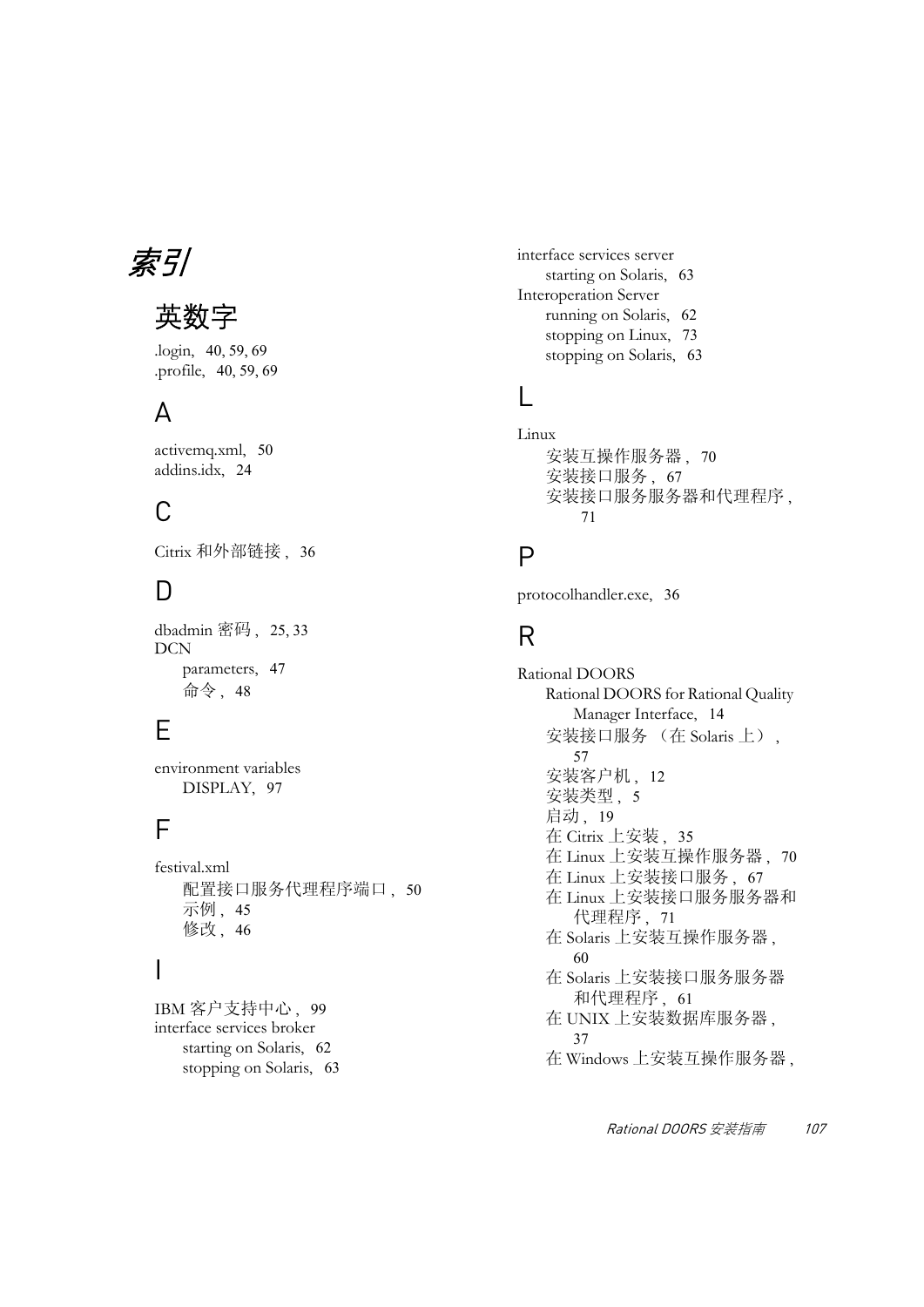# 索引

## 英数字

.login, 40, 59, 69
.profile, 40, 59, 69

## A

activemq.xml, 50
addins.idx, 24

## C

Citrix 和外部链接 , 36

## D

dbadmin 密码 , 25, 33
DCN
- parameters, 47
- 命令 , 48

## E

environment variables
- DISPLAY, 97

## F

festival.xml
- 配置接口服务代理程序端口 , 50
- 示例 , 45
- 修改 , 46

## I

IBM 客户支持中心 , 99
interface services broker
- starting on Solaris, 62
- stopping on Solaris, 63

interface services server
- starting on Solaris, 63

Interoperation Server
- running on Solaris, 62
- stopping on Linux, 73
- stopping on Solaris, 63

## L

Linux
- 安装互操作服务器 , 70
- 安装接口服务 , 67
- 安装接口服务服务器和代理程序 , 71

## P

protocolhandler.exe, 36

## R

Rational DOORS
- Rational DOORS for Rational Quality Manager Interface, 14
- 安装接口服务 （在 Solaris 上）, 57
- 安装客户机 , 12
- 安装类型 , 5
- 启动 , 19
- 在 Citrix 上安装 , 35
- 在 Linux 上安装互操作服务器 , 70
- 在 Linux 上安装接口服务 , 67
- 在 Linux 上安装接口服务服务器和代理程序 , 71
- 在 Solaris 上安装互操作服务器 , 60
- 在 Solaris 上安装接口服务服务器和代理程序 , 61
- 在 UNIX 上安装数据库服务器 , 37
- 在 Windows 上安装互操作服务器 ,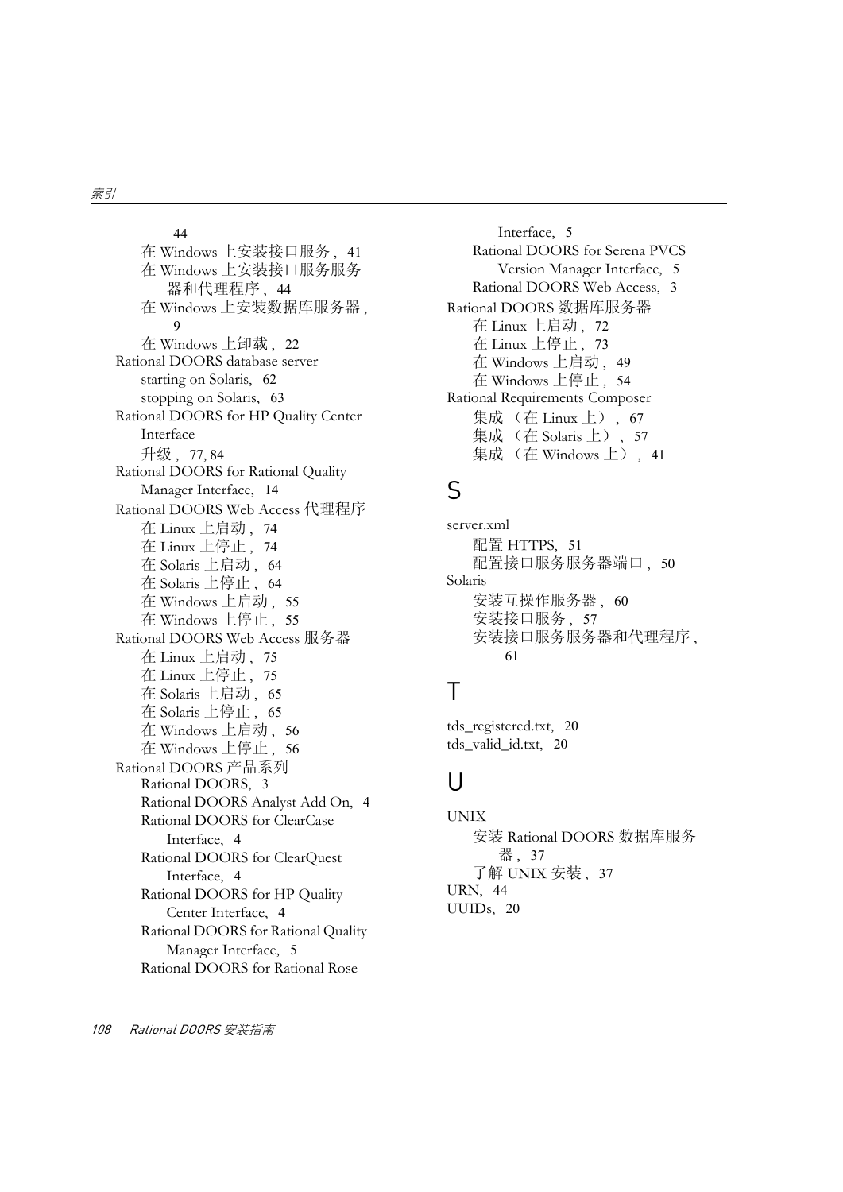44
在 Windows 上安装接口服务，41
在 Windows 上安装接口服务服务器和代理程序，44
在 Windows 上安装数据库服务器，9
在 Windows 上卸载，22

Rational DOORS database server
starting on Solaris, 62
stopping on Solaris, 63

Rational DOORS for HP Quality Center Interface
升级，77, 84

Rational DOORS for Rational Quality Manager Interface, 14

Rational DOORS Web Access 代理程序
在 Linux 上启动，74
在 Linux 上停止，74
在 Solaris 上启动，64
在 Solaris 上停止，64
在 Windows 上启动，55
在 Windows 上停止，55

Rational DOORS Web Access 服务器
在 Linux 上启动，75
在 Linux 上停止，75
在 Solaris 上启动，65
在 Solaris 上停止，65
在 Windows 上启动，56
在 Windows 上停止，56

Rational DOORS 产品系列
Rational DOORS, 3
Rational DOORS Analyst Add On, 4
Rational DOORS for ClearCase Interface, 4
Rational DOORS for ClearQuest Interface, 4
Rational DOORS for HP Quality Center Interface, 4
Rational DOORS for Rational Quality Manager Interface, 5
Rational DOORS for Rational Rose Interface, 5
Rational DOORS for Serena PVCS Version Manager Interface, 5
Rational DOORS Web Access, 3

Rational DOORS 数据库服务器
在 Linux 上启动，72
在 Linux 上停止，73
在 Windows 上启动，49
在 Windows 上停止，54

Rational Requirements Composer
集成 （在 Linux 上），67
集成 （在 Solaris 上），57
集成 （在 Windows 上），41

## S

server.xml
配置 HTTPS, 51
配置接口服务服务器端口，50

Solaris
安装互操作服务器，60
安装接口服务，57
安装接口服务服务器和代理程序，61

## T

tds_registered.txt, 20
tds_valid_id.txt, 20

## U

UNIX
安装 Rational DOORS 数据库服务器，37
了解 UNIX 安装，37

URN, 44
UUIDs, 20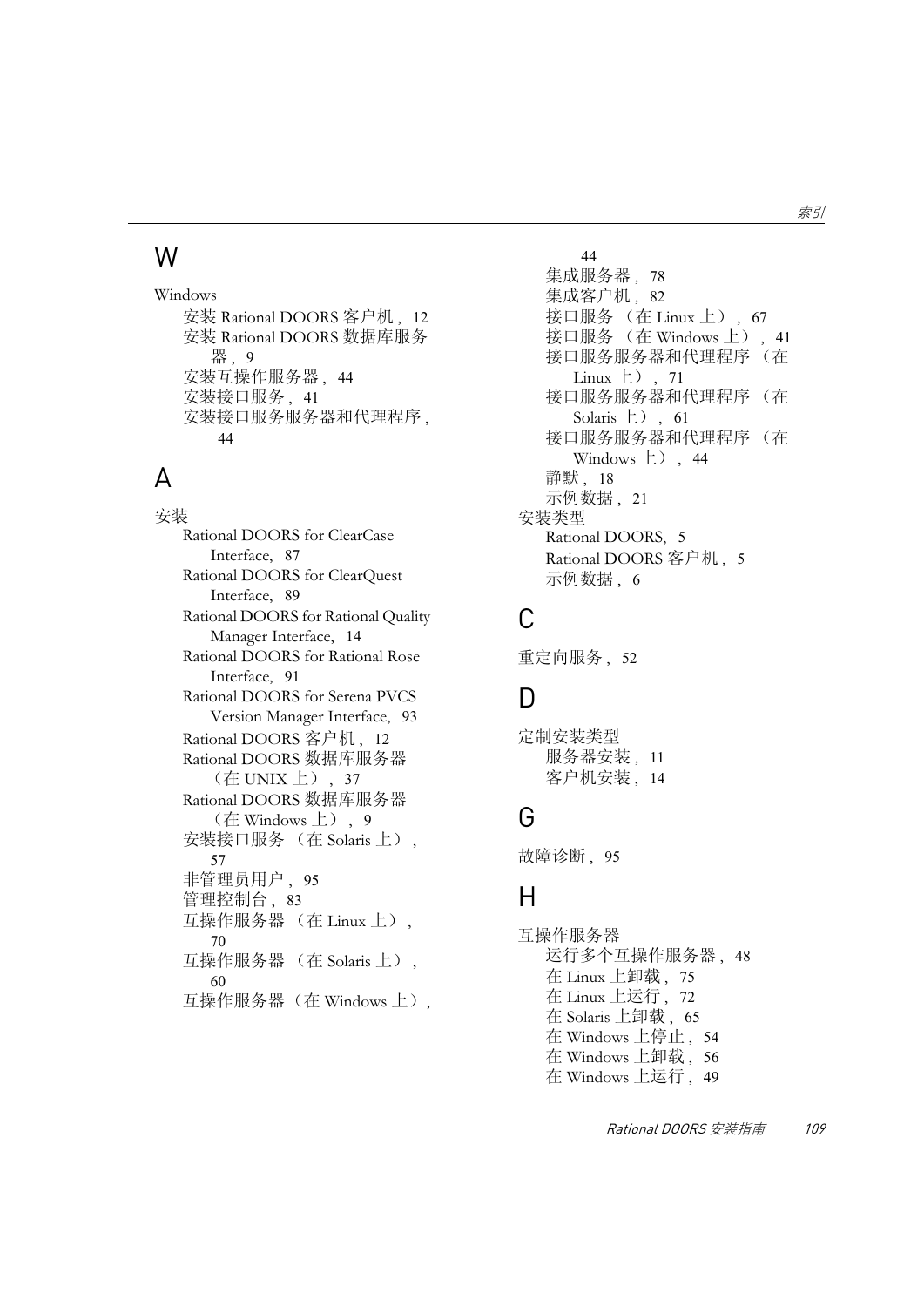## W

Windows
- 安装 Rational DOORS 客户机，12
- 安装 Rational DOORS 数据库服务器，9
- 安装互操作服务器，44
- 安装接口服务，41
- 安装接口服务服务器和代理程序，44

## A

安装
- Rational DOORS for ClearCase Interface，87
- Rational DOORS for ClearQuest Interface，89
- Rational DOORS for Rational Quality Manager Interface，14
- Rational DOORS for Rational Rose Interface，91
- Rational DOORS for Serena PVCS Version Manager Interface，93
- Rational DOORS 客户机，12
- Rational DOORS 数据库服务器（在 UNIX 上），37
- Rational DOORS 数据库服务器（在 Windows 上），9
- 安装接口服务 （在 Solaris 上），57
- 非管理员用户，95
- 管理控制台，83
- 互操作服务器 （在 Linux 上），70
- 互操作服务器 （在 Solaris 上），60
- 互操作服务器（在 Windows 上），44
- 集成服务器，78
- 集成客户机，82
- 接口服务 （在 Linux 上），67
- 接口服务 （在 Windows 上），41
- 接口服务服务器和代理程序 （在 Linux 上），71
- 接口服务服务器和代理程序 （在 Solaris 上），61
- 接口服务服务器和代理程序 （在 Windows 上），44
- 静默，18
- 示例数据，21

安装类型
- Rational DOORS，5
- Rational DOORS 客户机，5
- 示例数据，6

## C

重定向服务，52

## D

定制安装类型
- 服务器安装，11
- 客户机安装，14

## G

故障诊断，95

## H

互操作服务器
- 运行多个互操作服务器，48
- 在 Linux 上卸载，75
- 在 Linux 上运行，72
- 在 Solaris 上卸载，65
- 在 Windows 上停止，54
- 在 Windows 上卸载，56
- 在 Windows 上运行，49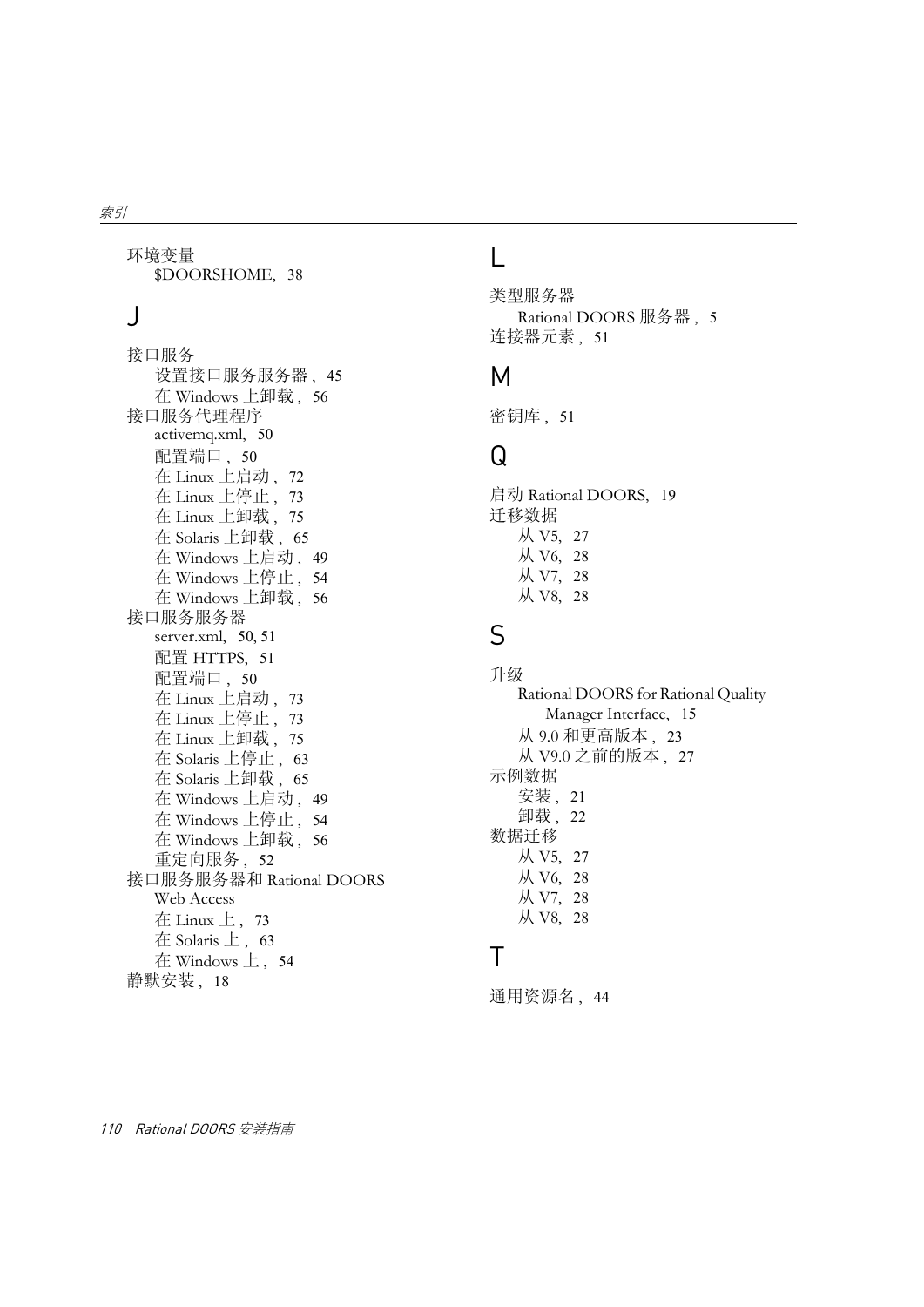环境变量
- $DOORSHOME，38

## J

接口服务
- 设置接口服务服务器，45
- 在 Windows 上卸载，56

接口服务代理程序
- activemq.xml，50
- 配置端口，50
- 在 Linux 上启动，72
- 在 Linux 上停止，73
- 在 Linux 上卸载，75
- 在 Solaris 上卸载，65
- 在 Windows 上启动，49
- 在 Windows 上停止，54
- 在 Windows 上卸载，56

接口服务服务器
- server.xml，50, 51
- 配置 HTTPS，51
- 配置端口，50
- 在 Linux 上启动，73
- 在 Linux 上停止，73
- 在 Linux 上卸载，75
- 在 Solaris 上停止，63
- 在 Solaris 上卸载，65
- 在 Windows 上启动，49
- 在 Windows 上停止，54
- 在 Windows 上卸载，56
- 重定向服务，52

接口服务服务器和 Rational DOORS Web Access
- 在 Linux 上，73
- 在 Solaris 上，63
- 在 Windows 上，54

静默安装，18

## L

类型服务器
- Rational DOORS 服务器，5

连接器元素，51

## M

密钥库，51

## Q

启动 Rational DOORS，19

迁移数据
- 从 V5，27
- 从 V6，28
- 从 V7，28
- 从 V8，28

## S

升级
- Rational DOORS for Rational Quality Manager Interface，15
- 从 9.0 和更高版本，23
- 从 V9.0 之前的版本，27

示例数据
- 安装，21
- 卸载，22

数据迁移
- 从 V5，27
- 从 V6，28
- 从 V7，28
- 从 V8，28

## T

通用资源名，44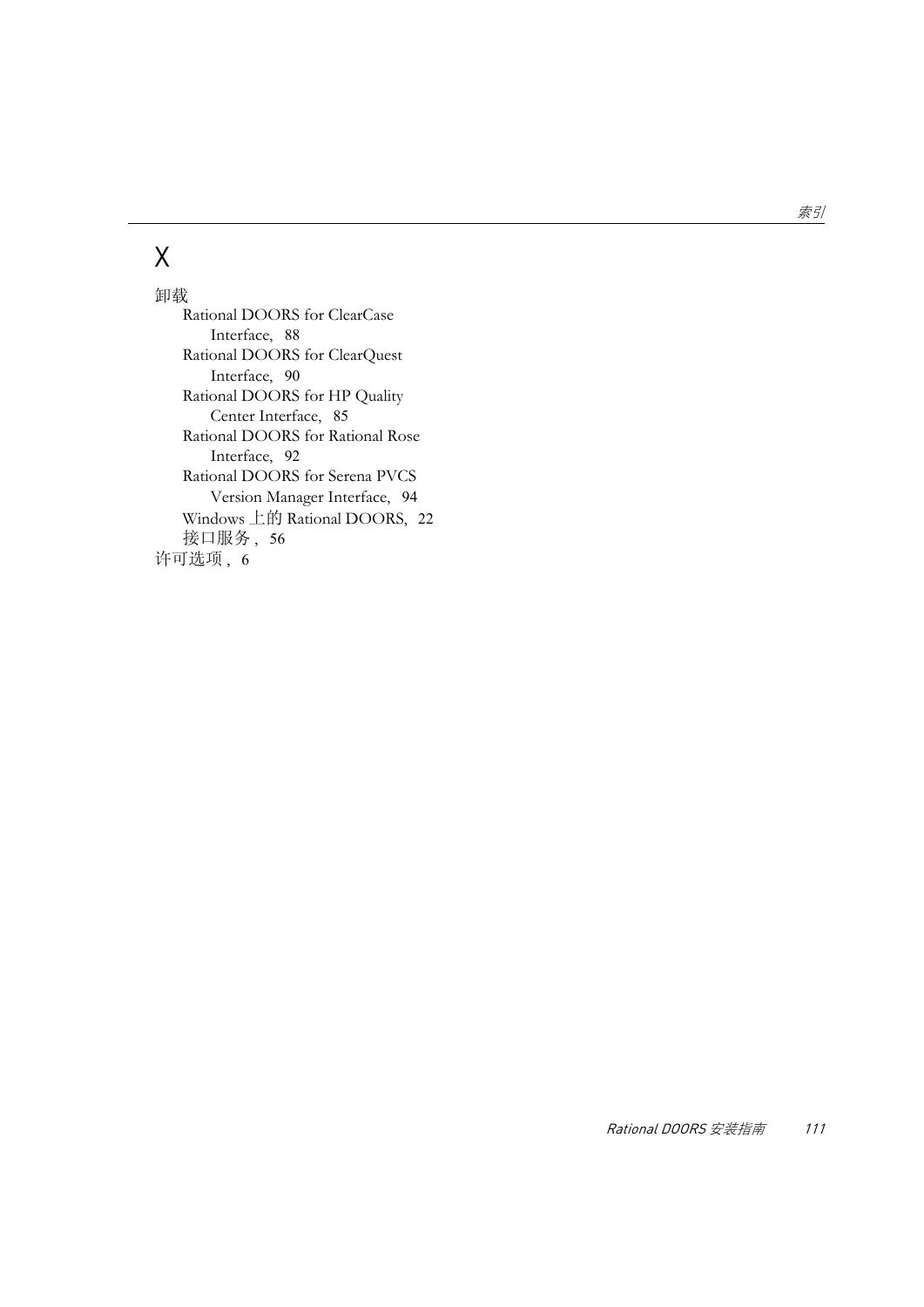# X

卸载
- Rational DOORS for ClearCase Interface, 88
- Rational DOORS for ClearQuest Interface, 90
- Rational DOORS for HP Quality Center Interface, 85
- Rational DOORS for Rational Rose Interface, 92
- Rational DOORS for Serena PVCS Version Manager Interface, 94
- Windows 上的 Rational DOORS, 22
- 接口服务 , 56

许可选项 , 6